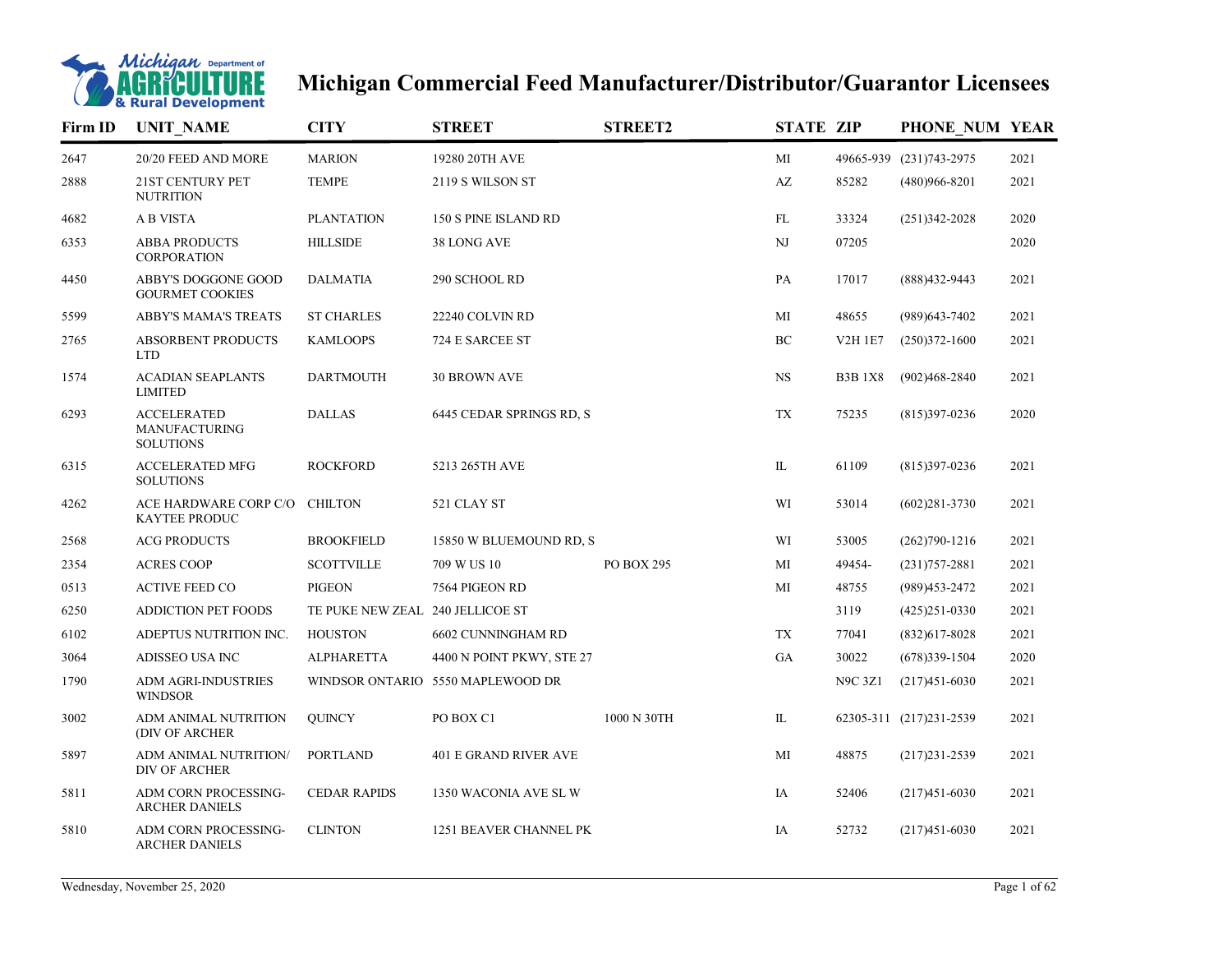# Michigan Commercial Feed Manufacturer/Distributor/Guarantor Licensees

| Firm ID | UNIT_NAME | CITY | STREET | STREET2 | STATE | ZIP | PHONE_NUM | YEAR |
|---|---|---|---|---|---|---|---|---|
| 2647 | 20/20 FEED AND MORE | MARION | 19280 20TH AVE | | MI | 49665-939 | (231)743-2975 | 2021 |
| 2888 | 21ST CENTURY PET NUTRITION | TEMPE | 2119 S WILSON ST | | AZ | 85282 | (480)966-8201 | 2021 |
| 4682 | A B VISTA | PLANTATION | 150 S PINE ISLAND RD | | FL | 33324 | (251)342-2028 | 2020 |
| 6353 | ABBA PRODUCTS CORPORATION | HILLSIDE | 38 LONG AVE | | NJ | 07205 | | 2020 |
| 4450 | ABBY'S DOGGONE GOOD GOURMET COOKIES | DALMATIA | 290 SCHOOL RD | | PA | 17017 | (888)432-9443 | 2021 |
| 5599 | ABBY'S MAMA'S TREATS | ST CHARLES | 22240 COLVIN RD | | MI | 48655 | (989)643-7402 | 2021 |
| 2765 | ABSORBENT PRODUCTS LTD | KAMLOOPS | 724 E SARCEE ST | | BC | V2H 1E7 | (250)372-1600 | 2021 |
| 1574 | ACADIAN SEAPLANTS LIMITED | DARTMOUTH | 30 BROWN AVE | | NS | B3B 1X8 | (902)468-2840 | 2021 |
| 6293 | ACCELERATED MANUFACTURING SOLUTIONS | DALLAS | 6445 CEDAR SPRINGS RD, S | | TX | 75235 | (815)397-0236 | 2020 |
| 6315 | ACCELERATED MFG SOLUTIONS | ROCKFORD | 5213 265TH AVE | | IL | 61109 | (815)397-0236 | 2021 |
| 4262 | ACE HARDWARE CORP C/O KAYTEE PRODUC | CHILTON | 521 CLAY ST | | WI | 53014 | (602)281-3730 | 2021 |
| 2568 | ACG PRODUCTS | BROOKFIELD | 15850 W BLUEMOUND RD, S | | WI | 53005 | (262)790-1216 | 2021 |
| 2354 | ACRES COOP | SCOTTVILLE | 709 W US 10 | PO BOX 295 | MI | 49454- | (231)757-2881 | 2021 |
| 0513 | ACTIVE FEED CO | PIGEON | 7564 PIGEON RD | | MI | 48755 | (989)453-2472 | 2021 |
| 6250 | ADDICTION PET FOODS | TE PUKE NEW ZEAL | 240 JELLICOE ST | | | 3119 | (425)251-0330 | 2021 |
| 6102 | ADEPTUS NUTRITION INC. | HOUSTON | 6602 CUNNINGHAM RD | | TX | 77041 | (832)617-8028 | 2021 |
| 3064 | ADISSEO USA INC | ALPHARETTA | 4400 N POINT PKWY, STE 27 | | GA | 30022 | (678)339-1504 | 2020 |
| 1790 | ADM AGRI-INDUSTRIES WINDSOR | WINDSOR ONTARIO | 5550 MAPLEWOOD DR | | | N9C 3Z1 | (217)451-6030 | 2021 |
| 3002 | ADM ANIMAL NUTRITION (DIV OF ARCHER | QUINCY | PO BOX C1 | 1000 N 30TH | IL | 62305-311 | (217)231-2539 | 2021 |
| 5897 | ADM ANIMAL NUTRITION/ DIV OF ARCHER | PORTLAND | 401 E GRAND RIVER AVE | | MI | 48875 | (217)231-2539 | 2021 |
| 5811 | ADM CORN PROCESSING-ARCHER DANIELS | CEDAR RAPIDS | 1350 WACONIA AVE SL W | | IA | 52406 | (217)451-6030 | 2021 |
| 5810 | ADM CORN PROCESSING-ARCHER DANIELS | CLINTON | 1251 BEAVER CHANNEL PK | | IA | 52732 | (217)451-6030 | 2021 |

Wednesday, November 25, 2020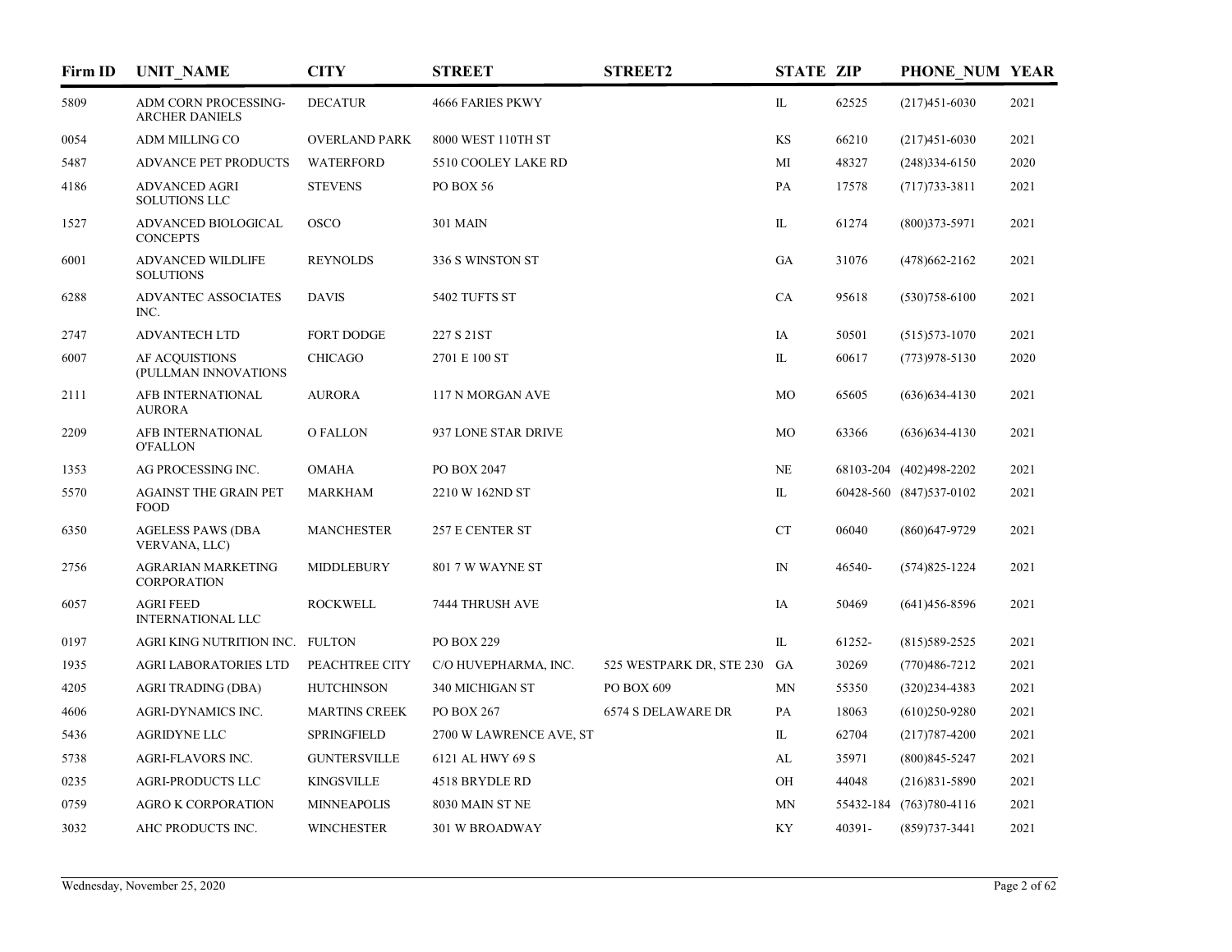| Firm ID | UNIT_NAME | CITY | STREET | STREET2 | STATE | ZIP | PHONE_NUM | YEAR |
|---|---|---|---|---|---|---|---|---|
| 5809 | ADM CORN PROCESSING-ARCHER DANIELS | DECATUR | 4666 FARIES PKWY | | IL | 62525 | (217)451-6030 | 2021 |
| 0054 | ADM MILLING CO | OVERLAND PARK | 8000 WEST 110TH ST | | KS | 66210 | (217)451-6030 | 2021 |
| 5487 | ADVANCE PET PRODUCTS | WATERFORD | 5510 COOLEY LAKE RD | | MI | 48327 | (248)334-6150 | 2020 |
| 4186 | ADVANCED AGRI SOLUTIONS LLC | STEVENS | PO BOX 56 | | PA | 17578 | (717)733-3811 | 2021 |
| 1527 | ADVANCED BIOLOGICAL CONCEPTS | OSCO | 301 MAIN | | IL | 61274 | (800)373-5971 | 2021 |
| 6001 | ADVANCED WILDLIFE SOLUTIONS | REYNOLDS | 336 S WINSTON ST | | GA | 31076 | (478)662-2162 | 2021 |
| 6288 | ADVANTEC ASSOCIATES INC. | DAVIS | 5402 TUFTS ST | | CA | 95618 | (530)758-6100 | 2021 |
| 2747 | ADVANTECH LTD | FORT DODGE | 227 S 21ST | | IA | 50501 | (515)573-1070 | 2021 |
| 6007 | AF ACQUISTIONS (PULLMAN INNOVATIONS | CHICAGO | 2701 E 100 ST | | IL | 60617 | (773)978-5130 | 2020 |
| 2111 | AFB INTERNATIONAL AURORA | AURORA | 117 N MORGAN AVE | | MO | 65605 | (636)634-4130 | 2021 |
| 2209 | AFB INTERNATIONAL O'FALLON | O FALLON | 937 LONE STAR DRIVE | | MO | 63366 | (636)634-4130 | 2021 |
| 1353 | AG PROCESSING INC. | OMAHA | PO BOX 2047 | | NE | 68103-204 | (402)498-2202 | 2021 |
| 5570 | AGAINST THE GRAIN PET FOOD | MARKHAM | 2210 W 162ND ST | | IL | 60428-560 | (847)537-0102 | 2021 |
| 6350 | AGELESS PAWS (DBA VERVANA, LLC) | MANCHESTER | 257 E CENTER ST | | CT | 06040 | (860)647-9729 | 2021 |
| 2756 | AGRARIAN MARKETING CORPORATION | MIDDLEBURY | 801 7 W WAYNE ST | | IN | 46540- | (574)825-1224 | 2021 |
| 6057 | AGRI FEED INTERNATIONAL LLC | ROCKWELL | 7444 THRUSH AVE | | IA | 50469 | (641)456-8596 | 2021 |
| 0197 | AGRI KING NUTRITION INC. | FULTON | PO BOX 229 | | IL | 61252- | (815)589-2525 | 2021 |
| 1935 | AGRI LABORATORIES LTD | PEACHTREE CITY | C/O HUVEPHARMA, INC. | 525 WESTPARK DR, STE 230 | GA | 30269 | (770)486-7212 | 2021 |
| 4205 | AGRI TRADING (DBA) | HUTCHINSON | 340 MICHIGAN ST | PO BOX 609 | MN | 55350 | (320)234-4383 | 2021 |
| 4606 | AGRI-DYNAMICS INC. | MARTINS CREEK | PO BOX 267 | 6574 S DELAWARE DR | PA | 18063 | (610)250-9280 | 2021 |
| 5436 | AGRIDYNE LLC | SPRINGFIELD | 2700 W LAWRENCE AVE, ST | | IL | 62704 | (217)787-4200 | 2021 |
| 5738 | AGRI-FLAVORS INC. | GUNTERSVILLE | 6121 AL HWY 69 S | | AL | 35971 | (800)845-5247 | 2021 |
| 0235 | AGRI-PRODUCTS LLC | KINGSVILLE | 4518 BRYDLE RD | | OH | 44048 | (216)831-5890 | 2021 |
| 0759 | AGRO K CORPORATION | MINNEAPOLIS | 8030 MAIN ST NE | | MN | 55432-184 | (763)780-4116 | 2021 |
| 3032 | AHC PRODUCTS INC. | WINCHESTER | 301 W BROADWAY | | KY | 40391- | (859)737-3441 | 2021 |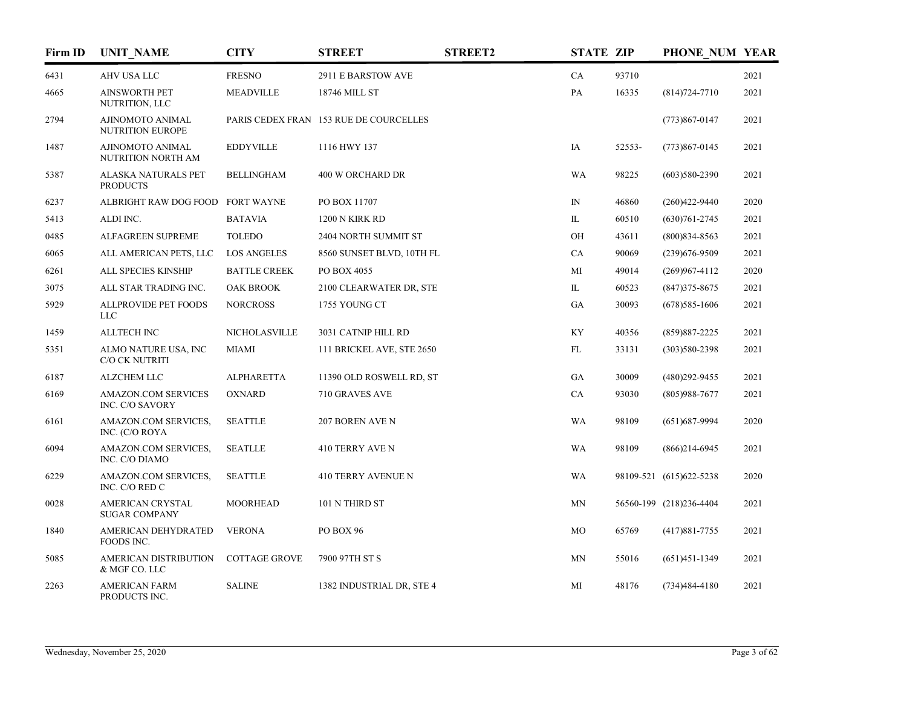| Firm ID | UNIT_NAME | CITY | STREET | STREET2 | STATE | ZIP | PHONE_NUM | YEAR |
|---|---|---|---|---|---|---|---|---|
| 6431 | AHV USA LLC | FRESNO | 2911 E BARSTOW AVE | | CA | 93710 | | 2021 |
| 4665 | AINSWORTH PET NUTRITION, LLC | MEADVILLE | 18746 MILL ST | | PA | 16335 | (814)724-7710 | 2021 |
| 2794 | AJINOMOTO ANIMAL NUTRITION EUROPE | PARIS CEDEX FRAN | 153 RUE DE COURCELLES | | | | (773)867-0147 | 2021 |
| 1487 | AJINOMOTO ANIMAL NUTRITION NORTH AM | EDDYVILLE | 1116 HWY 137 | | IA | 52553- | (773)867-0145 | 2021 |
| 5387 | ALASKA NATURALS PET PRODUCTS | BELLINGHAM | 400 W ORCHARD DR | | WA | 98225 | (603)580-2390 | 2021 |
| 6237 | ALBRIGHT RAW DOG FOOD | FORT WAYNE | PO BOX 11707 | | IN | 46860 | (260)422-9440 | 2020 |
| 5413 | ALDI INC. | BATAVIA | 1200 N KIRK RD | | IL | 60510 | (630)761-2745 | 2021 |
| 0485 | ALFAGREEN SUPREME | TOLEDO | 2404 NORTH SUMMIT ST | | OH | 43611 | (800)834-8563 | 2021 |
| 6065 | ALL AMERICAN PETS, LLC | LOS ANGELES | 8560 SUNSET BLVD, 10TH FL | | CA | 90069 | (239)676-9509 | 2021 |
| 6261 | ALL SPECIES KINSHIP | BATTLE CREEK | PO BOX 4055 | | MI | 49014 | (269)967-4112 | 2020 |
| 3075 | ALL STAR TRADING INC. | OAK BROOK | 2100 CLEARWATER DR, STE | | IL | 60523 | (847)375-8675 | 2021 |
| 5929 | ALLPROVIDE PET FOODS LLC | NORCROSS | 1755 YOUNG CT | | GA | 30093 | (678)585-1606 | 2021 |
| 1459 | ALLTECH INC | NICHOLASVILLE | 3031 CATNIP HILL RD | | KY | 40356 | (859)887-2225 | 2021 |
| 5351 | ALMO NATURE USA, INC C/O CK NUTRITI | MIAMI | 111 BRICKEL AVE, STE 2650 | | FL | 33131 | (303)580-2398 | 2021 |
| 6187 | ALZCHEM LLC | ALPHARETTA | 11390 OLD ROSWELL RD, ST | | GA | 30009 | (480)292-9455 | 2021 |
| 6169 | AMAZON.COM SERVICES INC. C/O SAVORY | OXNARD | 710 GRAVES AVE | | CA | 93030 | (805)988-7677 | 2021 |
| 6161 | AMAZON.COM SERVICES, INC. (C/O ROYA | SEATTLE | 207 BOREN AVE N | | WA | 98109 | (651)687-9994 | 2020 |
| 6094 | AMAZON.COM SERVICES, INC. C/O DIAMO | SEATLLE | 410 TERRY AVE N | | WA | 98109 | (866)214-6945 | 2021 |
| 6229 | AMAZON.COM SERVICES, INC. C/O RED C | SEATTLE | 410 TERRY AVENUE N | | WA | 98109-521 | (615)622-5238 | 2020 |
| 0028 | AMERICAN CRYSTAL SUGAR COMPANY | MOORHEAD | 101 N THIRD ST | | MN | 56560-199 | (218)236-4404 | 2021 |
| 1840 | AMERICAN DEHYDRATED FOODS INC. | VERONA | PO BOX 96 | | MO | 65769 | (417)881-7755 | 2021 |
| 5085 | AMERICAN DISTRIBUTION & MGF CO. LLC | COTTAGE GROVE | 7900 97TH ST S | | MN | 55016 | (651)451-1349 | 2021 |
| 2263 | AMERICAN FARM PRODUCTS INC. | SALINE | 1382 INDUSTRIAL DR, STE 4 | | MI | 48176 | (734)484-4180 | 2021 |

Wednesday, November 25, 2020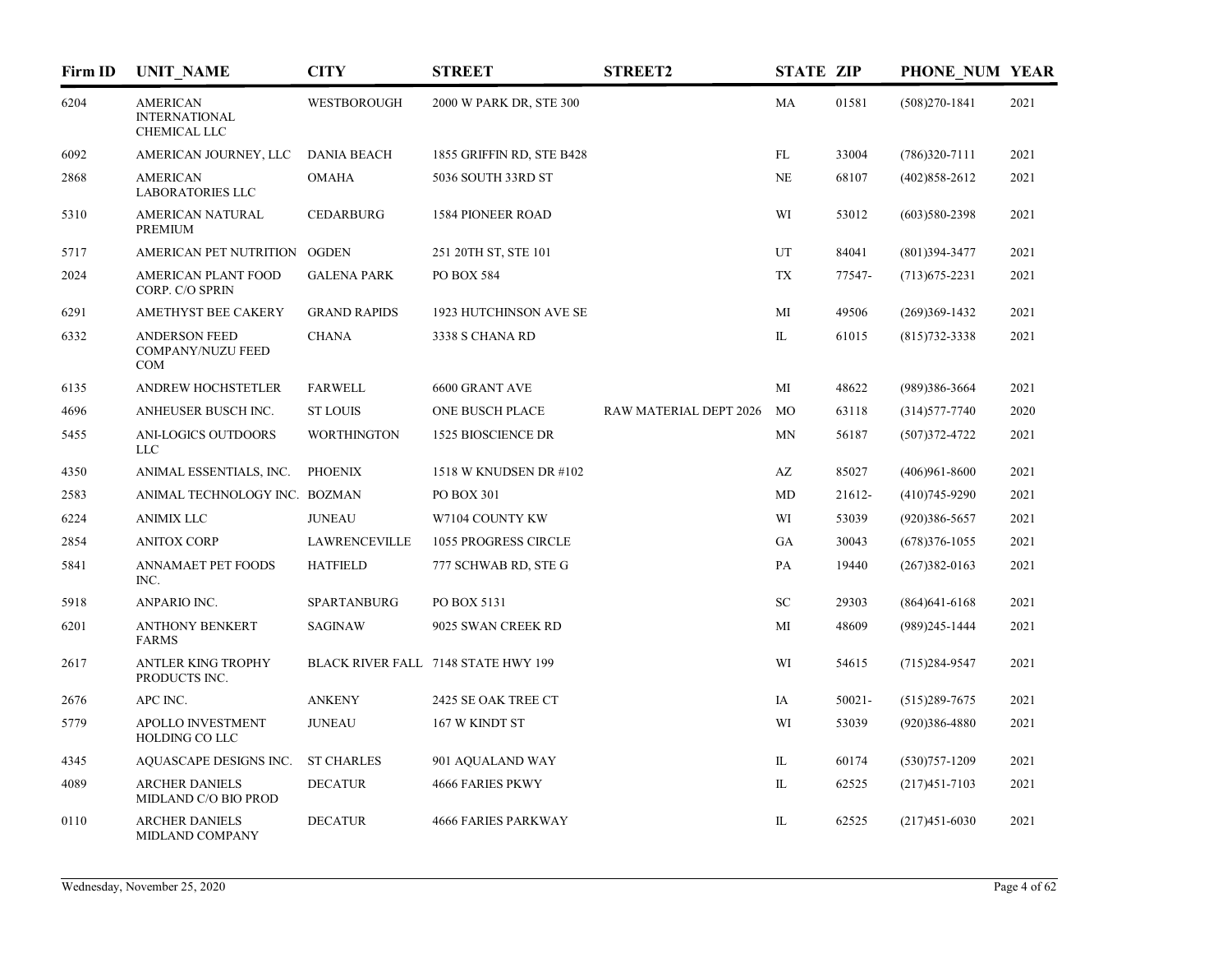| Firm ID | UNIT_NAME | CITY | STREET | STREET2 | STATE | ZIP | PHONE_NUM | YEAR |
|---|---|---|---|---|---|---|---|---|
| 6204 | AMERICAN INTERNATIONAL CHEMICAL LLC | WESTBOROUGH | 2000 W PARK DR, STE 300 | | MA | 01581 | (508)270-1841 | 2021 |
| 6092 | AMERICAN JOURNEY, LLC | DANIA BEACH | 1855 GRIFFIN RD, STE B428 | | FL | 33004 | (786)320-7111 | 2021 |
| 2868 | AMERICAN LABORATORIES LLC | OMAHA | 5036 SOUTH 33RD ST | | NE | 68107 | (402)858-2612 | 2021 |
| 5310 | AMERICAN NATURAL PREMIUM | CEDARBURG | 1584 PIONEER ROAD | | WI | 53012 | (603)580-2398 | 2021 |
| 5717 | AMERICAN PET NUTRITION | OGDEN | 251 20TH ST, STE 101 | | UT | 84041 | (801)394-3477 | 2021 |
| 2024 | AMERICAN PLANT FOOD CORP. C/O SPRIN | GALENA PARK | PO BOX 584 | | TX | 77547- | (713)675-2231 | 2021 |
| 6291 | AMETHYST BEE CAKERY | GRAND RAPIDS | 1923 HUTCHINSON AVE SE | | MI | 49506 | (269)369-1432 | 2021 |
| 6332 | ANDERSON FEED COMPANY/NUZU FEED COM | CHANA | 3338 S CHANA RD | | IL | 61015 | (815)732-3338 | 2021 |
| 6135 | ANDREW HOCHSTETLER | FARWELL | 6600 GRANT AVE | | MI | 48622 | (989)386-3664 | 2021 |
| 4696 | ANHEUSER BUSCH INC. | ST LOUIS | ONE BUSCH PLACE | RAW MATERIAL DEPT 2026 | MO | 63118 | (314)577-7740 | 2020 |
| 5455 | ANI-LOGICS OUTDOORS LLC | WORTHINGTON | 1525 BIOSCIENCE DR | | MN | 56187 | (507)372-4722 | 2021 |
| 4350 | ANIMAL ESSENTIALS, INC. | PHOENIX | 1518 W KNUDSEN DR #102 | | AZ | 85027 | (406)961-8600 | 2021 |
| 2583 | ANIMAL TECHNOLOGY INC. | BOZMAN | PO BOX 301 | | MD | 21612- | (410)745-9290 | 2021 |
| 6224 | ANIMIX LLC | JUNEAU | W7104 COUNTY KW | | WI | 53039 | (920)386-5657 | 2021 |
| 2854 | ANITOX CORP | LAWRENCEVILLE | 1055 PROGRESS CIRCLE | | GA | 30043 | (678)376-1055 | 2021 |
| 5841 | ANNAMAET PET FOODS INC. | HATFIELD | 777 SCHWAB RD, STE G | | PA | 19440 | (267)382-0163 | 2021 |
| 5918 | ANPARIO INC. | SPARTANBURG | PO BOX 5131 | | SC | 29303 | (864)641-6168 | 2021 |
| 6201 | ANTHONY BENKERT FARMS | SAGINAW | 9025 SWAN CREEK RD | | MI | 48609 | (989)245-1444 | 2021 |
| 2617 | ANTLER KING TROPHY PRODUCTS INC. | BLACK RIVER FALL | 7148 STATE HWY 199 | | WI | 54615 | (715)284-9547 | 2021 |
| 2676 | APC INC. | ANKENY | 2425 SE OAK TREE CT | | IA | 50021- | (515)289-7675 | 2021 |
| 5779 | APOLLO INVESTMENT HOLDING CO LLC | JUNEAU | 167 W KINDT ST | | WI | 53039 | (920)386-4880 | 2021 |
| 4345 | AQUASCAPE DESIGNS INC. | ST CHARLES | 901 AQUALAND WAY | | IL | 60174 | (530)757-1209 | 2021 |
| 4089 | ARCHER DANIELS MIDLAND C/O BIO PROD | DECATUR | 4666 FARIES PKWY | | IL | 62525 | (217)451-7103 | 2021 |
| 0110 | ARCHER DANIELS MIDLAND COMPANY | DECATUR | 4666 FARIES PARKWAY | | IL | 62525 | (217)451-6030 | 2021 |

Wednesday, November 25, 2020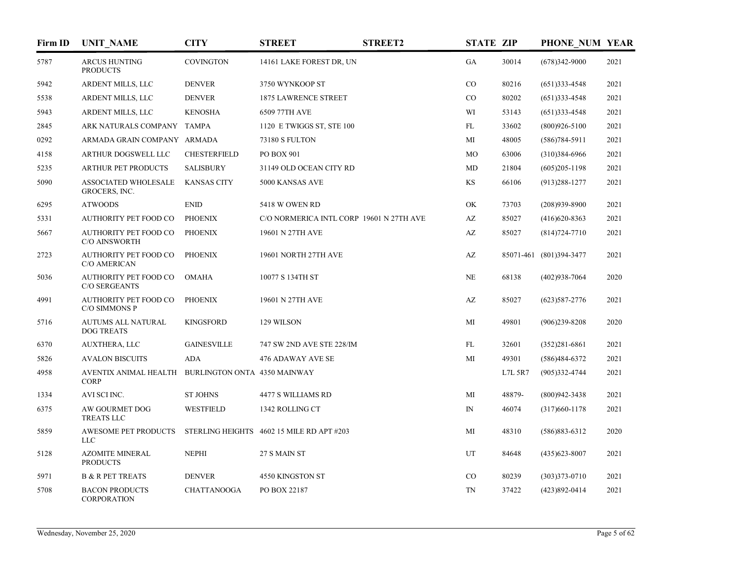| Firm ID | UNIT_NAME | CITY | STREET | STREET2 | STATE | ZIP | PHONE_NUM | YEAR |
|---|---|---|---|---|---|---|---|---|
| 5787 | ARCUS HUNTING PRODUCTS | COVINGTON | 14161 LAKE FOREST DR, UN | | GA | 30014 | (678)342-9000 | 2021 |
| 5942 | ARDENT MILLS, LLC | DENVER | 3750 WYNKOOP ST | | CO | 80216 | (651)333-4548 | 2021 |
| 5538 | ARDENT MILLS, LLC | DENVER | 1875 LAWRENCE STREET | | CO | 80202 | (651)333-4548 | 2021 |
| 5943 | ARDENT MILLS, LLC | KENOSHA | 6509 77TH AVE | | WI | 53143 | (651)333-4548 | 2021 |
| 2845 | ARK NATURALS COMPANY | TAMPA | 1120 E TWIGGS ST, STE 100 | | FL | 33602 | (800)926-5100 | 2021 |
| 0292 | ARMADA GRAIN COMPANY | ARMADA | 73180 S FULTON | | MI | 48005 | (586)784-5911 | 2021 |
| 4158 | ARTHUR DOGSWELL LLC | CHESTERFIELD | PO BOX 901 | | MO | 63006 | (310)384-6966 | 2021 |
| 5235 | ARTHUR PET PRODUCTS | SALISBURY | 31149 OLD OCEAN CITY RD | | MD | 21804 | (605)205-1198 | 2021 |
| 5090 | ASSOCIATED WHOLESALE GROCERS, INC. | KANSAS CITY | 5000 KANSAS AVE | | KS | 66106 | (913)288-1277 | 2021 |
| 6295 | ATWOODS | ENID | 5418 W OWEN RD | | OK | 73703 | (208)939-8900 | 2021 |
| 5331 | AUTHORITY PET FOOD CO | PHOENIX | C/O NORMERICA INTL CORP | 19601 N 27TH AVE | AZ | 85027 | (416)620-8363 | 2021 |
| 5667 | AUTHORITY PET FOOD CO C/O AINSWORTH | PHOENIX | 19601 N 27TH AVE | | AZ | 85027 | (814)724-7710 | 2021 |
| 2723 | AUTHORITY PET FOOD CO C/O AMERICAN | PHOENIX | 19601 NORTH 27TH AVE | | AZ | 85071-461 | (801)394-3477 | 2021 |
| 5036 | AUTHORITY PET FOOD CO C/O SERGEANTS | OMAHA | 10077 S 134TH ST | | NE | 68138 | (402)938-7064 | 2020 |
| 4991 | AUTHORITY PET FOOD CO C/O SIMMONS P | PHOENIX | 19601 N 27TH AVE | | AZ | 85027 | (623)587-2776 | 2021 |
| 5716 | AUTUMS ALL NATURAL DOG TREATS | KINGSFORD | 129 WILSON | | MI | 49801 | (906)239-8208 | 2020 |
| 6370 | AUXTHERA, LLC | GAINESVILLE | 747 SW 2ND AVE STE 228/IM | | FL | 32601 | (352)281-6861 | 2021 |
| 5826 | AVALON BISCUITS | ADA | 476 ADAWAY AVE SE | | MI | 49301 | (586)484-6372 | 2021 |
| 4958 | AVENTIX ANIMAL HEALTH CORP | BURLINGTON ONTA | 4350 MAINWAY | | | L7L 5R7 | (905)332-4744 | 2021 |
| 1334 | AVI SCI INC. | ST JOHNS | 4477 S WILLIAMS RD | | MI | 48879- | (800)942-3438 | 2021 |
| 6375 | AW GOURMET DOG TREATS LLC | WESTFIELD | 1342 ROLLING CT | | IN | 46074 | (317)660-1178 | 2021 |
| 5859 | AWESOME PET PRODUCTS LLC | STERLING HEIGHTS | 4602 15 MILE RD APT #203 | | MI | 48310 | (586)883-6312 | 2020 |
| 5128 | AZOMITE MINERAL PRODUCTS | NEPHI | 27 S MAIN ST | | UT | 84648 | (435)623-8007 | 2021 |
| 5971 | B & R PET TREATS | DENVER | 4550 KINGSTON ST | | CO | 80239 | (303)373-0710 | 2021 |
| 5708 | BACON PRODUCTS CORPORATION | CHATTANOOGA | PO BOX 22187 | | TN | 37422 | (423)892-0414 | 2021 |

Wednesday, November 25, 2020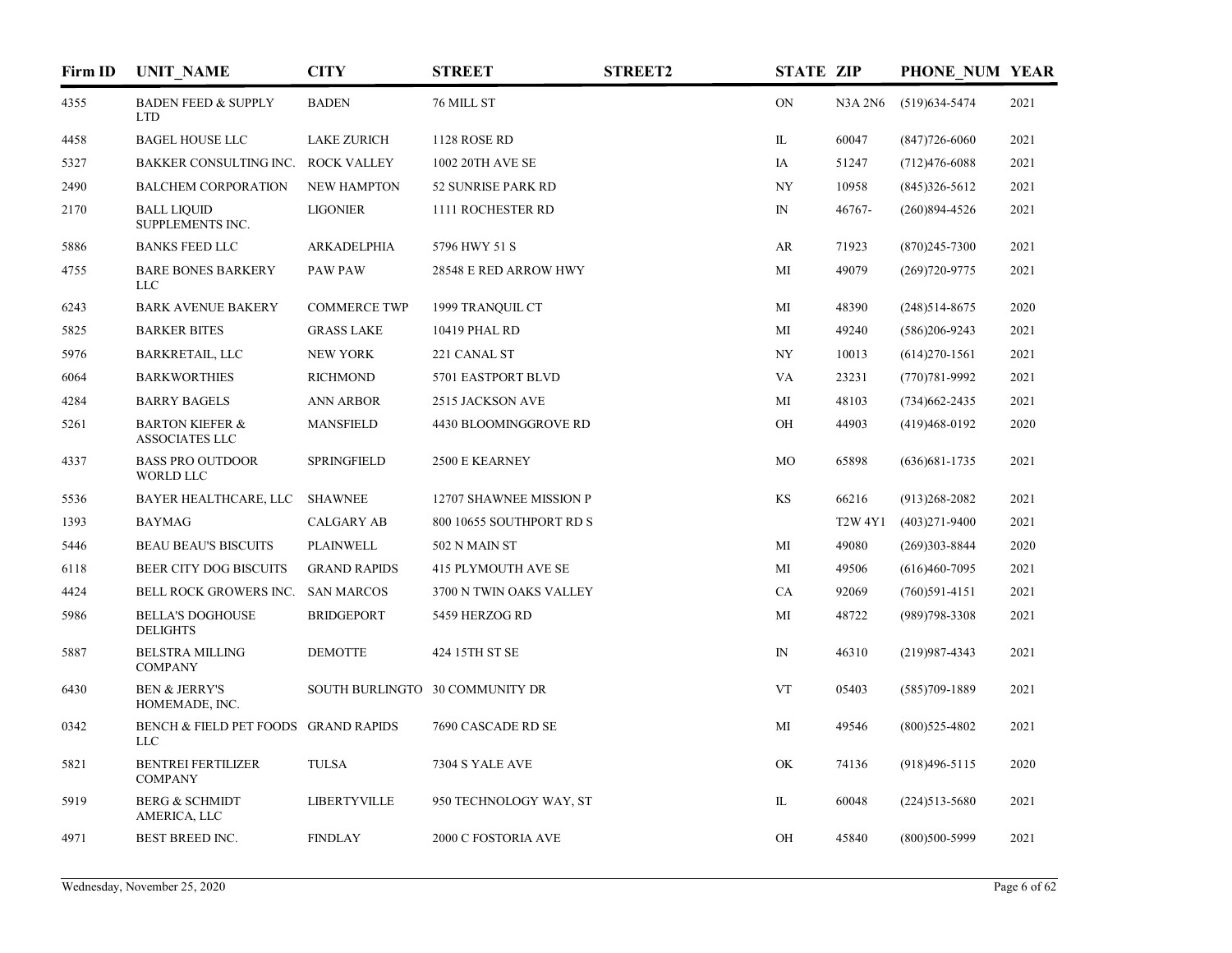| Firm ID | UNIT_NAME | CITY | STREET | STREET2 | STATE | ZIP | PHONE_NUM | YEAR |
|---|---|---|---|---|---|---|---|---|
| 4355 | BADEN FEED & SUPPLY LTD | BADEN | 76 MILL ST | | ON | N3A 2N6 | (519)634-5474 | 2021 |
| 4458 | BAGEL HOUSE LLC | LAKE ZURICH | 1128 ROSE RD | | IL | 60047 | (847)726-6060 | 2021 |
| 5327 | BAKKER CONSULTING INC. | ROCK VALLEY | 1002 20TH AVE SE | | IA | 51247 | (712)476-6088 | 2021 |
| 2490 | BALCHEM CORPORATION | NEW HAMPTON | 52 SUNRISE PARK RD | | NY | 10958 | (845)326-5612 | 2021 |
| 2170 | BALL LIQUID SUPPLEMENTS INC. | LIGONIER | 1111 ROCHESTER RD | | IN | 46767- | (260)894-4526 | 2021 |
| 5886 | BANKS FEED LLC | ARKADELPHIA | 5796 HWY 51 S | | AR | 71923 | (870)245-7300 | 2021 |
| 4755 | BARE BONES BARKERY LLC | PAW PAW | 28548 E RED ARROW HWY | | MI | 49079 | (269)720-9775 | 2021 |
| 6243 | BARK AVENUE BAKERY | COMMERCE TWP | 1999 TRANQUIL CT | | MI | 48390 | (248)514-8675 | 2020 |
| 5825 | BARKER BITES | GRASS LAKE | 10419 PHAL RD | | MI | 49240 | (586)206-9243 | 2021 |
| 5976 | BARKRETAIL, LLC | NEW YORK | 221 CANAL ST | | NY | 10013 | (614)270-1561 | 2021 |
| 6064 | BARKWORTHIES | RICHMOND | 5701 EASTPORT BLVD | | VA | 23231 | (770)781-9992 | 2021 |
| 4284 | BARRY BAGELS | ANN ARBOR | 2515 JACKSON AVE | | MI | 48103 | (734)662-2435 | 2021 |
| 5261 | BARTON KIEFER & ASSOCIATES LLC | MANSFIELD | 4430 BLOOMINGGROVE RD | | OH | 44903 | (419)468-0192 | 2020 |
| 4337 | BASS PRO OUTDOOR WORLD LLC | SPRINGFIELD | 2500 E KEARNEY | | MO | 65898 | (636)681-1735 | 2021 |
| 5536 | BAYER HEALTHCARE, LLC | SHAWNEE | 12707 SHAWNEE MISSION P | | KS | 66216 | (913)268-2082 | 2021 |
| 1393 | BAYMAG | CALGARY AB | 800 10655 SOUTHPORT RD S | | | T2W 4Y1 | (403)271-9400 | 2021 |
| 5446 | BEAU BEAU'S BISCUITS | PLAINWELL | 502 N MAIN ST | | MI | 49080 | (269)303-8844 | 2020 |
| 6118 | BEER CITY DOG BISCUITS | GRAND RAPIDS | 415 PLYMOUTH AVE SE | | MI | 49506 | (616)460-7095 | 2021 |
| 4424 | BELL ROCK GROWERS INC. | SAN MARCOS | 3700 N TWIN OAKS VALLEY | | CA | 92069 | (760)591-4151 | 2021 |
| 5986 | BELLA'S DOGHOUSE DELIGHTS | BRIDGEPORT | 5459 HERZOG RD | | MI | 48722 | (989)798-3308 | 2021 |
| 5887 | BELSTRA MILLING COMPANY | DEMOTTE | 424 15TH ST SE | | IN | 46310 | (219)987-4343 | 2021 |
| 6430 | BEN & JERRY'S HOMEMADE, INC. | SOUTH BURLINGTO | 30 COMMUNITY DR | | VT | 05403 | (585)709-1889 | 2021 |
| 0342 | BENCH & FIELD PET FOODS LLC | GRAND RAPIDS | 7690 CASCADE RD SE | | MI | 49546 | (800)525-4802 | 2021 |
| 5821 | BENTREI FERTILIZER COMPANY | TULSA | 7304 S YALE AVE | | OK | 74136 | (918)496-5115 | 2020 |
| 5919 | BERG & SCHMIDT AMERICA, LLC | LIBERTYVILLE | 950 TECHNOLOGY WAY, ST | | IL | 60048 | (224)513-5680 | 2021 |
| 4971 | BEST BREED INC. | FINDLAY | 2000 C FOSTORIA AVE | | OH | 45840 | (800)500-5999 | 2021 |

Wednesday, November 25, 2020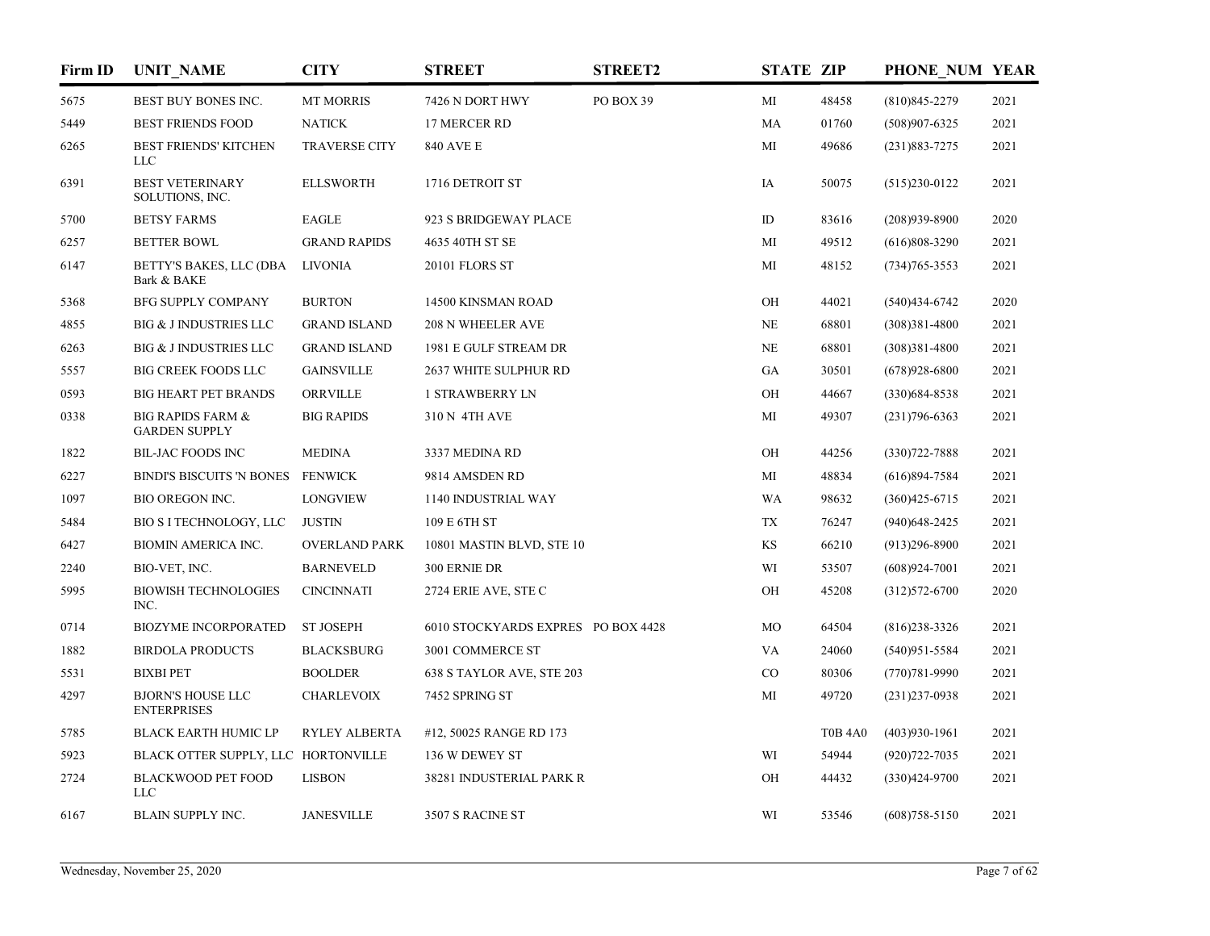| Firm ID | UNIT_NAME | CITY | STREET | STREET2 | STATE | ZIP | PHONE_NUM | YEAR |
|---|---|---|---|---|---|---|---|---|
| 5675 | BEST BUY BONES INC. | MT MORRIS | 7426 N DORT HWY | PO BOX 39 | MI | 48458 | (810)845-2279 | 2021 |
| 5449 | BEST FRIENDS FOOD | NATICK | 17 MERCER RD | | MA | 01760 | (508)907-6325 | 2021 |
| 6265 | BEST FRIENDS' KITCHEN LLC | TRAVERSE CITY | 840 AVE E | | MI | 49686 | (231)883-7275 | 2021 |
| 6391 | BEST VETERINARY SOLUTIONS, INC. | ELLSWORTH | 1716 DETROIT ST | | IA | 50075 | (515)230-0122 | 2021 |
| 5700 | BETSY FARMS | EAGLE | 923 S BRIDGEWAY PLACE | | ID | 83616 | (208)939-8900 | 2020 |
| 6257 | BETTER BOWL | GRAND RAPIDS | 4635 40TH ST SE | | MI | 49512 | (616)808-3290 | 2021 |
| 6147 | BETTY'S BAKES, LLC (DBA Bark & BAKE | LIVONIA | 20101 FLORS ST | | MI | 48152 | (734)765-3553 | 2021 |
| 5368 | BFG SUPPLY COMPANY | BURTON | 14500 KINSMAN ROAD | | OH | 44021 | (540)434-6742 | 2020 |
| 4855 | BIG & J INDUSTRIES LLC | GRAND ISLAND | 208 N WHEELER AVE | | NE | 68801 | (308)381-4800 | 2021 |
| 6263 | BIG & J INDUSTRIES LLC | GRAND ISLAND | 1981 E GULF STREAM DR | | NE | 68801 | (308)381-4800 | 2021 |
| 5557 | BIG CREEK FOODS LLC | GAINSVILLE | 2637 WHITE SULPHUR RD | | GA | 30501 | (678)928-6800 | 2021 |
| 0593 | BIG HEART PET BRANDS | ORRVILLE | 1 STRAWBERRY LN | | OH | 44667 | (330)684-8538 | 2021 |
| 0338 | BIG RAPIDS FARM & GARDEN SUPPLY | BIG RAPIDS | 310 N 4TH AVE | | MI | 49307 | (231)796-6363 | 2021 |
| 1822 | BIL-JAC FOODS INC | MEDINA | 3337 MEDINA RD | | OH | 44256 | (330)722-7888 | 2021 |
| 6227 | BINDI'S BISCUITS 'N BONES | FENWICK | 9814 AMSDEN RD | | MI | 48834 | (616)894-7584 | 2021 |
| 1097 | BIO OREGON INC. | LONGVIEW | 1140 INDUSTRIAL WAY | | WA | 98632 | (360)425-6715 | 2021 |
| 5484 | BIO S I TECHNOLOGY, LLC | JUSTIN | 109 E 6TH ST | | TX | 76247 | (940)648-2425 | 2021 |
| 6427 | BIOMIN AMERICA INC. | OVERLAND PARK | 10801 MASTIN BLVD, STE 10 | | KS | 66210 | (913)296-8900 | 2021 |
| 2240 | BIO-VET, INC. | BARNEVELD | 300 ERNIE DR | | WI | 53507 | (608)924-7001 | 2021 |
| 5995 | BIOWISH TECHNOLOGIES INC. | CINCINNATI | 2724 ERIE AVE, STE C | | OH | 45208 | (312)572-6700 | 2020 |
| 0714 | BIOZYME INCORPORATED | ST JOSEPH | 6010 STOCKYARDS EXPRES | PO BOX 4428 | MO | 64504 | (816)238-3326 | 2021 |
| 1882 | BIRDOLA PRODUCTS | BLACKSBURG | 3001 COMMERCE ST | | VA | 24060 | (540)951-5584 | 2021 |
| 5531 | BIXBI PET | BOOLDER | 638 S TAYLOR AVE, STE 203 | | CO | 80306 | (770)781-9990 | 2021 |
| 4297 | BJORN'S HOUSE LLC ENTERPRISES | CHARLEVOIX | 7452 SPRING ST | | MI | 49720 | (231)237-0938 | 2021 |
| 5785 | BLACK EARTH HUMIC LP | RYLEY ALBERTA | #12, 50025 RANGE RD 173 | | | T0B 4A0 | (403)930-1961 | 2021 |
| 5923 | BLACK OTTER SUPPLY, LLC | HORTONVILLE | 136 W DEWEY ST | | WI | 54944 | (920)722-7035 | 2021 |
| 2724 | BLACKWOOD PET FOOD LLC | LISBON | 38281 INDUSTERIAL PARK R | | OH | 44432 | (330)424-9700 | 2021 |
| 6167 | BLAIN SUPPLY INC. | JANESVILLE | 3507 S RACINE ST | | WI | 53546 | (608)758-5150 | 2021 |

Wednesday, November 25, 2020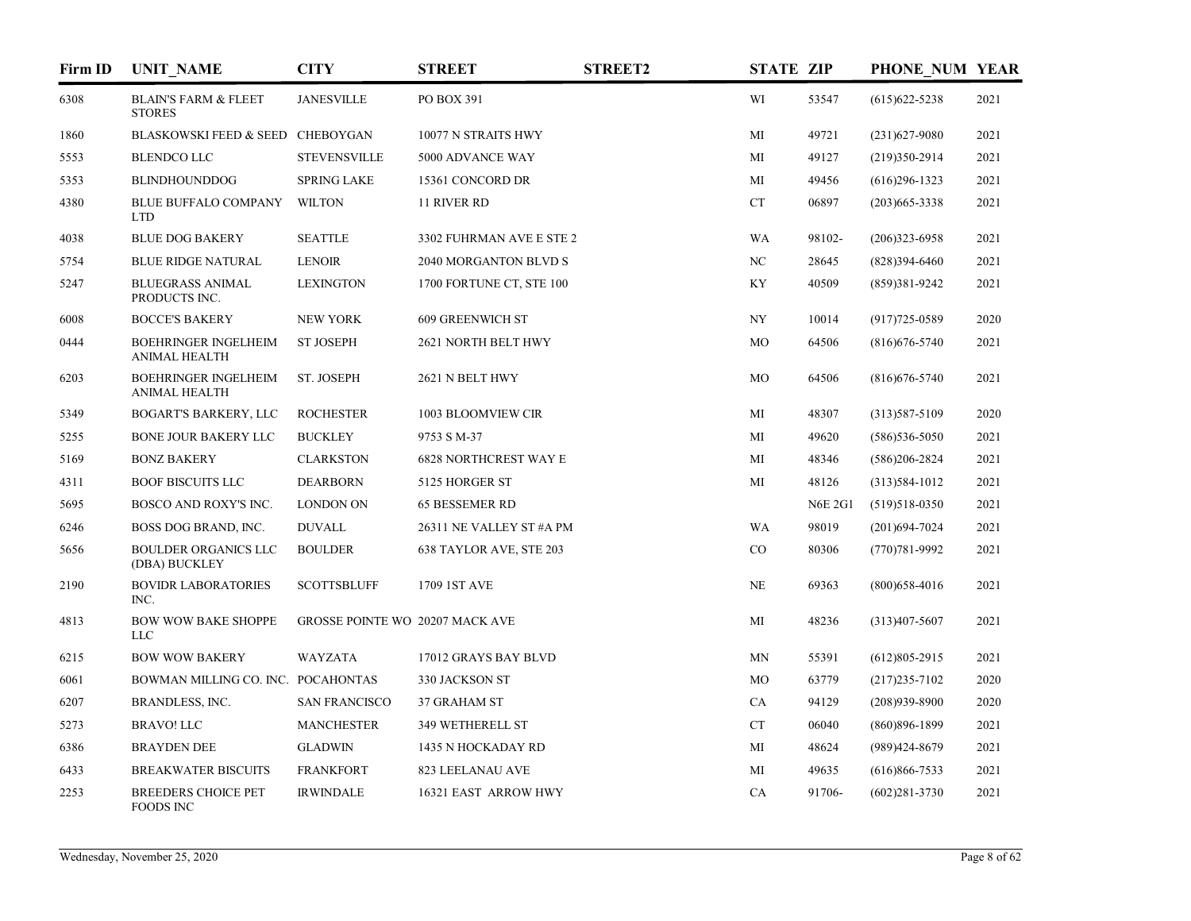| Firm ID | UNIT_NAME | CITY | STREET | STREET2 | STATE | ZIP | PHONE_NUM | YEAR |
|---|---|---|---|---|---|---|---|---|
| 6308 | BLAIN'S FARM & FLEET STORES | JANESVILLE | PO BOX 391 | | WI | 53547 | (615)622-5238 | 2021 |
| 1860 | BLASKOWSKI FEED & SEED | CHEBOYGAN | 10077 N STRAITS HWY | | MI | 49721 | (231)627-9080 | 2021 |
| 5553 | BLENDCO LLC | STEVENSVILLE | 5000 ADVANCE WAY | | MI | 49127 | (219)350-2914 | 2021 |
| 5353 | BLINDHOUNDDOG | SPRING LAKE | 15361 CONCORD DR | | MI | 49456 | (616)296-1323 | 2021 |
| 4380 | BLUE BUFFALO COMPANY LTD | WILTON | 11 RIVER RD | | CT | 06897 | (203)665-3338 | 2021 |
| 4038 | BLUE DOG BAKERY | SEATTLE | 3302 FUHRMAN AVE E STE 2 | | WA | 98102- | (206)323-6958 | 2021 |
| 5754 | BLUE RIDGE NATURAL | LENOIR | 2040 MORGANTON BLVD S | | NC | 28645 | (828)394-6460 | 2021 |
| 5247 | BLUEGRASS ANIMAL PRODUCTS INC. | LEXINGTON | 1700 FORTUNE CT, STE 100 | | KY | 40509 | (859)381-9242 | 2021 |
| 6008 | BOCCE'S BAKERY | NEW YORK | 609 GREENWICH ST | | NY | 10014 | (917)725-0589 | 2020 |
| 0444 | BOEHRINGER INGELHEIM ANIMAL HEALTH | ST JOSEPH | 2621 NORTH BELT HWY | | MO | 64506 | (816)676-5740 | 2021 |
| 6203 | BOEHRINGER INGELHEIM ANIMAL HEALTH | ST. JOSEPH | 2621 N BELT HWY | | MO | 64506 | (816)676-5740 | 2021 |
| 5349 | BOGART'S BARKERY, LLC | ROCHESTER | 1003 BLOOMVIEW CIR | | MI | 48307 | (313)587-5109 | 2020 |
| 5255 | BONE JOUR BAKERY LLC | BUCKLEY | 9753 S M-37 | | MI | 49620 | (586)536-5050 | 2021 |
| 5169 | BONZ BAKERY | CLARKSTON | 6828 NORTHCREST WAY E | | MI | 48346 | (586)206-2824 | 2021 |
| 4311 | BOOF BISCUITS LLC | DEARBORN | 5125 HORGER ST | | MI | 48126 | (313)584-1012 | 2021 |
| 5695 | BOSCO AND ROXY'S INC. | LONDON ON | 65 BESSEMER RD | | | N6E 2G1 | (519)518-0350 | 2021 |
| 6246 | BOSS DOG BRAND, INC. | DUVALL | 26311 NE VALLEY ST #A PM | | WA | 98019 | (201)694-7024 | 2021 |
| 5656 | BOULDER ORGANICS LLC (DBA) BUCKLEY | BOULDER | 638 TAYLOR AVE, STE 203 | | CO | 80306 | (770)781-9992 | 2021 |
| 2190 | BOVIDR LABORATORIES INC. | SCOTTSBLUFF | 1709 1ST AVE | | NE | 69363 | (800)658-4016 | 2021 |
| 4813 | BOW WOW BAKE SHOPPE LLC | GROSSE POINTE WO | 20207 MACK AVE | | MI | 48236 | (313)407-5607 | 2021 |
| 6215 | BOW WOW BAKERY | WAYZATA | 17012 GRAYS BAY BLVD | | MN | 55391 | (612)805-2915 | 2021 |
| 6061 | BOWMAN MILLING CO. INC. | POCAHONTAS | 330 JACKSON ST | | MO | 63779 | (217)235-7102 | 2020 |
| 6207 | BRANDLESS, INC. | SAN FRANCISCO | 37 GRAHAM ST | | CA | 94129 | (208)939-8900 | 2020 |
| 5273 | BRAVO! LLC | MANCHESTER | 349 WETHERELL ST | | CT | 06040 | (860)896-1899 | 2021 |
| 6386 | BRAYDEN DEE | GLADWIN | 1435 N HOCKADAY RD | | MI | 48624 | (989)424-8679 | 2021 |
| 6433 | BREAKWATER BISCUITS | FRANKFORT | 823 LEELANAU AVE | | MI | 49635 | (616)866-7533 | 2021 |
| 2253 | BREEDERS CHOICE PET FOODS INC | IRWINDALE | 16321 EAST ARROW HWY | | CA | 91706- | (602)281-3730 | 2021 |

Wednesday, November 25, 2020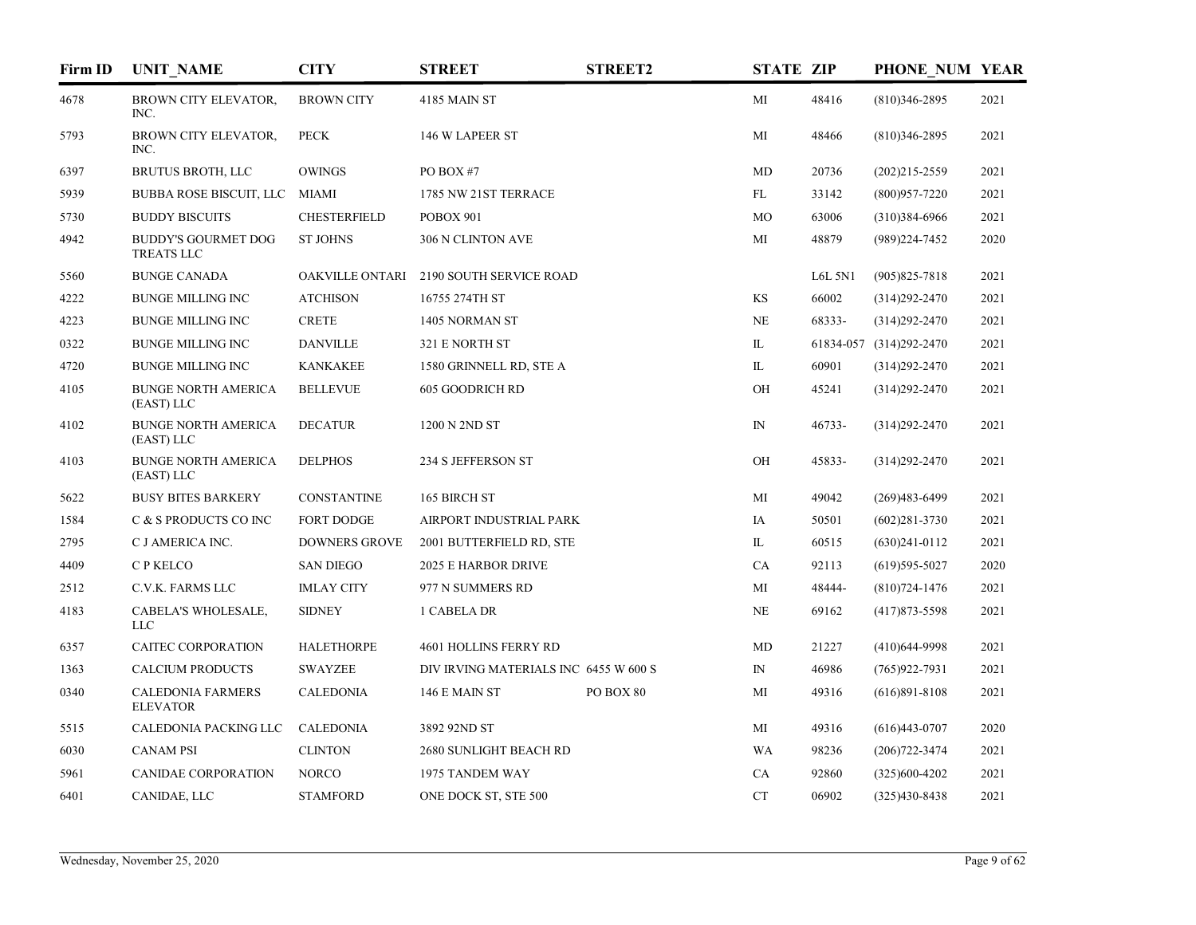| Firm ID | UNIT_NAME | CITY | STREET | STREET2 | STATE | ZIP | PHONE_NUM | YEAR |
|---|---|---|---|---|---|---|---|---|
| 4678 | BROWN CITY ELEVATOR, INC. | BROWN CITY | 4185 MAIN ST | | MI | 48416 | (810)346-2895 | 2021 |
| 5793 | BROWN CITY ELEVATOR, INC. | PECK | 146 W LAPEER ST | | MI | 48466 | (810)346-2895 | 2021 |
| 6397 | BRUTUS BROTH, LLC | OWINGS | PO BOX #7 | | MD | 20736 | (202)215-2559 | 2021 |
| 5939 | BUBBA ROSE BISCUIT, LLC | MIAMI | 1785 NW 21ST TERRACE | | FL | 33142 | (800)957-7220 | 2021 |
| 5730 | BUDDY BISCUITS | CHESTERFIELD | POBOX 901 | | MO | 63006 | (310)384-6966 | 2021 |
| 4942 | BUDDY'S GOURMET DOG TREATS LLC | ST JOHNS | 306 N CLINTON AVE | | MI | 48879 | (989)224-7452 | 2020 |
| 5560 | BUNGE CANADA | OAKVILLE ONTARI | 2190 SOUTH SERVICE ROAD | | | L6L 5N1 | (905)825-7818 | 2021 |
| 4222 | BUNGE MILLING INC | ATCHISON | 16755 274TH ST | | KS | 66002 | (314)292-2470 | 2021 |
| 4223 | BUNGE MILLING INC | CRETE | 1405 NORMAN ST | | NE | 68333- | (314)292-2470 | 2021 |
| 0322 | BUNGE MILLING INC | DANVILLE | 321 E NORTH ST | | IL | 61834-057 | (314)292-2470 | 2021 |
| 4720 | BUNGE MILLING INC | KANKAKEE | 1580 GRINNELL RD, STE A | | IL | 60901 | (314)292-2470 | 2021 |
| 4105 | BUNGE NORTH AMERICA (EAST) LLC | BELLEVUE | 605 GOODRICH RD | | OH | 45241 | (314)292-2470 | 2021 |
| 4102 | BUNGE NORTH AMERICA (EAST) LLC | DECATUR | 1200 N 2ND ST | | IN | 46733- | (314)292-2470 | 2021 |
| 4103 | BUNGE NORTH AMERICA (EAST) LLC | DELPHOS | 234 S JEFFERSON ST | | OH | 45833- | (314)292-2470 | 2021 |
| 5622 | BUSY BITES BARKERY | CONSTANTINE | 165 BIRCH ST | | MI | 49042 | (269)483-6499 | 2021 |
| 1584 | C & S PRODUCTS CO INC | FORT DODGE | AIRPORT INDUSTRIAL PARK | | IA | 50501 | (602)281-3730 | 2021 |
| 2795 | C J AMERICA INC. | DOWNERS GROVE | 2001 BUTTERFIELD RD, STE | | IL | 60515 | (630)241-0112 | 2021 |
| 4409 | C P KELCO | SAN DIEGO | 2025 E HARBOR DRIVE | | CA | 92113 | (619)595-5027 | 2020 |
| 2512 | C.V.K. FARMS LLC | IMLAY CITY | 977 N SUMMERS RD | | MI | 48444- | (810)724-1476 | 2021 |
| 4183 | CABELA'S WHOLESALE, LLC | SIDNEY | 1 CABELA DR | | NE | 69162 | (417)873-5598 | 2021 |
| 6357 | CAITEC CORPORATION | HALETHORPE | 4601 HOLLINS FERRY RD | | MD | 21227 | (410)644-9998 | 2021 |
| 1363 | CALCIUM PRODUCTS | SWAYZEE | DIV IRVING MATERIALS INC | 6455 W 600 S | IN | 46986 | (765)922-7931 | 2021 |
| 0340 | CALEDONIA FARMERS ELEVATOR | CALEDONIA | 146 E MAIN ST | PO BOX 80 | MI | 49316 | (616)891-8108 | 2021 |
| 5515 | CALEDONIA PACKING LLC | CALEDONIA | 3892 92ND ST | | MI | 49316 | (616)443-0707 | 2020 |
| 6030 | CANAM PSI | CLINTON | 2680 SUNLIGHT BEACH RD | | WA | 98236 | (206)722-3474 | 2021 |
| 5961 | CANIDAE CORPORATION | NORCO | 1975 TANDEM WAY | | CA | 92860 | (325)600-4202 | 2021 |
| 6401 | CANIDAE, LLC | STAMFORD | ONE DOCK ST, STE 500 | | CT | 06902 | (325)430-8438 | 2021 |

Wednesday, November 25, 2020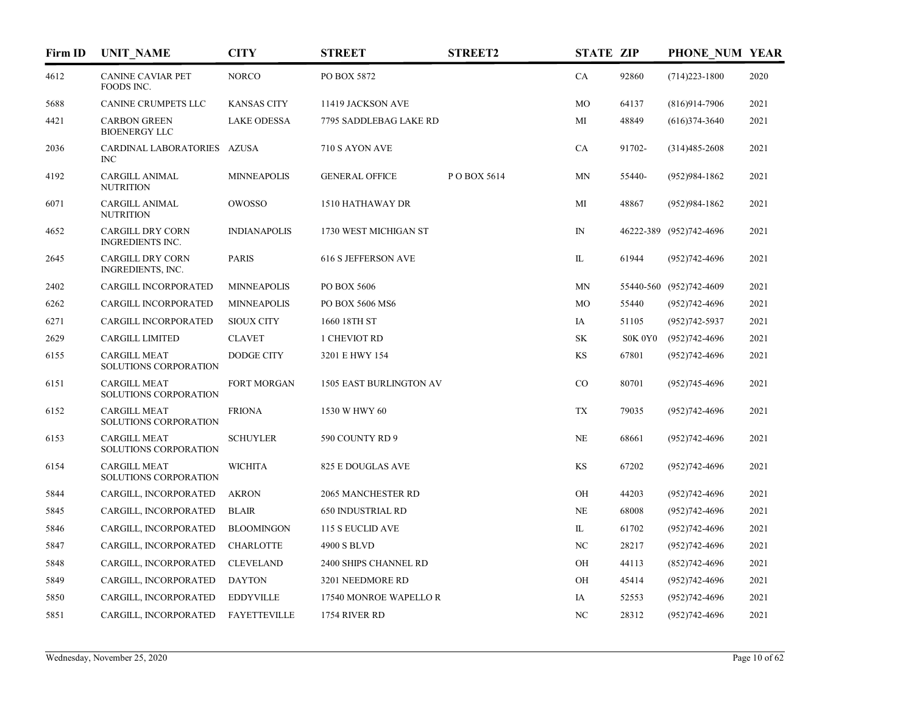| Firm ID | UNIT_NAME | CITY | STREET | STREET2 | STATE | ZIP | PHONE_NUM | YEAR |
|---|---|---|---|---|---|---|---|---|
| 4612 | CANINE CAVIAR PET FOODS INC. | NORCO | PO BOX 5872 | | CA | 92860 | (714)223-1800 | 2020 |
| 5688 | CANINE CRUMPETS LLC | KANSAS CITY | 11419 JACKSON AVE | | MO | 64137 | (816)914-7906 | 2021 |
| 4421 | CARBON GREEN BIOENERGY LLC | LAKE ODESSA | 7795 SADDLEBAG LAKE RD | | MI | 48849 | (616)374-3640 | 2021 |
| 2036 | CARDINAL LABORATORIES INC | AZUSA | 710 S AYON AVE | | CA | 91702- | (314)485-2608 | 2021 |
| 4192 | CARGILL ANIMAL NUTRITION | MINNEAPOLIS | GENERAL OFFICE | P O BOX 5614 | MN | 55440- | (952)984-1862 | 2021 |
| 6071 | CARGILL ANIMAL NUTRITION | OWOSSO | 1510 HATHAWAY DR | | MI | 48867 | (952)984-1862 | 2021 |
| 4652 | CARGILL DRY CORN INGREDIENTS INC. | INDIANAPOLIS | 1730 WEST MICHIGAN ST | | IN | 46222-389 | (952)742-4696 | 2021 |
| 2645 | CARGILL DRY CORN INGREDIENTS, INC. | PARIS | 616 S JEFFERSON AVE | | IL | 61944 | (952)742-4696 | 2021 |
| 2402 | CARGILL INCORPORATED | MINNEAPOLIS | PO BOX 5606 | | MN | 55440-560 | (952)742-4609 | 2021 |
| 6262 | CARGILL INCORPORATED | MINNEAPOLIS | PO BOX 5606 MS6 | | MO | 55440 | (952)742-4696 | 2021 |
| 6271 | CARGILL INCORPORATED | SIOUX CITY | 1660 18TH ST | | IA | 51105 | (952)742-5937 | 2021 |
| 2629 | CARGILL LIMITED | CLAVET | 1 CHEVIOT RD | | SK | S0K 0Y0 | (952)742-4696 | 2021 |
| 6155 | CARGILL MEAT SOLUTIONS CORPORATION | DODGE CITY | 3201 E HWY 154 | | KS | 67801 | (952)742-4696 | 2021 |
| 6151 | CARGILL MEAT SOLUTIONS CORPORATION | FORT MORGAN | 1505 EAST BURLINGTON AV | | CO | 80701 | (952)745-4696 | 2021 |
| 6152 | CARGILL MEAT SOLUTIONS CORPORATION | FRIONA | 1530 W HWY 60 | | TX | 79035 | (952)742-4696 | 2021 |
| 6153 | CARGILL MEAT SOLUTIONS CORPORATION | SCHUYLER | 590 COUNTY RD 9 | | NE | 68661 | (952)742-4696 | 2021 |
| 6154 | CARGILL MEAT SOLUTIONS CORPORATION | WICHITA | 825 E DOUGLAS AVE | | KS | 67202 | (952)742-4696 | 2021 |
| 5844 | CARGILL, INCORPORATED | AKRON | 2065 MANCHESTER RD | | OH | 44203 | (952)742-4696 | 2021 |
| 5845 | CARGILL, INCORPORATED | BLAIR | 650 INDUSTRIAL RD | | NE | 68008 | (952)742-4696 | 2021 |
| 5846 | CARGILL, INCORPORATED | BLOOMINGON | 115 S EUCLID AVE | | IL | 61702 | (952)742-4696 | 2021 |
| 5847 | CARGILL, INCORPORATED | CHARLOTTE | 4900 S BLVD | | NC | 28217 | (952)742-4696 | 2021 |
| 5848 | CARGILL, INCORPORATED | CLEVELAND | 2400 SHIPS CHANNEL RD | | OH | 44113 | (852)742-4696 | 2021 |
| 5849 | CARGILL, INCORPORATED | DAYTON | 3201 NEEDMORE RD | | OH | 45414 | (952)742-4696 | 2021 |
| 5850 | CARGILL, INCORPORATED | EDDYVILLE | 17540 MONROE WAPELLO R | | IA | 52553 | (952)742-4696 | 2021 |
| 5851 | CARGILL, INCORPORATED | FAYETTEVILLE | 1754 RIVER RD | | NC | 28312 | (952)742-4696 | 2021 |

Wednesday, November 25, 2020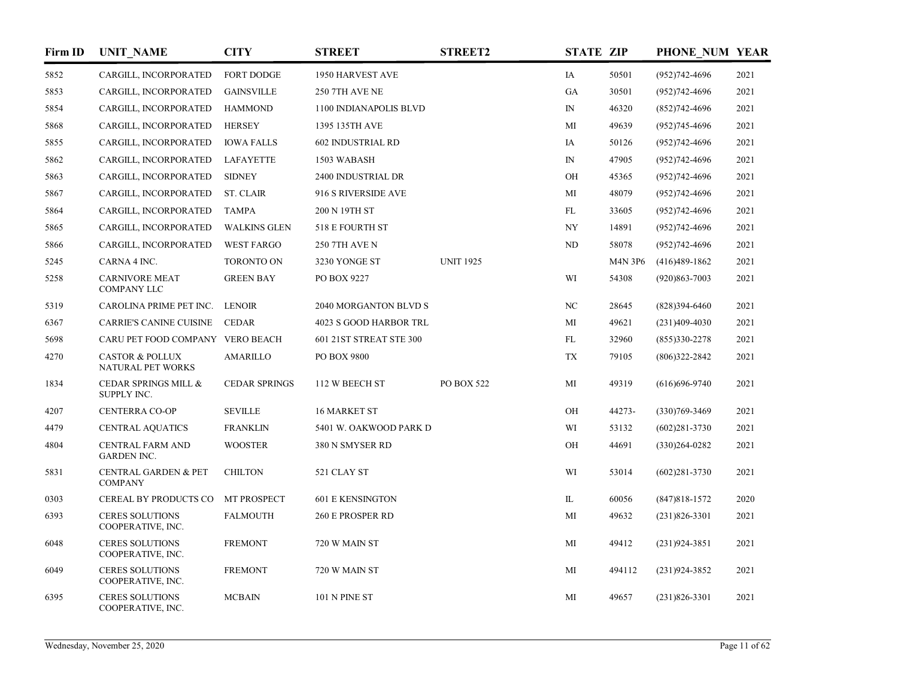| Firm ID | UNIT_NAME | CITY | STREET | STREET2 | STATE | ZIP | PHONE_NUM | YEAR |
|---|---|---|---|---|---|---|---|---|
| 5852 | CARGILL, INCORPORATED | FORT DODGE | 1950 HARVEST AVE | | IA | 50501 | (952)742-4696 | 2021 |
| 5853 | CARGILL, INCORPORATED | GAINSVILLE | 250 7TH AVE NE | | GA | 30501 | (952)742-4696 | 2021 |
| 5854 | CARGILL, INCORPORATED | HAMMOND | 1100 INDIANAPOLIS BLVD | | IN | 46320 | (852)742-4696 | 2021 |
| 5868 | CARGILL, INCORPORATED | HERSEY | 1395 135TH AVE | | MI | 49639 | (952)745-4696 | 2021 |
| 5855 | CARGILL, INCORPORATED | IOWA FALLS | 602 INDUSTRIAL RD | | IA | 50126 | (952)742-4696 | 2021 |
| 5862 | CARGILL, INCORPORATED | LAFAYETTE | 1503 WABASH | | IN | 47905 | (952)742-4696 | 2021 |
| 5863 | CARGILL, INCORPORATED | SIDNEY | 2400 INDUSTRIAL DR | | OH | 45365 | (952)742-4696 | 2021 |
| 5867 | CARGILL, INCORPORATED | ST. CLAIR | 916 S RIVERSIDE AVE | | MI | 48079 | (952)742-4696 | 2021 |
| 5864 | CARGILL, INCORPORATED | TAMPA | 200 N 19TH ST | | FL | 33605 | (952)742-4696 | 2021 |
| 5865 | CARGILL, INCORPORATED | WALKINS GLEN | 518 E FOURTH ST | | NY | 14891 | (952)742-4696 | 2021 |
| 5866 | CARGILL, INCORPORATED | WEST FARGO | 250 7TH AVE N | | ND | 58078 | (952)742-4696 | 2021 |
| 5245 | CARNA 4 INC. | TORONTO ON | 3230 YONGE ST | UNIT 1925 | | M4N 3P6 | (416)489-1862 | 2021 |
| 5258 | CARNIVORE MEAT COMPANY LLC | GREEN BAY | PO BOX 9227 | | WI | 54308 | (920)863-7003 | 2021 |
| 5319 | CAROLINA PRIME PET INC. | LENOIR | 2040 MORGANTON BLVD S | | NC | 28645 | (828)394-6460 | 2021 |
| 6367 | CARRIE'S CANINE CUISINE | CEDAR | 4023 S GOOD HARBOR TRL | | MI | 49621 | (231)409-4030 | 2021 |
| 5698 | CARU PET FOOD COMPANY | VERO BEACH | 601 21ST STREAT STE 300 | | FL | 32960 | (855)330-2278 | 2021 |
| 4270 | CASTOR & POLLUX NATURAL PET WORKS | AMARILLO | PO BOX 9800 | | TX | 79105 | (806)322-2842 | 2021 |
| 1834 | CEDAR SPRINGS MILL & SUPPLY INC. | CEDAR SPRINGS | 112 W BEECH ST | PO BOX 522 | MI | 49319 | (616)696-9740 | 2021 |
| 4207 | CENTERRA CO-OP | SEVILLE | 16 MARKET ST | | OH | 44273- | (330)769-3469 | 2021 |
| 4479 | CENTRAL AQUATICS | FRANKLIN | 5401 W. OAKWOOD PARK D | | WI | 53132 | (602)281-3730 | 2021 |
| 4804 | CENTRAL FARM AND GARDEN INC. | WOOSTER | 380 N SMYSER RD | | OH | 44691 | (330)264-0282 | 2021 |
| 5831 | CENTRAL GARDEN & PET COMPANY | CHILTON | 521 CLAY ST | | WI | 53014 | (602)281-3730 | 2021 |
| 0303 | CEREAL BY PRODUCTS CO | MT PROSPECT | 601 E KENSINGTON | | IL | 60056 | (847)818-1572 | 2020 |
| 6393 | CERES SOLUTIONS COOPERATIVE, INC. | FALMOUTH | 260 E PROSPER RD | | MI | 49632 | (231)826-3301 | 2021 |
| 6048 | CERES SOLUTIONS COOPERATIVE, INC. | FREMONT | 720 W MAIN ST | | MI | 49412 | (231)924-3851 | 2021 |
| 6049 | CERES SOLUTIONS COOPERATIVE, INC. | FREMONT | 720 W MAIN ST | | MI | 494112 | (231)924-3852 | 2021 |
| 6395 | CERES SOLUTIONS COOPERATIVE, INC. | MCBAIN | 101 N PINE ST | | MI | 49657 | (231)826-3301 | 2021 |

Wednesday, November 25, 2020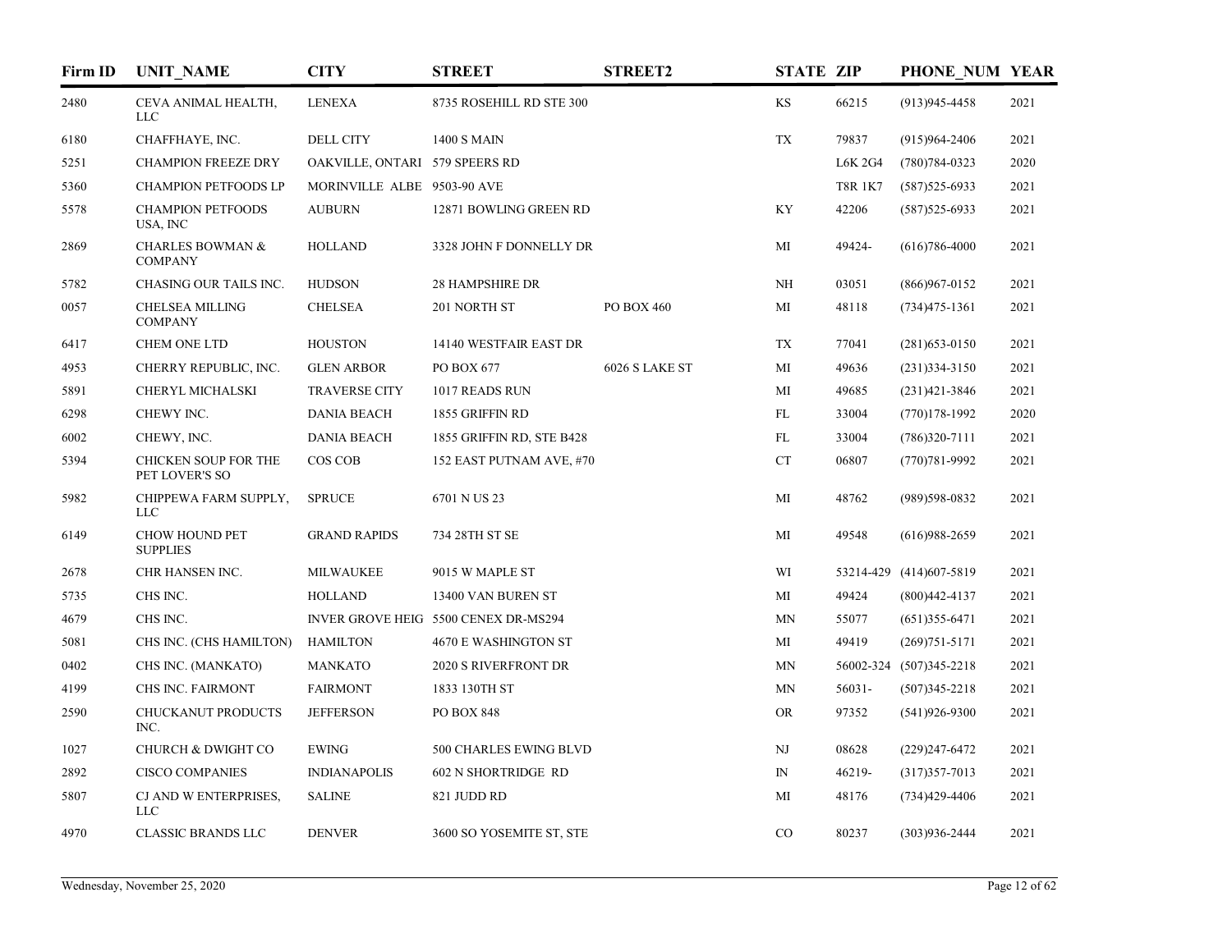| Firm ID | UNIT_NAME | CITY | STREET | STREET2 | STATE | ZIP | PHONE_NUM | YEAR |
|---|---|---|---|---|---|---|---|---|
| 2480 | CEVA ANIMAL HEALTH, LLC | LENEXA | 8735 ROSEHILL RD STE 300 | | KS | 66215 | (913)945-4458 | 2021 |
| 6180 | CHAFFHAYE, INC. | DELL CITY | 1400 S MAIN | | TX | 79837 | (915)964-2406 | 2021 |
| 5251 | CHAMPION FREEZE DRY | OAKVILLE, ONTARI | 579 SPEERS RD | | | L6K 2G4 | (780)784-0323 | 2020 |
| 5360 | CHAMPION PETFOODS LP | MORINVILLE ALBE | 9503-90 AVE | | | T8R 1K7 | (587)525-6933 | 2021 |
| 5578 | CHAMPION PETFOODS USA, INC | AUBURN | 12871 BOWLING GREEN RD | | KY | 42206 | (587)525-6933 | 2021 |
| 2869 | CHARLES BOWMAN & COMPANY | HOLLAND | 3328 JOHN F DONNELLY DR | | MI | 49424- | (616)786-4000 | 2021 |
| 5782 | CHASING OUR TAILS INC. | HUDSON | 28 HAMPSHIRE DR | | NH | 03051 | (866)967-0152 | 2021 |
| 0057 | CHELSEA MILLING COMPANY | CHELSEA | 201 NORTH ST | PO BOX 460 | MI | 48118 | (734)475-1361 | 2021 |
| 6417 | CHEM ONE LTD | HOUSTON | 14140 WESTFAIR EAST DR | | TX | 77041 | (281)653-0150 | 2021 |
| 4953 | CHERRY REPUBLIC, INC. | GLEN ARBOR | PO BOX 677 | 6026 S LAKE ST | MI | 49636 | (231)334-3150 | 2021 |
| 5891 | CHERYL MICHALSKI | TRAVERSE CITY | 1017 READS RUN | | MI | 49685 | (231)421-3846 | 2021 |
| 6298 | CHEWY INC. | DANIA BEACH | 1855 GRIFFIN RD | | FL | 33004 | (770)178-1992 | 2020 |
| 6002 | CHEWY, INC. | DANIA BEACH | 1855 GRIFFIN RD, STE B428 | | FL | 33004 | (786)320-7111 | 2021 |
| 5394 | CHICKEN SOUP FOR THE PET LOVER'S SO | COS COB | 152 EAST PUTNAM AVE, #70 | | CT | 06807 | (770)781-9992 | 2021 |
| 5982 | CHIPPEWA FARM SUPPLY, LLC | SPRUCE | 6701 N US 23 | | MI | 48762 | (989)598-0832 | 2021 |
| 6149 | CHOW HOUND PET SUPPLIES | GRAND RAPIDS | 734 28TH ST SE | | MI | 49548 | (616)988-2659 | 2021 |
| 2678 | CHR HANSEN INC. | MILWAUKEE | 9015 W MAPLE ST | | WI | 53214-429 | (414)607-5819 | 2021 |
| 5735 | CHS INC. | HOLLAND | 13400 VAN BUREN ST | | MI | 49424 | (800)442-4137 | 2021 |
| 4679 | CHS INC. | INVER GROVE HEIG | 5500 CENEX DR-MS294 | | MN | 55077 | (651)355-6471 | 2021 |
| 5081 | CHS INC. (CHS HAMILTON) | HAMILTON | 4670 E WASHINGTON ST | | MI | 49419 | (269)751-5171 | 2021 |
| 0402 | CHS INC. (MANKATO) | MANKATO | 2020 S RIVERFRONT DR | | MN | 56002-324 | (507)345-2218 | 2021 |
| 4199 | CHS INC. FAIRMONT | FAIRMONT | 1833 130TH ST | | MN | 56031- | (507)345-2218 | 2021 |
| 2590 | CHUCKANUT PRODUCTS INC. | JEFFERSON | PO BOX 848 | | OR | 97352 | (541)926-9300 | 2021 |
| 1027 | CHURCH & DWIGHT CO | EWING | 500 CHARLES EWING BLVD | | NJ | 08628 | (229)247-6472 | 2021 |
| 2892 | CISCO COMPANIES | INDIANAPOLIS | 602 N SHORTRIDGE RD | | IN | 46219- | (317)357-7013 | 2021 |
| 5807 | CJ AND W ENTERPRISES, LLC | SALINE | 821 JUDD RD | | MI | 48176 | (734)429-4406 | 2021 |
| 4970 | CLASSIC BRANDS LLC | DENVER | 3600 SO YOSEMITE ST, STE | | CO | 80237 | (303)936-2444 | 2021 |

Wednesday, November 25, 2020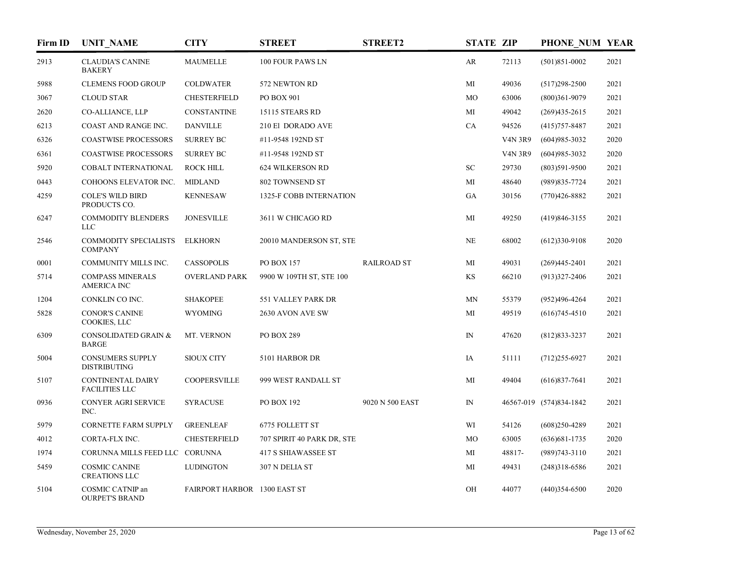| Firm ID | UNIT_NAME | CITY | STREET | STREET2 | STATE | ZIP | PHONE_NUM | YEAR |
|---|---|---|---|---|---|---|---|---|
| 2913 | CLAUDIA'S CANINE BAKERY | MAUMELLE | 100 FOUR PAWS LN | | AR | 72113 | (501)851-0002 | 2021 |
| 5988 | CLEMENS FOOD GROUP | COLDWATER | 572 NEWTON RD | | MI | 49036 | (517)298-2500 | 2021 |
| 3067 | CLOUD STAR | CHESTERFIELD | PO BOX 901 | | MO | 63006 | (800)361-9079 | 2021 |
| 2620 | CO-ALLIANCE, LLP | CONSTANTINE | 15115 STEARS RD | | MI | 49042 | (269)435-2615 | 2021 |
| 6213 | COAST AND RANGE INC. | DANVILLE | 210 El DORADO AVE | | CA | 94526 | (415)757-8487 | 2021 |
| 6326 | COASTWISE PROCESSORS | SURREY BC | #11-9548 192ND ST | | | V4N 3R9 | (604)985-3032 | 2020 |
| 6361 | COASTWISE PROCESSORS | SURREY BC | #11-9548 192ND ST | | | V4N 3R9 | (604)985-3032 | 2020 |
| 5920 | COBALT INTERNATIONAL | ROCK HILL | 624 WILKERSON RD | | SC | 29730 | (803)591-9500 | 2021 |
| 0443 | COHOONS ELEVATOR INC. | MIDLAND | 802 TOWNSEND ST | | MI | 48640 | (989)835-7724 | 2021 |
| 4259 | COLE'S WILD BIRD PRODUCTS CO. | KENNESAW | 1325-F COBB INTERNATION | | GA | 30156 | (770)426-8882 | 2021 |
| 6247 | COMMODITY BLENDERS LLC | JONESVILLE | 3611 W CHICAGO RD | | MI | 49250 | (419)846-3155 | 2021 |
| 2546 | COMMODITY SPECIALISTS COMPANY | ELKHORN | 20010 MANDERSON ST, STE | | NE | 68002 | (612)330-9108 | 2020 |
| 0001 | COMMUNITY MILLS INC. | CASSOPOLIS | PO BOX 157 | RAILROAD ST | MI | 49031 | (269)445-2401 | 2021 |
| 5714 | COMPASS MINERALS AMERICA INC | OVERLAND PARK | 9900 W 109TH ST, STE 100 | | KS | 66210 | (913)327-2406 | 2021 |
| 1204 | CONKLIN CO INC. | SHAKOPEE | 551 VALLEY PARK DR | | MN | 55379 | (952)496-4264 | 2021 |
| 5828 | CONOR'S CANINE COOKIES, LLC | WYOMING | 2630 AVON AVE SW | | MI | 49519 | (616)745-4510 | 2021 |
| 6309 | CONSOLIDATED GRAIN & BARGE | MT. VERNON | PO BOX 289 | | IN | 47620 | (812)833-3237 | 2021 |
| 5004 | CONSUMERS SUPPLY DISTRIBUTING | SIOUX CITY | 5101 HARBOR DR | | IA | 51111 | (712)255-6927 | 2021 |
| 5107 | CONTINENTAL DAIRY FACILITIES LLC | COOPERSVILLE | 999 WEST RANDALL ST | | MI | 49404 | (616)837-7641 | 2021 |
| 0936 | CONYER AGRI SERVICE INC. | SYRACUSE | PO BOX 192 | 9020 N 500 EAST | IN | 46567-019 | (574)834-1842 | 2021 |
| 5979 | CORNETTE FARM SUPPLY | GREENLEAF | 6775 FOLLETT ST | | WI | 54126 | (608)250-4289 | 2021 |
| 4012 | CORTA-FLX INC. | CHESTERFIELD | 707 SPIRIT 40 PARK DR, STE | | MO | 63005 | (636)681-1735 | 2020 |
| 1974 | CORUNNA MILLS FEED LLC | CORUNNA | 417 S SHIAWASSEE ST | | MI | 48817- | (989)743-3110 | 2021 |
| 5459 | COSMIC CANINE CREATIONS LLC | LUDINGTON | 307 N DELIA ST | | MI | 49431 | (248)318-6586 | 2021 |
| 5104 | COSMIC CATNIP an OURPET'S BRAND | FAIRPORT HARBOR | 1300 EAST ST | | OH | 44077 | (440)354-6500 | 2020 |

Wednesday, November 25, 2020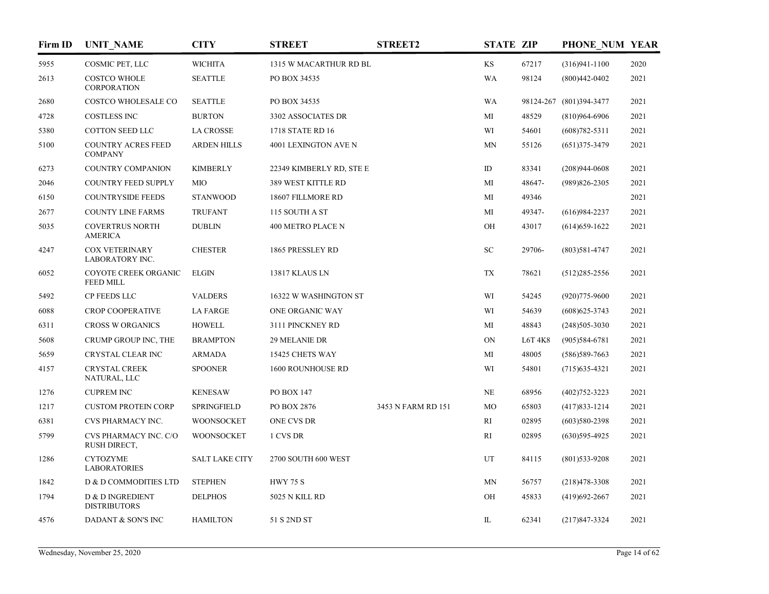| Firm ID | UNIT_NAME | CITY | STREET | STREET2 | STATE | ZIP | PHONE_NUM | YEAR |
|---|---|---|---|---|---|---|---|---|
| 5955 | COSMIC PET, LLC | WICHITA | 1315 W MACARTHUR RD BL | | KS | 67217 | (316)941-1100 | 2020 |
| 2613 | COSTCO WHOLE CORPORATION | SEATTLE | PO BOX 34535 | | WA | 98124 | (800)442-0402 | 2021 |
| 2680 | COSTCO WHOLESALE CO | SEATTLE | PO BOX 34535 | | WA | 98124-267 | (801)394-3477 | 2021 |
| 4728 | COSTLESS INC | BURTON | 3302 ASSOCIATES DR | | MI | 48529 | (810)964-6906 | 2021 |
| 5380 | COTTON SEED LLC | LA CROSSE | 1718 STATE RD 16 | | WI | 54601 | (608)782-5311 | 2021 |
| 5100 | COUNTRY ACRES FEED COMPANY | ARDEN HILLS | 4001 LEXINGTON AVE N | | MN | 55126 | (651)375-3479 | 2021 |
| 6273 | COUNTRY COMPANION | KIMBERLY | 22349 KIMBERLY RD, STE E | | ID | 83341 | (208)944-0608 | 2021 |
| 2046 | COUNTRY FEED SUPPLY | MIO | 389 WEST KITTLE RD | | MI | 48647- | (989)826-2305 | 2021 |
| 6150 | COUNTRYSIDE FEEDS | STANWOOD | 18607 FILLMORE RD | | MI | 49346 | | 2021 |
| 2677 | COUNTY LINE FARMS | TRUFANT | 115 SOUTH A ST | | MI | 49347- | (616)984-2237 | 2021 |
| 5035 | COVERTRUS NORTH AMERICA | DUBLIN | 400 METRO PLACE N | | OH | 43017 | (614)659-1622 | 2021 |
| 4247 | COX VETERINARY LABORATORY INC. | CHESTER | 1865 PRESSLEY RD | | SC | 29706- | (803)581-4747 | 2021 |
| 6052 | COYOTE CREEK ORGANIC FEED MILL | ELGIN | 13817 KLAUS LN | | TX | 78621 | (512)285-2556 | 2021 |
| 5492 | CP FEEDS LLC | VALDERS | 16322 W WASHINGTON ST | | WI | 54245 | (920)775-9600 | 2021 |
| 6088 | CROP COOPERATIVE | LA FARGE | ONE ORGANIC WAY | | WI | 54639 | (608)625-3743 | 2021 |
| 6311 | CROSS W ORGANICS | HOWELL | 3111 PINCKNEY RD | | MI | 48843 | (248)505-3030 | 2021 |
| 5608 | CRUMP GROUP INC, THE | BRAMPTON | 29 MELANIE DR | | ON | L6T 4K8 | (905)584-6781 | 2021 |
| 5659 | CRYSTAL CLEAR INC | ARMADA | 15425 CHETS WAY | | MI | 48005 | (586)589-7663 | 2021 |
| 4157 | CRYSTAL CREEK NATURAL, LLC | SPOONER | 1600 ROUNHOUSE RD | | WI | 54801 | (715)635-4321 | 2021 |
| 1276 | CUPREM INC | KENESAW | PO BOX 147 | | NE | 68956 | (402)752-3223 | 2021 |
| 1217 | CUSTOM PROTEIN CORP | SPRINGFIELD | PO BOX 2876 | 3453 N FARM RD 151 | MO | 65803 | (417)833-1214 | 2021 |
| 6381 | CVS PHARMACY INC. | WOONSOCKET | ONE CVS DR | | RI | 02895 | (603)580-2398 | 2021 |
| 5799 | CVS PHARMACY INC. C/O RUSH DIRECT, | WOONSOCKET | 1 CVS DR | | RI | 02895 | (630)595-4925 | 2021 |
| 1286 | CYTOZYME LABORATORIES | SALT LAKE CITY | 2700 SOUTH 600 WEST | | UT | 84115 | (801)533-9208 | 2021 |
| 1842 | D & D COMMODITIES LTD | STEPHEN | HWY 75 S | | MN | 56757 | (218)478-3308 | 2021 |
| 1794 | D & D INGREDIENT DISTRIBUTORS | DELPHOS | 5025 N KILL RD | | OH | 45833 | (419)692-2667 | 2021 |
| 4576 | DADANT & SON'S INC | HAMILTON | 51 S 2ND ST | | IL | 62341 | (217)847-3324 | 2021 |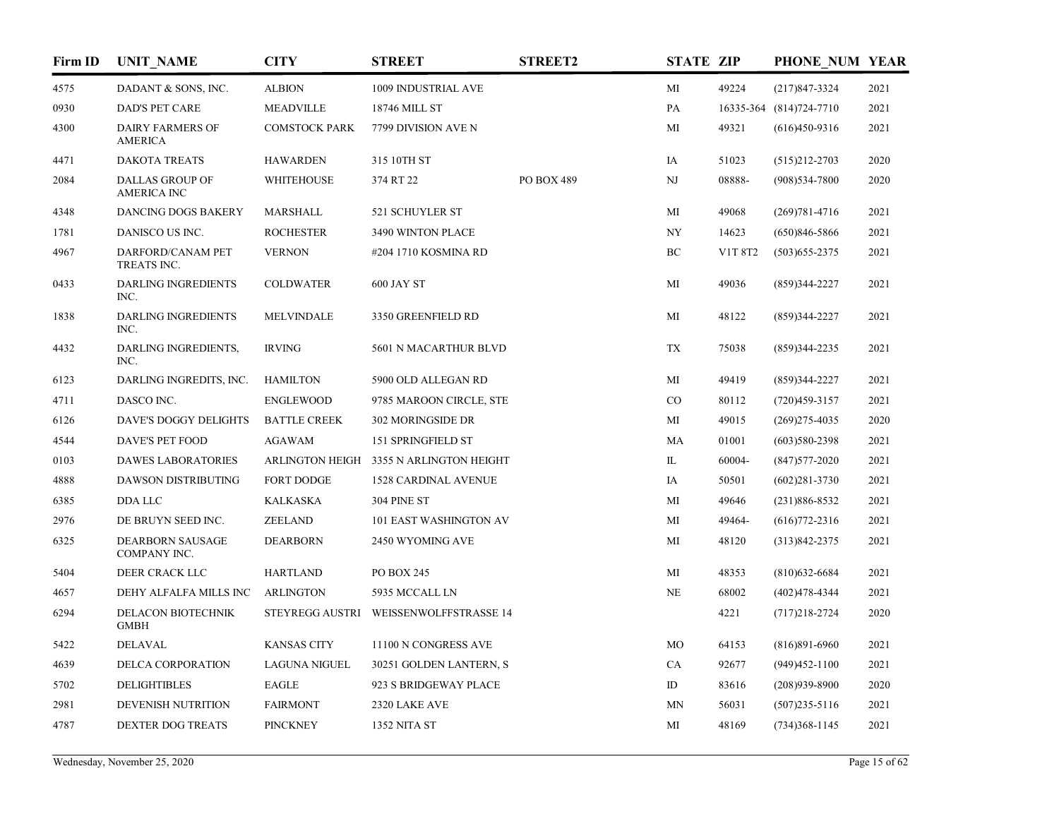| Firm ID | UNIT_NAME | CITY | STREET | STREET2 | STATE | ZIP | PHONE_NUM | YEAR |
|---|---|---|---|---|---|---|---|---|
| 4575 | DADANT & SONS, INC. | ALBION | 1009 INDUSTRIAL AVE | | MI | 49224 | (217)847-3324 | 2021 |
| 0930 | DAD'S PET CARE | MEADVILLE | 18746 MILL ST | | PA | 16335-364 | (814)724-7710 | 2021 |
| 4300 | DAIRY FARMERS OF AMERICA | COMSTOCK PARK | 7799 DIVISION AVE N | | MI | 49321 | (616)450-9316 | 2021 |
| 4471 | DAKOTA TREATS | HAWARDEN | 315 10TH ST | | IA | 51023 | (515)212-2703 | 2020 |
| 2084 | DALLAS GROUP OF AMERICA INC | WHITEHOUSE | 374 RT 22 | PO BOX 489 | NJ | 08888- | (908)534-7800 | 2020 |
| 4348 | DANCING DOGS BAKERY | MARSHALL | 521 SCHUYLER ST | | MI | 49068 | (269)781-4716 | 2021 |
| 1781 | DANISCO US INC. | ROCHESTER | 3490 WINTON PLACE | | NY | 14623 | (650)846-5866 | 2021 |
| 4967 | DARFORD/CANAM PET TREATS INC. | VERNON | #204 1710 KOSMINA RD | | BC | V1T 8T2 | (503)655-2375 | 2021 |
| 0433 | DARLING INGREDIENTS INC. | COLDWATER | 600 JAY ST | | MI | 49036 | (859)344-2227 | 2021 |
| 1838 | DARLING INGREDIENTS INC. | MELVINDALE | 3350 GREENFIELD RD | | MI | 48122 | (859)344-2227 | 2021 |
| 4432 | DARLING INGREDIENTS, INC. | IRVING | 5601 N MACARTHUR BLVD | | TX | 75038 | (859)344-2235 | 2021 |
| 6123 | DARLING INGREDITS, INC. | HAMILTON | 5900 OLD ALLEGAN RD | | MI | 49419 | (859)344-2227 | 2021 |
| 4711 | DASCO INC. | ENGLEWOOD | 9785 MAROON CIRCLE, STE | | CO | 80112 | (720)459-3157 | 2021 |
| 6126 | DAVE'S DOGGY DELIGHTS | BATTLE CREEK | 302 MORINGSIDE DR | | MI | 49015 | (269)275-4035 | 2020 |
| 4544 | DAVE'S PET FOOD | AGAWAM | 151 SPRINGFIELD ST | | MA | 01001 | (603)580-2398 | 2021 |
| 0103 | DAWES LABORATORIES | ARLINGTON HEIGH | 3355 N ARLINGTON HEIGHT | | IL | 60004- | (847)577-2020 | 2021 |
| 4888 | DAWSON DISTRIBUTING | FORT DODGE | 1528 CARDINAL AVENUE | | IA | 50501 | (602)281-3730 | 2021 |
| 6385 | DDA LLC | KALKASKA | 304 PINE ST | | MI | 49646 | (231)886-8532 | 2021 |
| 2976 | DE BRUYN SEED INC. | ZEELAND | 101 EAST WASHINGTON AV | | MI | 49464- | (616)772-2316 | 2021 |
| 6325 | DEARBORN SAUSAGE COMPANY INC. | DEARBORN | 2450 WYOMING AVE | | MI | 48120 | (313)842-2375 | 2021 |
| 5404 | DEER CRACK LLC | HARTLAND | PO BOX 245 | | MI | 48353 | (810)632-6684 | 2021 |
| 4657 | DEHY ALFALFA MILLS INC | ARLINGTON | 5935 MCCALL LN | | NE | 68002 | (402)478-4344 | 2021 |
| 6294 | DELACON BIOTECHNIK GMBH | STEYREGG AUSTRI | WEISSENWOLFFSTRASSE 14 | | | 4221 | (717)218-2724 | 2020 |
| 5422 | DELAVAL | KANSAS CITY | 11100 N CONGRESS AVE | | MO | 64153 | (816)891-6960 | 2021 |
| 4639 | DELCA CORPORATION | LAGUNA NIGUEL | 30251 GOLDEN LANTERN, S | | CA | 92677 | (949)452-1100 | 2021 |
| 5702 | DELIGHTIBLES | EAGLE | 923 S BRIDGEWAY PLACE | | ID | 83616 | (208)939-8900 | 2020 |
| 2981 | DEVENISH NUTRITION | FAIRMONT | 2320 LAKE AVE | | MN | 56031 | (507)235-5116 | 2021 |
| 4787 | DEXTER DOG TREATS | PINCKNEY | 1352 NITA ST | | MI | 48169 | (734)368-1145 | 2021 |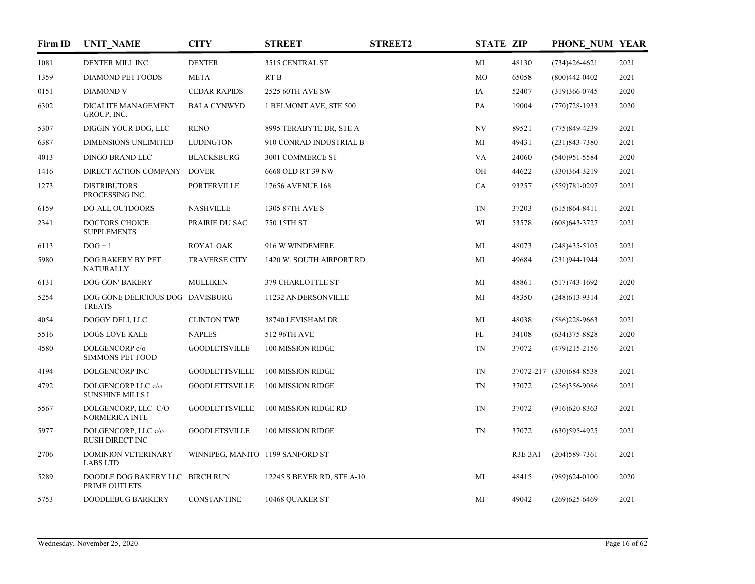| Firm ID | UNIT_NAME | CITY | STREET | STREET2 | STATE | ZIP | PHONE_NUM | YEAR |
|---|---|---|---|---|---|---|---|---|
| 1081 | DEXTER MILL INC. | DEXTER | 3515 CENTRAL ST | | MI | 48130 | (734)426-4621 | 2021 |
| 1359 | DIAMOND PET FOODS | META | RT B | | MO | 65058 | (800)442-0402 | 2021 |
| 0151 | DIAMOND V | CEDAR RAPIDS | 2525 60TH AVE SW | | IA | 52407 | (319)366-0745 | 2020 |
| 6302 | DICALITE MANAGEMENT GROUP, INC. | BALA CYNWYD | 1 BELMONT AVE, STE 500 | | PA | 19004 | (770)728-1933 | 2020 |
| 5307 | DIGGIN YOUR DOG, LLC | RENO | 8995 TERABYTE DR, STE A | | NV | 89521 | (775)849-4239 | 2021 |
| 6387 | DIMENSIONS UNLIMITED | LUDINGTON | 910 CONRAD INDUSTRIAL B | | MI | 49431 | (231)843-7380 | 2021 |
| 4013 | DINGO BRAND LLC | BLACKSBURG | 3001 COMMERCE ST | | VA | 24060 | (540)951-5584 | 2020 |
| 1416 | DIRECT ACTION COMPANY | DOVER | 6668 OLD RT 39 NW | | OH | 44622 | (330)364-3219 | 2021 |
| 1273 | DISTRIBUTORS PROCESSING INC. | PORTERVILLE | 17656 AVENUE 168 | | CA | 93257 | (559)781-0297 | 2021 |
| 6159 | DO-ALL OUTDOORS | NASHVILLE | 1305 87TH AVE S | | TN | 37203 | (615)864-8411 | 2021 |
| 2341 | DOCTORS CHOICE SUPPLEMENTS | PRAIRIE DU SAC | 750 15TH ST | | WI | 53578 | (608)643-3727 | 2021 |
| 6113 | DOG + 1 | ROYAL OAK | 916 W WINDEMERE | | MI | 48073 | (248)435-5105 | 2021 |
| 5980 | DOG BAKERY BY PET NATURALLY | TRAVERSE CITY | 1420 W. SOUTH AIRPORT RD | | MI | 49684 | (231)944-1944 | 2021 |
| 6131 | DOG GON' BAKERY | MULLIKEN | 379 CHARLOTTLE ST | | MI | 48861 | (517)743-1692 | 2020 |
| 5254 | DOG GONE DELICIOUS DOG TREATS | DAVISBURG | 11232 ANDERSONVILLE | | MI | 48350 | (248)613-9314 | 2021 |
| 4054 | DOGGY DELI, LLC | CLINTON TWP | 38740 LEVISHAM DR | | MI | 48038 | (586)228-9663 | 2021 |
| 5516 | DOGS LOVE KALE | NAPLES | 512 96TH AVE | | FL | 34108 | (634)375-8828 | 2020 |
| 4580 | DOLGENCORP c/o SIMMONS PET FOOD | GOODLETSVILLE | 100 MISSION RIDGE | | TN | 37072 | (479)215-2156 | 2021 |
| 4194 | DOLGENCORP INC | GOODLETTSVILLE | 100 MISSION RIDGE | | TN | 37072-217 | (330)684-8538 | 2021 |
| 4792 | DOLGENCORP LLC c/o SUNSHINE MILLS I | GOODLETTSVILLE | 100 MISSION RIDGE | | TN | 37072 | (256)356-9086 | 2021 |
| 5567 | DOLGENCORP, LLC C/O NORMERICA INTL | GOODLETTSVILLE | 100 MISSION RIDGE RD | | TN | 37072 | (916)620-8363 | 2021 |
| 5977 | DOLGENCORP, LLC c/o RUSH DIRECT INC | GOODLETSVILLE | 100 MISSION RIDGE | | TN | 37072 | (630)595-4925 | 2021 |
| 2706 | DOMINION VETERINARY LABS LTD | WINNIPEG, MANITO | 1199 SANFORD ST | | | R3E 3A1 | (204)589-7361 | 2021 |
| 5289 | DOODLE DOG BAKERY LLC PRIME OUTLETS | BIRCH RUN | 12245 S BEYER RD, STE A-10 | | MI | 48415 | (989)624-0100 | 2020 |
| 5753 | DOODLEBUG BARKERY | CONSTANTINE | 10468 QUAKER ST | | MI | 49042 | (269)625-6469 | 2021 |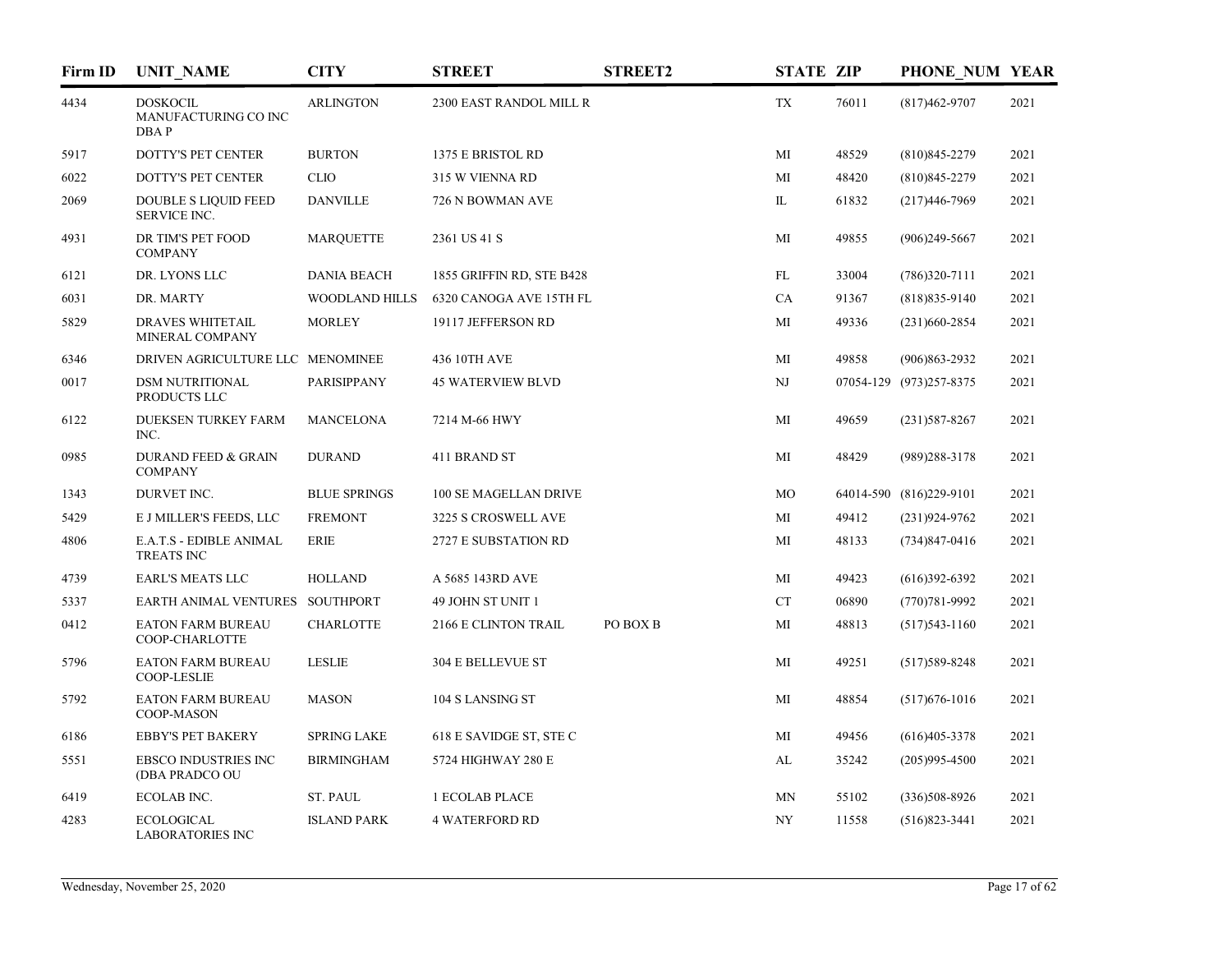| Firm ID | UNIT_NAME | CITY | STREET | STREET2 | STATE | ZIP | PHONE_NUM | YEAR |
|---|---|---|---|---|---|---|---|---|
| 4434 | DOSKOCIL MANUFACTURING CO INC DBA P | ARLINGTON | 2300 EAST RANDOL MILL R | | TX | 76011 | (817)462-9707 | 2021 |
| 5917 | DOTTY'S PET CENTER | BURTON | 1375 E BRISTOL RD | | MI | 48529 | (810)845-2279 | 2021 |
| 6022 | DOTTY'S PET CENTER | CLIO | 315 W VIENNA RD | | MI | 48420 | (810)845-2279 | 2021 |
| 2069 | DOUBLE S LIQUID FEED SERVICE INC. | DANVILLE | 726 N BOWMAN AVE | | IL | 61832 | (217)446-7969 | 2021 |
| 4931 | DR TIM'S PET FOOD COMPANY | MARQUETTE | 2361 US 41 S | | MI | 49855 | (906)249-5667 | 2021 |
| 6121 | DR. LYONS LLC | DANIA BEACH | 1855 GRIFFIN RD, STE B428 | | FL | 33004 | (786)320-7111 | 2021 |
| 6031 | DR. MARTY | WOODLAND HILLS | 6320 CANOGA AVE 15TH FL | | CA | 91367 | (818)835-9140 | 2021 |
| 5829 | DRAVES WHITETAIL MINERAL COMPANY | MORLEY | 19117 JEFFERSON RD | | MI | 49336 | (231)660-2854 | 2021 |
| 6346 | DRIVEN AGRICULTURE LLC | MENOMINEE | 436 10TH AVE | | MI | 49858 | (906)863-2932 | 2021 |
| 0017 | DSM NUTRITIONAL PRODUCTS LLC | PARISIPPANY | 45 WATERVIEW BLVD | | NJ | 07054-129 | (973)257-8375 | 2021 |
| 6122 | DUEKSEN TURKEY FARM INC. | MANCELONA | 7214 M-66 HWY | | MI | 49659 | (231)587-8267 | 2021 |
| 0985 | DURAND FEED & GRAIN COMPANY | DURAND | 411 BRAND ST | | MI | 48429 | (989)288-3178 | 2021 |
| 1343 | DURVET INC. | BLUE SPRINGS | 100 SE MAGELLAN DRIVE | | MO | 64014-590 | (816)229-9101 | 2021 |
| 5429 | E J MILLER'S FEEDS, LLC | FREMONT | 3225 S CROSWELL AVE | | MI | 49412 | (231)924-9762 | 2021 |
| 4806 | E.A.T.S - EDIBLE ANIMAL TREATS INC | ERIE | 2727 E SUBSTATION RD | | MI | 48133 | (734)847-0416 | 2021 |
| 4739 | EARL'S MEATS LLC | HOLLAND | A 5685 143RD AVE | | MI | 49423 | (616)392-6392 | 2021 |
| 5337 | EARTH ANIMAL VENTURES | SOUTHPORT | 49 JOHN ST UNIT 1 | | CT | 06890 | (770)781-9992 | 2021 |
| 0412 | EATON FARM BUREAU COOP-CHARLOTTE | CHARLOTTE | 2166 E CLINTON TRAIL | PO BOX B | MI | 48813 | (517)543-1160 | 2021 |
| 5796 | EATON FARM BUREAU COOP-LESLIE | LESLIE | 304 E BELLEVUE ST | | MI | 49251 | (517)589-8248 | 2021 |
| 5792 | EATON FARM BUREAU COOP-MASON | MASON | 104 S LANSING ST | | MI | 48854 | (517)676-1016 | 2021 |
| 6186 | EBBY'S PET BAKERY | SPRING LAKE | 618 E SAVIDGE ST, STE C | | MI | 49456 | (616)405-3378 | 2021 |
| 5551 | EBSCO INDUSTRIES INC (DBA PRADCO OU | BIRMINGHAM | 5724 HIGHWAY 280 E | | AL | 35242 | (205)995-4500 | 2021 |
| 6419 | ECOLAB INC. | ST. PAUL | 1 ECOLAB PLACE | | MN | 55102 | (336)508-8926 | 2021 |
| 4283 | ECOLOGICAL LABORATORIES INC | ISLAND PARK | 4 WATERFORD RD | | NY | 11558 | (516)823-3441 | 2021 |

Wednesday, November 25, 2020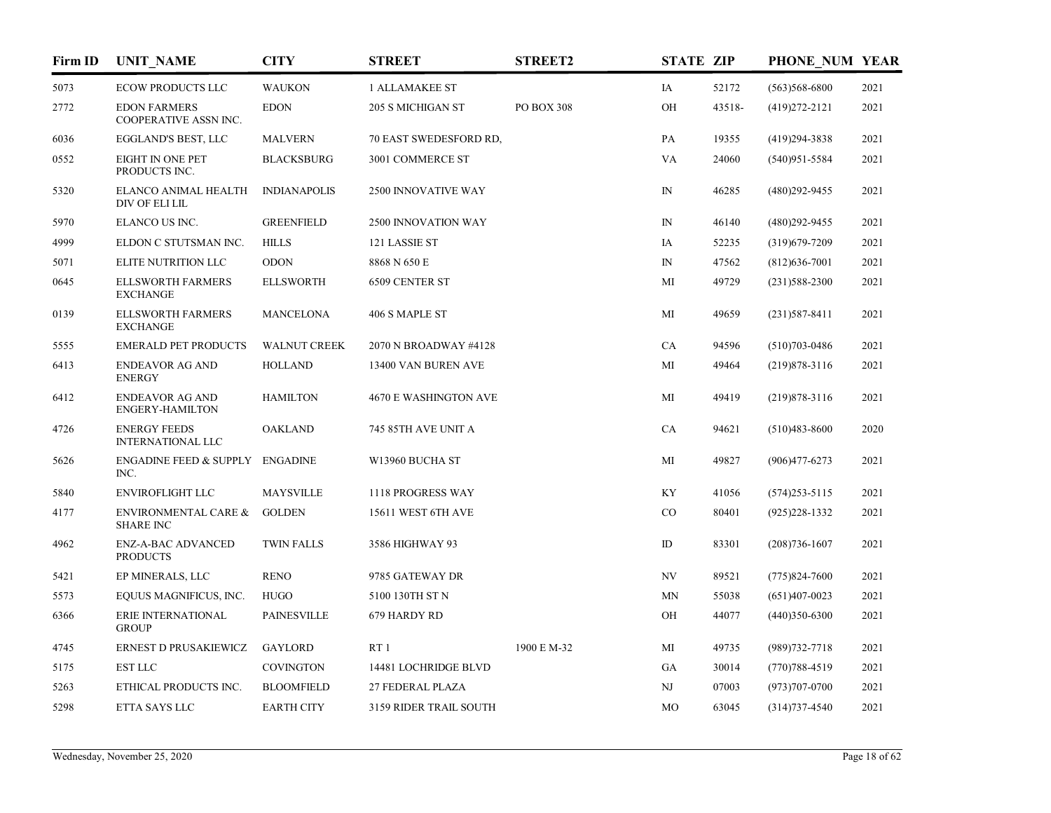| Firm ID | UNIT_NAME | CITY | STREET | STREET2 | STATE | ZIP | PHONE_NUM | YEAR |
|---|---|---|---|---|---|---|---|---|
| 5073 | ECOW PRODUCTS LLC | WAUKON | 1 ALLAMAKEE ST | | IA | 52172 | (563)568-6800 | 2021 |
| 2772 | EDON FARMERS COOPERATIVE ASSN INC. | EDON | 205 S MICHIGAN ST | PO BOX 308 | OH | 43518- | (419)272-2121 | 2021 |
| 6036 | EGGLAND'S BEST, LLC | MALVERN | 70 EAST SWEDESFORD RD, | | PA | 19355 | (419)294-3838 | 2021 |
| 0552 | EIGHT IN ONE PET PRODUCTS INC. | BLACKSBURG | 3001 COMMERCE ST | | VA | 24060 | (540)951-5584 | 2021 |
| 5320 | ELANCO ANIMAL HEALTH DIV OF ELI LIL | INDIANAPOLIS | 2500 INNOVATIVE WAY | | IN | 46285 | (480)292-9455 | 2021 |
| 5970 | ELANCO US INC. | GREENFIELD | 2500 INNOVATION WAY | | IN | 46140 | (480)292-9455 | 2021 |
| 4999 | ELDON C STUTSMAN INC. | HILLS | 121 LASSIE ST | | IA | 52235 | (319)679-7209 | 2021 |
| 5071 | ELITE NUTRITION LLC | ODON | 8868 N 650 E | | IN | 47562 | (812)636-7001 | 2021 |
| 0645 | ELLSWORTH FARMERS EXCHANGE | ELLSWORTH | 6509 CENTER ST | | MI | 49729 | (231)588-2300 | 2021 |
| 0139 | ELLSWORTH FARMERS EXCHANGE | MANCELONA | 406 S MAPLE ST | | MI | 49659 | (231)587-8411 | 2021 |
| 5555 | EMERALD PET PRODUCTS | WALNUT CREEK | 2070 N BROADWAY #4128 | | CA | 94596 | (510)703-0486 | 2021 |
| 6413 | ENDEAVOR AG AND ENERGY | HOLLAND | 13400 VAN BUREN AVE | | MI | 49464 | (219)878-3116 | 2021 |
| 6412 | ENDEAVOR AG AND ENGERY-HAMILTON | HAMILTON | 4670 E WASHINGTON AVE | | MI | 49419 | (219)878-3116 | 2021 |
| 4726 | ENERGY FEEDS INTERNATIONAL LLC | OAKLAND | 745 85TH AVE UNIT A | | CA | 94621 | (510)483-8600 | 2020 |
| 5626 | ENGADINE FEED & SUPPLY INC. | ENGADINE | W13960 BUCHA ST | | MI | 49827 | (906)477-6273 | 2021 |
| 5840 | ENVIROFLIGHT LLC | MAYSVILLE | 1118 PROGRESS WAY | | KY | 41056 | (574)253-5115 | 2021 |
| 4177 | ENVIRONMENTAL CARE & SHARE INC | GOLDEN | 15611 WEST 6TH AVE | | CO | 80401 | (925)228-1332 | 2021 |
| 4962 | ENZ-A-BAC ADVANCED PRODUCTS | TWIN FALLS | 3586 HIGHWAY 93 | | ID | 83301 | (208)736-1607 | 2021 |
| 5421 | EP MINERALS, LLC | RENO | 9785 GATEWAY DR | | NV | 89521 | (775)824-7600 | 2021 |
| 5573 | EQUUS MAGNIFICUS, INC. | HUGO | 5100 130TH ST N | | MN | 55038 | (651)407-0023 | 2021 |
| 6366 | ERIE INTERNATIONAL GROUP | PAINESVILLE | 679 HARDY RD | | OH | 44077 | (440)350-6300 | 2021 |
| 4745 | ERNEST D PRUSAKIEWICZ | GAYLORD | RT 1 | 1900 E M-32 | MI | 49735 | (989)732-7718 | 2021 |
| 5175 | EST LLC | COVINGTON | 14481 LOCHRIDGE BLVD | | GA | 30014 | (770)788-4519 | 2021 |
| 5263 | ETHICAL PRODUCTS INC. | BLOOMFIELD | 27 FEDERAL PLAZA | | NJ | 07003 | (973)707-0700 | 2021 |
| 5298 | ETTA SAYS LLC | EARTH CITY | 3159 RIDER TRAIL SOUTH | | MO | 63045 | (314)737-4540 | 2021 |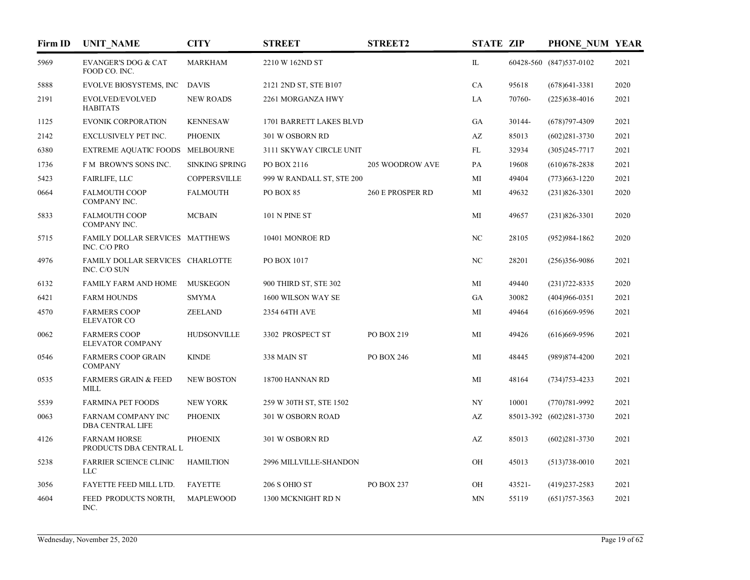| Firm ID | UNIT_NAME | CITY | STREET | STREET2 | STATE | ZIP | PHONE_NUM | YEAR |
|---|---|---|---|---|---|---|---|---|
| 5969 | EVANGER'S DOG & CAT FOOD CO. INC. | MARKHAM | 2210 W 162ND ST | | IL | 60428-560 | (847)537-0102 | 2021 |
| 5888 | EVOLVE BIOSYSTEMS, INC | DAVIS | 2121 2ND ST, STE B107 | | CA | 95618 | (678)641-3381 | 2020 |
| 2191 | EVOLVED/EVOLVED HABITATS | NEW ROADS | 2261 MORGANZA HWY | | LA | 70760- | (225)638-4016 | 2021 |
| 1125 | EVONIK CORPORATION | KENNESAW | 1701 BARRETT LAKES BLVD | | GA | 30144- | (678)797-4309 | 2021 |
| 2142 | EXCLUSIVELY PET INC. | PHOENIX | 301 W OSBORN RD | | AZ | 85013 | (602)281-3730 | 2021 |
| 6380 | EXTREME AQUATIC FOODS | MELBOURNE | 3111 SKYWAY CIRCLE UNIT | | FL | 32934 | (305)245-7717 | 2021 |
| 1736 | F M BROWN'S SONS INC. | SINKING SPRING | PO BOX 2116 | 205 WOODROW AVE | PA | 19608 | (610)678-2838 | 2021 |
| 5423 | FAIRLIFE, LLC | COPPERSVILLE | 999 W RANDALL ST, STE 200 | | MI | 49404 | (773)663-1220 | 2021 |
| 0664 | FALMOUTH COOP COMPANY INC. | FALMOUTH | PO BOX 85 | 260 E PROSPER RD | MI | 49632 | (231)826-3301 | 2020 |
| 5833 | FALMOUTH COOP COMPANY INC. | MCBAIN | 101 N PINE ST | | MI | 49657 | (231)826-3301 | 2020 |
| 5715 | FAMILY DOLLAR SERVICES INC. C/O PRO | MATTHEWS | 10401 MONROE RD | | NC | 28105 | (952)984-1862 | 2020 |
| 4976 | FAMILY DOLLAR SERVICES INC. C/O SUN | CHARLOTTE | PO BOX 1017 | | NC | 28201 | (256)356-9086 | 2021 |
| 6132 | FAMILY FARM AND HOME | MUSKEGON | 900 THIRD ST, STE 302 | | MI | 49440 | (231)722-8335 | 2020 |
| 6421 | FARM HOUNDS | SMYMA | 1600 WILSON WAY SE | | GA | 30082 | (404)966-0351 | 2021 |
| 4570 | FARMERS COOP ELEVATOR CO | ZEELAND | 2354 64TH AVE | | MI | 49464 | (616)669-9596 | 2021 |
| 0062 | FARMERS COOP ELEVATOR COMPANY | HUDSONVILLE | 3302 PROSPECT ST | PO BOX 219 | MI | 49426 | (616)669-9596 | 2021 |
| 0546 | FARMERS COOP GRAIN COMPANY | KINDE | 338 MAIN ST | PO BOX 246 | MI | 48445 | (989)874-4200 | 2021 |
| 0535 | FARMERS GRAIN & FEED MILL | NEW BOSTON | 18700 HANNAN RD | | MI | 48164 | (734)753-4233 | 2021 |
| 5539 | FARMINA PET FOODS | NEW YORK | 259 W 30TH ST, STE 1502 | | NY | 10001 | (770)781-9992 | 2021 |
| 0063 | FARNAM COMPANY INC DBA CENTRAL LIFE | PHOENIX | 301 W OSBORN ROAD | | AZ | 85013-392 | (602)281-3730 | 2021 |
| 4126 | FARNAM HORSE PRODUCTS DBA CENTRAL L | PHOENIX | 301 W OSBORN RD | | AZ | 85013 | (602)281-3730 | 2021 |
| 5238 | FARRIER SCIENCE CLINIC LLC | HAMILTION | 2996 MILLVILLE-SHANDON | | OH | 45013 | (513)738-0010 | 2021 |
| 3056 | FAYETTE FEED MILL LTD. | FAYETTE | 206 S OHIO ST | PO BOX 237 | OH | 43521- | (419)237-2583 | 2021 |
| 4604 | FEED PRODUCTS NORTH, INC. | MAPLEWOOD | 1300 MCKNIGHT RD N | | MN | 55119 | (651)757-3563 | 2021 |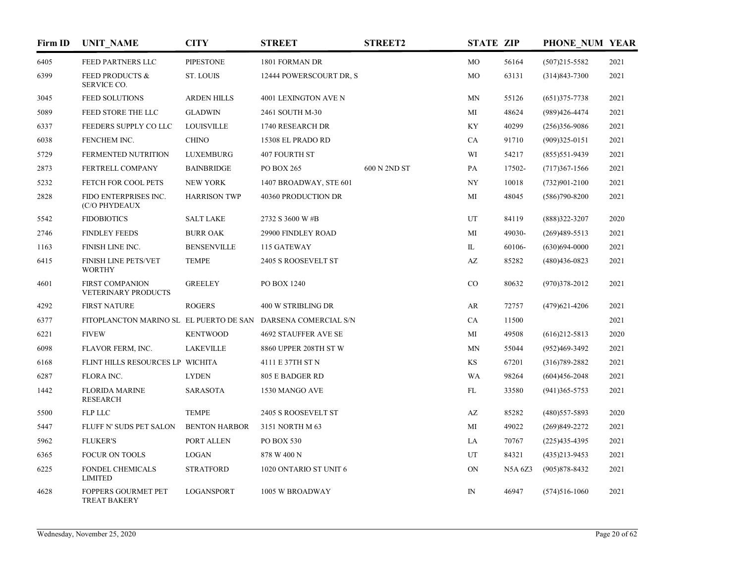| Firm ID | UNIT_NAME | CITY | STREET | STREET2 | STATE | ZIP | PHONE_NUM | YEAR |
|---|---|---|---|---|---|---|---|---|
| 6405 | FEED PARTNERS LLC | PIPESTONE | 1801 FORMAN DR | | MO | 56164 | (507)215-5582 | 2021 |
| 6399 | FEED PRODUCTS & SERVICE CO. | ST. LOUIS | 12444 POWERSCOURT DR, S | | MO | 63131 | (314)843-7300 | 2021 |
| 3045 | FEED SOLUTIONS | ARDEN HILLS | 4001 LEXINGTON AVE N | | MN | 55126 | (651)375-7738 | 2021 |
| 5089 | FEED STORE THE LLC | GLADWIN | 2461 SOUTH M-30 | | MI | 48624 | (989)426-4474 | 2021 |
| 6337 | FEEDERS SUPPLY CO LLC | LOUISVILLE | 1740 RESEARCH DR | | KY | 40299 | (256)356-9086 | 2021 |
| 6038 | FENCHEM INC. | CHINO | 15308 EL PRADO RD | | CA | 91710 | (909)325-0151 | 2021 |
| 5729 | FERMENTED NUTRITION | LUXEMBURG | 407 FOURTH ST | | WI | 54217 | (855)551-9439 | 2021 |
| 2873 | FERTRELL COMPANY | BAINBRIDGE | PO BOX 265 | 600 N 2ND ST | PA | 17502- | (717)367-1566 | 2021 |
| 5232 | FETCH FOR COOL PETS | NEW YORK | 1407 BROADWAY, STE 601 | | NY | 10018 | (732)901-2100 | 2021 |
| 2828 | FIDO ENTERPRISES INC. (C/O PHYDEAUX | HARRISON TWP | 40360 PRODUCTION DR | | MI | 48045 | (586)790-8200 | 2021 |
| 5542 | FIDOBIOTICS | SALT LAKE | 2732 S 3600 W #B | | UT | 84119 | (888)322-3207 | 2020 |
| 2746 | FINDLEY FEEDS | BURR OAK | 29900 FINDLEY ROAD | | MI | 49030- | (269)489-5513 | 2021 |
| 1163 | FINISH LINE INC. | BENSENVILLE | 115 GATEWAY | | IL | 60106- | (630)694-0000 | 2021 |
| 6415 | FINISH LINE PETS/VET WORTHY | TEMPE | 2405 S ROOSEVELT ST | | AZ | 85282 | (480)436-0823 | 2021 |
| 4601 | FIRST COMPANION VETERINARY PRODUCTS | GREELEY | PO BOX 1240 | | CO | 80632 | (970)378-2012 | 2021 |
| 4292 | FIRST NATURE | ROGERS | 400 W STRIBLING DR | | AR | 72757 | (479)621-4206 | 2021 |
| 6377 | FITOPLANCTON MARINO SL | EL PUERTO DE SAN | DARSENA COMERCIAL S/N | | CA | 11500 | | 2021 |
| 6221 | FIVEW | KENTWOOD | 4692 STAUFFER AVE SE | | MI | 49508 | (616)212-5813 | 2020 |
| 6098 | FLAVOR FERM, INC. | LAKEVILLE | 8860 UPPER 208TH ST W | | MN | 55044 | (952)469-3492 | 2021 |
| 6168 | FLINT HILLS RESOURCES LP | WICHITA | 4111 E 37TH ST N | | KS | 67201 | (316)789-2882 | 2021 |
| 6287 | FLORA INC. | LYDEN | 805 E BADGER RD | | WA | 98264 | (604)456-2048 | 2021 |
| 1442 | FLORIDA MARINE RESEARCH | SARASOTA | 1530 MANGO AVE | | FL | 33580 | (941)365-5753 | 2021 |
| 5500 | FLP LLC | TEMPE | 2405 S ROOSEVELT ST | | AZ | 85282 | (480)557-5893 | 2020 |
| 5447 | FLUFF N' SUDS PET SALON | BENTON HARBOR | 3151 NORTH M 63 | | MI | 49022 | (269)849-2272 | 2021 |
| 5962 | FLUKER'S | PORT ALLEN | PO BOX 530 | | LA | 70767 | (225)435-4395 | 2021 |
| 6365 | FOCUR ON TOOLS | LOGAN | 878 W 400 N | | UT | 84321 | (435)213-9453 | 2021 |
| 6225 | FONDEL CHEMICALS LIMITED | STRATFORD | 1020 ONTARIO ST UNIT 6 | | ON | N5A 6Z3 | (905)878-8432 | 2021 |
| 4628 | FOPPERS GOURMET PET TREAT BAKERY | LOGANSPORT | 1005 W BROADWAY | | IN | 46947 | (574)516-1060 | 2021 |

Wednesday, November 25, 2020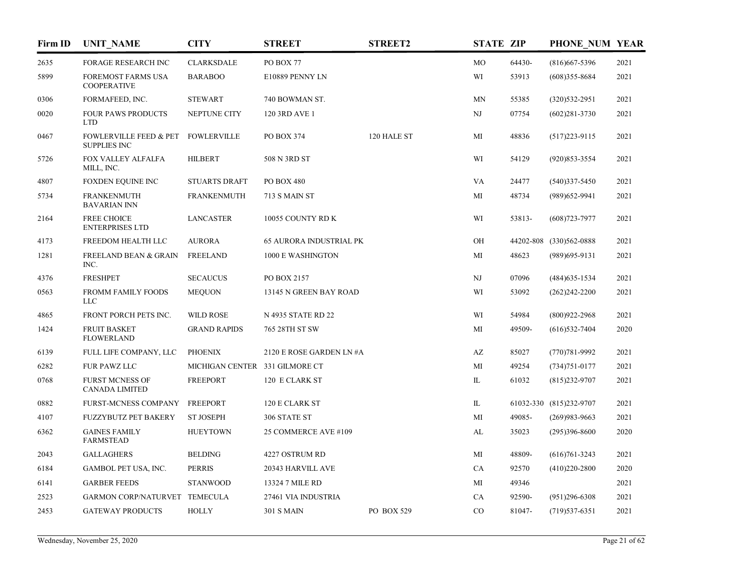| Firm ID | UNIT_NAME | CITY | STREET | STREET2 | STATE | ZIP | PHONE_NUM | YEAR |
| --- | --- | --- | --- | --- | --- | --- | --- | --- |
| 2635 | FORAGE RESEARCH INC | CLARKSDALE | PO BOX 77 | | MO | 64430- | (816)667-5396 | 2021 |
| 5899 | FOREMOST FARMS USA COOPERATIVE | BARABOO | E10889 PENNY LN | | WI | 53913 | (608)355-8684 | 2021 |
| 0306 | FORMAFEED, INC. | STEWART | 740 BOWMAN ST. | | MN | 55385 | (320)532-2951 | 2021 |
| 0020 | FOUR PAWS PRODUCTS LTD | NEPTUNE CITY | 120 3RD AVE 1 | | NJ | 07754 | (602)281-3730 | 2021 |
| 0467 | FOWLERVILLE FEED & PET SUPPLIES INC | FOWLERVILLE | PO BOX 374 | 120 HALE ST | MI | 48836 | (517)223-9115 | 2021 |
| 5726 | FOX VALLEY ALFALFA MILL, INC. | HILBERT | 508 N 3RD ST | | WI | 54129 | (920)853-3554 | 2021 |
| 4807 | FOXDEN EQUINE INC | STUARTS DRAFT | PO BOX 480 | | VA | 24477 | (540)337-5450 | 2021 |
| 5734 | FRANKENMUTH BAVARIAN INN | FRANKENMUTH | 713 S MAIN ST | | MI | 48734 | (989)652-9941 | 2021 |
| 2164 | FREE CHOICE ENTERPRISES LTD | LANCASTER | 10055 COUNTY RD K | | WI | 53813- | (608)723-7977 | 2021 |
| 4173 | FREEDOM HEALTH LLC | AURORA | 65 AURORA INDUSTRIAL PK | | OH | 44202-808 | (330)562-0888 | 2021 |
| 1281 | FREELAND BEAN & GRAIN INC. | FREELAND | 1000 E WASHINGTON | | MI | 48623 | (989)695-9131 | 2021 |
| 4376 | FRESHPET | SECAUCUS | PO BOX 2157 | | NJ | 07096 | (484)635-1534 | 2021 |
| 0563 | FROMM FAMILY FOODS LLC | MEQUON | 13145 N GREEN BAY ROAD | | WI | 53092 | (262)242-2200 | 2021 |
| 4865 | FRONT PORCH PETS INC. | WILD ROSE | N 4935 STATE RD 22 | | WI | 54984 | (800)922-2968 | 2021 |
| 1424 | FRUIT BASKET FLOWERLAND | GRAND RAPIDS | 765 28TH ST SW | | MI | 49509- | (616)532-7404 | 2020 |
| 6139 | FULL LIFE COMPANY, LLC | PHOENIX | 2120 E ROSE GARDEN LN #A | | AZ | 85027 | (770)781-9992 | 2021 |
| 6282 | FUR PAWZ LLC | MICHIGAN CENTER | 331 GILMORE CT | | MI | 49254 | (734)751-0177 | 2021 |
| 0768 | FURST MCNESS OF CANADA LIMITED | FREEPORT | 120 E CLARK ST | | IL | 61032 | (815)232-9707 | 2021 |
| 0882 | FURST-MCNESS COMPANY | FREEPORT | 120 E CLARK ST | | IL | 61032-330 | (815)232-9707 | 2021 |
| 4107 | FUZZYBUTZ PET BAKERY | ST JOSEPH | 306 STATE ST | | MI | 49085- | (269)983-9663 | 2021 |
| 6362 | GAINES FAMILY FARMSTEAD | HUEYTOWN | 25 COMMERCE AVE #109 | | AL | 35023 | (295)396-8600 | 2020 |
| 2043 | GALLAGHERS | BELDING | 4227 OSTRUM RD | | MI | 48809- | (616)761-3243 | 2021 |
| 6184 | GAMBOL PET USA, INC. | PERRIS | 20343 HARVILL AVE | | CA | 92570 | (410)220-2800 | 2020 |
| 6141 | GARBER FEEDS | STANWOOD | 13324 7 MILE RD | | MI | 49346 | | 2021 |
| 2523 | GARMON CORP/NATURVET | TEMECULA | 27461 VIA INDUSTRIA | | CA | 92590- | (951)296-6308 | 2021 |
| 2453 | GATEWAY PRODUCTS | HOLLY | 301 S MAIN | PO BOX 529 | CO | 81047- | (719)537-6351 | 2021 |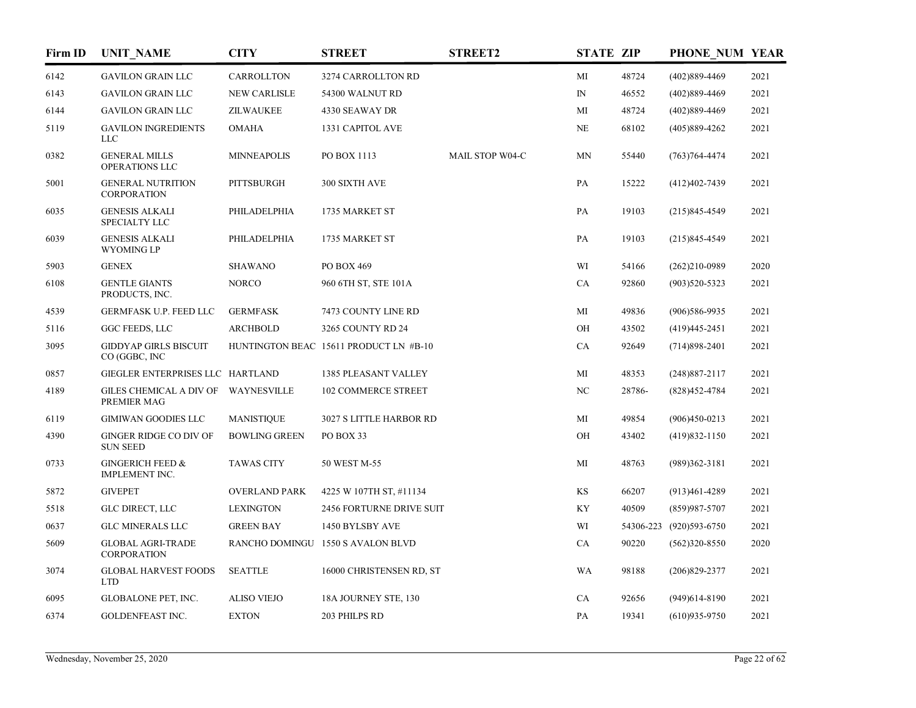| Firm ID | UNIT_NAME | CITY | STREET | STREET2 | STATE | ZIP | PHONE_NUM | YEAR |
|---|---|---|---|---|---|---|---|---|
| 6142 | GAVILON GRAIN LLC | CARROLLTON | 3274 CARROLLTON RD | | MI | 48724 | (402)889-4469 | 2021 |
| 6143 | GAVILON GRAIN LLC | NEW CARLISLE | 54300 WALNUT RD | | IN | 46552 | (402)889-4469 | 2021 |
| 6144 | GAVILON GRAIN LLC | ZILWAUKEE | 4330 SEAWAY DR | | MI | 48724 | (402)889-4469 | 2021 |
| 5119 | GAVILON INGREDIENTS LLC | OMAHA | 1331 CAPITOL AVE | | NE | 68102 | (405)889-4262 | 2021 |
| 0382 | GENERAL MILLS OPERATIONS LLC | MINNEAPOLIS | PO BOX 1113 | MAIL STOP W04-C | MN | 55440 | (763)764-4474 | 2021 |
| 5001 | GENERAL NUTRITION CORPORATION | PITTSBURGH | 300 SIXTH AVE | | PA | 15222 | (412)402-7439 | 2021 |
| 6035 | GENESIS ALKALI SPECIALTY LLC | PHILADELPHIA | 1735 MARKET ST | | PA | 19103 | (215)845-4549 | 2021 |
| 6039 | GENESIS ALKALI WYOMING LP | PHILADELPHIA | 1735 MARKET ST | | PA | 19103 | (215)845-4549 | 2021 |
| 5903 | GENEX | SHAWANO | PO BOX 469 | | WI | 54166 | (262)210-0989 | 2020 |
| 6108 | GENTLE GIANTS PRODUCTS, INC. | NORCO | 960 6TH ST, STE 101A | | CA | 92860 | (903)520-5323 | 2021 |
| 4539 | GERMFASK U.P. FEED LLC | GERMFASK | 7473 COUNTY LINE RD | | MI | 49836 | (906)586-9935 | 2021 |
| 5116 | GGC FEEDS, LLC | ARCHBOLD | 3265 COUNTY RD 24 | | OH | 43502 | (419)445-2451 | 2021 |
| 3095 | GIDDYAP GIRLS BISCUIT CO (GGBC, INC | HUNTINGTON BEAC | 15611 PRODUCT LN #B-10 | | CA | 92649 | (714)898-2401 | 2021 |
| 0857 | GIEGLER ENTERPRISES LLC | HARTLAND | 1385 PLEASANT VALLEY | | MI | 48353 | (248)887-2117 | 2021 |
| 4189 | GILES CHEMICAL A DIV OF PREMIER MAG | WAYNESVILLE | 102 COMMERCE STREET | | NC | 28786- | (828)452-4784 | 2021 |
| 6119 | GIMIWAN GOODIES LLC | MANISTIQUE | 3027 S LITTLE HARBOR RD | | MI | 49854 | (906)450-0213 | 2021 |
| 4390 | GINGER RIDGE CO DIV OF SUN SEED | BOWLING GREEN | PO BOX 33 | | OH | 43402 | (419)832-1150 | 2021 |
| 0733 | GINGERICH FEED & IMPLEMENT INC. | TAWAS CITY | 50 WEST M-55 | | MI | 48763 | (989)362-3181 | 2021 |
| 5872 | GIVEPET | OVERLAND PARK | 4225 W 107TH ST, #11134 | | KS | 66207 | (913)461-4289 | 2021 |
| 5518 | GLC DIRECT, LLC | LEXINGTON | 2456 FORTURNE DRIVE SUIT | | KY | 40509 | (859)987-5707 | 2021 |
| 0637 | GLC MINERALS LLC | GREEN BAY | 1450 BYLSBY AVE | | WI | 54306-223 | (920)593-6750 | 2021 |
| 5609 | GLOBAL AGRI-TRADE CORPORATION | RANCHO DOMINGU | 1550 S AVALON BLVD | | CA | 90220 | (562)320-8550 | 2020 |
| 3074 | GLOBAL HARVEST FOODS LTD | SEATTLE | 16000 CHRISTENSEN RD, ST | | WA | 98188 | (206)829-2377 | 2021 |
| 6095 | GLOBALONE PET, INC. | ALISO VIEJO | 18A JOURNEY STE, 130 | | CA | 92656 | (949)614-8190 | 2021 |
| 6374 | GOLDENFEAST INC. | EXTON | 203 PHILPS RD | | PA | 19341 | (610)935-9750 | 2021 |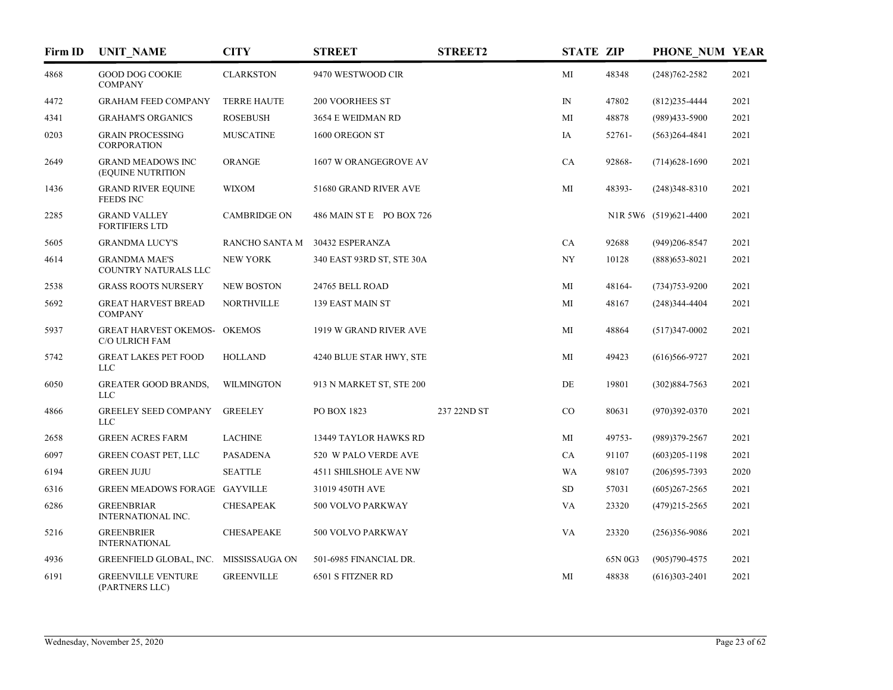| Firm ID | UNIT_NAME | CITY | STREET | STREET2 | STATE | ZIP | PHONE_NUM | YEAR |
|---|---|---|---|---|---|---|---|---|
| 4868 | GOOD DOG COOKIE COMPANY | CLARKSTON | 9470 WESTWOOD CIR | | MI | 48348 | (248)762-2582 | 2021 |
| 4472 | GRAHAM FEED COMPANY | TERRE HAUTE | 200 VOORHEES ST | | IN | 47802 | (812)235-4444 | 2021 |
| 4341 | GRAHAM'S ORGANICS | ROSEBUSH | 3654 E WEIDMAN RD | | MI | 48878 | (989)433-5900 | 2021 |
| 0203 | GRAIN PROCESSING CORPORATION | MUSCATINE | 1600 OREGON ST | | IA | 52761- | (563)264-4841 | 2021 |
| 2649 | GRAND MEADOWS INC (EQUINE NUTRITION | ORANGE | 1607 W ORANGEGROVE AV | | CA | 92868- | (714)628-1690 | 2021 |
| 1436 | GRAND RIVER EQUINE FEEDS INC | WIXOM | 51680 GRAND RIVER AVE | | MI | 48393- | (248)348-8310 | 2021 |
| 2285 | GRAND VALLEY FORTIFIERS LTD | CAMBRIDGE ON | 486 MAIN ST E PO BOX 726 | | | N1R 5W6 | (519)621-4400 | 2021 |
| 5605 | GRANDMA LUCY'S | RANCHO SANTA M | 30432 ESPERANZA | | CA | 92688 | (949)206-8547 | 2021 |
| 4614 | GRANDMA MAE'S COUNTRY NATURALS LLC | NEW YORK | 340 EAST 93RD ST, STE 30A | | NY | 10128 | (888)653-8021 | 2021 |
| 2538 | GRASS ROOTS NURSERY | NEW BOSTON | 24765 BELL ROAD | | MI | 48164- | (734)753-9200 | 2021 |
| 5692 | GREAT HARVEST BREAD COMPANY | NORTHVILLE | 139 EAST MAIN ST | | MI | 48167 | (248)344-4404 | 2021 |
| 5937 | GREAT HARVEST OKEMOS- C/O ULRICH FAM | OKEMOS | 1919 W GRAND RIVER AVE | | MI | 48864 | (517)347-0002 | 2021 |
| 5742 | GREAT LAKES PET FOOD LLC | HOLLAND | 4240 BLUE STAR HWY, STE | | MI | 49423 | (616)566-9727 | 2021 |
| 6050 | GREATER GOOD BRANDS, LLC | WILMINGTON | 913 N MARKET ST, STE 200 | | DE | 19801 | (302)884-7563 | 2021 |
| 4866 | GREELEY SEED COMPANY LLC | GREELEY | PO BOX 1823 | 237 22ND ST | CO | 80631 | (970)392-0370 | 2021 |
| 2658 | GREEN ACRES FARM | LACHINE | 13449 TAYLOR HAWKS RD | | MI | 49753- | (989)379-2567 | 2021 |
| 6097 | GREEN COAST PET, LLC | PASADENA | 520 W PALO VERDE AVE | | CA | 91107 | (603)205-1198 | 2021 |
| 6194 | GREEN JUJU | SEATTLE | 4511 SHILSHOLE AVE NW | | WA | 98107 | (206)595-7393 | 2020 |
| 6316 | GREEN MEADOWS FORAGE | GAYVILLE | 31019 450TH AVE | | SD | 57031 | (605)267-2565 | 2021 |
| 6286 | GREENBRIAR INTERNATIONAL INC. | CHESAPEAK | 500 VOLVO PARKWAY | | VA | 23320 | (479)215-2565 | 2021 |
| 5216 | GREENBRIER INTERNATIONAL | CHESAPEAKE | 500 VOLVO PARKWAY | | VA | 23320 | (256)356-9086 | 2021 |
| 4936 | GREENFIELD GLOBAL, INC. | MISSISSAUGA ON | 501-6985 FINANCIAL DR. | | | 65N 0G3 | (905)790-4575 | 2021 |
| 6191 | GREENVILLE VENTURE (PARTNERS LLC) | GREENVILLE | 6501 S FITZNER RD | | MI | 48838 | (616)303-2401 | 2021 |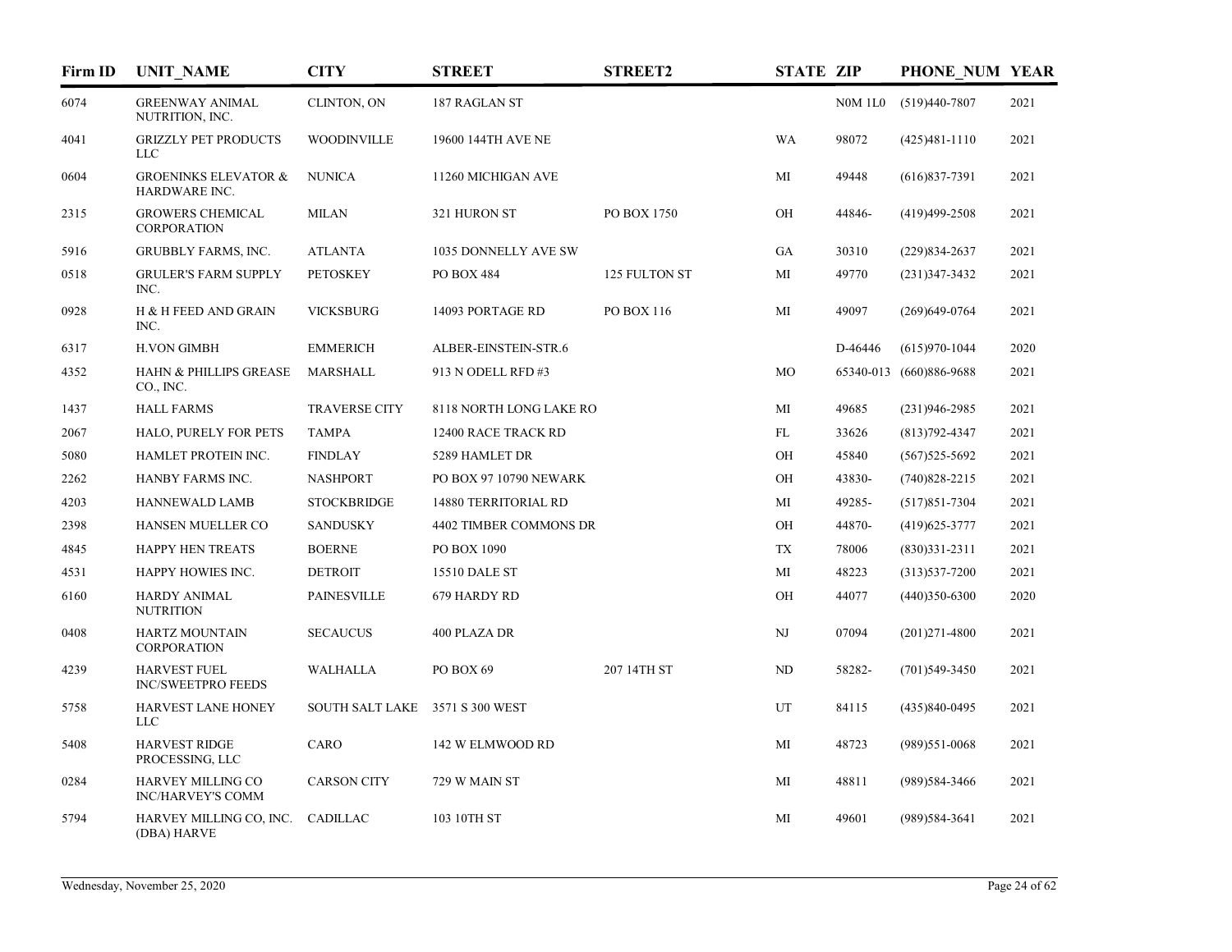| Firm ID | UNIT_NAME | CITY | STREET | STREET2 | STATE | ZIP | PHONE_NUM | YEAR |
|---|---|---|---|---|---|---|---|---|
| 6074 | GREENWAY ANIMAL NUTRITION, INC. | CLINTON, ON | 187 RAGLAN ST | | | N0M 1L0 | (519)440-7807 | 2021 |
| 4041 | GRIZZLY PET PRODUCTS LLC | WOODINVILLE | 19600 144TH AVE NE | | WA | 98072 | (425)481-1110 | 2021 |
| 0604 | GROENINKS ELEVATOR & HARDWARE INC. | NUNICA | 11260 MICHIGAN AVE | | MI | 49448 | (616)837-7391 | 2021 |
| 2315 | GROWERS CHEMICAL CORPORATION | MILAN | 321 HURON ST | PO BOX 1750 | OH | 44846- | (419)499-2508 | 2021 |
| 5916 | GRUBBLY FARMS, INC. | ATLANTA | 1035 DONNELLY AVE SW | | GA | 30310 | (229)834-2637 | 2021 |
| 0518 | GRULER'S FARM SUPPLY INC. | PETOSKEY | PO BOX 484 | 125 FULTON ST | MI | 49770 | (231)347-3432 | 2021 |
| 0928 | H & H FEED AND GRAIN INC. | VICKSBURG | 14093 PORTAGE RD | PO BOX 116 | MI | 49097 | (269)649-0764 | 2021 |
| 6317 | H.VON GIMBH | EMMERICH | ALBER-EINSTEIN-STR.6 | | | D-46446 | (615)970-1044 | 2020 |
| 4352 | HAHN & PHILLIPS GREASE CO., INC. | MARSHALL | 913 N ODELL RFD #3 | | MO | 65340-013 | (660)886-9688 | 2021 |
| 1437 | HALL FARMS | TRAVERSE CITY | 8118 NORTH LONG LAKE RO | | MI | 49685 | (231)946-2985 | 2021 |
| 2067 | HALO, PURELY FOR PETS | TAMPA | 12400 RACE TRACK RD | | FL | 33626 | (813)792-4347 | 2021 |
| 5080 | HAMLET PROTEIN INC. | FINDLAY | 5289 HAMLET DR | | OH | 45840 | (567)525-5692 | 2021 |
| 2262 | HANBY FARMS INC. | NASHPORT | PO BOX 97 10790 NEWARK | | OH | 43830- | (740)828-2215 | 2021 |
| 4203 | HANNEWALD LAMB | STOCKBRIDGE | 14880 TERRITORIAL RD | | MI | 49285- | (517)851-7304 | 2021 |
| 2398 | HANSEN MUELLER CO | SANDUSKY | 4402 TIMBER COMMONS DR | | OH | 44870- | (419)625-3777 | 2021 |
| 4845 | HAPPY HEN TREATS | BOERNE | PO BOX 1090 | | TX | 78006 | (830)331-2311 | 2021 |
| 4531 | HAPPY HOWIES INC. | DETROIT | 15510 DALE ST | | MI | 48223 | (313)537-7200 | 2021 |
| 6160 | HARDY ANIMAL NUTRITION | PAINESVILLE | 679 HARDY RD | | OH | 44077 | (440)350-6300 | 2020 |
| 0408 | HARTZ MOUNTAIN CORPORATION | SECAUCUS | 400 PLAZA DR | | NJ | 07094 | (201)271-4800 | 2021 |
| 4239 | HARVEST FUEL INC/SWEETPRO FEEDS | WALHALLA | PO BOX 69 | 207 14TH ST | ND | 58282- | (701)549-3450 | 2021 |
| 5758 | HARVEST LANE HONEY LLC | SOUTH SALT LAKE | 3571 S 300 WEST | | UT | 84115 | (435)840-0495 | 2021 |
| 5408 | HARVEST RIDGE PROCESSING, LLC | CARO | 142 W ELMWOOD RD | | MI | 48723 | (989)551-0068 | 2021 |
| 0284 | HARVEY MILLING CO INC/HARVEY'S COMM | CARSON CITY | 729 W MAIN ST | | MI | 48811 | (989)584-3466 | 2021 |
| 5794 | HARVEY MILLING CO, INC. (DBA) HARVE | CADILLAC | 103 10TH ST | | MI | 49601 | (989)584-3641 | 2021 |

Wednesday, November 25, 2020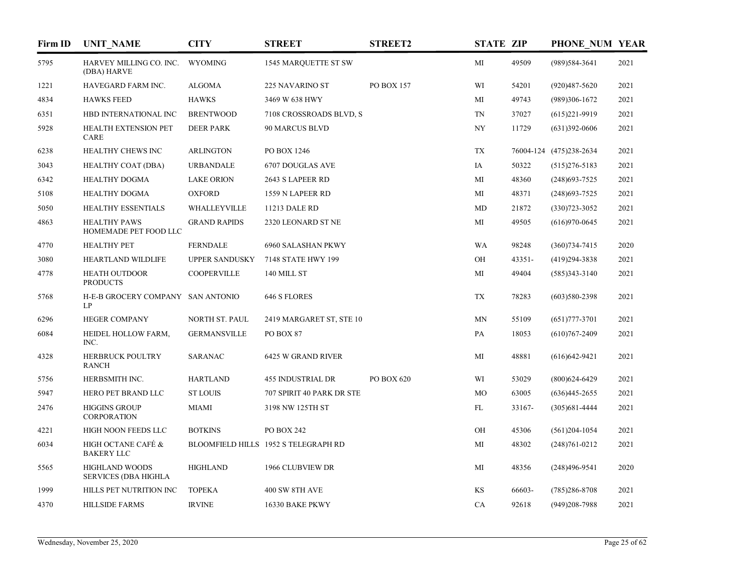| Firm ID | UNIT_NAME | CITY | STREET | STREET2 | STATE | ZIP | PHONE_NUM | YEAR |
|---|---|---|---|---|---|---|---|---|
| 5795 | HARVEY MILLING CO. INC. (DBA) HARVE | WYOMING | 1545 MARQUETTE ST SW | | MI | 49509 | (989)584-3641 | 2021 |
| 1221 | HAVEGARD FARM INC. | ALGOMA | 225 NAVARINO ST | PO BOX 157 | WI | 54201 | (920)487-5620 | 2021 |
| 4834 | HAWKS FEED | HAWKS | 3469 W 638 HWY | | MI | 49743 | (989)306-1672 | 2021 |
| 6351 | HBD INTERNATIONAL INC | BRENTWOOD | 7108 CROSSROADS BLVD, S | | TN | 37027 | (615)221-9919 | 2021 |
| 5928 | HEALTH EXTENSION PET CARE | DEER PARK | 90 MARCUS BLVD | | NY | 11729 | (631)392-0606 | 2021 |
| 6238 | HEALTHY CHEWS INC | ARLINGTON | PO BOX 1246 | | TX | 76004-124 | (475)238-2634 | 2021 |
| 3043 | HEALTHY COAT (DBA) | URBANDALE | 6707 DOUGLAS AVE | | IA | 50322 | (515)276-5183 | 2021 |
| 6342 | HEALTHY DOGMA | LAKE ORION | 2643 S LAPEER RD | | MI | 48360 | (248)693-7525 | 2021 |
| 5108 | HEALTHY DOGMA | OXFORD | 1559 N LAPEER RD | | MI | 48371 | (248)693-7525 | 2021 |
| 5050 | HEALTHY ESSENTIALS | WHALLEYVILLE | 11213 DALE RD | | MD | 21872 | (330)723-3052 | 2021 |
| 4863 | HEALTHY PAWS HOMEMADE PET FOOD LLC | GRAND RAPIDS | 2320 LEONARD ST NE | | MI | 49505 | (616)970-0645 | 2021 |
| 4770 | HEALTHY PET | FERNDALE | 6960 SALASHAN PKWY | | WA | 98248 | (360)734-7415 | 2020 |
| 3080 | HEARTLAND WILDLIFE | UPPER SANDUSKY | 7148 STATE HWY 199 | | OH | 43351- | (419)294-3838 | 2021 |
| 4778 | HEATH OUTDOOR PRODUCTS | COOPERVILLE | 140 MILL ST | | MI | 49404 | (585)343-3140 | 2021 |
| 5768 | H-E-B GROCERY COMPANY LP | SAN ANTONIO | 646 S FLORES | | TX | 78283 | (603)580-2398 | 2021 |
| 6296 | HEGER COMPANY | NORTH ST. PAUL | 2419 MARGARET ST, STE 10 | | MN | 55109 | (651)777-3701 | 2021 |
| 6084 | HEIDEL HOLLOW FARM, INC. | GERMANSVILLE | PO BOX 87 | | PA | 18053 | (610)767-2409 | 2021 |
| 4328 | HERBRUCK POULTRY RANCH | SARANAC | 6425 W GRAND RIVER | | MI | 48881 | (616)642-9421 | 2021 |
| 5756 | HERBSMITH INC. | HARTLAND | 455 INDUSTRIAL DR | PO BOX 620 | WI | 53029 | (800)624-6429 | 2021 |
| 5947 | HERO PET BRAND LLC | ST LOUIS | 707 SPIRIT 40 PARK DR STE | | MO | 63005 | (636)445-2655 | 2021 |
| 2476 | HIGGINS GROUP CORPORATION | MIAMI | 3198 NW 125TH ST | | FL | 33167- | (305)681-4444 | 2021 |
| 4221 | HIGH NOON FEEDS LLC | BOTKINS | PO BOX 242 | | OH | 45306 | (561)204-1054 | 2021 |
| 6034 | HIGH OCTANE CAFÉ & BAKERY LLC | BLOOMFIELD HILLS | 1952 S TELEGRAPH RD | | MI | 48302 | (248)761-0212 | 2021 |
| 5565 | HIGHLAND WOODS SERVICES (DBA HIGHLA | HIGHLAND | 1966 CLUBVIEW DR | | MI | 48356 | (248)496-9541 | 2020 |
| 1999 | HILLS PET NUTRITION INC | TOPEKA | 400 SW 8TH AVE | | KS | 66603- | (785)286-8708 | 2021 |
| 4370 | HILLSIDE FARMS | IRVINE | 16330 BAKE PKWY | | CA | 92618 | (949)208-7988 | 2021 |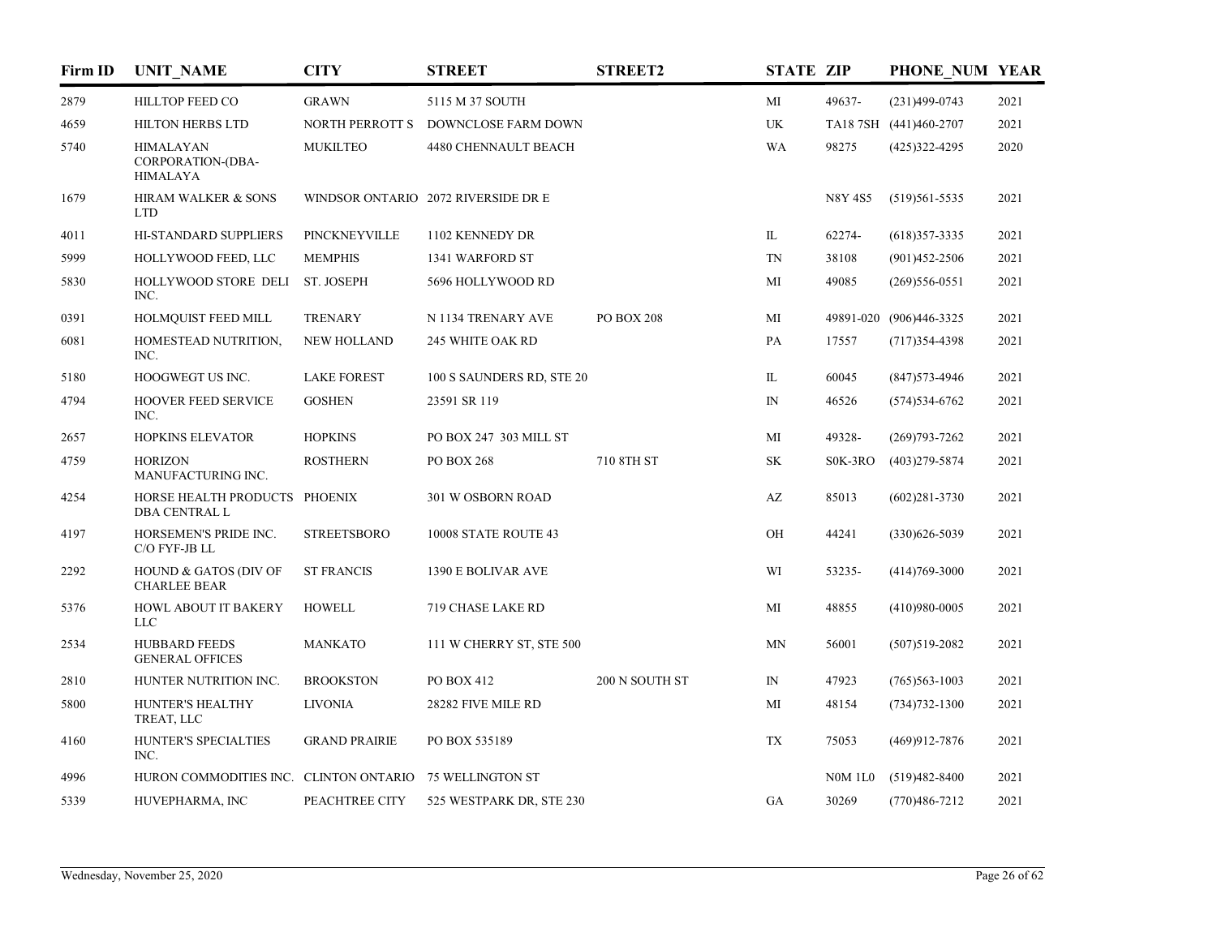| Firm ID | UNIT_NAME | CITY | STREET | STREET2 | STATE | ZIP | PHONE_NUM | YEAR |
|---|---|---|---|---|---|---|---|---|
| 2879 | HILLTOP FEED CO | GRAWN | 5115 M 37 SOUTH | | MI | 49637- | (231)499-0743 | 2021 |
| 4659 | HILTON HERBS LTD | NORTH PERROTT S | DOWNCLOSE FARM DOWN | | UK | TA18 7SH | (441)460-2707 | 2021 |
| 5740 | HIMALAYAN CORPORATION-(DBA-HIMALAYA | MUKILTEO | 4480 CHENNAULT BEACH | | WA | 98275 | (425)322-4295 | 2020 |
| 1679 | HIRAM WALKER & SONS LTD | WINDSOR ONTARIO | 2072 RIVERSIDE DR E | | | N8Y 4S5 | (519)561-5535 | 2021 |
| 4011 | HI-STANDARD SUPPLIERS | PINCKNEYVILLE | 1102 KENNEDY DR | | IL | 62274- | (618)357-3335 | 2021 |
| 5999 | HOLLYWOOD FEED, LLC | MEMPHIS | 1341 WARFORD ST | | TN | 38108 | (901)452-2506 | 2021 |
| 5830 | HOLLYWOOD STORE DELI INC. | ST. JOSEPH | 5696 HOLLYWOOD RD | | MI | 49085 | (269)556-0551 | 2021 |
| 0391 | HOLMQUIST FEED MILL | TRENARY | N 1134 TRENARY AVE | PO BOX 208 | MI | 49891-020 | (906)446-3325 | 2021 |
| 6081 | HOMESTEAD NUTRITION, INC. | NEW HOLLAND | 245 WHITE OAK RD | | PA | 17557 | (717)354-4398 | 2021 |
| 5180 | HOOGWEGT US INC. | LAKE FOREST | 100 S SAUNDERS RD, STE 20 | | IL | 60045 | (847)573-4946 | 2021 |
| 4794 | HOOVER FEED SERVICE INC. | GOSHEN | 23591 SR 119 | | IN | 46526 | (574)534-6762 | 2021 |
| 2657 | HOPKINS ELEVATOR | HOPKINS | PO BOX 247 303 MILL ST | | MI | 49328- | (269)793-7262 | 2021 |
| 4759 | HORIZON MANUFACTURING INC. | ROSTHERN | PO BOX 268 | 710 8TH ST | SK | S0K-3RO | (403)279-5874 | 2021 |
| 4254 | HORSE HEALTH PRODUCTS DBA CENTRAL L | PHOENIX | 301 W OSBORN ROAD | | AZ | 85013 | (602)281-3730 | 2021 |
| 4197 | HORSEMEN'S PRIDE INC. C/O FYF-JB LL | STREETSBORO | 10008 STATE ROUTE 43 | | OH | 44241 | (330)626-5039 | 2021 |
| 2292 | HOUND & GATOS (DIV OF CHARLEE BEAR | ST FRANCIS | 1390 E BOLIVAR AVE | | WI | 53235- | (414)769-3000 | 2021 |
| 5376 | HOWL ABOUT IT BAKERY LLC | HOWELL | 719 CHASE LAKE RD | | MI | 48855 | (410)980-0005 | 2021 |
| 2534 | HUBBARD FEEDS GENERAL OFFICES | MANKATO | 111 W CHERRY ST, STE 500 | | MN | 56001 | (507)519-2082 | 2021 |
| 2810 | HUNTER NUTRITION INC. | BROOKSTON | PO BOX 412 | 200 N SOUTH ST | IN | 47923 | (765)563-1003 | 2021 |
| 5800 | HUNTER'S HEALTHY TREAT, LLC | LIVONIA | 28282 FIVE MILE RD | | MI | 48154 | (734)732-1300 | 2021 |
| 4160 | HUNTER'S SPECIALTIES INC. | GRAND PRAIRIE | PO BOX 535189 | | TX | 75053 | (469)912-7876 | 2021 |
| 4996 | HURON COMMODITIES INC. | CLINTON ONTARIO | 75 WELLINGTON ST | | | N0M 1L0 | (519)482-8400 | 2021 |
| 5339 | HUVEPHARMA, INC | PEACHTREE CITY | 525 WESTPARK DR, STE 230 | | GA | 30269 | (770)486-7212 | 2021 |

Wednesday, November 25, 2020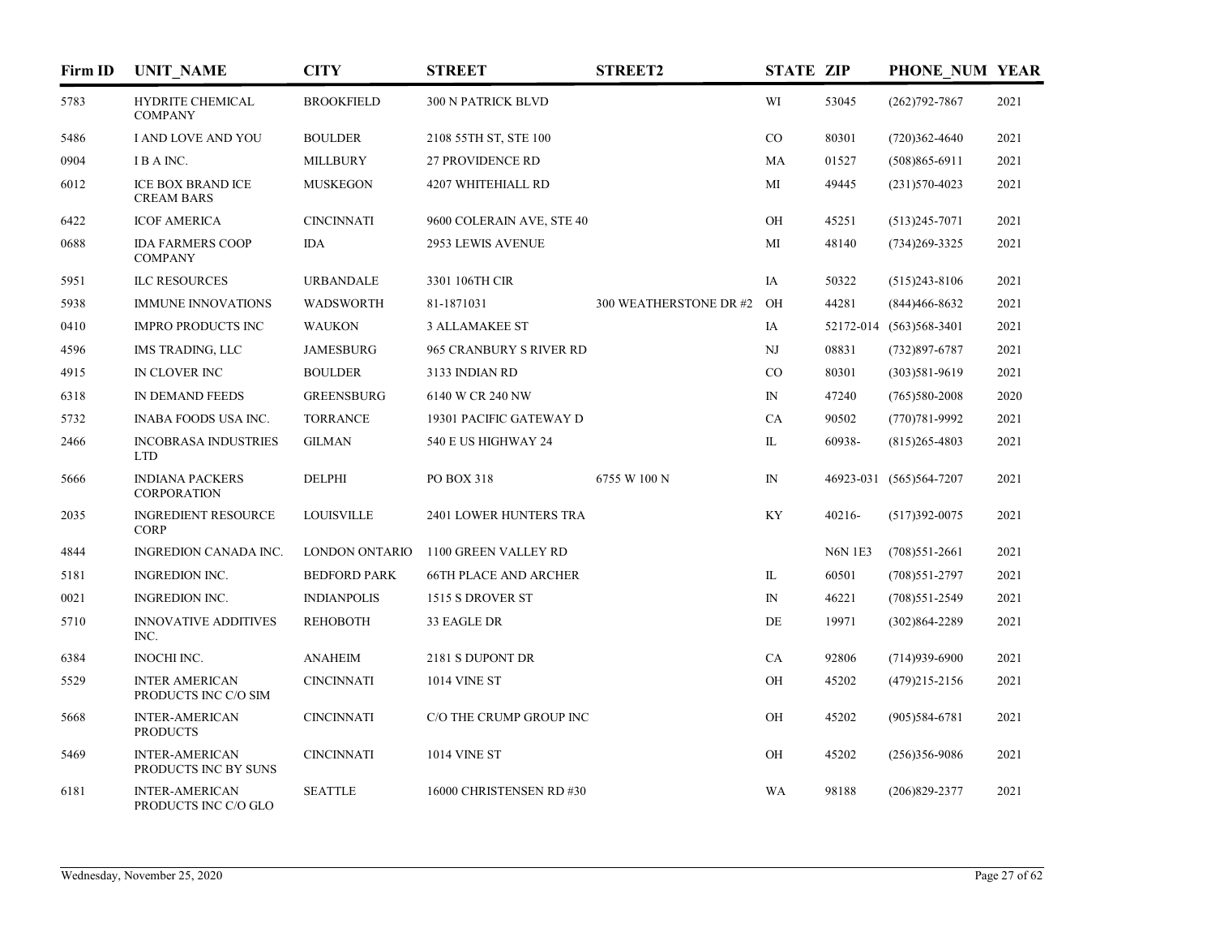| Firm ID | UNIT_NAME | CITY | STREET | STREET2 | STATE | ZIP | PHONE_NUM | YEAR |
|---|---|---|---|---|---|---|---|---|
| 5783 | HYDRITE CHEMICAL COMPANY | BROOKFIELD | 300 N PATRICK BLVD | | WI | 53045 | (262)792-7867 | 2021 |
| 5486 | I AND LOVE AND YOU | BOULDER | 2108 55TH ST, STE 100 | | CO | 80301 | (720)362-4640 | 2021 |
| 0904 | I B A INC. | MILLBURY | 27 PROVIDENCE RD | | MA | 01527 | (508)865-6911 | 2021 |
| 6012 | ICE BOX BRAND ICE CREAM BARS | MUSKEGON | 4207 WHITEHIALL RD | | MI | 49445 | (231)570-4023 | 2021 |
| 6422 | ICOF AMERICA | CINCINNATI | 9600 COLERAIN AVE, STE 40 | | OH | 45251 | (513)245-7071 | 2021 |
| 0688 | IDA FARMERS COOP COMPANY | IDA | 2953 LEWIS AVENUE | | MI | 48140 | (734)269-3325 | 2021 |
| 5951 | ILC RESOURCES | URBANDALE | 3301 106TH CIR | | IA | 50322 | (515)243-8106 | 2021 |
| 5938 | IMMUNE INNOVATIONS | WADSWORTH | 81-1871031 | 300 WEATHERSTONE DR #2 | OH | 44281 | (844)466-8632 | 2021 |
| 0410 | IMPRO PRODUCTS INC | WAUKON | 3 ALLAMAKEE ST | | IA | 52172-014 | (563)568-3401 | 2021 |
| 4596 | IMS TRADING, LLC | JAMESBURG | 965 CRANBURY S RIVER RD | | NJ | 08831 | (732)897-6787 | 2021 |
| 4915 | IN CLOVER INC | BOULDER | 3133 INDIAN RD | | CO | 80301 | (303)581-9619 | 2021 |
| 6318 | IN DEMAND FEEDS | GREENSBURG | 6140 W CR 240 NW | | IN | 47240 | (765)580-2008 | 2020 |
| 5732 | INABA FOODS USA INC. | TORRANCE | 19301 PACIFIC GATEWAY D | | CA | 90502 | (770)781-9992 | 2021 |
| 2466 | INCOBRASA INDUSTRIES LTD | GILMAN | 540 E US HIGHWAY 24 | | IL | 60938- | (815)265-4803 | 2021 |
| 5666 | INDIANA PACKERS CORPORATION | DELPHI | PO BOX 318 | 6755 W 100 N | IN | 46923-031 | (565)564-7207 | 2021 |
| 2035 | INGREDIENT RESOURCE CORP | LOUISVILLE | 2401 LOWER HUNTERS TRA | | KY | 40216- | (517)392-0075 | 2021 |
| 4844 | INGREDION CANADA INC. | LONDON ONTARIO | 1100 GREEN VALLEY RD | | | N6N 1E3 | (708)551-2661 | 2021 |
| 5181 | INGREDION INC. | BEDFORD PARK | 66TH PLACE AND ARCHER | | IL | 60501 | (708)551-2797 | 2021 |
| 0021 | INGREDION INC. | INDIANPOLIS | 1515 S DROVER ST | | IN | 46221 | (708)551-2549 | 2021 |
| 5710 | INNOVATIVE ADDITIVES INC. | REHOBOTH | 33 EAGLE DR | | DE | 19971 | (302)864-2289 | 2021 |
| 6384 | INOCHI INC. | ANAHEIM | 2181 S DUPONT DR | | CA | 92806 | (714)939-6900 | 2021 |
| 5529 | INTER AMERICAN PRODUCTS INC C/O SIM | CINCINNATI | 1014 VINE ST | | OH | 45202 | (479)215-2156 | 2021 |
| 5668 | INTER-AMERICAN PRODUCTS | CINCINNATI | C/O THE CRUMP GROUP INC | | OH | 45202 | (905)584-6781 | 2021 |
| 5469 | INTER-AMERICAN PRODUCTS INC BY SUNS | CINCINNATI | 1014 VINE ST | | OH | 45202 | (256)356-9086 | 2021 |
| 6181 | INTER-AMERICAN PRODUCTS INC C/O GLO | SEATTLE | 16000 CHRISTENSEN RD #30 | | WA | 98188 | (206)829-2377 | 2021 |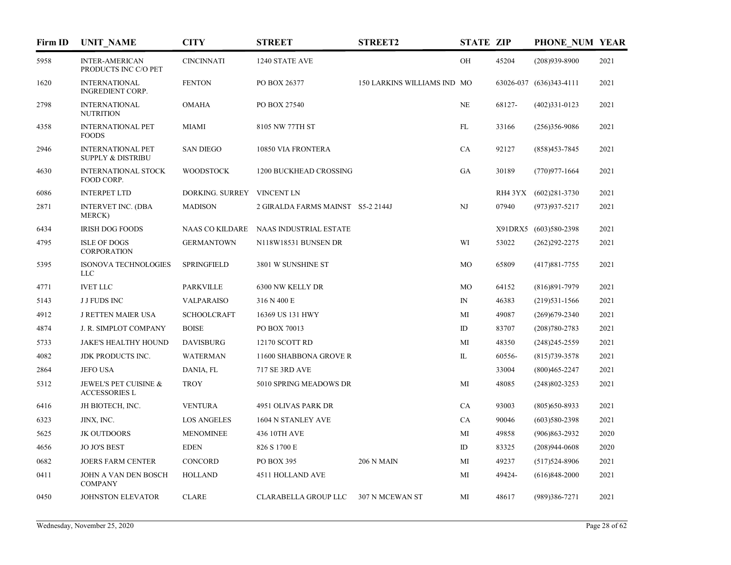| Firm ID | UNIT_NAME | CITY | STREET | STREET2 | STATE | ZIP | PHONE_NUM | YEAR |
|---|---|---|---|---|---|---|---|---|
| 5958 | INTER-AMERICAN PRODUCTS INC C/O PET | CINCINNATI | 1240 STATE AVE | | OH | 45204 | (208)939-8900 | 2021 |
| 1620 | INTERNATIONAL INGREDIENT CORP. | FENTON | PO BOX 26377 | 150 LARKINS WILLIAMS IND | MO | 63026-037 | (636)343-4111 | 2021 |
| 2798 | INTERNATIONAL NUTRITION | OMAHA | PO BOX 27540 | | NE | 68127- | (402)331-0123 | 2021 |
| 4358 | INTERNATIONAL PET FOODS | MIAMI | 8105 NW 77TH ST | | FL | 33166 | (256)356-9086 | 2021 |
| 2946 | INTERNATIONAL PET SUPPLY & DISTRIBU | SAN DIEGO | 10850 VIA FRONTERA | | CA | 92127 | (858)453-7845 | 2021 |
| 4630 | INTERNATIONAL STOCK FOOD CORP. | WOODSTOCK | 1200 BUCKHEAD CROSSING | | GA | 30189 | (770)977-1664 | 2021 |
| 6086 | INTERPET LTD | DORKING. SURREY | VINCENT LN | | | RH4 3YX | (602)281-3730 | 2021 |
| 2871 | INTERVET INC. (DBA MERCK) | MADISON | 2 GIRALDA FARMS MAINST | S5-2 2144J | NJ | 07940 | (973)937-5217 | 2021 |
| 6434 | IRISH DOG FOODS | NAAS CO KILDARE | NAAS INDUSTRIAL ESTATE | | | X91DRX5 | (603)580-2398 | 2021 |
| 4795 | ISLE OF DOGS CORPORATION | GERMANTOWN | N118W18531 BUNSEN DR | | WI | 53022 | (262)292-2275 | 2021 |
| 5395 | ISONOVA TECHNOLOGIES LLC | SPRINGFIELD | 3801 W SUNSHINE ST | | MO | 65809 | (417)881-7755 | 2021 |
| 4771 | IVET LLC | PARKVILLE | 6300 NW KELLY DR | | MO | 64152 | (816)891-7979 | 2021 |
| 5143 | J J FUDS INC | VALPARAISO | 316 N 400 E | | IN | 46383 | (219)531-1566 | 2021 |
| 4912 | J RETTEN MAIER USA | SCHOOLCRAFT | 16369 US 131 HWY | | MI | 49087 | (269)679-2340 | 2021 |
| 4874 | J. R. SIMPLOT COMPANY | BOISE | PO BOX 70013 | | ID | 83707 | (208)780-2783 | 2021 |
| 5733 | JAKE'S HEALTHY HOUND | DAVISBURG | 12170 SCOTT RD | | MI | 48350 | (248)245-2559 | 2021 |
| 4082 | JDK PRODUCTS INC. | WATERMAN | 11600 SHABBONA GROVE R | | IL | 60556- | (815)739-3578 | 2021 |
| 2864 | JEFO USA | DANIA, FL | 717 SE 3RD AVE | | | 33004 | (800)465-2247 | 2021 |
| 5312 | JEWEL'S PET CUISINE & ACCESSORIES L | TROY | 5010 SPRING MEADOWS DR | | MI | 48085 | (248)802-3253 | 2021 |
| 6416 | JH BIOTECH, INC. | VENTURA | 4951 OLIVAS PARK DR | | CA | 93003 | (805)650-8933 | 2021 |
| 6323 | JINX, INC. | LOS ANGELES | 1604 N STANLEY AVE | | CA | 90046 | (603)580-2398 | 2021 |
| 5625 | JK OUTDOORS | MENOMINEE | 436 10TH AVE | | MI | 49858 | (906)863-2932 | 2020 |
| 4656 | JO JO'S BEST | EDEN | 826 S 1700 E | | ID | 83325 | (208)944-0608 | 2020 |
| 0682 | JOERS FARM CENTER | CONCORD | PO BOX 395 | 206 N MAIN | MI | 49237 | (517)524-8906 | 2021 |
| 0411 | JOHN A VAN DEN BOSCH COMPANY | HOLLAND | 4511 HOLLAND AVE | | MI | 49424- | (616)848-2000 | 2021 |
| 0450 | JOHNSTON ELEVATOR | CLARE | CLARABELLA GROUP LLC | 307 N MCEWAN ST | MI | 48617 | (989)386-7271 | 2021 |

Wednesday, November 25, 2020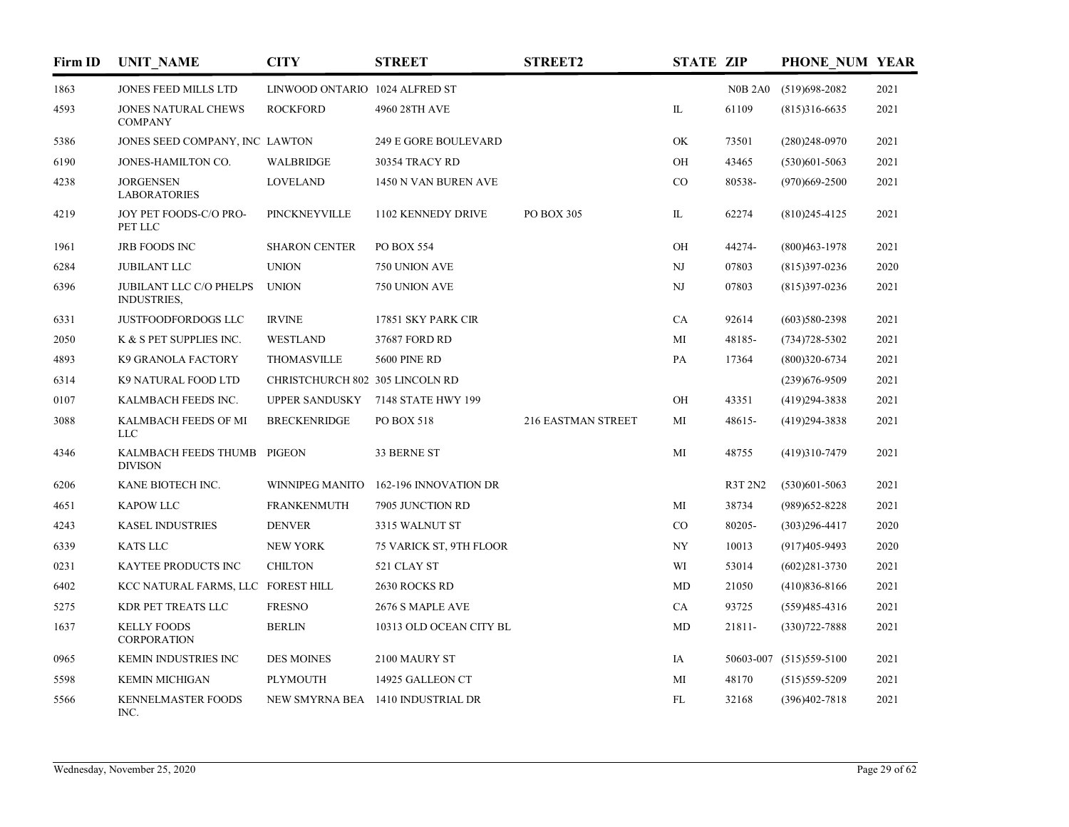| Firm ID | UNIT_NAME | CITY | STREET | STREET2 | STATE | ZIP | PHONE_NUM | YEAR |
|---|---|---|---|---|---|---|---|---|
| 1863 | JONES FEED MILLS LTD | LINWOOD ONTARIO | 1024 ALFRED ST | | | N0B 2A0 | (519)698-2082 | 2021 |
| 4593 | JONES NATURAL CHEWS COMPANY | ROCKFORD | 4960 28TH AVE | | IL | 61109 | (815)316-6635 | 2021 |
| 5386 | JONES SEED COMPANY, INC | LAWTON | 249 E GORE BOULEVARD | | OK | 73501 | (280)248-0970 | 2021 |
| 6190 | JONES-HAMILTON CO. | WALBRIDGE | 30354 TRACY RD | | OH | 43465 | (530)601-5063 | 2021 |
| 4238 | JORGENSEN LABORATORIES | LOVELAND | 1450 N VAN BUREN AVE | | CO | 80538- | (970)669-2500 | 2021 |
| 4219 | JOY PET FOODS-C/O PRO-PET LLC | PINCKNEYVILLE | 1102 KENNEDY DRIVE | PO BOX 305 | IL | 62274 | (810)245-4125 | 2021 |
| 1961 | JRB FOODS INC | SHARON CENTER | PO BOX 554 | | OH | 44274- | (800)463-1978 | 2021 |
| 6284 | JUBILANT LLC | UNION | 750 UNION AVE | | NJ | 07803 | (815)397-0236 | 2020 |
| 6396 | JUBILANT LLC C/O PHELPS INDUSTRIES, | UNION | 750 UNION AVE | | NJ | 07803 | (815)397-0236 | 2021 |
| 6331 | JUSTFOODFORDOGS LLC | IRVINE | 17851 SKY PARK CIR | | CA | 92614 | (603)580-2398 | 2021 |
| 2050 | K & S PET SUPPLIES INC. | WESTLAND | 37687 FORD RD | | MI | 48185- | (734)728-5302 | 2021 |
| 4893 | K9 GRANOLA FACTORY | THOMASVILLE | 5600 PINE RD | | PA | 17364 | (800)320-6734 | 2021 |
| 6314 | K9 NATURAL FOOD LTD | CHRISTCHURCH 802 | 305 LINCOLN RD | | | | (239)676-9509 | 2021 |
| 0107 | KALMBACH FEEDS INC. | UPPER SANDUSKY | 7148 STATE HWY 199 | | OH | 43351 | (419)294-3838 | 2021 |
| 3088 | KALMBACH FEEDS OF MI LLC | BRECKENRIDGE | PO BOX 518 | 216 EASTMAN STREET | MI | 48615- | (419)294-3838 | 2021 |
| 4346 | KALMBACH FEEDS THUMB DIVISON | PIGEON | 33 BERNE ST | | MI | 48755 | (419)310-7479 | 2021 |
| 6206 | KANE BIOTECH INC. | WINNIPEG MANITO | 162-196 INNOVATION DR | | | R3T 2N2 | (530)601-5063 | 2021 |
| 4651 | KAPOW LLC | FRANKENMUTH | 7905 JUNCTION RD | | MI | 38734 | (989)652-8228 | 2021 |
| 4243 | KASEL INDUSTRIES | DENVER | 3315 WALNUT ST | | CO | 80205- | (303)296-4417 | 2020 |
| 6339 | KATS LLC | NEW YORK | 75 VARICK ST, 9TH FLOOR | | NY | 10013 | (917)405-9493 | 2020 |
| 0231 | KAYTEE PRODUCTS INC | CHILTON | 521 CLAY ST | | WI | 53014 | (602)281-3730 | 2021 |
| 6402 | KCC NATURAL FARMS, LLC | FOREST HILL | 2630 ROCKS RD | | MD | 21050 | (410)836-8166 | 2021 |
| 5275 | KDR PET TREATS LLC | FRESNO | 2676 S MAPLE AVE | | CA | 93725 | (559)485-4316 | 2021 |
| 1637 | KELLY FOODS CORPORATION | BERLIN | 10313 OLD OCEAN CITY BL | | MD | 21811- | (330)722-7888 | 2021 |
| 0965 | KEMIN INDUSTRIES INC | DES MOINES | 2100 MAURY ST | | IA | 50603-007 | (515)559-5100 | 2021 |
| 5598 | KEMIN MICHIGAN | PLYMOUTH | 14925 GALLEON CT | | MI | 48170 | (515)559-5209 | 2021 |
| 5566 | KENNELMASTER FOODS INC. | NEW SMYRNA BEA | 1410 INDUSTRIAL DR | | FL | 32168 | (396)402-7818 | 2021 |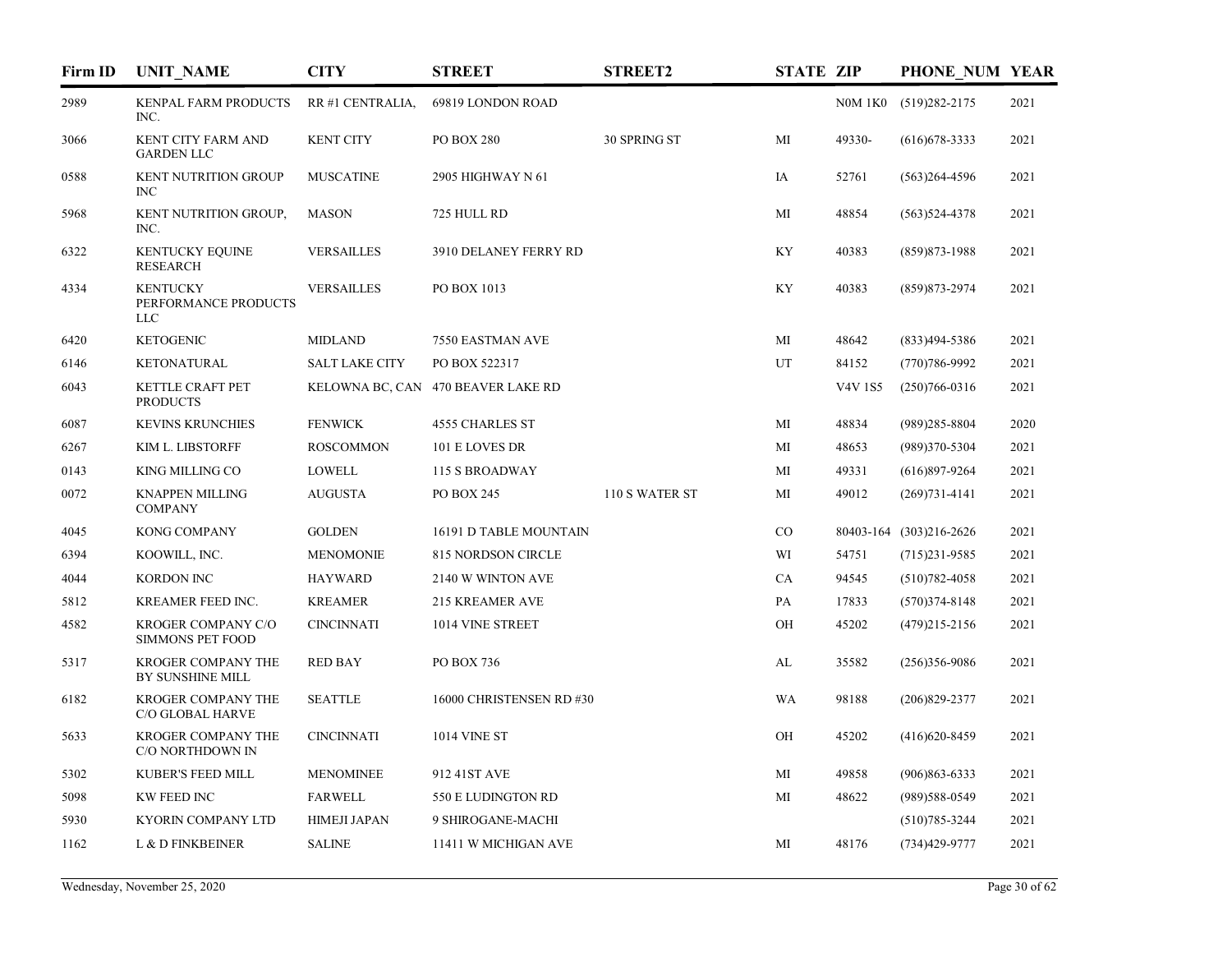| Firm ID | UNIT_NAME | CITY | STREET | STREET2 | STATE | ZIP | PHONE_NUM | YEAR |
|---|---|---|---|---|---|---|---|---|
| 2989 | KENPAL FARM PRODUCTS INC. | RR #1 CENTRALIA, | 69819 LONDON ROAD | | | N0M 1K0 | (519)282-2175 | 2021 |
| 3066 | KENT CITY FARM AND GARDEN LLC | KENT CITY | PO BOX 280 | 30 SPRING ST | MI | 49330- | (616)678-3333 | 2021 |
| 0588 | KENT NUTRITION GROUP INC | MUSCATINE | 2905 HIGHWAY N 61 | | IA | 52761 | (563)264-4596 | 2021 |
| 5968 | KENT NUTRITION GROUP, INC. | MASON | 725 HULL RD | | MI | 48854 | (563)524-4378 | 2021 |
| 6322 | KENTUCKY EQUINE RESEARCH | VERSAILLES | 3910 DELANEY FERRY RD | | KY | 40383 | (859)873-1988 | 2021 |
| 4334 | KENTUCKY PERFORMANCE PRODUCTS LLC | VERSAILLES | PO BOX 1013 | | KY | 40383 | (859)873-2974 | 2021 |
| 6420 | KETOGENIC | MIDLAND | 7550 EASTMAN AVE | | MI | 48642 | (833)494-5386 | 2021 |
| 6146 | KETONATURAL | SALT LAKE CITY | PO BOX 522317 | | UT | 84152 | (770)786-9992 | 2021 |
| 6043 | KETTLE CRAFT PET PRODUCTS | KELOWNA BC, CAN | 470 BEAVER LAKE RD | | | V4V 1S5 | (250)766-0316 | 2021 |
| 6087 | KEVINS KRUNCHIES | FENWICK | 4555 CHARLES ST | | MI | 48834 | (989)285-8804 | 2020 |
| 6267 | KIM L. LIBSTORFF | ROSCOMMON | 101 E LOVES DR | | MI | 48653 | (989)370-5304 | 2021 |
| 0143 | KING MILLING CO | LOWELL | 115 S BROADWAY | | MI | 49331 | (616)897-9264 | 2021 |
| 0072 | KNAPPEN MILLING COMPANY | AUGUSTA | PO BOX 245 | 110 S WATER ST | MI | 49012 | (269)731-4141 | 2021 |
| 4045 | KONG COMPANY | GOLDEN | 16191 D TABLE MOUNTAIN | | CO | 80403-164 | (303)216-2626 | 2021 |
| 6394 | KOOWILL, INC. | MENOMONIE | 815 NORDSON CIRCLE | | WI | 54751 | (715)231-9585 | 2021 |
| 4044 | KORDON INC | HAYWARD | 2140 W WINTON AVE | | CA | 94545 | (510)782-4058 | 2021 |
| 5812 | KREAMER FEED INC. | KREAMER | 215 KREAMER AVE | | PA | 17833 | (570)374-8148 | 2021 |
| 4582 | KROGER COMPANY C/O SIMMONS PET FOOD | CINCINNATI | 1014 VINE STREET | | OH | 45202 | (479)215-2156 | 2021 |
| 5317 | KROGER COMPANY THE BY SUNSHINE MILL | RED BAY | PO BOX 736 | | AL | 35582 | (256)356-9086 | 2021 |
| 6182 | KROGER COMPANY THE C/O GLOBAL HARVE | SEATTLE | 16000 CHRISTENSEN RD #30 | | WA | 98188 | (206)829-2377 | 2021 |
| 5633 | KROGER COMPANY THE C/O NORTHDOWN IN | CINCINNATI | 1014 VINE ST | | OH | 45202 | (416)620-8459 | 2021 |
| 5302 | KUBER'S FEED MILL | MENOMINEE | 912 41ST AVE | | MI | 49858 | (906)863-6333 | 2021 |
| 5098 | KW FEED INC | FARWELL | 550 E LUDINGTON RD | | MI | 48622 | (989)588-0549 | 2021 |
| 5930 | KYORIN COMPANY LTD | HIMEJI JAPAN | 9 SHIROGANE-MACHI | | | | (510)785-3244 | 2021 |
| 1162 | L & D FINKBEINER | SALINE | 11411 W MICHIGAN AVE | | MI | 48176 | (734)429-9777 | 2021 |

Wednesday, November 25, 2020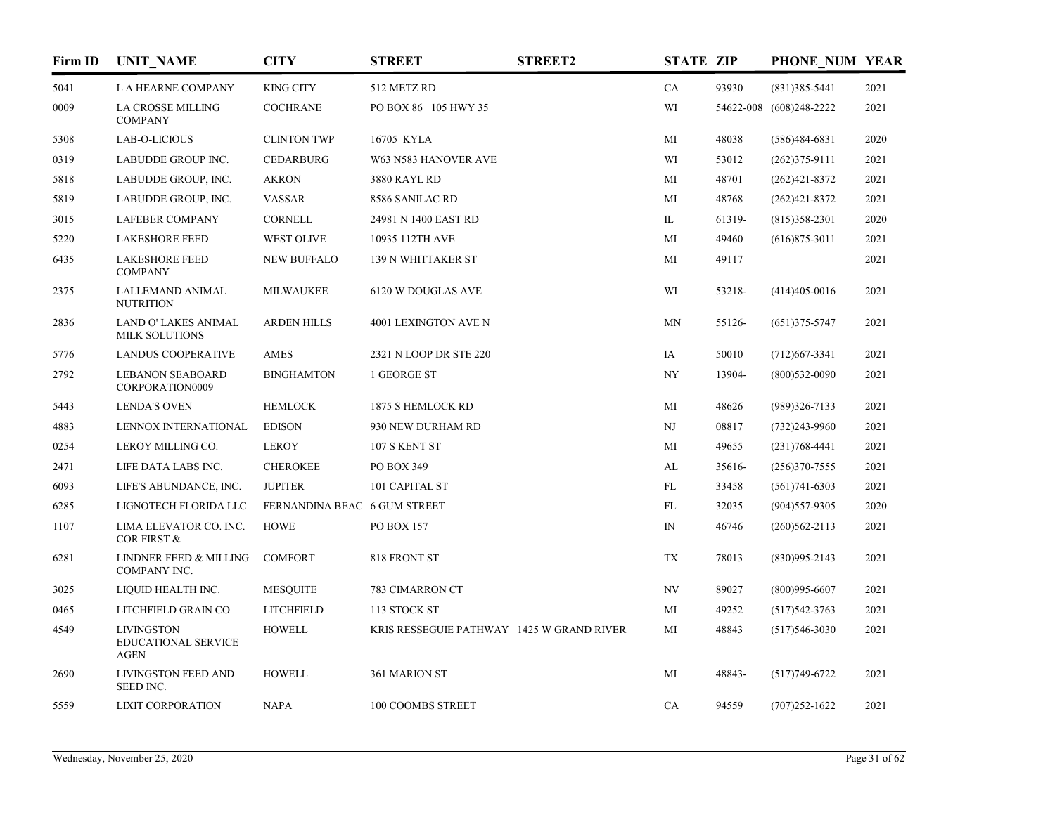| Firm ID | UNIT_NAME | CITY | STREET | STREET2 | STATE | ZIP | PHONE_NUM | YEAR |
|---|---|---|---|---|---|---|---|---|
| 5041 | L A HEARNE COMPANY | KING CITY | 512 METZ RD | | CA | 93930 | (831)385-5441 | 2021 |
| 0009 | LA CROSSE MILLING COMPANY | COCHRANE | PO BOX 86 105 HWY 35 | | WI | 54622-008 | (608)248-2222 | 2021 |
| 5308 | LAB-O-LICIOUS | CLINTON TWP | 16705 KYLA | | MI | 48038 | (586)484-6831 | 2020 |
| 0319 | LABUDDE GROUP INC. | CEDARBURG | W63 N583 HANOVER AVE | | WI | 53012 | (262)375-9111 | 2021 |
| 5818 | LABUDDE GROUP, INC. | AKRON | 3880 RAYL RD | | MI | 48701 | (262)421-8372 | 2021 |
| 5819 | LABUDDE GROUP, INC. | VASSAR | 8586 SANILAC RD | | MI | 48768 | (262)421-8372 | 2021 |
| 3015 | LAFEBER COMPANY | CORNELL | 24981 N 1400 EAST RD | | IL | 61319- | (815)358-2301 | 2020 |
| 5220 | LAKESHORE FEED | WEST OLIVE | 10935 112TH AVE | | MI | 49460 | (616)875-3011 | 2021 |
| 6435 | LAKESHORE FEED COMPANY | NEW BUFFALO | 139 N WHITTAKER ST | | MI | 49117 | | 2021 |
| 2375 | LALLEMAND ANIMAL NUTRITION | MILWAUKEE | 6120 W DOUGLAS AVE | | WI | 53218- | (414)405-0016 | 2021 |
| 2836 | LAND O' LAKES ANIMAL MILK SOLUTIONS | ARDEN HILLS | 4001 LEXINGTON AVE N | | MN | 55126- | (651)375-5747 | 2021 |
| 5776 | LANDUS COOPERATIVE | AMES | 2321 N LOOP DR STE 220 | | IA | 50010 | (712)667-3341 | 2021 |
| 2792 | LEBANON SEABOARD CORPORATION0009 | BINGHAMTON | 1 GEORGE ST | | NY | 13904- | (800)532-0090 | 2021 |
| 5443 | LENDA'S OVEN | HEMLOCK | 1875 S HEMLOCK RD | | MI | 48626 | (989)326-7133 | 2021 |
| 4883 | LENNOX INTERNATIONAL | EDISON | 930 NEW DURHAM RD | | NJ | 08817 | (732)243-9960 | 2021 |
| 0254 | LEROY MILLING CO. | LEROY | 107 S KENT ST | | MI | 49655 | (231)768-4441 | 2021 |
| 2471 | LIFE DATA LABS INC. | CHEROKEE | PO BOX 349 | | AL | 35616- | (256)370-7555 | 2021 |
| 6093 | LIFE'S ABUNDANCE, INC. | JUPITER | 101 CAPITAL ST | | FL | 33458 | (561)741-6303 | 2021 |
| 6285 | LIGNOTECH FLORIDA LLC | FERNANDINA BEAC | 6 GUM STREET | | FL | 32035 | (904)557-9305 | 2020 |
| 1107 | LIMA ELEVATOR CO. INC. COR FIRST & | HOWE | PO BOX 157 | | IN | 46746 | (260)562-2113 | 2021 |
| 6281 | LINDNER FEED & MILLING COMPANY INC. | COMFORT | 818 FRONT ST | | TX | 78013 | (830)995-2143 | 2021 |
| 3025 | LIQUID HEALTH INC. | MESQUITE | 783 CIMARRON CT | | NV | 89027 | (800)995-6607 | 2021 |
| 0465 | LITCHFIELD GRAIN CO | LITCHFIELD | 113 STOCK ST | | MI | 49252 | (517)542-3763 | 2021 |
| 4549 | LIVINGSTON EDUCATIONAL SERVICE AGEN | HOWELL | KRIS RESSEGUIE PATHWAY | 1425 W GRAND RIVER | MI | 48843 | (517)546-3030 | 2021 |
| 2690 | LIVINGSTON FEED AND SEED INC. | HOWELL | 361 MARION ST | | MI | 48843- | (517)749-6722 | 2021 |
| 5559 | LIXIT CORPORATION | NAPA | 100 COOMBS STREET | | CA | 94559 | (707)252-1622 | 2021 |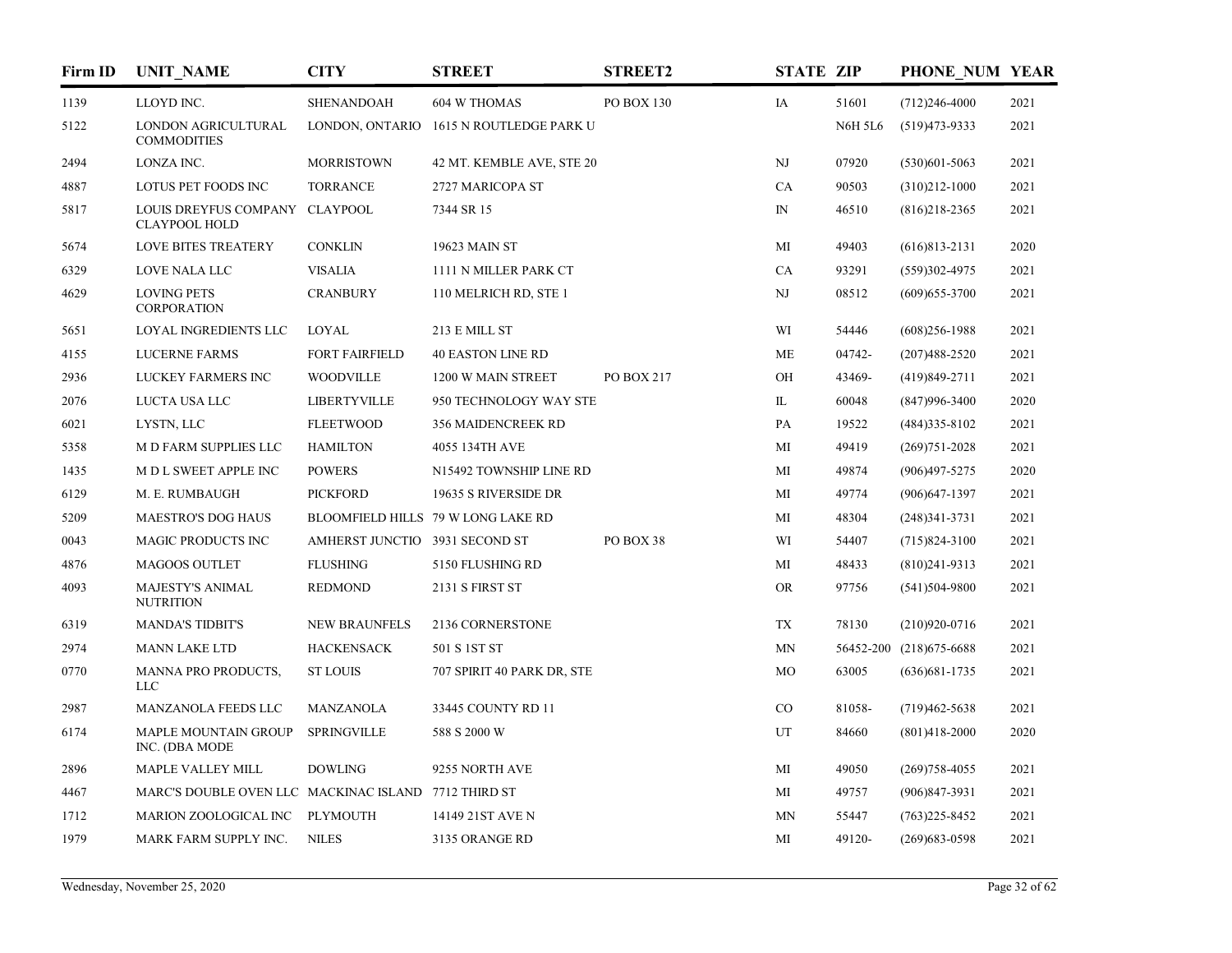| Firm ID | UNIT_NAME | CITY | STREET | STREET2 | STATE | ZIP | PHONE_NUM | YEAR |
|---|---|---|---|---|---|---|---|---|
| 1139 | LLOYD INC. | SHENANDOAH | 604 W THOMAS | PO BOX 130 | IA | 51601 | (712)246-4000 | 2021 |
| 5122 | LONDON AGRICULTURAL COMMODITIES | LONDON, ONTARIO | 1615 N ROUTLEDGE PARK U | | | N6H 5L6 | (519)473-9333 | 2021 |
| 2494 | LONZA INC. | MORRISTOWN | 42 MT. KEMBLE AVE, STE 20 | | NJ | 07920 | (530)601-5063 | 2021 |
| 4887 | LOTUS PET FOODS INC | TORRANCE | 2727 MARICOPA ST | | CA | 90503 | (310)212-1000 | 2021 |
| 5817 | LOUIS DREYFUS COMPANY CLAYPOOL HOLD | CLAYPOOL | 7344 SR 15 | | IN | 46510 | (816)218-2365 | 2021 |
| 5674 | LOVE BITES TREATERY | CONKLIN | 19623 MAIN ST | | MI | 49403 | (616)813-2131 | 2020 |
| 6329 | LOVE NALA LLC | VISALIA | 1111 N MILLER PARK CT | | CA | 93291 | (559)302-4975 | 2021 |
| 4629 | LOVING PETS CORPORATION | CRANBURY | 110 MELRICH RD, STE 1 | | NJ | 08512 | (609)655-3700 | 2021 |
| 5651 | LOYAL INGREDIENTS LLC | LOYAL | 213 E MILL ST | | WI | 54446 | (608)256-1988 | 2021 |
| 4155 | LUCERNE FARMS | FORT FAIRFIELD | 40 EASTON LINE RD | | ME | 04742- | (207)488-2520 | 2021 |
| 2936 | LUCKEY FARMERS INC | WOODVILLE | 1200 W MAIN STREET | PO BOX 217 | OH | 43469- | (419)849-2711 | 2021 |
| 2076 | LUCTA USA LLC | LIBERTYVILLE | 950 TECHNOLOGY WAY STE | | IL | 60048 | (847)996-3400 | 2020 |
| 6021 | LYSTN, LLC | FLEETWOOD | 356 MAIDENCREEK RD | | PA | 19522 | (484)335-8102 | 2021 |
| 5358 | M D FARM SUPPLIES LLC | HAMILTON | 4055 134TH AVE | | MI | 49419 | (269)751-2028 | 2021 |
| 1435 | M D L SWEET APPLE INC | POWERS | N15492 TOWNSHIP LINE RD | | MI | 49874 | (906)497-5275 | 2020 |
| 6129 | M. E. RUMBAUGH | PICKFORD | 19635 S RIVERSIDE DR | | MI | 49774 | (906)647-1397 | 2021 |
| 5209 | MAESTRO'S DOG HAUS | BLOOMFIELD HILLS | 79 W LONG LAKE RD | | MI | 48304 | (248)341-3731 | 2021 |
| 0043 | MAGIC PRODUCTS INC | AMHERST JUNCTIO | 3931 SECOND ST | PO BOX 38 | WI | 54407 | (715)824-3100 | 2021 |
| 4876 | MAGOOS OUTLET | FLUSHING | 5150 FLUSHING RD | | MI | 48433 | (810)241-9313 | 2021 |
| 4093 | MAJESTY'S ANIMAL NUTRITION | REDMOND | 2131 S FIRST ST | | OR | 97756 | (541)504-9800 | 2021 |
| 6319 | MANDA'S TIDBIT'S | NEW BRAUNFELS | 2136 CORNERSTONE | | TX | 78130 | (210)920-0716 | 2021 |
| 2974 | MANN LAKE LTD | HACKENSACK | 501 S 1ST ST | | MN | 56452-200 | (218)675-6688 | 2021 |
| 0770 | MANNA PRO PRODUCTS, LLC | ST LOUIS | 707 SPIRIT 40 PARK DR, STE | | MO | 63005 | (636)681-1735 | 2021 |
| 2987 | MANZANOLA FEEDS LLC | MANZANOLA | 33445 COUNTY RD 11 | | CO | 81058- | (719)462-5638 | 2021 |
| 6174 | MAPLE MOUNTAIN GROUP INC. (DBA MODE | SPRINGVILLE | 588 S 2000 W | | UT | 84660 | (801)418-2000 | 2020 |
| 2896 | MAPLE VALLEY MILL | DOWLING | 9255 NORTH AVE | | MI | 49050 | (269)758-4055 | 2021 |
| 4467 | MARC'S DOUBLE OVEN LLC | MACKINAC ISLAND | 7712 THIRD ST | | MI | 49757 | (906)847-3931 | 2021 |
| 1712 | MARION ZOOLOGICAL INC | PLYMOUTH | 14149 21ST AVE N | | MN | 55447 | (763)225-8452 | 2021 |
| 1979 | MARK FARM SUPPLY INC. | NILES | 3135 ORANGE RD | | MI | 49120- | (269)683-0598 | 2021 |

Wednesday, November 25, 2020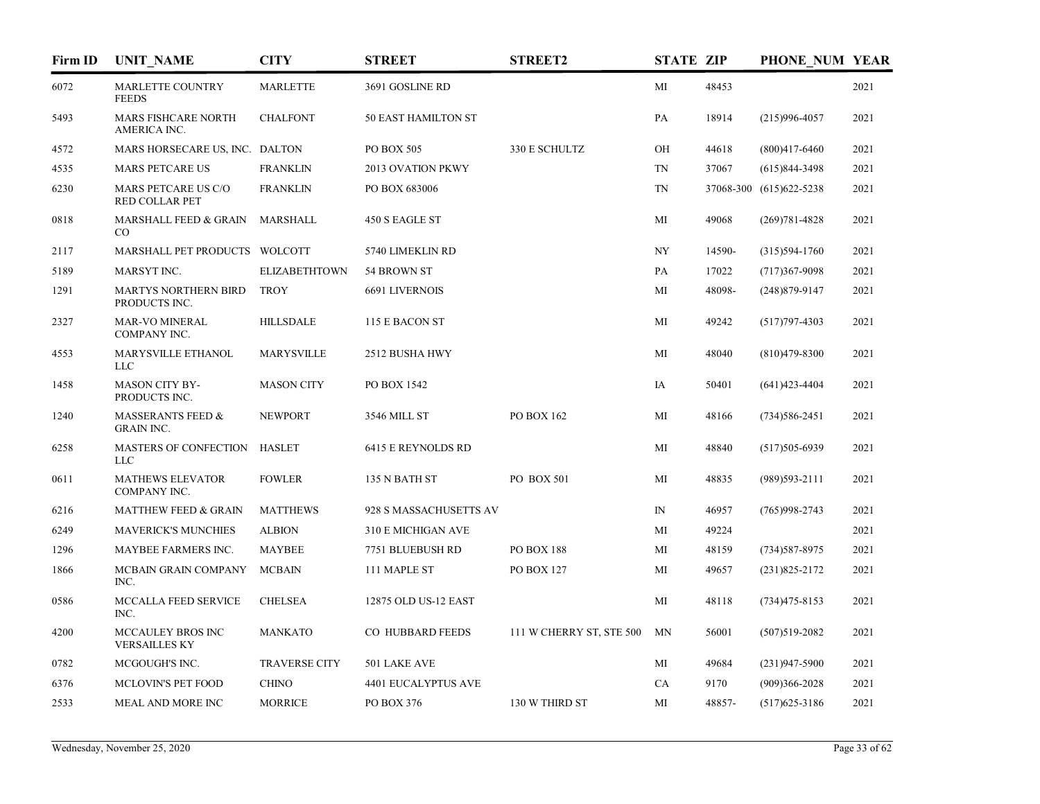| Firm ID | UNIT_NAME | CITY | STREET | STREET2 | STATE | ZIP | PHONE_NUM | YEAR |
|---|---|---|---|---|---|---|---|---|
| 6072 | MARLETTE COUNTRY FEEDS | MARLETTE | 3691 GOSLINE RD | | MI | 48453 | | 2021 |
| 5493 | MARS FISHCARE NORTH AMERICA INC. | CHALFONT | 50 EAST HAMILTON ST | | PA | 18914 | (215)996-4057 | 2021 |
| 4572 | MARS HORSECARE US, INC. | DALTON | PO BOX 505 | 330 E SCHULTZ | OH | 44618 | (800)417-6460 | 2021 |
| 4535 | MARS PETCARE US | FRANKLIN | 2013 OVATION PKWY | | TN | 37067 | (615)844-3498 | 2021 |
| 6230 | MARS PETCARE US C/O RED COLLAR PET | FRANKLIN | PO BOX 683006 | | TN | 37068-300 | (615)622-5238 | 2021 |
| 0818 | MARSHALL FEED & GRAIN CO | MARSHALL | 450 S EAGLE ST | | MI | 49068 | (269)781-4828 | 2021 |
| 2117 | MARSHALL PET PRODUCTS | WOLCOTT | 5740 LIMEKLIN RD | | NY | 14590- | (315)594-1760 | 2021 |
| 5189 | MARSYT INC. | ELIZABETHTOWN | 54 BROWN ST | | PA | 17022 | (717)367-9098 | 2021 |
| 1291 | MARTYS NORTHERN BIRD PRODUCTS INC. | TROY | 6691 LIVERNOIS | | MI | 48098- | (248)879-9147 | 2021 |
| 2327 | MAR-VO MINERAL COMPANY INC. | HILLSDALE | 115 E BACON ST | | MI | 49242 | (517)797-4303 | 2021 |
| 4553 | MARYSVILLE ETHANOL LLC | MARYSVILLE | 2512 BUSHA HWY | | MI | 48040 | (810)479-8300 | 2021 |
| 1458 | MASON CITY BY-PRODUCTS INC. | MASON CITY | PO BOX 1542 | | IA | 50401 | (641)423-4404 | 2021 |
| 1240 | MASSERANTS FEED & GRAIN INC. | NEWPORT | 3546 MILL ST | PO BOX 162 | MI | 48166 | (734)586-2451 | 2021 |
| 6258 | MASTERS OF CONFECTION LLC | HASLET | 6415 E REYNOLDS RD | | MI | 48840 | (517)505-6939 | 2021 |
| 0611 | MATHEWS ELEVATOR COMPANY INC. | FOWLER | 135 N BATH ST | PO BOX 501 | MI | 48835 | (989)593-2111 | 2021 |
| 6216 | MATTHEW FEED & GRAIN | MATTHEWS | 928 S MASSACHUSETTS AV | | IN | 46957 | (765)998-2743 | 2021 |
| 6249 | MAVERICK'S MUNCHIES | ALBION | 310 E MICHIGAN AVE | | MI | 49224 | | 2021 |
| 1296 | MAYBEE FARMERS INC. | MAYBEE | 7751 BLUEBUSH RD | PO BOX 188 | MI | 48159 | (734)587-8975 | 2021 |
| 1866 | MCBAIN GRAIN COMPANY INC. | MCBAIN | 111 MAPLE ST | PO BOX 127 | MI | 49657 | (231)825-2172 | 2021 |
| 0586 | MCCALLA FEED SERVICE INC. | CHELSEA | 12875 OLD US-12 EAST | | MI | 48118 | (734)475-8153 | 2021 |
| 4200 | MCCAULEY BROS INC VERSAILLES KY | MANKATO | CO HUBBARD FEEDS | 111 W CHERRY ST, STE 500 | MN | 56001 | (507)519-2082 | 2021 |
| 0782 | MCGOUGH'S INC. | TRAVERSE CITY | 501 LAKE AVE | | MI | 49684 | (231)947-5900 | 2021 |
| 6376 | MCLOVIN'S PET FOOD | CHINO | 4401 EUCALYPTUS AVE | | CA | 9170 | (909)366-2028 | 2021 |
| 2533 | MEAL AND MORE INC | MORRICE | PO BOX 376 | 130 W THIRD ST | MI | 48857- | (517)625-3186 | 2021 |

Wednesday, November 25, 2020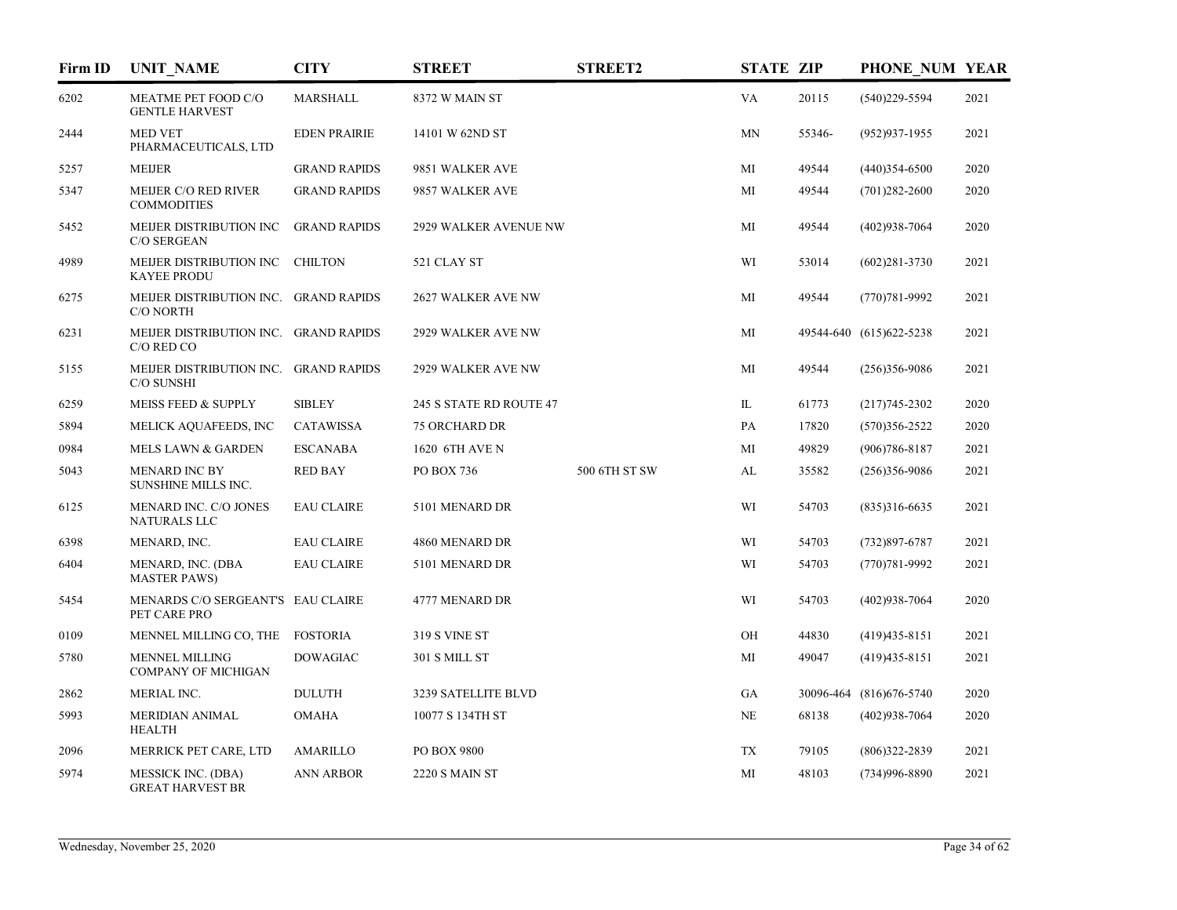| Firm ID | UNIT_NAME | CITY | STREET | STREET2 | STATE | ZIP | PHONE_NUM | YEAR |
|---|---|---|---|---|---|---|---|---|
| 6202 | MEATME PET FOOD C/O GENTLE HARVEST | MARSHALL | 8372 W MAIN ST | | VA | 20115 | (540)229-5594 | 2021 |
| 2444 | MED VET PHARMACEUTICALS, LTD | EDEN PRAIRIE | 14101 W 62ND ST | | MN | 55346- | (952)937-1955 | 2021 |
| 5257 | MEIJER | GRAND RAPIDS | 9851 WALKER AVE | | MI | 49544 | (440)354-6500 | 2020 |
| 5347 | MEIJER C/O RED RIVER COMMODITIES | GRAND RAPIDS | 9857 WALKER AVE | | MI | 49544 | (701)282-2600 | 2020 |
| 5452 | MEIJER DISTRIBUTION INC C/O SERGEAN | GRAND RAPIDS | 2929 WALKER AVENUE NW | | MI | 49544 | (402)938-7064 | 2020 |
| 4989 | MEIJER DISTRIBUTION INC KAYEE PRODU | CHILTON | 521 CLAY ST | | WI | 53014 | (602)281-3730 | 2021 |
| 6275 | MEIJER DISTRIBUTION INC. C/O NORTH | GRAND RAPIDS | 2627 WALKER AVE NW | | MI | 49544 | (770)781-9992 | 2021 |
| 6231 | MEIJER DISTRIBUTION INC. C/O RED CO | GRAND RAPIDS | 2929 WALKER AVE NW | | MI | 49544-640 | (615)622-5238 | 2021 |
| 5155 | MEIJER DISTRIBUTION INC. C/O SUNSHI | GRAND RAPIDS | 2929 WALKER AVE NW | | MI | 49544 | (256)356-9086 | 2021 |
| 6259 | MEISS FEED & SUPPLY | SIBLEY | 245 S STATE RD ROUTE 47 | | IL | 61773 | (217)745-2302 | 2020 |
| 5894 | MELICK AQUAFEEDS, INC | CATAWISSA | 75 ORCHARD DR | | PA | 17820 | (570)356-2522 | 2020 |
| 0984 | MELS LAWN & GARDEN | ESCANABA | 1620 6TH AVE N | | MI | 49829 | (906)786-8187 | 2021 |
| 5043 | MENARD INC BY SUNSHINE MILLS INC. | RED BAY | PO BOX 736 | 500 6TH ST SW | AL | 35582 | (256)356-9086 | 2021 |
| 6125 | MENARD INC. C/O JONES NATURALS LLC | EAU CLAIRE | 5101 MENARD DR | | WI | 54703 | (835)316-6635 | 2021 |
| 6398 | MENARD, INC. | EAU CLAIRE | 4860 MENARD DR | | WI | 54703 | (732)897-6787 | 2021 |
| 6404 | MENARD, INC. (DBA MASTER PAWS) | EAU CLAIRE | 5101 MENARD DR | | WI | 54703 | (770)781-9992 | 2021 |
| 5454 | MENARDS C/O SERGEANT'S PET CARE PRO | EAU CLAIRE | 4777 MENARD DR | | WI | 54703 | (402)938-7064 | 2020 |
| 0109 | MENNEL MILLING CO, THE | FOSTORIA | 319 S VINE ST | | OH | 44830 | (419)435-8151 | 2021 |
| 5780 | MENNEL MILLING COMPANY OF MICHIGAN | DOWAGIAC | 301 S MILL ST | | MI | 49047 | (419)435-8151 | 2021 |
| 2862 | MERIAL INC. | DULUTH | 3239 SATELLITE BLVD | | GA | 30096-464 | (816)676-5740 | 2020 |
| 5993 | MERIDIAN ANIMAL HEALTH | OMAHA | 10077 S 134TH ST | | NE | 68138 | (402)938-7064 | 2020 |
| 2096 | MERRICK PET CARE, LTD | AMARILLO | PO BOX 9800 | | TX | 79105 | (806)322-2839 | 2021 |
| 5974 | MESSICK INC. (DBA) GREAT HARVEST BR | ANN ARBOR | 2220 S MAIN ST | | MI | 48103 | (734)996-8890 | 2021 |

Wednesday, November 25, 2020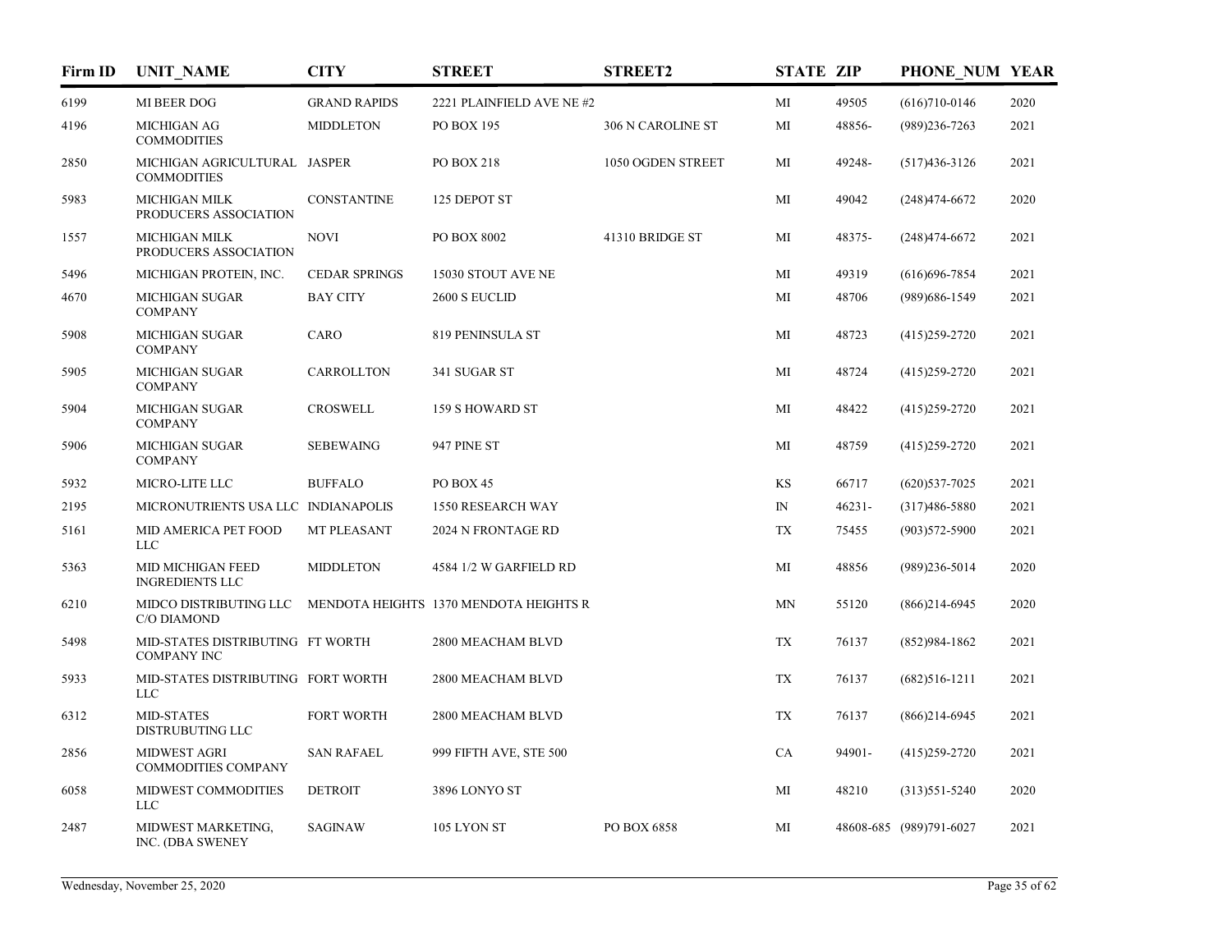| Firm ID | UNIT_NAME | CITY | STREET | STREET2 | STATE | ZIP | PHONE_NUM | YEAR |
|---|---|---|---|---|---|---|---|---|
| 6199 | MI BEER DOG | GRAND RAPIDS | 2221 PLAINFIELD AVE NE #2 | | MI | 49505 | (616)710-0146 | 2020 |
| 4196 | MICHIGAN AG COMMODITIES | MIDDLETON | PO BOX 195 | 306 N CAROLINE ST | MI | 48856- | (989)236-7263 | 2021 |
| 2850 | MICHIGAN AGRICULTURAL COMMODITIES | JASPER | PO BOX 218 | 1050 OGDEN STREET | MI | 49248- | (517)436-3126 | 2021 |
| 5983 | MICHIGAN MILK PRODUCERS ASSOCIATION | CONSTANTINE | 125 DEPOT ST | | MI | 49042 | (248)474-6672 | 2020 |
| 1557 | MICHIGAN MILK PRODUCERS ASSOCIATION | NOVI | PO BOX 8002 | 41310 BRIDGE ST | MI | 48375- | (248)474-6672 | 2021 |
| 5496 | MICHIGAN PROTEIN, INC. | CEDAR SPRINGS | 15030 STOUT AVE NE | | MI | 49319 | (616)696-7854 | 2021 |
| 4670 | MICHIGAN SUGAR COMPANY | BAY CITY | 2600 S EUCLID | | MI | 48706 | (989)686-1549 | 2021 |
| 5908 | MICHIGAN SUGAR COMPANY | CARO | 819 PENINSULA ST | | MI | 48723 | (415)259-2720 | 2021 |
| 5905 | MICHIGAN SUGAR COMPANY | CARROLLTON | 341 SUGAR ST | | MI | 48724 | (415)259-2720 | 2021 |
| 5904 | MICHIGAN SUGAR COMPANY | CROSWELL | 159 S HOWARD ST | | MI | 48422 | (415)259-2720 | 2021 |
| 5906 | MICHIGAN SUGAR COMPANY | SEBEWAING | 947 PINE ST | | MI | 48759 | (415)259-2720 | 2021 |
| 5932 | MICRO-LITE LLC | BUFFALO | PO BOX 45 | | KS | 66717 | (620)537-7025 | 2021 |
| 2195 | MICRONUTRIENTS USA LLC | INDIANAPOLIS | 1550 RESEARCH WAY | | IN | 46231- | (317)486-5880 | 2021 |
| 5161 | MID AMERICA PET FOOD LLC | MT PLEASANT | 2024 N FRONTAGE RD | | TX | 75455 | (903)572-5900 | 2021 |
| 5363 | MID MICHIGAN FEED INGREDIENTS LLC | MIDDLETON | 4584 1/2 W GARFIELD RD | | MI | 48856 | (989)236-5014 | 2020 |
| 6210 | MIDCO DISTRIBUTING LLC C/O DIAMOND | MENDOTA HEIGHTS | 1370 MENDOTA HEIGHTS R | | MN | 55120 | (866)214-6945 | 2020 |
| 5498 | MID-STATES DISTRIBUTING COMPANY INC | FT WORTH | 2800 MEACHAM BLVD | | TX | 76137 | (852)984-1862 | 2021 |
| 5933 | MID-STATES DISTRIBUTING LLC | FORT WORTH | 2800 MEACHAM BLVD | | TX | 76137 | (682)516-1211 | 2021 |
| 6312 | MID-STATES DISTRUBUTING LLC | FORT WORTH | 2800 MEACHAM BLVD | | TX | 76137 | (866)214-6945 | 2021 |
| 2856 | MIDWEST AGRI COMMODITIES COMPANY | SAN RAFAEL | 999 FIFTH AVE, STE 500 | | CA | 94901- | (415)259-2720 | 2021 |
| 6058 | MIDWEST COMMODITIES LLC | DETROIT | 3896 LONYO ST | | MI | 48210 | (313)551-5240 | 2020 |
| 2487 | MIDWEST MARKETING, INC. (DBA SWENEY | SAGINAW | 105 LYON ST | PO BOX 6858 | MI | 48608-685 | (989)791-6027 | 2021 |

Wednesday, November 25, 2020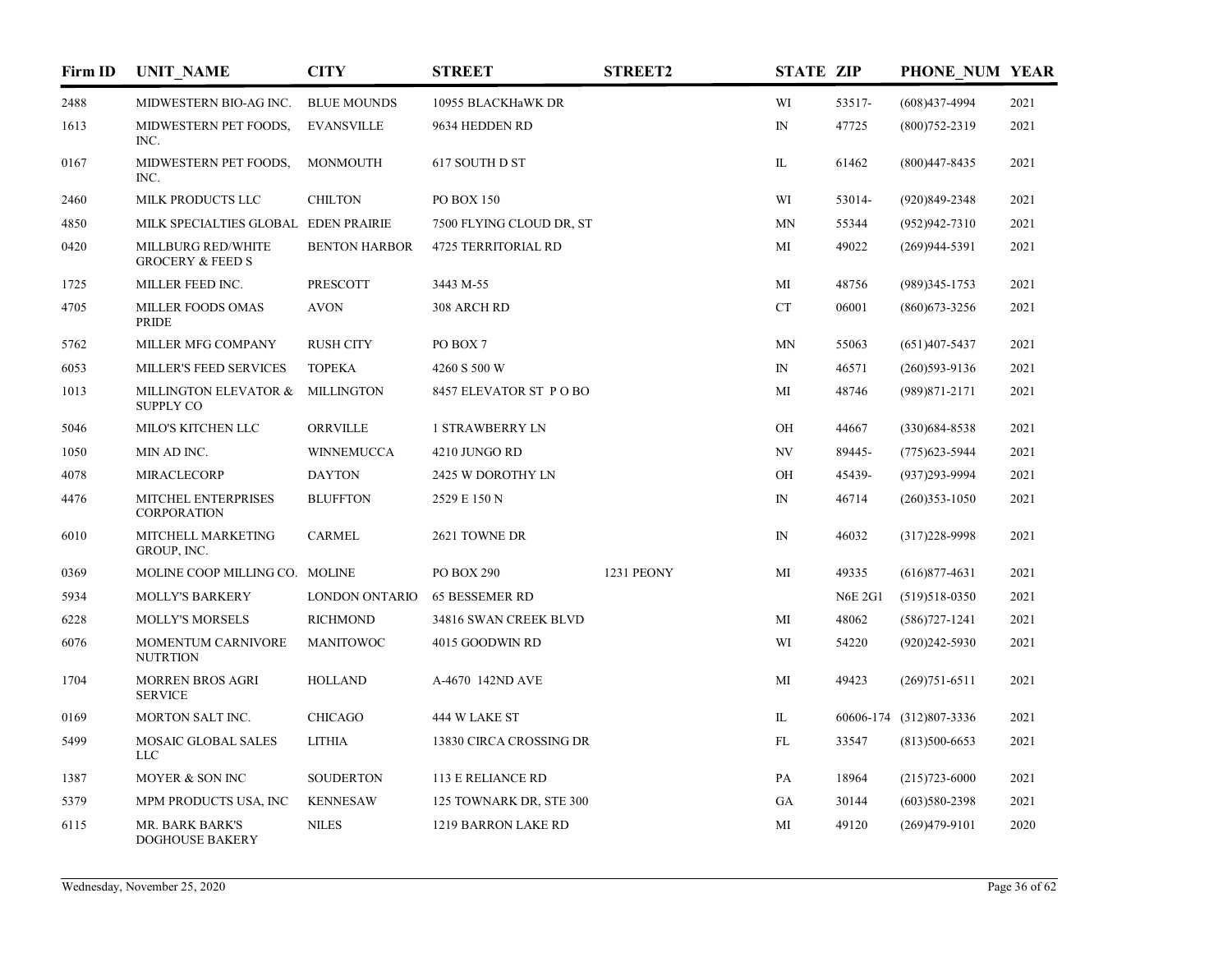| Firm ID | UNIT_NAME | CITY | STREET | STREET2 | STATE | ZIP | PHONE_NUM | YEAR |
|---|---|---|---|---|---|---|---|---|
| 2488 | MIDWESTERN BIO-AG INC. | BLUE MOUNDS | 10955 BLACKHaWK DR | | WI | 53517- | (608)437-4994 | 2021 |
| 1613 | MIDWESTERN PET FOODS, INC. | EVANSVILLE | 9634 HEDDEN RD | | IN | 47725 | (800)752-2319 | 2021 |
| 0167 | MIDWESTERN PET FOODS, INC. | MONMOUTH | 617 SOUTH D ST | | IL | 61462 | (800)447-8435 | 2021 |
| 2460 | MILK PRODUCTS LLC | CHILTON | PO BOX 150 | | WI | 53014- | (920)849-2348 | 2021 |
| 4850 | MILK SPECIALTIES GLOBAL | EDEN PRAIRIE | 7500 FLYING CLOUD DR, ST | | MN | 55344 | (952)942-7310 | 2021 |
| 0420 | MILLBURG RED/WHITE GROCERY & FEED S | BENTON HARBOR | 4725 TERRITORIAL RD | | MI | 49022 | (269)944-5391 | 2021 |
| 1725 | MILLER FEED INC. | PRESCOTT | 3443 M-55 | | MI | 48756 | (989)345-1753 | 2021 |
| 4705 | MILLER FOODS OMAS PRIDE | AVON | 308 ARCH RD | | CT | 06001 | (860)673-3256 | 2021 |
| 5762 | MILLER MFG COMPANY | RUSH CITY | PO BOX 7 | | MN | 55063 | (651)407-5437 | 2021 |
| 6053 | MILLER'S FEED SERVICES | TOPEKA | 4260 S 500 W | | IN | 46571 | (260)593-9136 | 2021 |
| 1013 | MILLINGTON ELEVATOR & SUPPLY CO | MILLINGTON | 8457 ELEVATOR ST P O BO | | MI | 48746 | (989)871-2171 | 2021 |
| 5046 | MILO'S KITCHEN LLC | ORRVILLE | 1 STRAWBERRY LN | | OH | 44667 | (330)684-8538 | 2021 |
| 1050 | MIN AD INC. | WINNEMUCCA | 4210 JUNGO RD | | NV | 89445- | (775)623-5944 | 2021 |
| 4078 | MIRACLECORP | DAYTON | 2425 W DOROTHY LN | | OH | 45439- | (937)293-9994 | 2021 |
| 4476 | MITCHEL ENTERPRISES CORPORATION | BLUFFTON | 2529 E 150 N | | IN | 46714 | (260)353-1050 | 2021 |
| 6010 | MITCHELL MARKETING GROUP, INC. | CARMEL | 2621 TOWNE DR | | IN | 46032 | (317)228-9998 | 2021 |
| 0369 | MOLINE COOP MILLING CO. | MOLINE | PO BOX 290 | 1231 PEONY | MI | 49335 | (616)877-4631 | 2021 |
| 5934 | MOLLY'S BARKERY | LONDON ONTARIO | 65 BESSEMER RD | | | N6E 2G1 | (519)518-0350 | 2021 |
| 6228 | MOLLY'S MORSELS | RICHMOND | 34816 SWAN CREEK BLVD | | MI | 48062 | (586)727-1241 | 2021 |
| 6076 | MOMENTUM CARNIVORE NUTRTION | MANITOWOC | 4015 GOODWIN RD | | WI | 54220 | (920)242-5930 | 2021 |
| 1704 | MORREN BROS AGRI SERVICE | HOLLAND | A-4670 142ND AVE | | MI | 49423 | (269)751-6511 | 2021 |
| 0169 | MORTON SALT INC. | CHICAGO | 444 W LAKE ST | | IL | 60606-174 | (312)807-3336 | 2021 |
| 5499 | MOSAIC GLOBAL SALES LLC | LITHIA | 13830 CIRCA CROSSING DR | | FL | 33547 | (813)500-6653 | 2021 |
| 1387 | MOYER & SON INC | SOUDERTON | 113 E RELIANCE RD | | PA | 18964 | (215)723-6000 | 2021 |
| 5379 | MPM PRODUCTS USA, INC | KENNESAW | 125 TOWNARK DR, STE 300 | | GA | 30144 | (603)580-2398 | 2021 |
| 6115 | MR. BARK BARK'S DOGHOUSE BAKERY | NILES | 1219 BARRON LAKE RD | | MI | 49120 | (269)479-9101 | 2020 |

Wednesday, November 25, 2020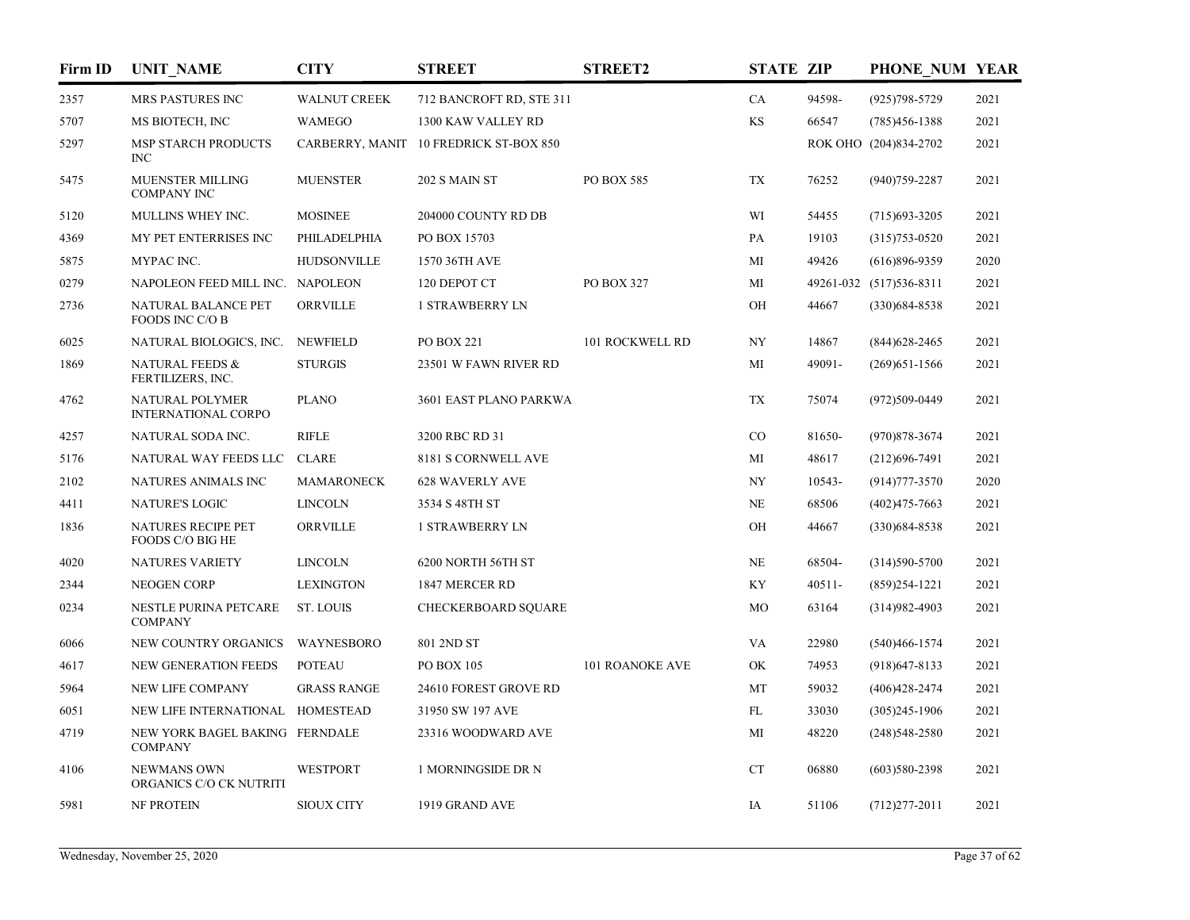| Firm ID | UNIT_NAME | CITY | STREET | STREET2 | STATE | ZIP | PHONE_NUM | YEAR |
|---|---|---|---|---|---|---|---|---|
| 2357 | MRS PASTURES INC | WALNUT CREEK | 712 BANCROFT RD, STE 311 | | CA | 94598- | (925)798-5729 | 2021 |
| 5707 | MS BIOTECH, INC | WAMEGO | 1300 KAW VALLEY RD | | KS | 66547 | (785)456-1388 | 2021 |
| 5297 | MSP STARCH PRODUCTS INC | CARBERRY, MANIT | 10 FREDRICK ST-BOX 850 | | | ROK OHO | (204)834-2702 | 2021 |
| 5475 | MUENSTER MILLING COMPANY INC | MUENSTER | 202 S MAIN ST | PO BOX 585 | TX | 76252 | (940)759-2287 | 2021 |
| 5120 | MULLINS WHEY INC. | MOSINEE | 204000 COUNTY RD DB | | WI | 54455 | (715)693-3205 | 2021 |
| 4369 | MY PET ENTERRISES INC | PHILADELPHIA | PO BOX 15703 | | PA | 19103 | (315)753-0520 | 2021 |
| 5875 | MYPAC INC. | HUDSONVILLE | 1570 36TH AVE | | MI | 49426 | (616)896-9359 | 2020 |
| 0279 | NAPOLEON FEED MILL INC. | NAPOLEON | 120 DEPOT CT | PO BOX 327 | MI | 49261-032 | (517)536-8311 | 2021 |
| 2736 | NATURAL BALANCE PET FOODS INC C/O B | ORRVILLE | 1 STRAWBERRY LN | | OH | 44667 | (330)684-8538 | 2021 |
| 6025 | NATURAL BIOLOGICS, INC. | NEWFIELD | PO BOX 221 | 101 ROCKWELL RD | NY | 14867 | (844)628-2465 | 2021 |
| 1869 | NATURAL FEEDS & FERTILIZERS, INC. | STURGIS | 23501 W FAWN RIVER RD | | MI | 49091- | (269)651-1566 | 2021 |
| 4762 | NATURAL POLYMER INTERNATIONAL CORPO | PLANO | 3601 EAST PLANO PARKWA | | TX | 75074 | (972)509-0449 | 2021 |
| 4257 | NATURAL SODA INC. | RIFLE | 3200 RBC RD 31 | | CO | 81650- | (970)878-3674 | 2021 |
| 5176 | NATURAL WAY FEEDS LLC | CLARE | 8181 S CORNWELL AVE | | MI | 48617 | (212)696-7491 | 2021 |
| 2102 | NATURES ANIMALS INC | MAMARONECK | 628 WAVERLY AVE | | NY | 10543- | (914)777-3570 | 2020 |
| 4411 | NATURE'S LOGIC | LINCOLN | 3534 S 48TH ST | | NE | 68506 | (402)475-7663 | 2021 |
| 1836 | NATURES RECIPE PET FOODS C/O BIG HE | ORRVILLE | 1 STRAWBERRY LN | | OH | 44667 | (330)684-8538 | 2021 |
| 4020 | NATURES VARIETY | LINCOLN | 6200 NORTH 56TH ST | | NE | 68504- | (314)590-5700 | 2021 |
| 2344 | NEOGEN CORP | LEXINGTON | 1847 MERCER RD | | KY | 40511- | (859)254-1221 | 2021 |
| 0234 | NESTLE PURINA PETCARE COMPANY | ST. LOUIS | CHECKERBOARD SQUARE | | MO | 63164 | (314)982-4903 | 2021 |
| 6066 | NEW COUNTRY ORGANICS | WAYNESBORO | 801 2ND ST | | VA | 22980 | (540)466-1574 | 2021 |
| 4617 | NEW GENERATION FEEDS | POTEAU | PO BOX 105 | 101 ROANOKE AVE | OK | 74953 | (918)647-8133 | 2021 |
| 5964 | NEW LIFE COMPANY | GRASS RANGE | 24610 FOREST GROVE RD | | MT | 59032 | (406)428-2474 | 2021 |
| 6051 | NEW LIFE INTERNATIONAL | HOMESTEAD | 31950 SW 197 AVE | | FL | 33030 | (305)245-1906 | 2021 |
| 4719 | NEW YORK BAGEL BAKING COMPANY | FERNDALE | 23316 WOODWARD AVE | | MI | 48220 | (248)548-2580 | 2021 |
| 4106 | NEWMANS OWN ORGANICS C/O CK NUTRITI | WESTPORT | 1 MORNINGSIDE DR N | | CT | 06880 | (603)580-2398 | 2021 |
| 5981 | NF PROTEIN | SIOUX CITY | 1919 GRAND AVE | | IA | 51106 | (712)277-2011 | 2021 |

Wednesday, November 25, 2020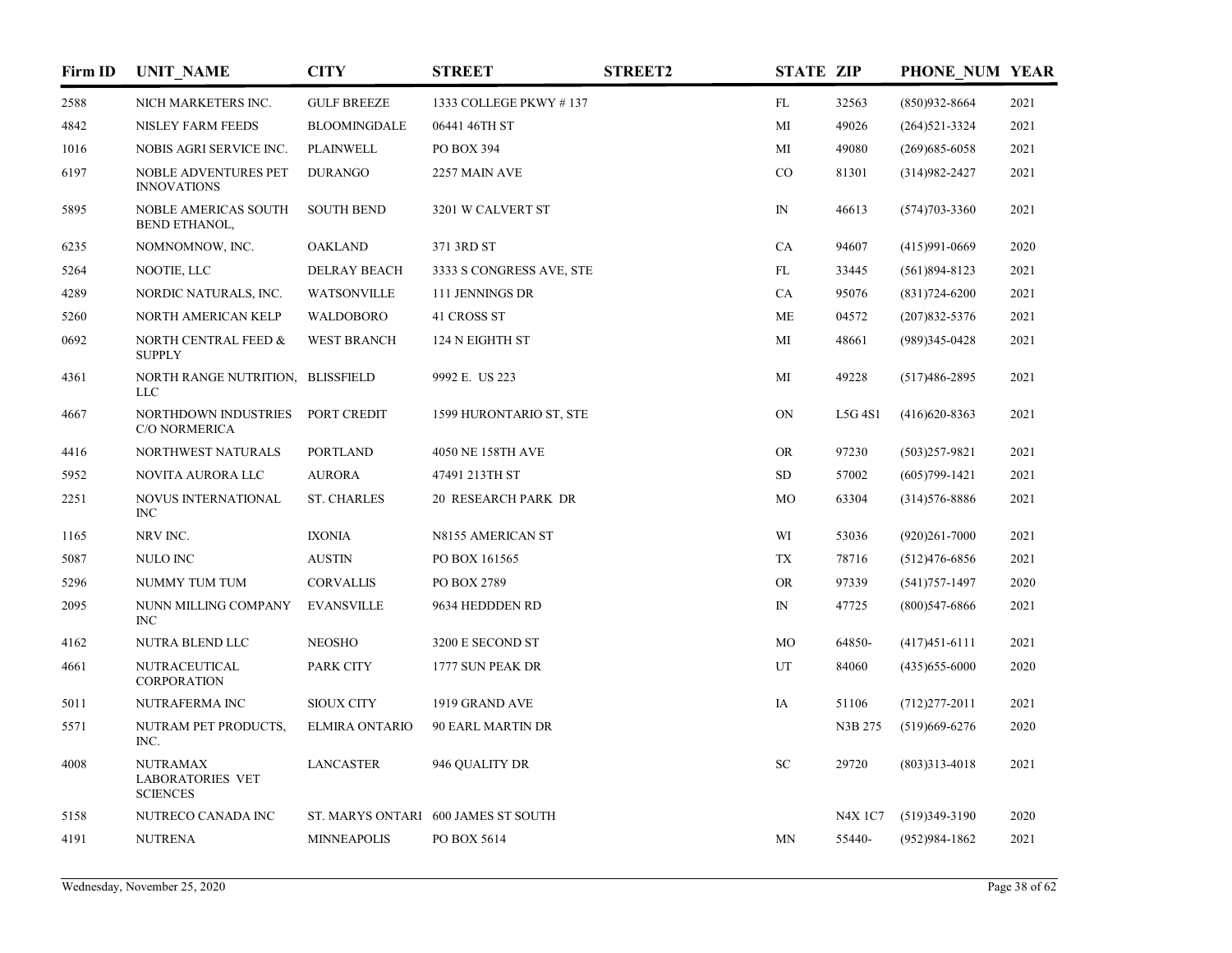| Firm ID | UNIT_NAME | CITY | STREET | STREET2 | STATE | ZIP | PHONE_NUM | YEAR |
|---|---|---|---|---|---|---|---|---|
| 2588 | NICH MARKETERS INC. | GULF BREEZE | 1333 COLLEGE PKWY # 137 | | FL | 32563 | (850)932-8664 | 2021 |
| 4842 | NISLEY FARM FEEDS | BLOOMINGDALE | 06441 46TH ST | | MI | 49026 | (264)521-3324 | 2021 |
| 1016 | NOBIS AGRI SERVICE INC. | PLAINWELL | PO BOX 394 | | MI | 49080 | (269)685-6058 | 2021 |
| 6197 | NOBLE ADVENTURES PET INNOVATIONS | DURANGO | 2257 MAIN AVE | | CO | 81301 | (314)982-2427 | 2021 |
| 5895 | NOBLE AMERICAS SOUTH BEND ETHANOL, | SOUTH BEND | 3201 W CALVERT ST | | IN | 46613 | (574)703-3360 | 2021 |
| 6235 | NOMNOMNOW, INC. | OAKLAND | 371 3RD ST | | CA | 94607 | (415)991-0669 | 2020 |
| 5264 | NOOTIE, LLC | DELRAY BEACH | 3333 S CONGRESS AVE, STE | | FL | 33445 | (561)894-8123 | 2021 |
| 4289 | NORDIC NATURALS, INC. | WATSONVILLE | 111 JENNINGS DR | | CA | 95076 | (831)724-6200 | 2021 |
| 5260 | NORTH AMERICAN KELP | WALDOBORO | 41 CROSS ST | | ME | 04572 | (207)832-5376 | 2021 |
| 0692 | NORTH CENTRAL FEED & SUPPLY | WEST BRANCH | 124 N EIGHTH ST | | MI | 48661 | (989)345-0428 | 2021 |
| 4361 | NORTH RANGE NUTRITION, LLC | BLISSFIELD | 9992 E. US 223 | | MI | 49228 | (517)486-2895 | 2021 |
| 4667 | NORTHDOWN INDUSTRIES C/O NORMERICA | PORT CREDIT | 1599 HURONTARIO ST, STE | | ON | L5G 4S1 | (416)620-8363 | 2021 |
| 4416 | NORTHWEST NATURALS | PORTLAND | 4050 NE 158TH AVE | | OR | 97230 | (503)257-9821 | 2021 |
| 5952 | NOVITA AURORA LLC | AURORA | 47491 213TH ST | | SD | 57002 | (605)799-1421 | 2021 |
| 2251 | NOVUS INTERNATIONAL INC | ST. CHARLES | 20 RESEARCH PARK DR | | MO | 63304 | (314)576-8886 | 2021 |
| 1165 | NRV INC. | IXONIA | N8155 AMERICAN ST | | WI | 53036 | (920)261-7000 | 2021 |
| 5087 | NULO INC | AUSTIN | PO BOX 161565 | | TX | 78716 | (512)476-6856 | 2021 |
| 5296 | NUMMY TUM TUM | CORVALLIS | PO BOX 2789 | | OR | 97339 | (541)757-1497 | 2020 |
| 2095 | NUNN MILLING COMPANY INC | EVANSVILLE | 9634 HEDDDEN RD | | IN | 47725 | (800)547-6866 | 2021 |
| 4162 | NUTRA BLEND LLC | NEOSHO | 3200 E SECOND ST | | MO | 64850- | (417)451-6111 | 2021 |
| 4661 | NUTRACEUTICAL CORPORATION | PARK CITY | 1777 SUN PEAK DR | | UT | 84060 | (435)655-6000 | 2020 |
| 5011 | NUTRAFERMA INC | SIOUX CITY | 1919 GRAND AVE | | IA | 51106 | (712)277-2011 | 2021 |
| 5571 | NUTRAM PET PRODUCTS, INC. | ELMIRA ONTARIO | 90 EARL MARTIN DR | | | N3B 275 | (519)669-6276 | 2020 |
| 4008 | NUTRAMAX LABORATORIES VET SCIENCES | LANCASTER | 946 QUALITY DR | | SC | 29720 | (803)313-4018 | 2021 |
| 5158 | NUTRECO CANADA INC | ST. MARYS ONTARI | 600 JAMES ST SOUTH | | | N4X 1C7 | (519)349-3190 | 2020 |
| 4191 | NUTRENA | MINNEAPOLIS | PO BOX 5614 | | MN | 55440- | (952)984-1862 | 2021 |

Wednesday, November 25, 2020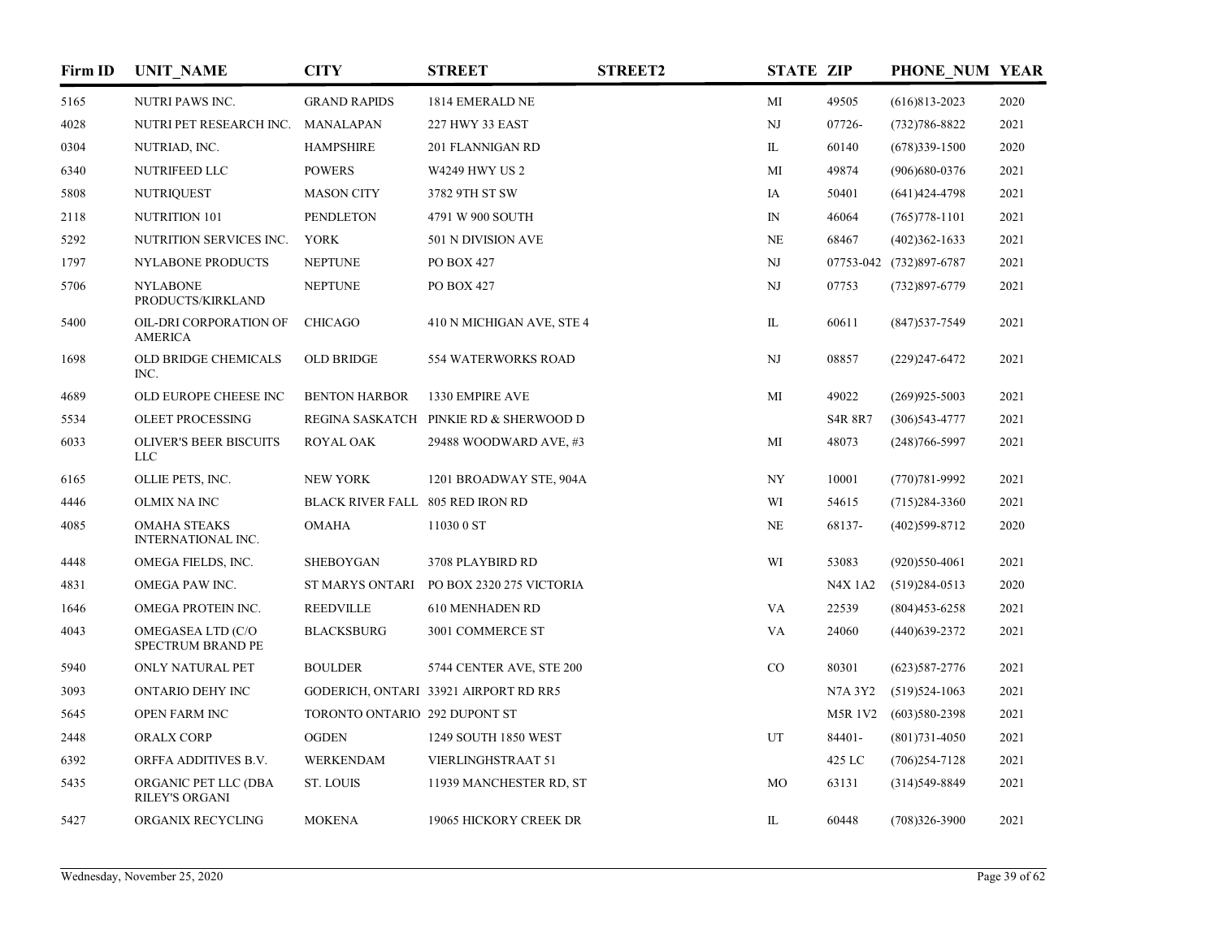| Firm ID | UNIT_NAME | CITY | STREET | STREET2 | STATE | ZIP | PHONE_NUM | YEAR |
|---|---|---|---|---|---|---|---|---|
| 5165 | NUTRI PAWS INC. | GRAND RAPIDS | 1814 EMERALD NE | | MI | 49505 | (616)813-2023 | 2020 |
| 4028 | NUTRI PET RESEARCH INC. | MANALAPAN | 227 HWY 33 EAST | | NJ | 07726- | (732)786-8822 | 2021 |
| 0304 | NUTRIAD, INC. | HAMPSHIRE | 201 FLANNIGAN RD | | IL | 60140 | (678)339-1500 | 2020 |
| 6340 | NUTRIFEED LLC | POWERS | W4249 HWY US 2 | | MI | 49874 | (906)680-0376 | 2021 |
| 5808 | NUTRIQUEST | MASON CITY | 3782 9TH ST SW | | IA | 50401 | (641)424-4798 | 2021 |
| 2118 | NUTRITION 101 | PENDLETON | 4791 W 900 SOUTH | | IN | 46064 | (765)778-1101 | 2021 |
| 5292 | NUTRITION SERVICES INC. | YORK | 501 N DIVISION AVE | | NE | 68467 | (402)362-1633 | 2021 |
| 1797 | NYLABONE PRODUCTS | NEPTUNE | PO BOX 427 | | NJ | 07753-042 | (732)897-6787 | 2021 |
| 5706 | NYLABONE PRODUCTS/KIRKLAND | NEPTUNE | PO BOX 427 | | NJ | 07753 | (732)897-6779 | 2021 |
| 5400 | OIL-DRI CORPORATION OF AMERICA | CHICAGO | 410 N MICHIGAN AVE, STE 4 | | IL | 60611 | (847)537-7549 | 2021 |
| 1698 | OLD BRIDGE CHEMICALS INC. | OLD BRIDGE | 554 WATERWORKS ROAD | | NJ | 08857 | (229)247-6472 | 2021 |
| 4689 | OLD EUROPE CHEESE INC | BENTON HARBOR | 1330 EMPIRE AVE | | MI | 49022 | (269)925-5003 | 2021 |
| 5534 | OLEET PROCESSING | REGINA SASKATCH | PINKIE RD & SHERWOOD D | | | S4R 8R7 | (306)543-4777 | 2021 |
| 6033 | OLIVER'S BEER BISCUITS LLC | ROYAL OAK | 29488 WOODWARD AVE, #3 | | MI | 48073 | (248)766-5997 | 2021 |
| 6165 | OLLIE PETS, INC. | NEW YORK | 1201 BROADWAY STE, 904A | | NY | 10001 | (770)781-9992 | 2021 |
| 4446 | OLMIX NA INC | BLACK RIVER FALL | 805 RED IRON RD | | WI | 54615 | (715)284-3360 | 2021 |
| 4085 | OMAHA STEAKS INTERNATIONAL INC. | OMAHA | 11030 0 ST | | NE | 68137- | (402)599-8712 | 2020 |
| 4448 | OMEGA FIELDS, INC. | SHEBOYGAN | 3708 PLAYBIRD RD | | WI | 53083 | (920)550-4061 | 2021 |
| 4831 | OMEGA PAW INC. | ST MARYS ONTARI | PO BOX 2320 275 VICTORIA | | | N4X 1A2 | (519)284-0513 | 2020 |
| 1646 | OMEGA PROTEIN INC. | REEDVILLE | 610 MENHADEN RD | | VA | 22539 | (804)453-6258 | 2021 |
| 4043 | OMEGASEA LTD (C/O SPECTRUM BRAND PE | BLACKSBURG | 3001 COMMERCE ST | | VA | 24060 | (440)639-2372 | 2021 |
| 5940 | ONLY NATURAL PET | BOULDER | 5744 CENTER AVE, STE 200 | | CO | 80301 | (623)587-2776 | 2021 |
| 3093 | ONTARIO DEHY INC | GODERICH, ONTARI | 33921 AIRPORT RD RR5 | | | N7A 3Y2 | (519)524-1063 | 2021 |
| 5645 | OPEN FARM INC | TORONTO ONTARIO | 292 DUPONT ST | | | M5R 1V2 | (603)580-2398 | 2021 |
| 2448 | ORALX CORP | OGDEN | 1249 SOUTH 1850 WEST | | UT | 84401- | (801)731-4050 | 2021 |
| 6392 | ORFFA ADDITIVES B.V. | WERKENDAM | VIERLINGHSTRAAT 51 | | | 425 LC | (706)254-7128 | 2021 |
| 5435 | ORGANIC PET LLC (DBA RILEY'S ORGANI | ST. LOUIS | 11939 MANCHESTER RD, ST | | MO | 63131 | (314)549-8849 | 2021 |
| 5427 | ORGANIX RECYCLING | MOKENA | 19065 HICKORY CREEK DR | | IL | 60448 | (708)326-3900 | 2021 |

Wednesday, November 25, 2020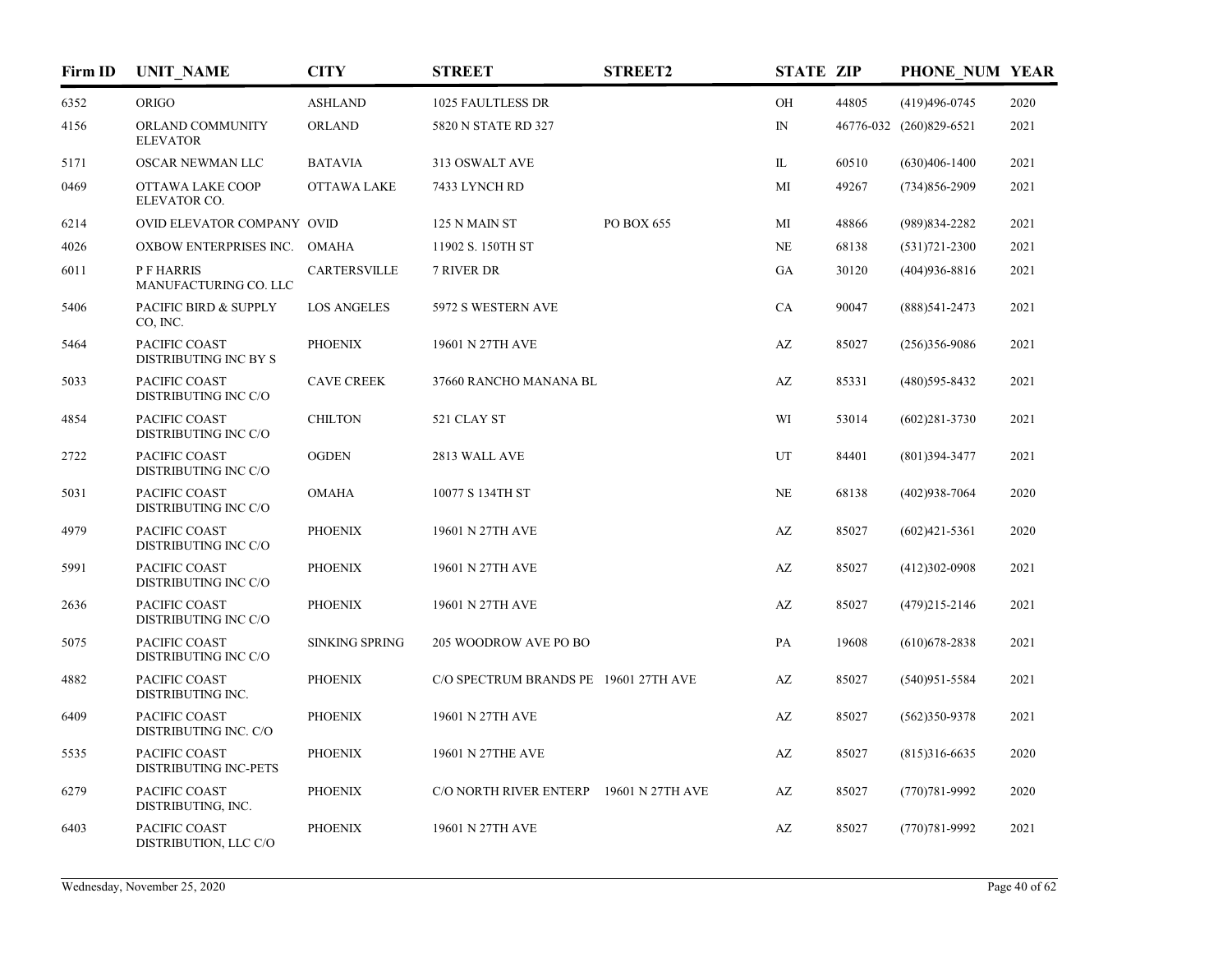| Firm ID | UNIT_NAME | CITY | STREET | STREET2 | STATE | ZIP | PHONE_NUM | YEAR |
|---|---|---|---|---|---|---|---|---|
| 6352 | ORIGO | ASHLAND | 1025 FAULTLESS DR | | OH | 44805 | (419)496-0745 | 2020 |
| 4156 | ORLAND COMMUNITY ELEVATOR | ORLAND | 5820 N STATE RD 327 | | IN | 46776-032 | (260)829-6521 | 2021 |
| 5171 | OSCAR NEWMAN LLC | BATAVIA | 313 OSWALT AVE | | IL | 60510 | (630)406-1400 | 2021 |
| 0469 | OTTAWA LAKE COOP ELEVATOR CO. | OTTAWA LAKE | 7433 LYNCH RD | | MI | 49267 | (734)856-2909 | 2021 |
| 6214 | OVID ELEVATOR COMPANY | OVID | 125 N MAIN ST | PO BOX 655 | MI | 48866 | (989)834-2282 | 2021 |
| 4026 | OXBOW ENTERPRISES INC. | OMAHA | 11902 S. 150TH ST | | NE | 68138 | (531)721-2300 | 2021 |
| 6011 | P F HARRIS MANUFACTURING CO. LLC | CARTERSVILLE | 7 RIVER DR | | GA | 30120 | (404)936-8816 | 2021 |
| 5406 | PACIFIC BIRD & SUPPLY CO, INC. | LOS ANGELES | 5972 S WESTERN AVE | | CA | 90047 | (888)541-2473 | 2021 |
| 5464 | PACIFIC COAST DISTRIBUTING INC BY S | PHOENIX | 19601 N 27TH AVE | | AZ | 85027 | (256)356-9086 | 2021 |
| 5033 | PACIFIC COAST DISTRIBUTING INC C/O | CAVE CREEK | 37660 RANCHO MANANA BL | | AZ | 85331 | (480)595-8432 | 2021 |
| 4854 | PACIFIC COAST DISTRIBUTING INC C/O | CHILTON | 521 CLAY ST | | WI | 53014 | (602)281-3730 | 2021 |
| 2722 | PACIFIC COAST DISTRIBUTING INC C/O | OGDEN | 2813 WALL AVE | | UT | 84401 | (801)394-3477 | 2021 |
| 5031 | PACIFIC COAST DISTRIBUTING INC C/O | OMAHA | 10077 S 134TH ST | | NE | 68138 | (402)938-7064 | 2020 |
| 4979 | PACIFIC COAST DISTRIBUTING INC C/O | PHOENIX | 19601 N 27TH AVE | | AZ | 85027 | (602)421-5361 | 2020 |
| 5991 | PACIFIC COAST DISTRIBUTING INC C/O | PHOENIX | 19601 N 27TH AVE | | AZ | 85027 | (412)302-0908 | 2021 |
| 2636 | PACIFIC COAST DISTRIBUTING INC C/O | PHOENIX | 19601 N 27TH AVE | | AZ | 85027 | (479)215-2146 | 2021 |
| 5075 | PACIFIC COAST DISTRIBUTING INC C/O | SINKING SPRING | 205 WOODROW AVE PO BO | | PA | 19608 | (610)678-2838 | 2021 |
| 4882 | PACIFIC COAST DISTRIBUTING INC. | PHOENIX | C/O SPECTRUM BRANDS PE | 19601 27TH AVE | AZ | 85027 | (540)951-5584 | 2021 |
| 6409 | PACIFIC COAST DISTRIBUTING INC. C/O | PHOENIX | 19601 N 27TH AVE | | AZ | 85027 | (562)350-9378 | 2021 |
| 5535 | PACIFIC COAST DISTRIBUTING INC-PETS | PHOENIX | 19601 N 27THE AVE | | AZ | 85027 | (815)316-6635 | 2020 |
| 6279 | PACIFIC COAST DISTRIBUTING, INC. | PHOENIX | C/O NORTH RIVER ENTERP | 19601 N 27TH AVE | AZ | 85027 | (770)781-9992 | 2020 |
| 6403 | PACIFIC COAST DISTRIBUTION, LLC C/O | PHOENIX | 19601 N 27TH AVE | | AZ | 85027 | (770)781-9992 | 2021 |

Wednesday, November 25, 2020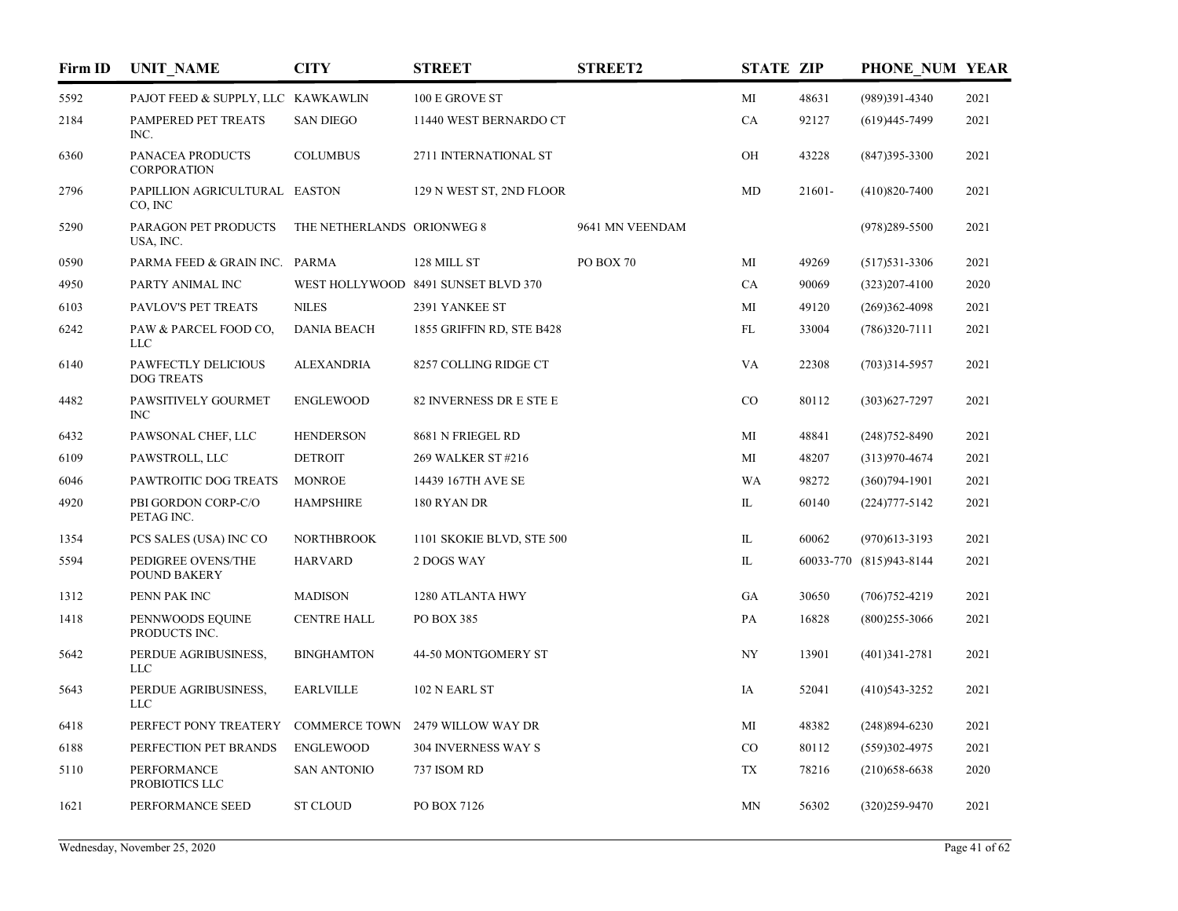| Firm ID | UNIT_NAME | CITY | STREET | STREET2 | STATE | ZIP | PHONE_NUM | YEAR |
|---|---|---|---|---|---|---|---|---|
| 5592 | PAJOT FEED & SUPPLY, LLC | KAWKAWLIN | 100 E GROVE ST | | MI | 48631 | (989)391-4340 | 2021 |
| 2184 | PAMPERED PET TREATS INC. | SAN DIEGO | 11440 WEST BERNARDO CT | | CA | 92127 | (619)445-7499 | 2021 |
| 6360 | PANACEA PRODUCTS CORPORATION | COLUMBUS | 2711 INTERNATIONAL ST | | OH | 43228 | (847)395-3300 | 2021 |
| 2796 | PAPILLION AGRICULTURAL CO, INC | EASTON | 129 N WEST ST, 2ND FLOOR | | MD | 21601- | (410)820-7400 | 2021 |
| 5290 | PARAGON PET PRODUCTS USA, INC. | THE NETHERLANDS | ORIONWEG 8 | 9641 MN VEENDAM | | | (978)289-5500 | 2021 |
| 0590 | PARMA FEED & GRAIN INC. | PARMA | 128 MILL ST | PO BOX 70 | MI | 49269 | (517)531-3306 | 2021 |
| 4950 | PARTY ANIMAL INC | WEST HOLLYWOOD | 8491 SUNSET BLVD 370 | | CA | 90069 | (323)207-4100 | 2020 |
| 6103 | PAVLOV'S PET TREATS | NILES | 2391 YANKEE ST | | MI | 49120 | (269)362-4098 | 2021 |
| 6242 | PAW & PARCEL FOOD CO, LLC | DANIA BEACH | 1855 GRIFFIN RD, STE B428 | | FL | 33004 | (786)320-7111 | 2021 |
| 6140 | PAWFECTLY DELICIOUS DOG TREATS | ALEXANDRIA | 8257 COLLING RIDGE CT | | VA | 22308 | (703)314-5957 | 2021 |
| 4482 | PAWSITIVELY GOURMET INC | ENGLEWOOD | 82 INVERNESS DR E STE E | | CO | 80112 | (303)627-7297 | 2021 |
| 6432 | PAWSONAL CHEF, LLC | HENDERSON | 8681 N FRIEGEL RD | | MI | 48841 | (248)752-8490 | 2021 |
| 6109 | PAWSTROLL, LLC | DETROIT | 269 WALKER ST #216 | | MI | 48207 | (313)970-4674 | 2021 |
| 6046 | PAWTROITIC DOG TREATS | MONROE | 14439 167TH AVE SE | | WA | 98272 | (360)794-1901 | 2021 |
| 4920 | PBI GORDON CORP-C/O PETAG INC. | HAMPSHIRE | 180 RYAN DR | | IL | 60140 | (224)777-5142 | 2021 |
| 1354 | PCS SALES (USA) INC CO | NORTHBROOK | 1101 SKOKIE BLVD, STE 500 | | IL | 60062 | (970)613-3193 | 2021 |
| 5594 | PEDIGREE OVENS/THE POUND BAKERY | HARVARD | 2 DOGS WAY | | IL | 60033-770 | (815)943-8144 | 2021 |
| 1312 | PENN PAK INC | MADISON | 1280 ATLANTA HWY | | GA | 30650 | (706)752-4219 | 2021 |
| 1418 | PENNWOODS EQUINE PRODUCTS INC. | CENTRE HALL | PO BOX 385 | | PA | 16828 | (800)255-3066 | 2021 |
| 5642 | PERDUE AGRIBUSINESS, LLC | BINGHAMTON | 44-50 MONTGOMERY ST | | NY | 13901 | (401)341-2781 | 2021 |
| 5643 | PERDUE AGRIBUSINESS, LLC | EARLVILLE | 102 N EARL ST | | IA | 52041 | (410)543-3252 | 2021 |
| 6418 | PERFECT PONY TREATERY | COMMERCE TOWN | 2479 WILLOW WAY DR | | MI | 48382 | (248)894-6230 | 2021 |
| 6188 | PERFECTION PET BRANDS | ENGLEWOOD | 304 INVERNESS WAY S | | CO | 80112 | (559)302-4975 | 2021 |
| 5110 | PERFORMANCE PROBIOTICS LLC | SAN ANTONIO | 737 ISOM RD | | TX | 78216 | (210)658-6638 | 2020 |
| 1621 | PERFORMANCE SEED | ST CLOUD | PO BOX 7126 | | MN | 56302 | (320)259-9470 | 2021 |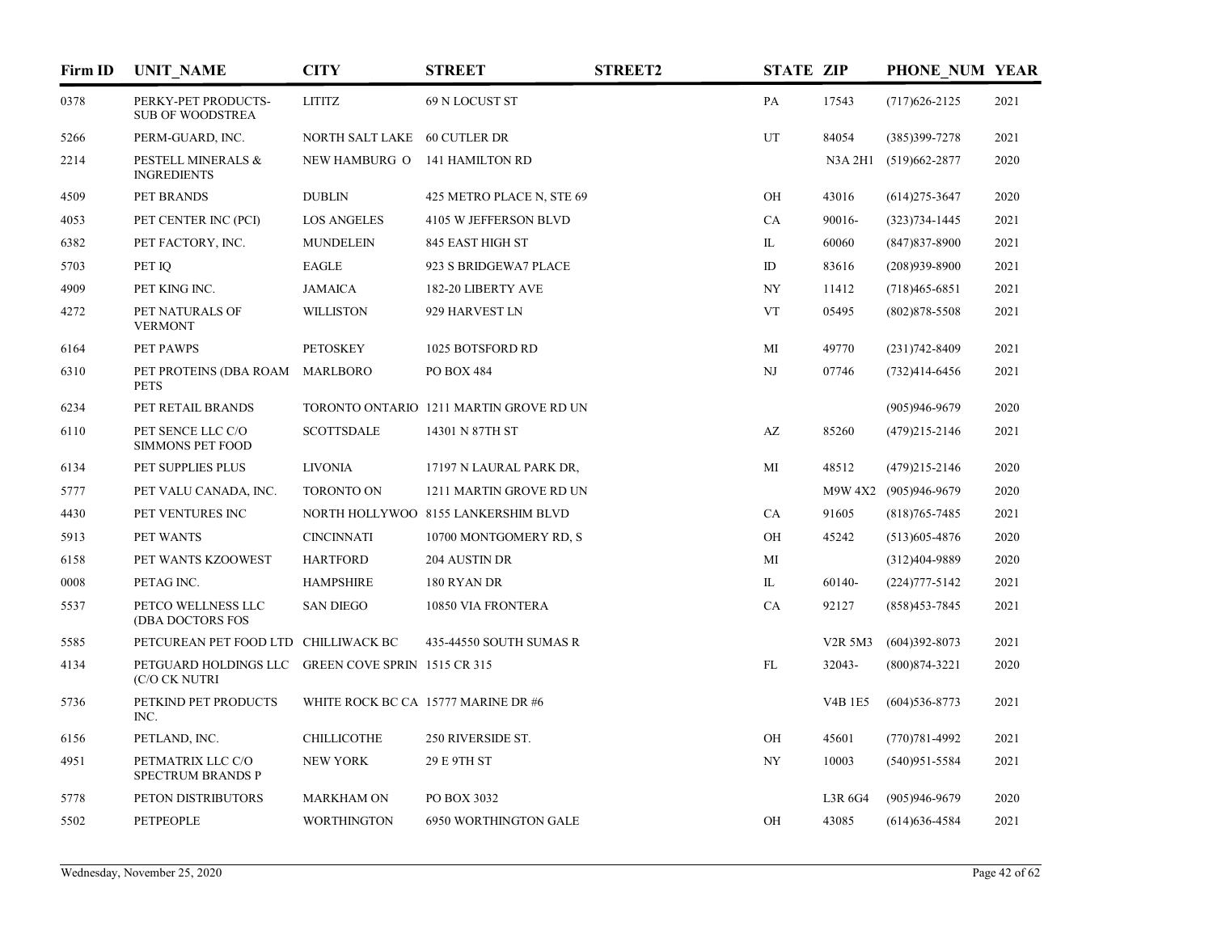| Firm ID | UNIT_NAME | CITY | STREET | STREET2 | STATE | ZIP | PHONE_NUM | YEAR |
|---|---|---|---|---|---|---|---|---|
| 0378 | PERKY-PET PRODUCTS-SUB OF WOODSTREA | LITITZ | 69 N LOCUST ST | | PA | 17543 | (717)626-2125 | 2021 |
| 5266 | PERM-GUARD, INC. | NORTH SALT LAKE | 60 CUTLER DR | | UT | 84054 | (385)399-7278 | 2021 |
| 2214 | PESTELL MINERALS & INGREDIENTS | NEW HAMBURG O | 141 HAMILTON RD | | | N3A 2H1 | (519)662-2877 | 2020 |
| 4509 | PET BRANDS | DUBLIN | 425 METRO PLACE N, STE 69 | | OH | 43016 | (614)275-3647 | 2020 |
| 4053 | PET CENTER INC (PCI) | LOS ANGELES | 4105 W JEFFERSON BLVD | | CA | 90016- | (323)734-1445 | 2021 |
| 6382 | PET FACTORY, INC. | MUNDELEIN | 845 EAST HIGH ST | | IL | 60060 | (847)837-8900 | 2021 |
| 5703 | PET IQ | EAGLE | 923 S BRIDGEWA7 PLACE | | ID | 83616 | (208)939-8900 | 2021 |
| 4909 | PET KING INC. | JAMAICA | 182-20 LIBERTY AVE | | NY | 11412 | (718)465-6851 | 2021 |
| 4272 | PET NATURALS OF VERMONT | WILLISTON | 929 HARVEST LN | | VT | 05495 | (802)878-5508 | 2021 |
| 6164 | PET PAWPS | PETOSKEY | 1025 BOTSFORD RD | | MI | 49770 | (231)742-8409 | 2021 |
| 6310 | PET PROTEINS (DBA ROAM PETS | MARLBORO | PO BOX 484 | | NJ | 07746 | (732)414-6456 | 2021 |
| 6234 | PET RETAIL BRANDS | TORONTO ONTARIO | 1211 MARTIN GROVE RD UN | | | | (905)946-9679 | 2020 |
| 6110 | PET SENCE LLC C/O SIMMONS PET FOOD | SCOTTSDALE | 14301 N 87TH ST | | AZ | 85260 | (479)215-2146 | 2021 |
| 6134 | PET SUPPLIES PLUS | LIVONIA | 17197 N LAURAL PARK DR, | | MI | 48512 | (479)215-2146 | 2020 |
| 5777 | PET VALU CANADA, INC. | TORONTO ON | 1211 MARTIN GROVE RD UN | | | M9W 4X2 | (905)946-9679 | 2020 |
| 4430 | PET VENTURES INC | NORTH HOLLYWOO | 8155 LANKERSHIM BLVD | | CA | 91605 | (818)765-7485 | 2021 |
| 5913 | PET WANTS | CINCINNATI | 10700 MONTGOMERY RD, S | | OH | 45242 | (513)605-4876 | 2020 |
| 6158 | PET WANTS KZOOWEST | HARTFORD | 204 AUSTIN DR | | MI | | (312)404-9889 | 2020 |
| 0008 | PETAG INC. | HAMPSHIRE | 180 RYAN DR | | IL | 60140- | (224)777-5142 | 2021 |
| 5537 | PETCO WELLNESS LLC (DBA DOCTORS FOS | SAN DIEGO | 10850 VIA FRONTERA | | CA | 92127 | (858)453-7845 | 2021 |
| 5585 | PETCUREAN PET FOOD LTD | CHILLIWACK BC | 435-44550 SOUTH SUMAS R | | | V2R 5M3 | (604)392-8073 | 2021 |
| 4134 | PETGUARD HOLDINGS LLC (C/O CK NUTRI | GREEN COVE SPRIN | 1515 CR 315 | | FL | 32043- | (800)874-3221 | 2020 |
| 5736 | PETKIND PET PRODUCTS INC. | WHITE ROCK BC CA | 15777 MARINE DR #6 | | | V4B 1E5 | (604)536-8773 | 2021 |
| 6156 | PETLAND, INC. | CHILLICOTHE | 250 RIVERSIDE ST. | | OH | 45601 | (770)781-4992 | 2021 |
| 4951 | PETMATRIX LLC C/O SPECTRUM BRANDS P | NEW YORK | 29 E 9TH ST | | NY | 10003 | (540)951-5584 | 2021 |
| 5778 | PETON DISTRIBUTORS | MARKHAM ON | PO BOX 3032 | | | L3R 6G4 | (905)946-9679 | 2020 |
| 5502 | PETPEOPLE | WORTHINGTON | 6950 WORTHINGTON GALE | | OH | 43085 | (614)636-4584 | 2021 |

Wednesday, November 25, 2020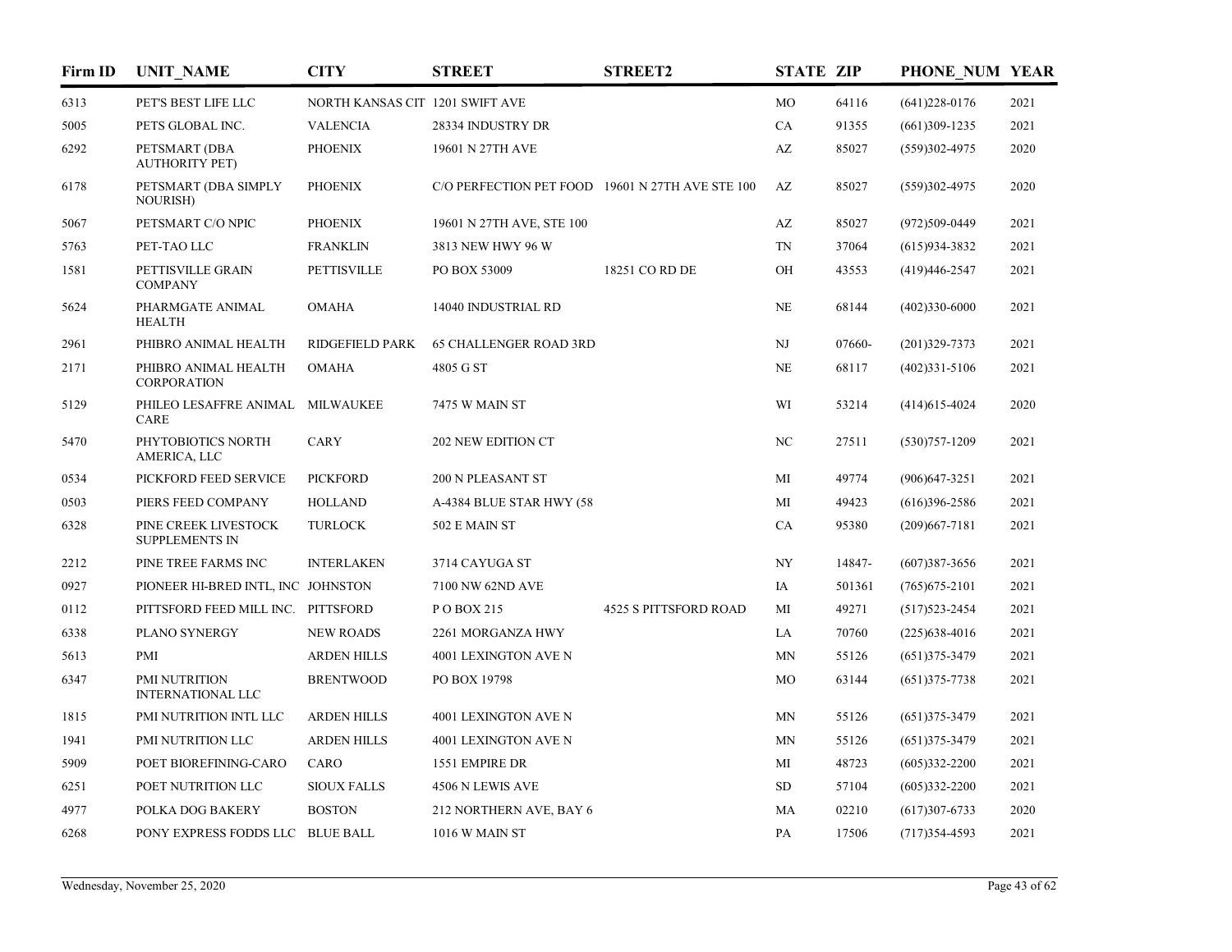| Firm ID | UNIT_NAME | CITY | STREET | STREET2 | STATE | ZIP | PHONE_NUM | YEAR |
|---|---|---|---|---|---|---|---|---|
| 6313 | PET'S BEST LIFE LLC | NORTH KANSAS CIT | 1201 SWIFT AVE | | MO | 64116 | (641)228-0176 | 2021 |
| 5005 | PETS GLOBAL INC. | VALENCIA | 28334 INDUSTRY DR | | CA | 91355 | (661)309-1235 | 2021 |
| 6292 | PETSMART (DBA AUTHORITY PET) | PHOENIX | 19601 N 27TH AVE | | AZ | 85027 | (559)302-4975 | 2020 |
| 6178 | PETSMART (DBA SIMPLY NOURISH) | PHOENIX | C/O PERFECTION PET FOOD | 19601 N 27TH AVE STE 100 | AZ | 85027 | (559)302-4975 | 2020 |
| 5067 | PETSMART C/O NPIC | PHOENIX | 19601 N 27TH AVE, STE 100 | | AZ | 85027 | (972)509-0449 | 2021 |
| 5763 | PET-TAO LLC | FRANKLIN | 3813 NEW HWY 96 W | | TN | 37064 | (615)934-3832 | 2021 |
| 1581 | PETTISVILLE GRAIN COMPANY | PETTISVILLE | PO BOX 53009 | 18251 CO RD DE | OH | 43553 | (419)446-2547 | 2021 |
| 5624 | PHARMGATE ANIMAL HEALTH | OMAHA | 14040 INDUSTRIAL RD | | NE | 68144 | (402)330-6000 | 2021 |
| 2961 | PHIBRO ANIMAL HEALTH | RIDGEFIELD PARK | 65 CHALLENGER ROAD 3RD | | NJ | 07660- | (201)329-7373 | 2021 |
| 2171 | PHIBRO ANIMAL HEALTH CORPORATION | OMAHA | 4805 G ST | | NE | 68117 | (402)331-5106 | 2021 |
| 5129 | PHILEO LESAFFRE ANIMAL CARE | MILWAUKEE | 7475 W MAIN ST | | WI | 53214 | (414)615-4024 | 2020 |
| 5470 | PHYTOBIOTICS NORTH AMERICA, LLC | CARY | 202 NEW EDITION CT | | NC | 27511 | (530)757-1209 | 2021 |
| 0534 | PICKFORD FEED SERVICE | PICKFORD | 200 N PLEASANT ST | | MI | 49774 | (906)647-3251 | 2021 |
| 0503 | PIERS FEED COMPANY | HOLLAND | A-4384 BLUE STAR HWY (58 | | MI | 49423 | (616)396-2586 | 2021 |
| 6328 | PINE CREEK LIVESTOCK SUPPLEMENTS IN | TURLOCK | 502 E MAIN ST | | CA | 95380 | (209)667-7181 | 2021 |
| 2212 | PINE TREE FARMS INC | INTERLAKEN | 3714 CAYUGA ST | | NY | 14847- | (607)387-3656 | 2021 |
| 0927 | PIONEER HI-BRED INTL, INC | JOHNSTON | 7100 NW 62ND AVE | | IA | 501361 | (765)675-2101 | 2021 |
| 0112 | PITTSFORD FEED MILL INC. | PITTSFORD | P O BOX 215 | 4525 S PITTSFORD ROAD | MI | 49271 | (517)523-2454 | 2021 |
| 6338 | PLANO SYNERGY | NEW ROADS | 2261 MORGANZA HWY | | LA | 70760 | (225)638-4016 | 2021 |
| 5613 | PMI | ARDEN HILLS | 4001 LEXINGTON AVE N | | MN | 55126 | (651)375-3479 | 2021 |
| 6347 | PMI NUTRITION INTERNATIONAL LLC | BRENTWOOD | PO BOX 19798 | | MO | 63144 | (651)375-7738 | 2021 |
| 1815 | PMI NUTRITION INTL LLC | ARDEN HILLS | 4001 LEXINGTON AVE N | | MN | 55126 | (651)375-3479 | 2021 |
| 1941 | PMI NUTRITION LLC | ARDEN HILLS | 4001 LEXINGTON AVE N | | MN | 55126 | (651)375-3479 | 2021 |
| 5909 | POET BIOREFINING-CARO | CARO | 1551 EMPIRE DR | | MI | 48723 | (605)332-2200 | 2021 |
| 6251 | POET NUTRITION LLC | SIOUX FALLS | 4506 N LEWIS AVE | | SD | 57104 | (605)332-2200 | 2021 |
| 4977 | POLKA DOG BAKERY | BOSTON | 212 NORTHERN AVE, BAY 6 | | MA | 02210 | (617)307-6733 | 2020 |
| 6268 | PONY EXPRESS FODDS LLC | BLUE BALL | 1016 W MAIN ST | | PA | 17506 | (717)354-4593 | 2021 |

Wednesday, November 25, 2020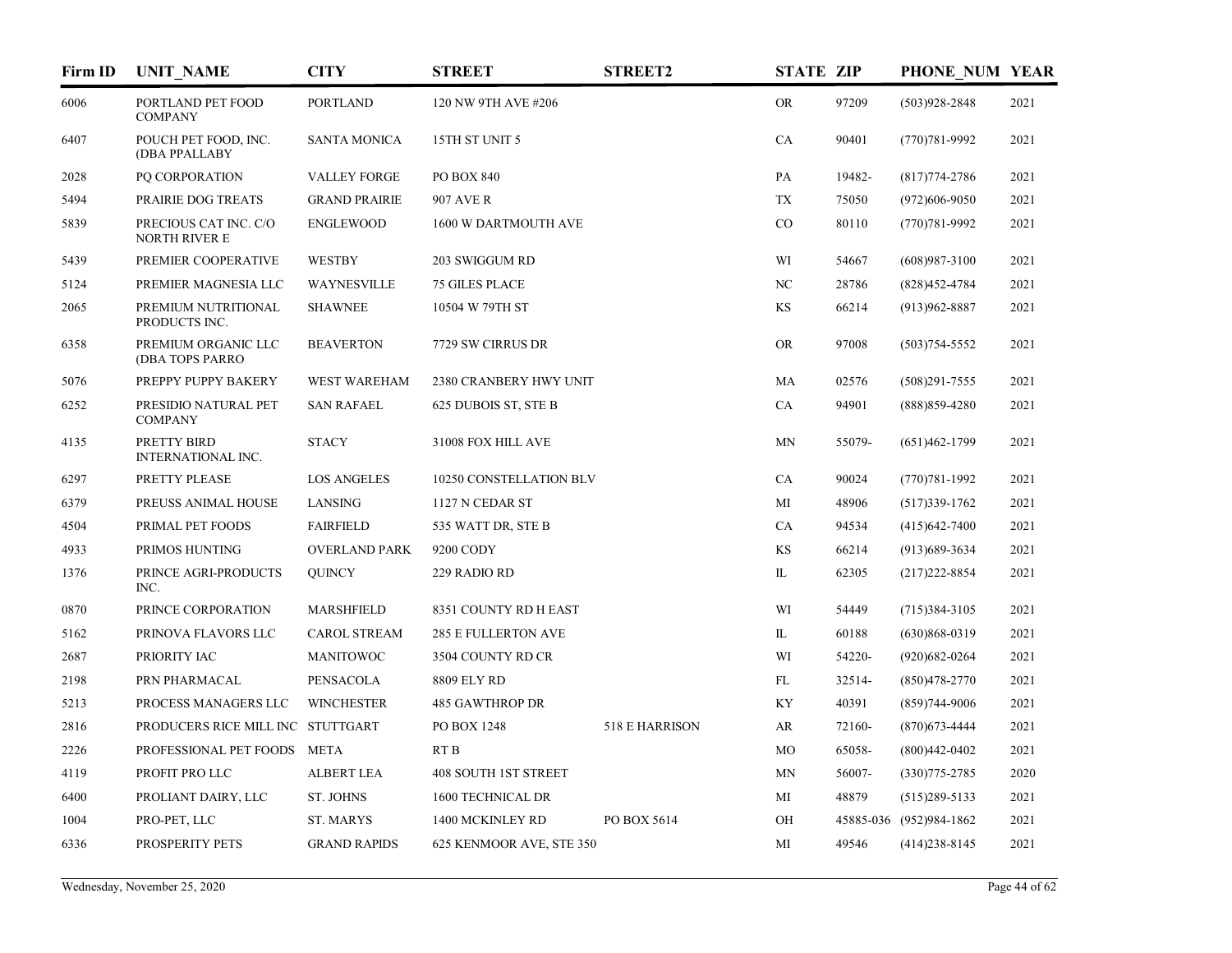| Firm ID | UNIT_NAME | CITY | STREET | STREET2 | STATE | ZIP | PHONE_NUM | YEAR |
|---|---|---|---|---|---|---|---|---|
| 6006 | PORTLAND PET FOOD COMPANY | PORTLAND | 120 NW 9TH AVE #206 | | OR | 97209 | (503)928-2848 | 2021 |
| 6407 | POUCH PET FOOD, INC. (DBA PPALLABY | SANTA MONICA | 15TH ST UNIT 5 | | CA | 90401 | (770)781-9992 | 2021 |
| 2028 | PQ CORPORATION | VALLEY FORGE | PO BOX 840 | | PA | 19482- | (817)774-2786 | 2021 |
| 5494 | PRAIRIE DOG TREATS | GRAND PRAIRIE | 907 AVE R | | TX | 75050 | (972)606-9050 | 2021 |
| 5839 | PRECIOUS CAT INC. C/O NORTH RIVER E | ENGLEWOOD | 1600 W DARTMOUTH AVE | | CO | 80110 | (770)781-9992 | 2021 |
| 5439 | PREMIER COOPERATIVE | WESTBY | 203 SWIGGUM RD | | WI | 54667 | (608)987-3100 | 2021 |
| 5124 | PREMIER MAGNESIA LLC | WAYNESVILLE | 75 GILES PLACE | | NC | 28786 | (828)452-4784 | 2021 |
| 2065 | PREMIUM NUTRITIONAL PRODUCTS INC. | SHAWNEE | 10504 W 79TH ST | | KS | 66214 | (913)962-8887 | 2021 |
| 6358 | PREMIUM ORGANIC LLC (DBA TOPS PARRO | BEAVERTON | 7729 SW CIRRUS DR | | OR | 97008 | (503)754-5552 | 2021 |
| 5076 | PREPPY PUPPY BAKERY | WEST WAREHAM | 2380 CRANBERY HWY UNIT | | MA | 02576 | (508)291-7555 | 2021 |
| 6252 | PRESIDIO NATURAL PET COMPANY | SAN RAFAEL | 625 DUBOIS ST, STE B | | CA | 94901 | (888)859-4280 | 2021 |
| 4135 | PRETTY BIRD INTERNATIONAL INC. | STACY | 31008 FOX HILL AVE | | MN | 55079- | (651)462-1799 | 2021 |
| 6297 | PRETTY PLEASE | LOS ANGELES | 10250 CONSTELLATION BLV | | CA | 90024 | (770)781-1992 | 2021 |
| 6379 | PREUSS ANIMAL HOUSE | LANSING | 1127 N CEDAR ST | | MI | 48906 | (517)339-1762 | 2021 |
| 4504 | PRIMAL PET FOODS | FAIRFIELD | 535 WATT DR, STE B | | CA | 94534 | (415)642-7400 | 2021 |
| 4933 | PRIMOS HUNTING | OVERLAND PARK | 9200 CODY | | KS | 66214 | (913)689-3634 | 2021 |
| 1376 | PRINCE AGRI-PRODUCTS INC. | QUINCY | 229 RADIO RD | | IL | 62305 | (217)222-8854 | 2021 |
| 0870 | PRINCE CORPORATION | MARSHFIELD | 8351 COUNTY RD H EAST | | WI | 54449 | (715)384-3105 | 2021 |
| 5162 | PRINOVA FLAVORS LLC | CAROL STREAM | 285 E FULLERTON AVE | | IL | 60188 | (630)868-0319 | 2021 |
| 2687 | PRIORITY IAC | MANITOWOC | 3504 COUNTY RD CR | | WI | 54220- | (920)682-0264 | 2021 |
| 2198 | PRN PHARMACAL | PENSACOLA | 8809 ELY RD | | FL | 32514- | (850)478-2770 | 2021 |
| 5213 | PROCESS MANAGERS LLC | WINCHESTER | 485 GAWTHROP DR | | KY | 40391 | (859)744-9006 | 2021 |
| 2816 | PRODUCERS RICE MILL INC | STUTTGART | PO BOX 1248 | 518 E HARRISON | AR | 72160- | (870)673-4444 | 2021 |
| 2226 | PROFESSIONAL PET FOODS | META | RT B | | MO | 65058- | (800)442-0402 | 2021 |
| 4119 | PROFIT PRO LLC | ALBERT LEA | 408 SOUTH 1ST STREET | | MN | 56007- | (330)775-2785 | 2020 |
| 6400 | PROLIANT DAIRY, LLC | ST. JOHNS | 1600 TECHNICAL DR | | MI | 48879 | (515)289-5133 | 2021 |
| 1004 | PRO-PET, LLC | ST. MARYS | 1400 MCKINLEY RD | PO BOX 5614 | OH | 45885-036 | (952)984-1862 | 2021 |
| 6336 | PROSPERITY PETS | GRAND RAPIDS | 625 KENMOOR AVE, STE 350 | | MI | 49546 | (414)238-8145 | 2021 |

Wednesday, November 25, 2020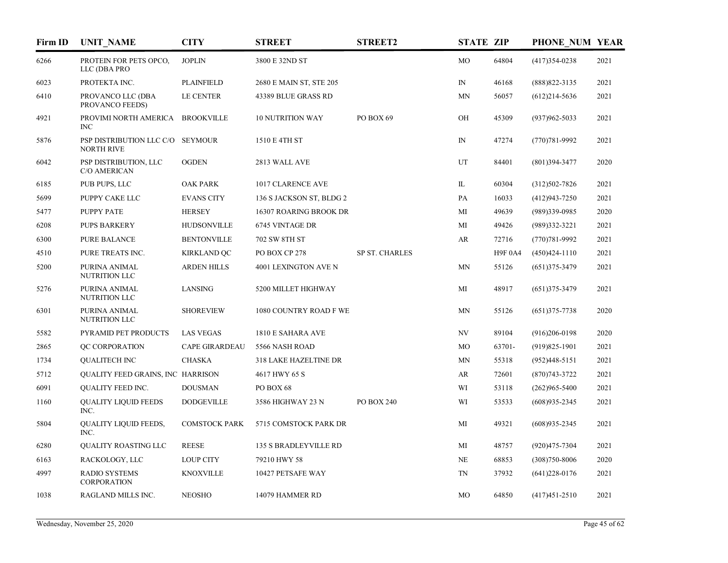| Firm ID | UNIT_NAME | CITY | STREET | STREET2 | STATE | ZIP | PHONE_NUM | YEAR |
|---|---|---|---|---|---|---|---|---|
| 6266 | PROTEIN FOR PETS OPCO, LLC (DBA PRO | JOPLIN | 3800 E 32ND ST | | MO | 64804 | (417)354-0238 | 2021 |
| 6023 | PROTEKTA INC. | PLAINFIELD | 2680 E MAIN ST, STE 205 | | IN | 46168 | (888)822-3135 | 2021 |
| 6410 | PROVANCO LLC (DBA PROVANCO FEEDS) | LE CENTER | 43389 BLUE GRASS RD | | MN | 56057 | (612)214-5636 | 2021 |
| 4921 | PROVIMI NORTH AMERICA INC | BROOKVILLE | 10 NUTRITION WAY | PO BOX 69 | OH | 45309 | (937)962-5033 | 2021 |
| 5876 | PSP DISTRIBUTION LLC C/O NORTH RIVE | SEYMOUR | 1510 E 4TH ST | | IN | 47274 | (770)781-9992 | 2021 |
| 6042 | PSP DISTRIBUTION, LLC C/O AMERICAN | OGDEN | 2813 WALL AVE | | UT | 84401 | (801)394-3477 | 2020 |
| 6185 | PUB PUPS, LLC | OAK PARK | 1017 CLARENCE AVE | | IL | 60304 | (312)502-7826 | 2021 |
| 5699 | PUPPY CAKE LLC | EVANS CITY | 136 S JACKSON ST, BLDG 2 | | PA | 16033 | (412)943-7250 | 2021 |
| 5477 | PUPPY PATE | HERSEY | 16307 ROARING BROOK DR | | MI | 49639 | (989)339-0985 | 2020 |
| 6208 | PUPS BARKERY | HUDSONVILLE | 6745 VINTAGE DR | | MI | 49426 | (989)332-3221 | 2021 |
| 6300 | PURE BALANCE | BENTONVILLE | 702 SW 8TH ST | | AR | 72716 | (770)781-9992 | 2021 |
| 4510 | PURE TREATS INC. | KIRKLAND QC | PO BOX CP 278 | SP ST. CHARLES | | H9F 0A4 | (450)424-1110 | 2021 |
| 5200 | PURINA ANIMAL NUTRITION LLC | ARDEN HILLS | 4001 LEXINGTON AVE N | | MN | 55126 | (651)375-3479 | 2021 |
| 5276 | PURINA ANIMAL NUTRITION LLC | LANSING | 5200 MILLET HIGHWAY | | MI | 48917 | (651)375-3479 | 2021 |
| 6301 | PURINA ANIMAL NUTRITION LLC | SHOREVIEW | 1080 COUNTRY ROAD F WE | | MN | 55126 | (651)375-7738 | 2020 |
| 5582 | PYRAMID PET PRODUCTS | LAS VEGAS | 1810 E SAHARA AVE | | NV | 89104 | (916)206-0198 | 2020 |
| 2865 | QC CORPORATION | CAPE GIRARDEAU | 5566 NASH ROAD | | MO | 63701- | (919)825-1901 | 2021 |
| 1734 | QUALITECH INC | CHASKA | 318 LAKE HAZELTINE DR | | MN | 55318 | (952)448-5151 | 2021 |
| 5712 | QUALITY FEED GRAINS, INC | HARRISON | 4617 HWY 65 S | | AR | 72601 | (870)743-3722 | 2021 |
| 6091 | QUALITY FEED INC. | DOUSMAN | PO BOX 68 | | WI | 53118 | (262)965-5400 | 2021 |
| 1160 | QUALITY LIQUID FEEDS INC. | DODGEVILLE | 3586 HIGHWAY 23 N | PO BOX 240 | WI | 53533 | (608)935-2345 | 2021 |
| 5804 | QUALITY LIQUID FEEDS, INC. | COMSTOCK PARK | 5715 COMSTOCK PARK DR | | MI | 49321 | (608)935-2345 | 2021 |
| 6280 | QUALITY ROASTING LLC | REESE | 135 S BRADLEYVILLE RD | | MI | 48757 | (920)475-7304 | 2021 |
| 6163 | RACKOLOGY, LLC | LOUP CITY | 79210 HWY 58 | | NE | 68853 | (308)750-8006 | 2020 |
| 4997 | RADIO SYSTEMS CORPORATION | KNOXVILLE | 10427 PETSAFE WAY | | TN | 37932 | (641)228-0176 | 2021 |
| 1038 | RAGLAND MILLS INC. | NEOSHO | 14079 HAMMER RD | | MO | 64850 | (417)451-2510 | 2021 |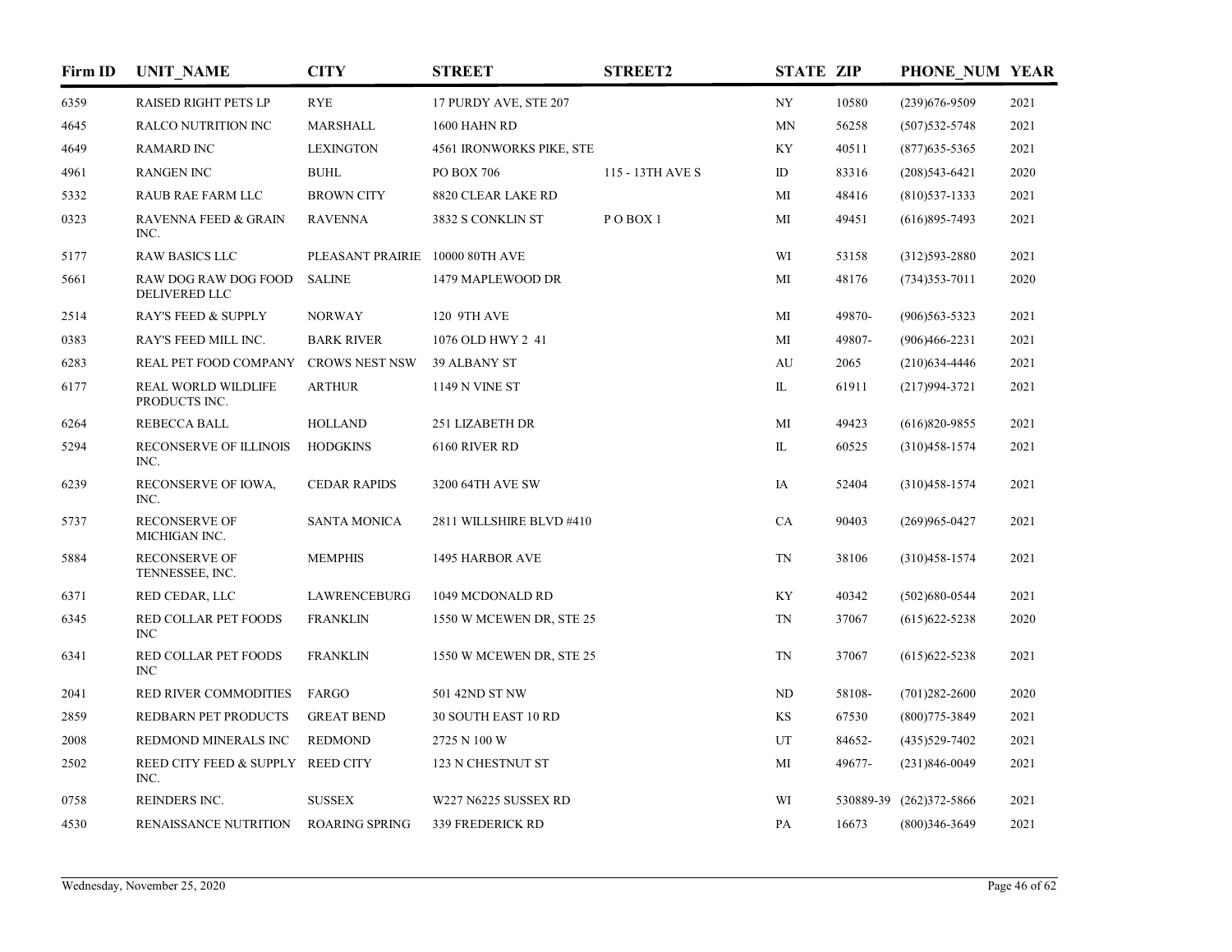| Firm ID | UNIT_NAME | CITY | STREET | STREET2 | STATE | ZIP | PHONE_NUM | YEAR |
|---|---|---|---|---|---|---|---|---|
| 6359 | RAISED RIGHT PETS LP | RYE | 17 PURDY AVE, STE 207 | | NY | 10580 | (239)676-9509 | 2021 |
| 4645 | RALCO NUTRITION INC | MARSHALL | 1600 HAHN RD | | MN | 56258 | (507)532-5748 | 2021 |
| 4649 | RAMARD INC | LEXINGTON | 4561 IRONWORKS PIKE, STE | | KY | 40511 | (877)635-5365 | 2021 |
| 4961 | RANGEN INC | BUHL | PO BOX 706 | 115 - 13TH AVE S | ID | 83316 | (208)543-6421 | 2020 |
| 5332 | RAUB RAE FARM LLC | BROWN CITY | 8820 CLEAR LAKE RD | | MI | 48416 | (810)537-1333 | 2021 |
| 0323 | RAVENNA FEED & GRAIN INC. | RAVENNA | 3832 S CONKLIN ST | P O BOX 1 | MI | 49451 | (616)895-7493 | 2021 |
| 5177 | RAW BASICS LLC | PLEASANT PRAIRIE | 10000 80TH AVE | | WI | 53158 | (312)593-2880 | 2021 |
| 5661 | RAW DOG RAW DOG FOOD DELIVERED LLC | SALINE | 1479 MAPLEWOOD DR | | MI | 48176 | (734)353-7011 | 2020 |
| 2514 | RAY'S FEED & SUPPLY | NORWAY | 120 9TH AVE | | MI | 49870- | (906)563-5323 | 2021 |
| 0383 | RAY'S FEED MILL INC. | BARK RIVER | 1076 OLD HWY 2 41 | | MI | 49807- | (906)466-2231 | 2021 |
| 6283 | REAL PET FOOD COMPANY | CROWS NEST NSW | 39 ALBANY ST | | AU | 2065 | (210)634-4446 | 2021 |
| 6177 | REAL WORLD WILDLIFE PRODUCTS INC. | ARTHUR | 1149 N VINE ST | | IL | 61911 | (217)994-3721 | 2021 |
| 6264 | REBECCA BALL | HOLLAND | 251 LIZABETH DR | | MI | 49423 | (616)820-9855 | 2021 |
| 5294 | RECONSERVE OF ILLINOIS INC. | HODGKINS | 6160 RIVER RD | | IL | 60525 | (310)458-1574 | 2021 |
| 6239 | RECONSERVE OF IOWA, INC. | CEDAR RAPIDS | 3200 64TH AVE SW | | IA | 52404 | (310)458-1574 | 2021 |
| 5737 | RECONSERVE OF MICHIGAN INC. | SANTA MONICA | 2811 WILLSHIRE BLVD #410 | | CA | 90403 | (269)965-0427 | 2021 |
| 5884 | RECONSERVE OF TENNESSEE, INC. | MEMPHIS | 1495 HARBOR AVE | | TN | 38106 | (310)458-1574 | 2021 |
| 6371 | RED CEDAR, LLC | LAWRENCEBURG | 1049 MCDONALD RD | | KY | 40342 | (502)680-0544 | 2021 |
| 6345 | RED COLLAR PET FOODS INC | FRANKLIN | 1550 W MCEWEN DR, STE 25 | | TN | 37067 | (615)622-5238 | 2020 |
| 6341 | RED COLLAR PET FOODS INC | FRANKLIN | 1550 W MCEWEN DR, STE 25 | | TN | 37067 | (615)622-5238 | 2021 |
| 2041 | RED RIVER COMMODITIES | FARGO | 501 42ND ST NW | | ND | 58108- | (701)282-2600 | 2020 |
| 2859 | REDBARN PET PRODUCTS | GREAT BEND | 30 SOUTH EAST 10 RD | | KS | 67530 | (800)775-3849 | 2021 |
| 2008 | REDMOND MINERALS INC | REDMOND | 2725 N 100 W | | UT | 84652- | (435)529-7402 | 2021 |
| 2502 | REED CITY FEED & SUPPLY INC. | REED CITY | 123 N CHESTNUT ST | | MI | 49677- | (231)846-0049 | 2021 |
| 0758 | REINDERS INC. | SUSSEX | W227 N6225 SUSSEX RD | | WI | 530889-39 | (262)372-5866 | 2021 |
| 4530 | RENAISSANCE NUTRITION | ROARING SPRING | 339 FREDERICK RD | | PA | 16673 | (800)346-3649 | 2021 |

Wednesday, November 25, 2020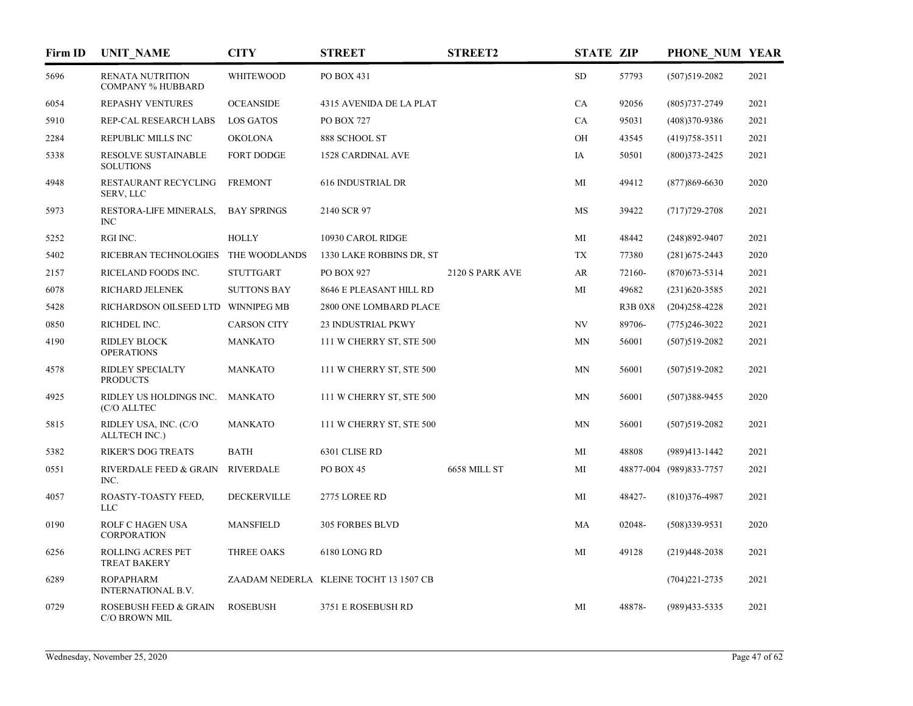| Firm ID | UNIT_NAME | CITY | STREET | STREET2 | STATE | ZIP | PHONE_NUM | YEAR |
|---|---|---|---|---|---|---|---|---|
| 5696 | RENATA NUTRITION COMPANY % HUBBARD | WHITEWOOD | PO BOX 431 | | SD | 57793 | (507)519-2082 | 2021 |
| 6054 | REPASHY VENTURES | OCEANSIDE | 4315 AVENIDA DE LA PLAT | | CA | 92056 | (805)737-2749 | 2021 |
| 5910 | REP-CAL RESEARCH LABS | LOS GATOS | PO BOX 727 | | CA | 95031 | (408)370-9386 | 2021 |
| 2284 | REPUBLIC MILLS INC | OKOLONA | 888 SCHOOL ST | | OH | 43545 | (419)758-3511 | 2021 |
| 5338 | RESOLVE SUSTAINABLE SOLUTIONS | FORT DODGE | 1528 CARDINAL AVE | | IA | 50501 | (800)373-2425 | 2021 |
| 4948 | RESTAURANT RECYCLING SERV, LLC | FREMONT | 616 INDUSTRIAL DR | | MI | 49412 | (877)869-6630 | 2020 |
| 5973 | RESTORA-LIFE MINERALS, INC | BAY SPRINGS | 2140 SCR 97 | | MS | 39422 | (717)729-2708 | 2021 |
| 5252 | RGI INC. | HOLLY | 10930 CAROL RIDGE | | MI | 48442 | (248)892-9407 | 2021 |
| 5402 | RICEBRAN TECHNOLOGIES | THE WOODLANDS | 1330 LAKE ROBBINS DR, ST | | TX | 77380 | (281)675-2443 | 2020 |
| 2157 | RICELAND FOODS INC. | STUTTGART | PO BOX 927 | 2120 S PARK AVE | AR | 72160- | (870)673-5314 | 2021 |
| 6078 | RICHARD JELENEK | SUTTONS BAY | 8646 E PLEASANT HILL RD | | MI | 49682 | (231)620-3585 | 2021 |
| 5428 | RICHARDSON OILSEED LTD | WINNIPEG MB | 2800 ONE LOMBARD PLACE | | | R3B 0X8 | (204)258-4228 | 2021 |
| 0850 | RICHDEL INC. | CARSON CITY | 23 INDUSTRIAL PKWY | | NV | 89706- | (775)246-3022 | 2021 |
| 4190 | RIDLEY BLOCK OPERATIONS | MANKATO | 111 W CHERRY ST, STE 500 | | MN | 56001 | (507)519-2082 | 2021 |
| 4578 | RIDLEY SPECIALTY PRODUCTS | MANKATO | 111 W CHERRY ST, STE 500 | | MN | 56001 | (507)519-2082 | 2021 |
| 4925 | RIDLEY US HOLDINGS INC. (C/O ALLTEC | MANKATO | 111 W CHERRY ST, STE 500 | | MN | 56001 | (507)388-9455 | 2020 |
| 5815 | RIDLEY USA, INC. (C/O ALLTECH INC.) | MANKATO | 111 W CHERRY ST, STE 500 | | MN | 56001 | (507)519-2082 | 2021 |
| 5382 | RIKER'S DOG TREATS | BATH | 6301 CLISE RD | | MI | 48808 | (989)413-1442 | 2021 |
| 0551 | RIVERDALE FEED & GRAIN INC. | RIVERDALE | PO BOX 45 | 6658 MILL ST | MI | 48877-004 | (989)833-7757 | 2021 |
| 4057 | ROASTY-TOASTY FEED, LLC | DECKERVILLE | 2775 LOREE RD | | MI | 48427- | (810)376-4987 | 2021 |
| 0190 | ROLF C HAGEN USA CORPORATION | MANSFIELD | 305 FORBES BLVD | | MA | 02048- | (508)339-9531 | 2020 |
| 6256 | ROLLING ACRES PET TREAT BAKERY | THREE OAKS | 6180 LONG RD | | MI | 49128 | (219)448-2038 | 2021 |
| 6289 | ROPAPHARM INTERNATIONAL B.V. | ZAADAM NEDERLA | KLEINE TOCHT 13 1507 CB | | | | (704)221-2735 | 2021 |
| 0729 | ROSEBUSH FEED & GRAIN C/O BROWN MIL | ROSEBUSH | 3751 E ROSEBUSH RD | | MI | 48878- | (989)433-5335 | 2021 |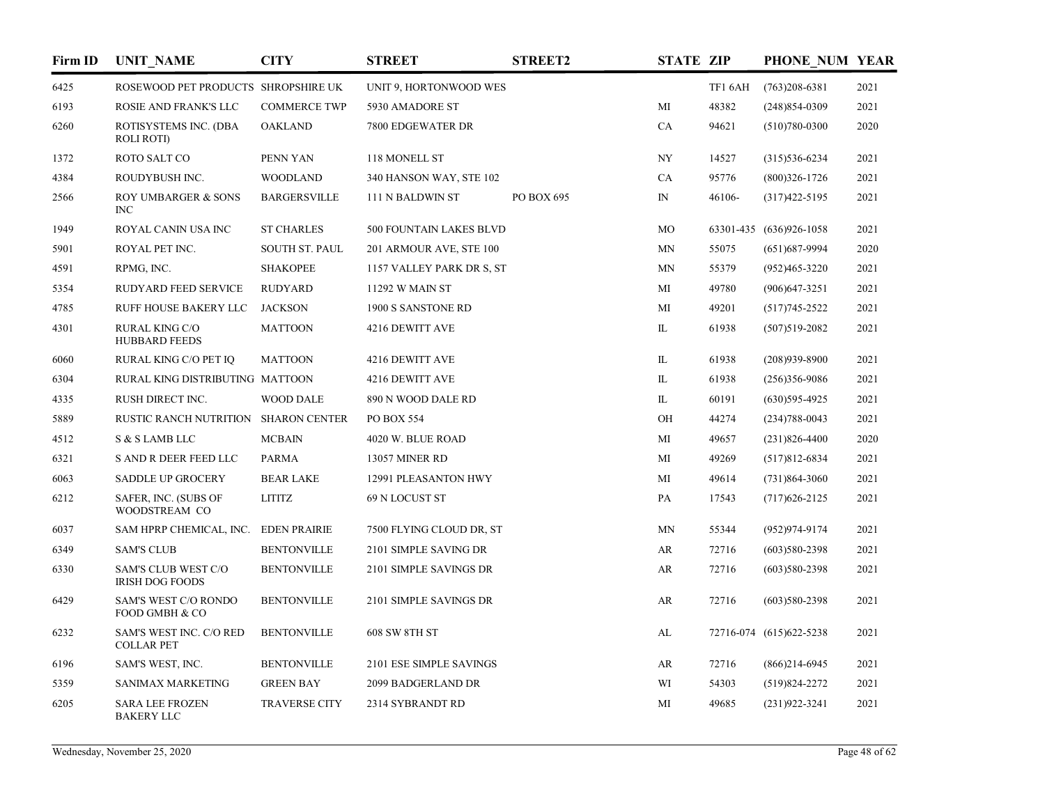| Firm ID | UNIT_NAME | CITY | STREET | STREET2 | STATE | ZIP | PHONE_NUM | YEAR |
|---|---|---|---|---|---|---|---|---|
| 6425 | ROSEWOOD PET PRODUCTS | SHROPSHIRE UK | UNIT 9, HORTONWOOD WES | | | TF1 6AH | (763)208-6381 | 2021 |
| 6193 | ROSIE AND FRANK'S LLC | COMMERCE TWP | 5930 AMADORE ST | | MI | 48382 | (248)854-0309 | 2021 |
| 6260 | ROTISYSTEMS INC. (DBA ROLI ROTI) | OAKLAND | 7800 EDGEWATER DR | | CA | 94621 | (510)780-0300 | 2020 |
| 1372 | ROTO SALT CO | PENN YAN | 118 MONELL ST | | NY | 14527 | (315)536-6234 | 2021 |
| 4384 | ROUDYBUSH INC. | WOODLAND | 340 HANSON WAY, STE 102 | | CA | 95776 | (800)326-1726 | 2021 |
| 2566 | ROY UMBARGER & SONS INC | BARGERSVILLE | 111 N BALDWIN ST | PO BOX 695 | IN | 46106- | (317)422-5195 | 2021 |
| 1949 | ROYAL CANIN USA INC | ST CHARLES | 500 FOUNTAIN LAKES BLVD | | MO | 63301-435 | (636)926-1058 | 2021 |
| 5901 | ROYAL PET INC. | SOUTH ST. PAUL | 201 ARMOUR AVE, STE 100 | | MN | 55075 | (651)687-9994 | 2020 |
| 4591 | RPMG, INC. | SHAKOPEE | 1157 VALLEY PARK DR S, ST | | MN | 55379 | (952)465-3220 | 2021 |
| 5354 | RUDYARD FEED SERVICE | RUDYARD | 11292 W MAIN ST | | MI | 49780 | (906)647-3251 | 2021 |
| 4785 | RUFF HOUSE BAKERY LLC | JACKSON | 1900 S SANSTONE RD | | MI | 49201 | (517)745-2522 | 2021 |
| 4301 | RURAL KING C/O HUBBARD FEEDS | MATTOON | 4216 DEWITT AVE | | IL | 61938 | (507)519-2082 | 2021 |
| 6060 | RURAL KING C/O PET IQ | MATTOON | 4216 DEWITT AVE | | IL | 61938 | (208)939-8900 | 2021 |
| 6304 | RURAL KING DISTRIBUTING | MATTOON | 4216 DEWITT AVE | | IL | 61938 | (256)356-9086 | 2021 |
| 4335 | RUSH DIRECT INC. | WOOD DALE | 890 N WOOD DALE RD | | IL | 60191 | (630)595-4925 | 2021 |
| 5889 | RUSTIC RANCH NUTRITION | SHARON CENTER | PO BOX 554 | | OH | 44274 | (234)788-0043 | 2021 |
| 4512 | S & S LAMB LLC | MCBAIN | 4020 W. BLUE ROAD | | MI | 49657 | (231)826-4400 | 2020 |
| 6321 | S AND R DEER FEED LLC | PARMA | 13057 MINER RD | | MI | 49269 | (517)812-6834 | 2021 |
| 6063 | SADDLE UP GROCERY | BEAR LAKE | 12991 PLEASANTON HWY | | MI | 49614 | (731)864-3060 | 2021 |
| 6212 | SAFER, INC. (SUBS OF WOODSTREAM CO | LITITZ | 69 N LOCUST ST | | PA | 17543 | (717)626-2125 | 2021 |
| 6037 | SAM HPRP CHEMICAL, INC. | EDEN PRAIRIE | 7500 FLYING CLOUD DR, ST | | MN | 55344 | (952)974-9174 | 2021 |
| 6349 | SAM'S CLUB | BENTONVILLE | 2101 SIMPLE SAVING DR | | AR | 72716 | (603)580-2398 | 2021 |
| 6330 | SAM'S CLUB WEST C/O IRISH DOG FOODS | BENTONVILLE | 2101 SIMPLE SAVINGS DR | | AR | 72716 | (603)580-2398 | 2021 |
| 6429 | SAM'S WEST C/O RONDO FOOD GMBH & CO | BENTONVILLE | 2101 SIMPLE SAVINGS DR | | AR | 72716 | (603)580-2398 | 2021 |
| 6232 | SAM'S WEST INC. C/O RED COLLAR PET | BENTONVILLE | 608 SW 8TH ST | | AL | 72716-074 | (615)622-5238 | 2021 |
| 6196 | SAM'S WEST, INC. | BENTONVILLE | 2101 ESE SIMPLE SAVINGS | | AR | 72716 | (866)214-6945 | 2021 |
| 5359 | SANIMAX MARKETING | GREEN BAY | 2099 BADGERLAND DR | | WI | 54303 | (519)824-2272 | 2021 |
| 6205 | SARA LEE FROZEN BAKERY LLC | TRAVERSE CITY | 2314 SYBRANDT RD | | MI | 49685 | (231)922-3241 | 2021 |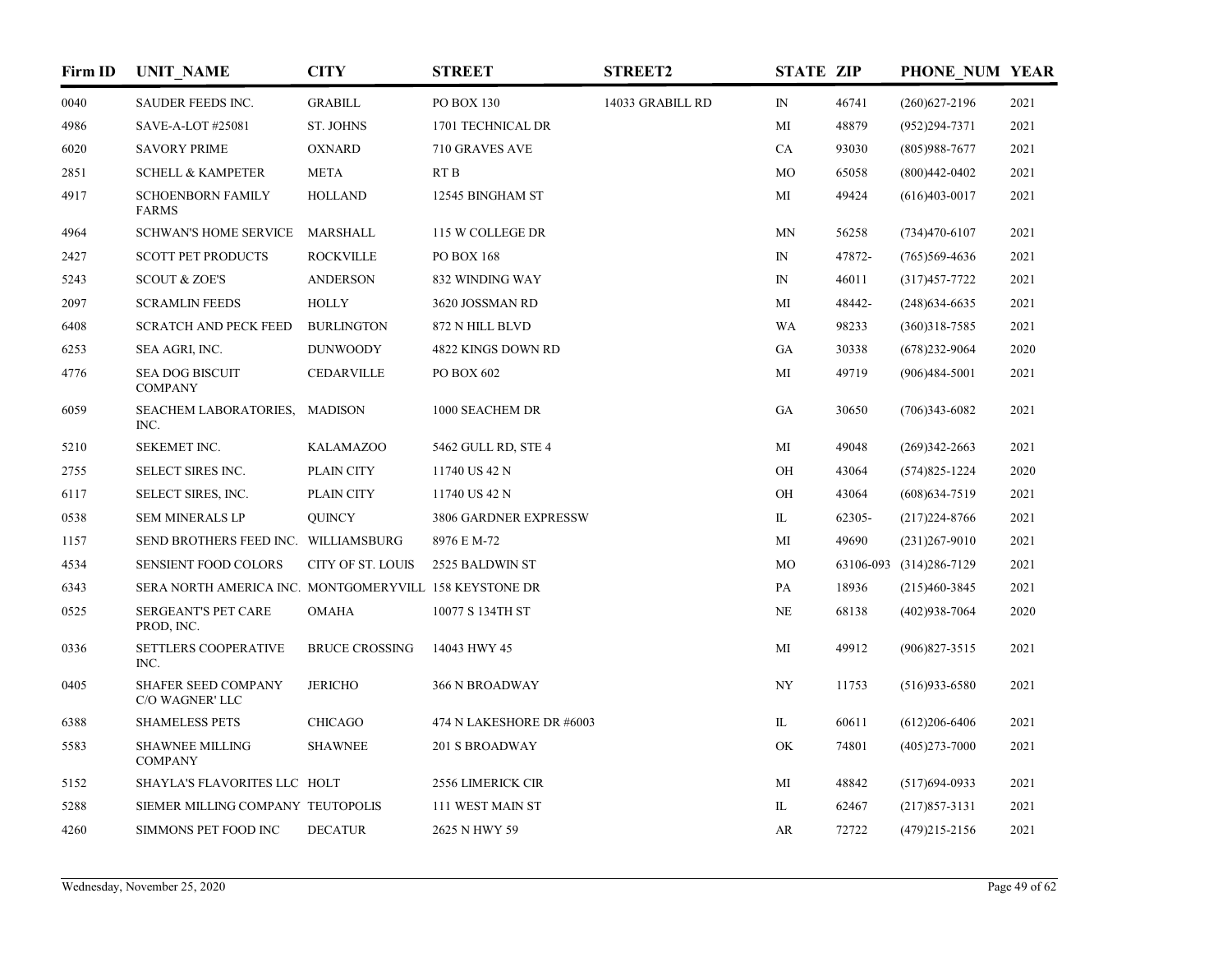| Firm ID | UNIT_NAME | CITY | STREET | STREET2 | STATE | ZIP | PHONE_NUM | YEAR |
|---|---|---|---|---|---|---|---|---|
| 0040 | SAUDER FEEDS INC. | GRABILL | PO BOX 130 | 14033 GRABILL RD | IN | 46741 | (260)627-2196 | 2021 |
| 4986 | SAVE-A-LOT #25081 | ST. JOHNS | 1701 TECHNICAL DR | | MI | 48879 | (952)294-7371 | 2021 |
| 6020 | SAVORY PRIME | OXNARD | 710 GRAVES AVE | | CA | 93030 | (805)988-7677 | 2021 |
| 2851 | SCHELL & KAMPETER | META | RT B | | MO | 65058 | (800)442-0402 | 2021 |
| 4917 | SCHOENBORN FAMILY FARMS | HOLLAND | 12545 BINGHAM ST | | MI | 49424 | (616)403-0017 | 2021 |
| 4964 | SCHWAN'S HOME SERVICE | MARSHALL | 115 W COLLEGE DR | | MN | 56258 | (734)470-6107 | 2021 |
| 2427 | SCOTT PET PRODUCTS | ROCKVILLE | PO BOX 168 | | IN | 47872- | (765)569-4636 | 2021 |
| 5243 | SCOUT & ZOE'S | ANDERSON | 832 WINDING WAY | | IN | 46011 | (317)457-7722 | 2021 |
| 2097 | SCRAMLIN FEEDS | HOLLY | 3620 JOSSMAN RD | | MI | 48442- | (248)634-6635 | 2021 |
| 6408 | SCRATCH AND PECK FEED | BURLINGTON | 872 N HILL BLVD | | WA | 98233 | (360)318-7585 | 2021 |
| 6253 | SEA AGRI, INC. | DUNWOODY | 4822 KINGS DOWN RD | | GA | 30338 | (678)232-9064 | 2020 |
| 4776 | SEA DOG BISCUIT COMPANY | CEDARVILLE | PO BOX 602 | | MI | 49719 | (906)484-5001 | 2021 |
| 6059 | SEACHEM LABORATORIES, INC. | MADISON | 1000 SEACHEM DR | | GA | 30650 | (706)343-6082 | 2021 |
| 5210 | SEKEMET INC. | KALAMAZOO | 5462 GULL RD, STE 4 | | MI | 49048 | (269)342-2663 | 2021 |
| 2755 | SELECT SIRES INC. | PLAIN CITY | 11740 US 42 N | | OH | 43064 | (574)825-1224 | 2020 |
| 6117 | SELECT SIRES, INC. | PLAIN CITY | 11740 US 42 N | | OH | 43064 | (608)634-7519 | 2021 |
| 0538 | SEM MINERALS LP | QUINCY | 3806 GARDNER EXPRESSW | | IL | 62305- | (217)224-8766 | 2021 |
| 1157 | SEND BROTHERS FEED INC. | WILLIAMSBURG | 8976 E M-72 | | MI | 49690 | (231)267-9010 | 2021 |
| 4534 | SENSIENT FOOD COLORS | CITY OF ST. LOUIS | 2525 BALDWIN ST | | MO | 63106-093 | (314)286-7129 | 2021 |
| 6343 | SERA NORTH AMERICA INC. | MONTGOMERYVILL | 158 KEYSTONE DR | | PA | 18936 | (215)460-3845 | 2021 |
| 0525 | SERGEANT'S PET CARE PROD, INC. | OMAHA | 10077 S 134TH ST | | NE | 68138 | (402)938-7064 | 2020 |
| 0336 | SETTLERS COOPERATIVE INC. | BRUCE CROSSING | 14043 HWY 45 | | MI | 49912 | (906)827-3515 | 2021 |
| 0405 | SHAFER SEED COMPANY C/O WAGNER' LLC | JERICHO | 366 N BROADWAY | | NY | 11753 | (516)933-6580 | 2021 |
| 6388 | SHAMELESS PETS | CHICAGO | 474 N LAKESHORE DR #6003 | | IL | 60611 | (612)206-6406 | 2021 |
| 5583 | SHAWNEE MILLING COMPANY | SHAWNEE | 201 S BROADWAY | | OK | 74801 | (405)273-7000 | 2021 |
| 5152 | SHAYLA'S FLAVORITES LLC | HOLT | 2556 LIMERICK CIR | | MI | 48842 | (517)694-0933 | 2021 |
| 5288 | SIEMER MILLING COMPANY | TEUTOPOLIS | 111 WEST MAIN ST | | IL | 62467 | (217)857-3131 | 2021 |
| 4260 | SIMMONS PET FOOD INC | DECATUR | 2625 N HWY 59 | | AR | 72722 | (479)215-2156 | 2021 |

Wednesday, November 25, 2020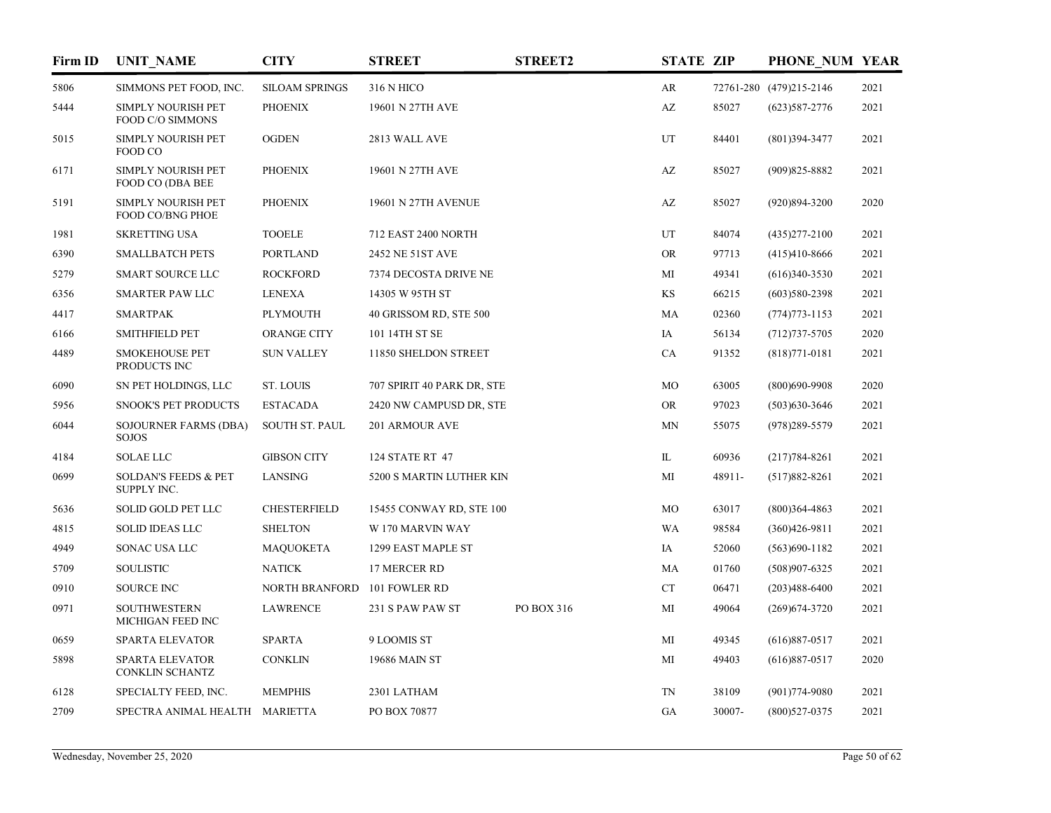| Firm ID | UNIT_NAME | CITY | STREET | STREET2 | STATE | ZIP | PHONE_NUM | YEAR |
|---|---|---|---|---|---|---|---|---|
| 5806 | SIMMONS PET FOOD, INC. | SILOAM SPRINGS | 316 N HICO | | AR | 72761-280 | (479)215-2146 | 2021 |
| 5444 | SIMPLY NOURISH PET FOOD C/O SIMMONS | PHOENIX | 19601 N 27TH AVE | | AZ | 85027 | (623)587-2776 | 2021 |
| 5015 | SIMPLY NOURISH PET FOOD CO | OGDEN | 2813 WALL AVE | | UT | 84401 | (801)394-3477 | 2021 |
| 6171 | SIMPLY NOURISH PET FOOD CO (DBA BEE | PHOENIX | 19601 N 27TH AVE | | AZ | 85027 | (909)825-8882 | 2021 |
| 5191 | SIMPLY NOURISH PET FOOD CO/BNG PHOE | PHOENIX | 19601 N 27TH AVENUE | | AZ | 85027 | (920)894-3200 | 2020 |
| 1981 | SKRETTING USA | TOOELE | 712 EAST 2400 NORTH | | UT | 84074 | (435)277-2100 | 2021 |
| 6390 | SMALLBATCH PETS | PORTLAND | 2452 NE 51ST AVE | | OR | 97713 | (415)410-8666 | 2021 |
| 5279 | SMART SOURCE LLC | ROCKFORD | 7374 DECOSTA DRIVE NE | | MI | 49341 | (616)340-3530 | 2021 |
| 6356 | SMARTER PAW LLC | LENEXA | 14305 W 95TH ST | | KS | 66215 | (603)580-2398 | 2021 |
| 4417 | SMARTPAK | PLYMOUTH | 40 GRISSOM RD, STE 500 | | MA | 02360 | (774)773-1153 | 2021 |
| 6166 | SMITHFIELD PET | ORANGE CITY | 101 14TH ST SE | | IA | 56134 | (712)737-5705 | 2020 |
| 4489 | SMOKEHOUSE PET PRODUCTS INC | SUN VALLEY | 11850 SHELDON STREET | | CA | 91352 | (818)771-0181 | 2021 |
| 6090 | SN PET HOLDINGS, LLC | ST. LOUIS | 707 SPIRIT 40 PARK DR, STE | | MO | 63005 | (800)690-9908 | 2020 |
| 5956 | SNOOK'S PET PRODUCTS | ESTACADA | 2420 NW CAMPUSD DR, STE | | OR | 97023 | (503)630-3646 | 2021 |
| 6044 | SOJOURNER FARMS (DBA) SOJOS | SOUTH ST. PAUL | 201 ARMOUR AVE | | MN | 55075 | (978)289-5579 | 2021 |
| 4184 | SOLAE LLC | GIBSON CITY | 124 STATE RT 47 | | IL | 60936 | (217)784-8261 | 2021 |
| 0699 | SOLDAN'S FEEDS & PET SUPPLY INC. | LANSING | 5200 S MARTIN LUTHER KIN | | MI | 48911- | (517)882-8261 | 2021 |
| 5636 | SOLID GOLD PET LLC | CHESTERFIELD | 15455 CONWAY RD, STE 100 | | MO | 63017 | (800)364-4863 | 2021 |
| 4815 | SOLID IDEAS LLC | SHELTON | W 170 MARVIN WAY | | WA | 98584 | (360)426-9811 | 2021 |
| 4949 | SONAC USA LLC | MAQUOKETA | 1299 EAST MAPLE ST | | IA | 52060 | (563)690-1182 | 2021 |
| 5709 | SOULISTIC | NATICK | 17 MERCER RD | | MA | 01760 | (508)907-6325 | 2021 |
| 0910 | SOURCE INC | NORTH BRANFORD | 101 FOWLER RD | | CT | 06471 | (203)488-6400 | 2021 |
| 0971 | SOUTHWESTERN MICHIGAN FEED INC | LAWRENCE | 231 S PAW PAW ST | PO BOX 316 | MI | 49064 | (269)674-3720 | 2021 |
| 0659 | SPARTA ELEVATOR | SPARTA | 9 LOOMIS ST | | MI | 49345 | (616)887-0517 | 2021 |
| 5898 | SPARTA ELEVATOR CONKLIN SCHANTZ | CONKLIN | 19686 MAIN ST | | MI | 49403 | (616)887-0517 | 2020 |
| 6128 | SPECIALTY FEED, INC. | MEMPHIS | 2301 LATHAM | | TN | 38109 | (901)774-9080 | 2021 |
| 2709 | SPECTRA ANIMAL HEALTH | MARIETTA | PO BOX 70877 | | GA | 30007- | (800)527-0375 | 2021 |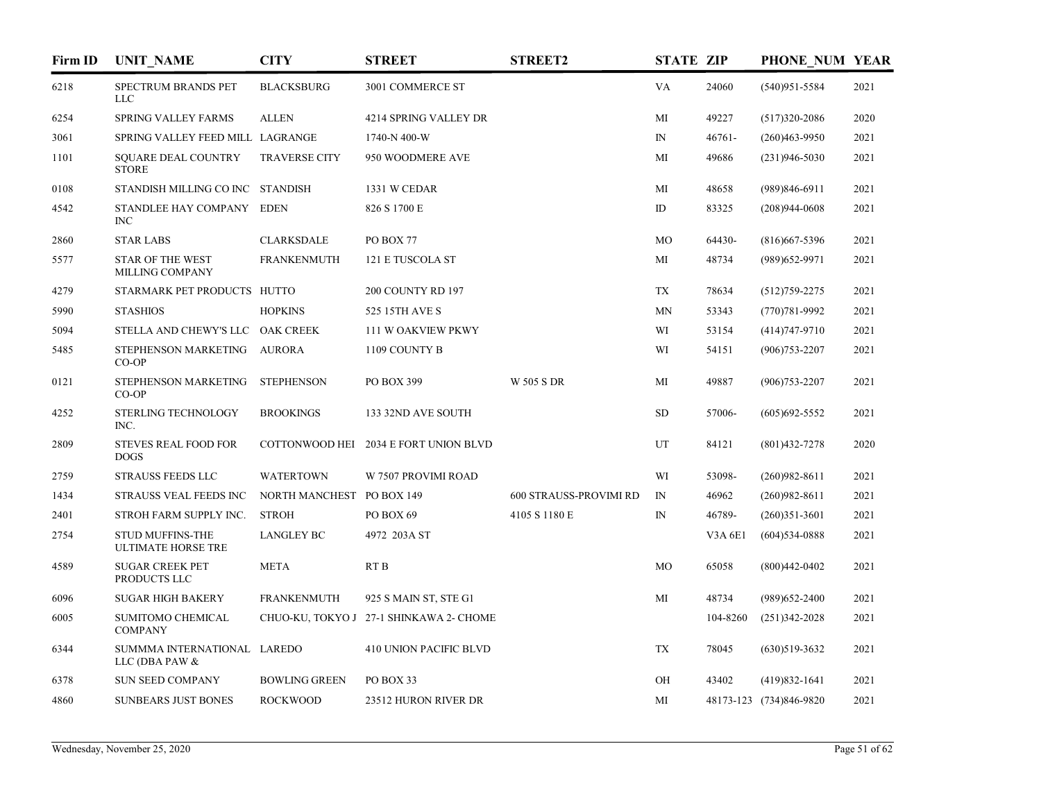| Firm ID | UNIT_NAME | CITY | STREET | STREET2 | STATE | ZIP | PHONE_NUM | YEAR |
|---|---|---|---|---|---|---|---|---|
| 6218 | SPECTRUM BRANDS PET LLC | BLACKSBURG | 3001 COMMERCE ST | | VA | 24060 | (540)951-5584 | 2021 |
| 6254 | SPRING VALLEY FARMS | ALLEN | 4214 SPRING VALLEY DR | | MI | 49227 | (517)320-2086 | 2020 |
| 3061 | SPRING VALLEY FEED MILL | LAGRANGE | 1740-N 400-W | | IN | 46761- | (260)463-9950 | 2021 |
| 1101 | SQUARE DEAL COUNTRY STORE | TRAVERSE CITY | 950 WOODMERE AVE | | MI | 49686 | (231)946-5030 | 2021 |
| 0108 | STANDISH MILLING CO INC | STANDISH | 1331 W CEDAR | | MI | 48658 | (989)846-6911 | 2021 |
| 4542 | STANDLEE HAY COMPANY INC | EDEN | 826 S 1700 E | | ID | 83325 | (208)944-0608 | 2021 |
| 2860 | STAR LABS | CLARKSDALE | PO BOX 77 | | MO | 64430- | (816)667-5396 | 2021 |
| 5577 | STAR OF THE WEST MILLING COMPANY | FRANKENMUTH | 121 E TUSCOLA ST | | MI | 48734 | (989)652-9971 | 2021 |
| 4279 | STARMARK PET PRODUCTS | HUTTO | 200 COUNTY RD 197 | | TX | 78634 | (512)759-2275 | 2021 |
| 5990 | STASHIOS | HOPKINS | 525 15TH AVE S | | MN | 53343 | (770)781-9992 | 2021 |
| 5094 | STELLA AND CHEWY'S LLC | OAK CREEK | 111 W OAKVIEW PKWY | | WI | 53154 | (414)747-9710 | 2021 |
| 5485 | STEPHENSON MARKETING CO-OP | AURORA | 1109 COUNTY B | | WI | 54151 | (906)753-2207 | 2021 |
| 0121 | STEPHENSON MARKETING CO-OP | STEPHENSON | PO BOX 399 | W 505 S DR | MI | 49887 | (906)753-2207 | 2021 |
| 4252 | STERLING TECHNOLOGY INC. | BROOKINGS | 133 32ND AVE SOUTH | | SD | 57006- | (605)692-5552 | 2021 |
| 2809 | STEVES REAL FOOD FOR DOGS | COTTONWOOD HEI | 2034 E FORT UNION BLVD | | UT | 84121 | (801)432-7278 | 2020 |
| 2759 | STRAUSS FEEDS LLC | WATERTOWN | W 7507 PROVIMI ROAD | | WI | 53098- | (260)982-8611 | 2021 |
| 1434 | STRAUSS VEAL FEEDS INC | NORTH MANCHEST | PO BOX 149 | 600 STRAUSS-PROVIMI RD | IN | 46962 | (260)982-8611 | 2021 |
| 2401 | STROH FARM SUPPLY INC. | STROH | PO BOX 69 | 4105 S 1180 E | IN | 46789- | (260)351-3601 | 2021 |
| 2754 | STUD MUFFINS-THE ULTIMATE HORSE TRE | LANGLEY BC | 4972 203A ST | | | V3A 6E1 | (604)534-0888 | 2021 |
| 4589 | SUGAR CREEK PET PRODUCTS LLC | META | RT B | | MO | 65058 | (800)442-0402 | 2021 |
| 6096 | SUGAR HIGH BAKERY | FRANKENMUTH | 925 S MAIN ST, STE G1 | | MI | 48734 | (989)652-2400 | 2021 |
| 6005 | SUMITOMO CHEMICAL COMPANY | CHUO-KU, TOKYO J | 27-1 SHINKAWA 2- CHOME | | | 104-8260 | (251)342-2028 | 2021 |
| 6344 | SUMMMA INTERNATIONAL LLC (DBA PAW & | LAREDO | 410 UNION PACIFIC BLVD | | TX | 78045 | (630)519-3632 | 2021 |
| 6378 | SUN SEED COMPANY | BOWLING GREEN | PO BOX 33 | | OH | 43402 | (419)832-1641 | 2021 |
| 4860 | SUNBEARS JUST BONES | ROCKWOOD | 23512 HURON RIVER DR | | MI | 48173-123 | (734)846-9820 | 2021 |

Wednesday, November 25, 2020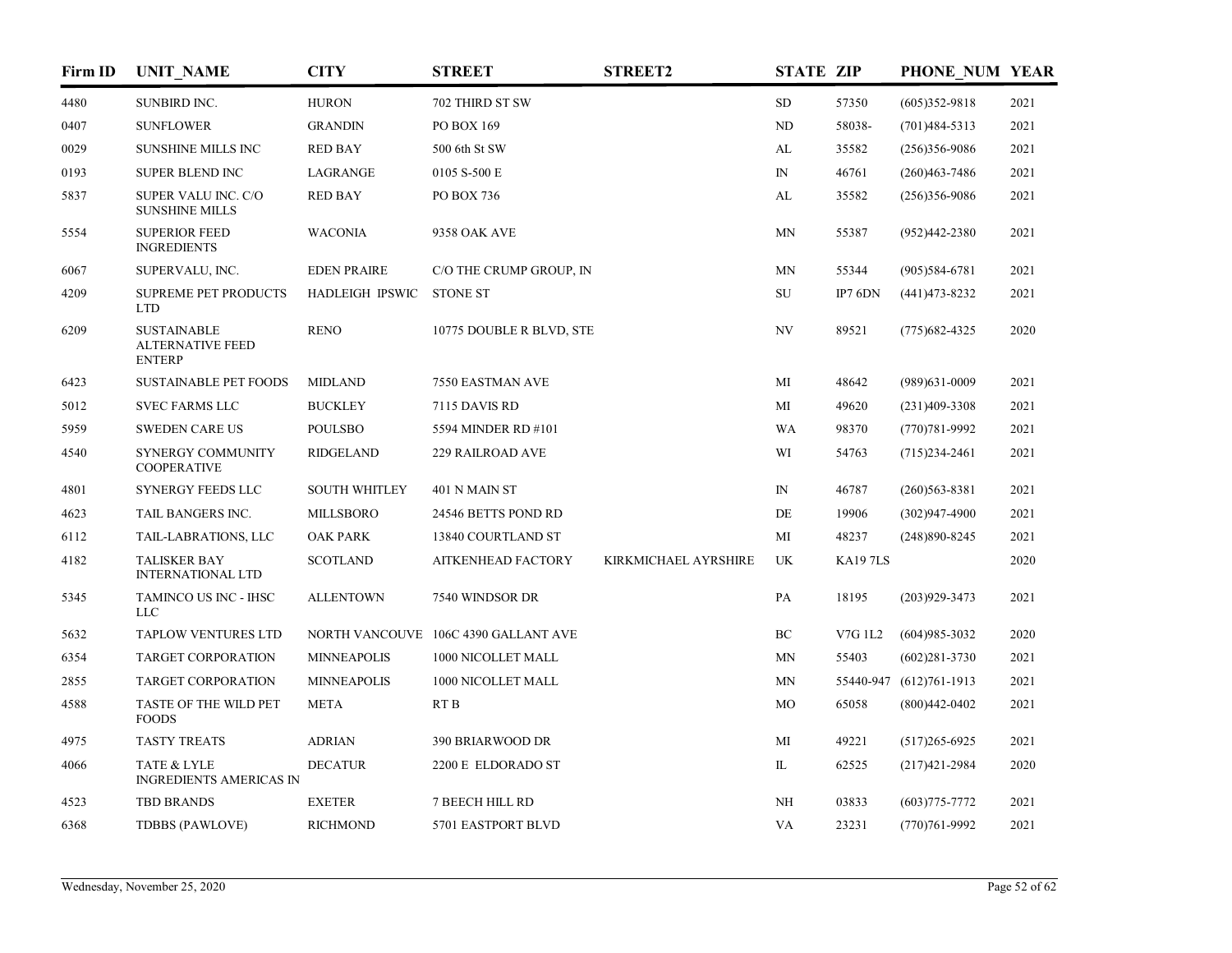| Firm ID | UNIT_NAME | CITY | STREET | STREET2 | STATE | ZIP | PHONE_NUM | YEAR |
|---|---|---|---|---|---|---|---|---|
| 4480 | SUNBIRD INC. | HURON | 702 THIRD ST SW | | SD | 57350 | (605)352-9818 | 2021 |
| 0407 | SUNFLOWER | GRANDIN | PO BOX 169 | | ND | 58038- | (701)484-5313 | 2021 |
| 0029 | SUNSHINE MILLS INC | RED BAY | 500 6th St SW | | AL | 35582 | (256)356-9086 | 2021 |
| 0193 | SUPER BLEND INC | LAGRANGE | 0105 S-500 E | | IN | 46761 | (260)463-7486 | 2021 |
| 5837 | SUPER VALU INC. C/O SUNSHINE MILLS | RED BAY | PO BOX 736 | | AL | 35582 | (256)356-9086 | 2021 |
| 5554 | SUPERIOR FEED INGREDIENTS | WACONIA | 9358 OAK AVE | | MN | 55387 | (952)442-2380 | 2021 |
| 6067 | SUPERVALU, INC. | EDEN PRAIRE | C/O THE CRUMP GROUP, IN | | MN | 55344 | (905)584-6781 | 2021 |
| 4209 | SUPREME PET PRODUCTS LTD | HADLEIGH IPSWIC | STONE ST | | SU | IP7 6DN | (441)473-8232 | 2021 |
| 6209 | SUSTAINABLE ALTERNATIVE FEED ENTERP | RENO | 10775 DOUBLE R BLVD, STE | | NV | 89521 | (775)682-4325 | 2020 |
| 6423 | SUSTAINABLE PET FOODS | MIDLAND | 7550 EASTMAN AVE | | MI | 48642 | (989)631-0009 | 2021 |
| 5012 | SVEC FARMS LLC | BUCKLEY | 7115 DAVIS RD | | MI | 49620 | (231)409-3308 | 2021 |
| 5959 | SWEDEN CARE US | POULSBO | 5594 MINDER RD #101 | | WA | 98370 | (770)781-9992 | 2021 |
| 4540 | SYNERGY COMMUNITY COOPERATIVE | RIDGELAND | 229 RAILROAD AVE | | WI | 54763 | (715)234-2461 | 2021 |
| 4801 | SYNERGY FEEDS LLC | SOUTH WHITLEY | 401 N MAIN ST | | IN | 46787 | (260)563-8381 | 2021 |
| 4623 | TAIL BANGERS INC. | MILLSBORO | 24546 BETTS POND RD | | DE | 19906 | (302)947-4900 | 2021 |
| 6112 | TAIL-LABRATIONS, LLC | OAK PARK | 13840 COURTLAND ST | | MI | 48237 | (248)890-8245 | 2021 |
| 4182 | TALISKER BAY INTERNATIONAL LTD | SCOTLAND | AITKENHEAD FACTORY | KIRKMICHAEL AYRSHIRE | UK | KA19 7LS | | 2020 |
| 5345 | TAMINCO US INC - IHSC LLC | ALLENTOWN | 7540 WINDSOR DR | | PA | 18195 | (203)929-3473 | 2021 |
| 5632 | TAPLOW VENTURES LTD | NORTH VANCOUVE | 106C 4390 GALLANT AVE | | BC | V7G 1L2 | (604)985-3032 | 2020 |
| 6354 | TARGET CORPORATION | MINNEAPOLIS | 1000 NICOLLET MALL | | MN | 55403 | (602)281-3730 | 2021 |
| 2855 | TARGET CORPORATION | MINNEAPOLIS | 1000 NICOLLET MALL | | MN | 55440-947 | (612)761-1913 | 2021 |
| 4588 | TASTE OF THE WILD PET FOODS | META | RT B | | MO | 65058 | (800)442-0402 | 2021 |
| 4975 | TASTY TREATS | ADRIAN | 390 BRIARWOOD DR | | MI | 49221 | (517)265-6925 | 2021 |
| 4066 | TATE & LYLE INGREDIENTS AMERICAS IN | DECATUR | 2200 E ELDORADO ST | | IL | 62525 | (217)421-2984 | 2020 |
| 4523 | TBD BRANDS | EXETER | 7 BEECH HILL RD | | NH | 03833 | (603)775-7772 | 2021 |
| 6368 | TDBBS (PAWLOVE) | RICHMOND | 5701 EASTPORT BLVD | | VA | 23231 | (770)761-9992 | 2021 |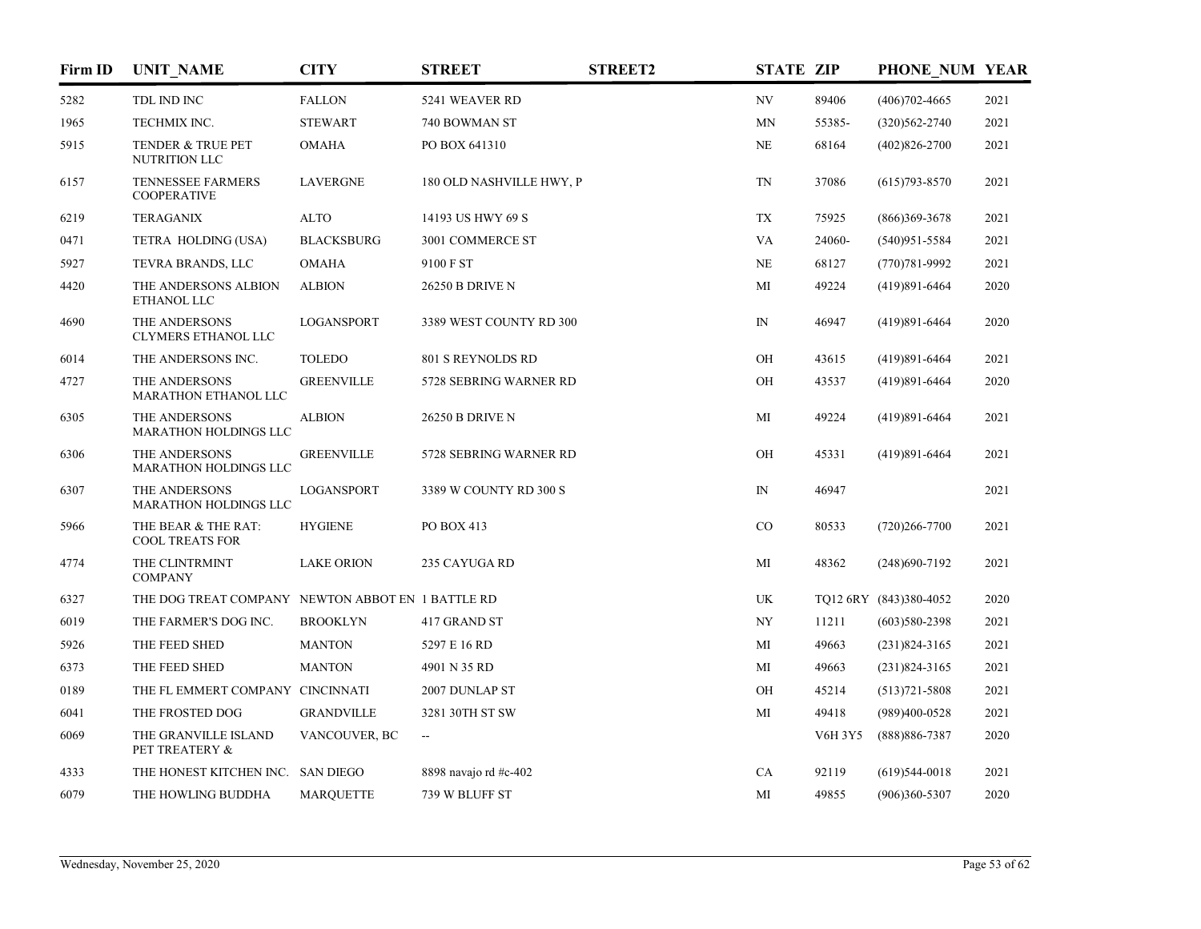| Firm ID | UNIT_NAME | CITY | STREET | STREET2 | STATE | ZIP | PHONE_NUM | YEAR |
|---|---|---|---|---|---|---|---|---|
| 5282 | TDL IND INC | FALLON | 5241 WEAVER RD | | NV | 89406 | (406)702-4665 | 2021 |
| 1965 | TECHMIX INC. | STEWART | 740 BOWMAN ST | | MN | 55385- | (320)562-2740 | 2021 |
| 5915 | TENDER & TRUE PET NUTRITION LLC | OMAHA | PO BOX 641310 | | NE | 68164 | (402)826-2700 | 2021 |
| 6157 | TENNESSEE FARMERS COOPERATIVE | LAVERGNE | 180 OLD NASHVILLE HWY, P | | TN | 37086 | (615)793-8570 | 2021 |
| 6219 | TERAGANIX | ALTO | 14193 US HWY 69 S | | TX | 75925 | (866)369-3678 | 2021 |
| 0471 | TETRA HOLDING (USA) | BLACKSBURG | 3001 COMMERCE ST | | VA | 24060- | (540)951-5584 | 2021 |
| 5927 | TEVRA BRANDS, LLC | OMAHA | 9100 F ST | | NE | 68127 | (770)781-9992 | 2021 |
| 4420 | THE ANDERSONS ALBION ETHANOL LLC | ALBION | 26250 B DRIVE N | | MI | 49224 | (419)891-6464 | 2020 |
| 4690 | THE ANDERSONS CLYMERS ETHANOL LLC | LOGANSPORT | 3389 WEST COUNTY RD 300 | | IN | 46947 | (419)891-6464 | 2020 |
| 6014 | THE ANDERSONS INC. | TOLEDO | 801 S REYNOLDS RD | | OH | 43615 | (419)891-6464 | 2021 |
| 4727 | THE ANDERSONS MARATHON ETHANOL LLC | GREENVILLE | 5728 SEBRING WARNER RD | | OH | 43537 | (419)891-6464 | 2020 |
| 6305 | THE ANDERSONS MARATHON HOLDINGS LLC | ALBION | 26250 B DRIVE N | | MI | 49224 | (419)891-6464 | 2021 |
| 6306 | THE ANDERSONS MARATHON HOLDINGS LLC | GREENVILLE | 5728 SEBRING WARNER RD | | OH | 45331 | (419)891-6464 | 2021 |
| 6307 | THE ANDERSONS MARATHON HOLDINGS LLC | LOGANSPORT | 3389 W COUNTY RD 300 S | | IN | 46947 | | 2021 |
| 5966 | THE BEAR & THE RAT: COOL TREATS FOR | HYGIENE | PO BOX 413 | | CO | 80533 | (720)266-7700 | 2021 |
| 4774 | THE CLINTRMINT COMPANY | LAKE ORION | 235 CAYUGA RD | | MI | 48362 | (248)690-7192 | 2021 |
| 6327 | THE DOG TREAT COMPANY | NEWTON ABBOT EN | 1 BATTLE RD | | UK | TQ12 6RY | (843)380-4052 | 2020 |
| 6019 | THE FARMER'S DOG INC. | BROOKLYN | 417 GRAND ST | | NY | 11211 | (603)580-2398 | 2021 |
| 5926 | THE FEED SHED | MANTON | 5297 E 16 RD | | MI | 49663 | (231)824-3165 | 2021 |
| 6373 | THE FEED SHED | MANTON | 4901 N 35 RD | | MI | 49663 | (231)824-3165 | 2021 |
| 0189 | THE FL EMMERT COMPANY | CINCINNATI | 2007 DUNLAP ST | | OH | 45214 | (513)721-5808 | 2021 |
| 6041 | THE FROSTED DOG | GRANDVILLE | 3281 30TH ST SW | | MI | 49418 | (989)400-0528 | 2021 |
| 6069 | THE GRANVILLE ISLAND PET TREATERY & | VANCOUVER, BC | -- | | | V6H 3Y5 | (888)886-7387 | 2020 |
| 4333 | THE HONEST KITCHEN INC. | SAN DIEGO | 8898 navajo rd #c-402 | | CA | 92119 | (619)544-0018 | 2021 |
| 6079 | THE HOWLING BUDDHA | MARQUETTE | 739 W BLUFF ST | | MI | 49855 | (906)360-5307 | 2020 |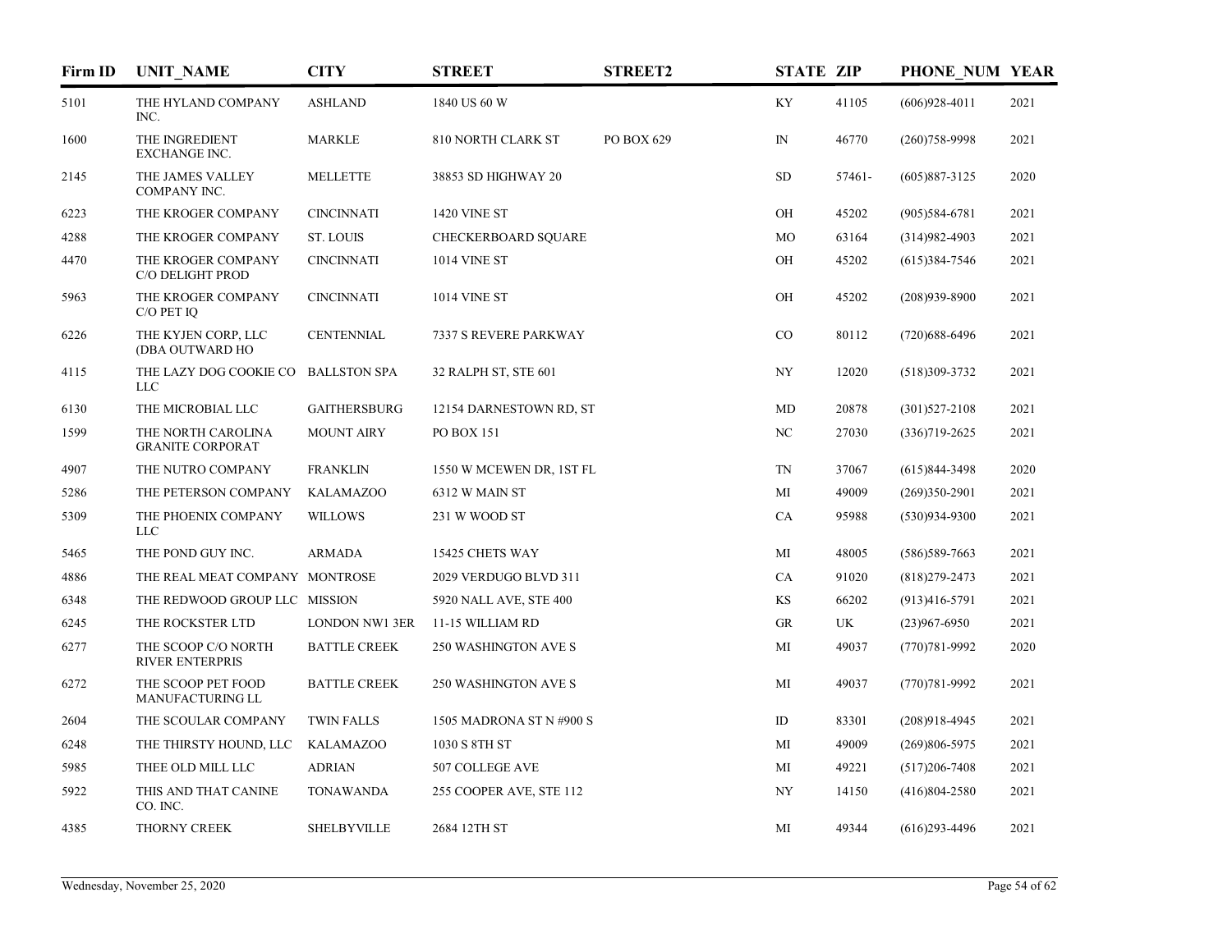| Firm ID | UNIT_NAME | CITY | STREET | STREET2 | STATE | ZIP | PHONE_NUM | YEAR |
|---|---|---|---|---|---|---|---|---|
| 5101 | THE HYLAND COMPANY INC. | ASHLAND | 1840 US 60 W | | KY | 41105 | (606)928-4011 | 2021 |
| 1600 | THE INGREDIENT EXCHANGE INC. | MARKLE | 810 NORTH CLARK ST | PO BOX 629 | IN | 46770 | (260)758-9998 | 2021 |
| 2145 | THE JAMES VALLEY COMPANY INC. | MELLETTE | 38853 SD HIGHWAY 20 | | SD | 57461- | (605)887-3125 | 2020 |
| 6223 | THE KROGER COMPANY | CINCINNATI | 1420 VINE ST | | OH | 45202 | (905)584-6781 | 2021 |
| 4288 | THE KROGER COMPANY | ST. LOUIS | CHECKERBOARD SQUARE | | MO | 63164 | (314)982-4903 | 2021 |
| 4470 | THE KROGER COMPANY C/O DELIGHT PROD | CINCINNATI | 1014 VINE ST | | OH | 45202 | (615)384-7546 | 2021 |
| 5963 | THE KROGER COMPANY C/O PET IQ | CINCINNATI | 1014 VINE ST | | OH | 45202 | (208)939-8900 | 2021 |
| 6226 | THE KYJEN CORP, LLC (DBA OUTWARD HO | CENTENNIAL | 7337 S REVERE PARKWAY | | CO | 80112 | (720)688-6496 | 2021 |
| 4115 | THE LAZY DOG COOKIE CO LLC | BALLSTON SPA | 32 RALPH ST, STE 601 | | NY | 12020 | (518)309-3732 | 2021 |
| 6130 | THE MICROBIAL LLC | GAITHERSBURG | 12154 DARNESTOWN RD, ST | | MD | 20878 | (301)527-2108 | 2021 |
| 1599 | THE NORTH CAROLINA GRANITE CORPORAT | MOUNT AIRY | PO BOX 151 | | NC | 27030 | (336)719-2625 | 2021 |
| 4907 | THE NUTRO COMPANY | FRANKLIN | 1550 W MCEWEN DR, 1ST FL | | TN | 37067 | (615)844-3498 | 2020 |
| 5286 | THE PETERSON COMPANY | KALAMAZOO | 6312 W MAIN ST | | MI | 49009 | (269)350-2901 | 2021 |
| 5309 | THE PHOENIX COMPANY LLC | WILLOWS | 231 W WOOD ST | | CA | 95988 | (530)934-9300 | 2021 |
| 5465 | THE POND GUY INC. | ARMADA | 15425 CHETS WAY | | MI | 48005 | (586)589-7663 | 2021 |
| 4886 | THE REAL MEAT COMPANY | MONTROSE | 2029 VERDUGO BLVD 311 | | CA | 91020 | (818)279-2473 | 2021 |
| 6348 | THE REDWOOD GROUP LLC | MISSION | 5920 NALL AVE, STE 400 | | KS | 66202 | (913)416-5791 | 2021 |
| 6245 | THE ROCKSTER LTD | LONDON NW1 3ER | 11-15 WILLIAM RD | | GR | UK | (23)967-6950 | 2021 |
| 6277 | THE SCOOP C/O NORTH RIVER ENTERPRIS | BATTLE CREEK | 250 WASHINGTON AVE S | | MI | 49037 | (770)781-9992 | 2020 |
| 6272 | THE SCOOP PET FOOD MANUFACTURING LL | BATTLE CREEK | 250 WASHINGTON AVE S | | MI | 49037 | (770)781-9992 | 2021 |
| 2604 | THE SCOULAR COMPANY | TWIN FALLS | 1505 MADRONA ST N #900 S | | ID | 83301 | (208)918-4945 | 2021 |
| 6248 | THE THIRSTY HOUND, LLC | KALAMAZOO | 1030 S 8TH ST | | MI | 49009 | (269)806-5975 | 2021 |
| 5985 | THEE OLD MILL LLC | ADRIAN | 507 COLLEGE AVE | | MI | 49221 | (517)206-7408 | 2021 |
| 5922 | THIS AND THAT CANINE CO. INC. | TONAWANDA | 255 COOPER AVE, STE 112 | | NY | 14150 | (416)804-2580 | 2021 |
| 4385 | THORNY CREEK | SHELBYVILLE | 2684 12TH ST | | MI | 49344 | (616)293-4496 | 2021 |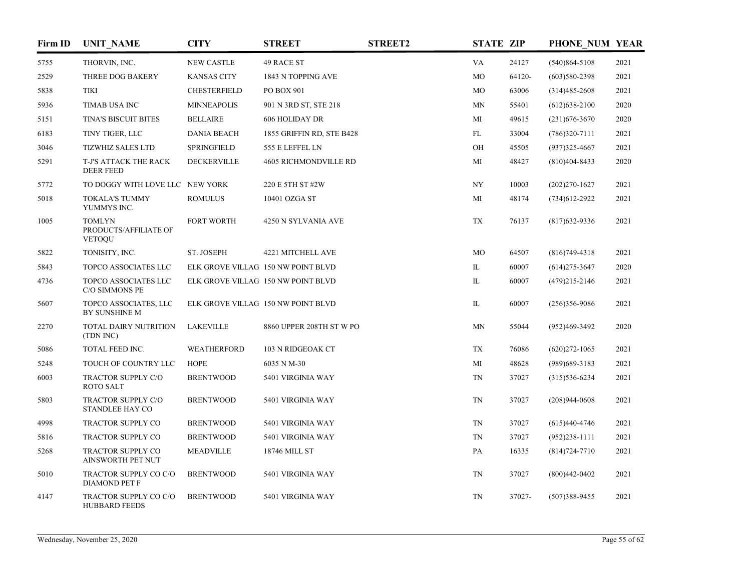| Firm ID | UNIT_NAME | CITY | STREET | STREET2 | STATE | ZIP | PHONE_NUM | YEAR |
|---|---|---|---|---|---|---|---|---|
| 5755 | THORVIN, INC. | NEW CASTLE | 49 RACE ST | | VA | 24127 | (540)864-5108 | 2021 |
| 2529 | THREE DOG BAKERY | KANSAS CITY | 1843 N TOPPING AVE | | MO | 64120- | (603)580-2398 | 2021 |
| 5838 | TIKI | CHESTERFIELD | PO BOX 901 | | MO | 63006 | (314)485-2608 | 2021 |
| 5936 | TIMAB USA INC | MINNEAPOLIS | 901 N 3RD ST, STE 218 | | MN | 55401 | (612)638-2100 | 2020 |
| 5151 | TINA'S BISCUIT BITES | BELLAIRE | 606 HOLIDAY DR | | MI | 49615 | (231)676-3670 | 2020 |
| 6183 | TINY TIGER, LLC | DANIA BEACH | 1855 GRIFFIN RD, STE B428 | | FL | 33004 | (786)320-7111 | 2021 |
| 3046 | TIZWHIZ SALES LTD | SPRINGFIELD | 555 E LEFFEL LN | | OH | 45505 | (937)325-4667 | 2021 |
| 5291 | T-J'S ATTACK THE RACK DEER FEED | DECKERVILLE | 4605 RICHMONDVILLE RD | | MI | 48427 | (810)404-8433 | 2020 |
| 5772 | TO DOGGY WITH LOVE LLC | NEW YORK | 220 E 5TH ST #2W | | NY | 10003 | (202)270-1627 | 2021 |
| 5018 | TOKALA'S TUMMY YUMMYS INC. | ROMULUS | 10401 OZGA ST | | MI | 48174 | (734)612-2922 | 2021 |
| 1005 | TOMLYN PRODUCTS/AFFILIATE OF VETOQU | FORT WORTH | 4250 N SYLVANIA AVE | | TX | 76137 | (817)632-9336 | 2021 |
| 5822 | TONISITY, INC. | ST. JOSEPH | 4221 MITCHELL AVE | | MO | 64507 | (816)749-4318 | 2021 |
| 5843 | TOPCO ASSOCIATES LLC | ELK GROVE VILLAG | 150 NW POINT BLVD | | IL | 60007 | (614)275-3647 | 2020 |
| 4736 | TOPCO ASSOCIATES LLC C/O SIMMONS PE | ELK GROVE VILLAG | 150 NW POINT BLVD | | IL | 60007 | (479)215-2146 | 2021 |
| 5607 | TOPCO ASSOCIATES, LLC BY SUNSHINE M | ELK GROVE VILLAG | 150 NW POINT BLVD | | IL | 60007 | (256)356-9086 | 2021 |
| 2270 | TOTAL DAIRY NUTRITION (TDN INC) | LAKEVILLE | 8860 UPPER 208TH ST W PO | | MN | 55044 | (952)469-3492 | 2020 |
| 5086 | TOTAL FEED INC. | WEATHERFORD | 103 N RIDGEOAK CT | | TX | 76086 | (620)272-1065 | 2021 |
| 5248 | TOUCH OF COUNTRY LLC | HOPE | 6035 N M-30 | | MI | 48628 | (989)689-3183 | 2021 |
| 6003 | TRACTOR SUPPLY C/O ROTO SALT | BRENTWOOD | 5401 VIRGINIA WAY | | TN | 37027 | (315)536-6234 | 2021 |
| 5803 | TRACTOR SUPPLY C/O STANDLEE HAY CO | BRENTWOOD | 5401 VIRGINIA WAY | | TN | 37027 | (208)944-0608 | 2021 |
| 4998 | TRACTOR SUPPLY CO | BRENTWOOD | 5401 VIRGINIA WAY | | TN | 37027 | (615)440-4746 | 2021 |
| 5816 | TRACTOR SUPPLY CO | BRENTWOOD | 5401 VIRGINIA WAY | | TN | 37027 | (952)238-1111 | 2021 |
| 5268 | TRACTOR SUPPLY CO AINSWORTH PET NUT | MEADVILLE | 18746 MILL ST | | PA | 16335 | (814)724-7710 | 2021 |
| 5010 | TRACTOR SUPPLY CO C/O DIAMOND PET F | BRENTWOOD | 5401 VIRGINIA WAY | | TN | 37027 | (800)442-0402 | 2021 |
| 4147 | TRACTOR SUPPLY CO C/O HUBBARD FEEDS | BRENTWOOD | 5401 VIRGINIA WAY | | TN | 37027- | (507)388-9455 | 2021 |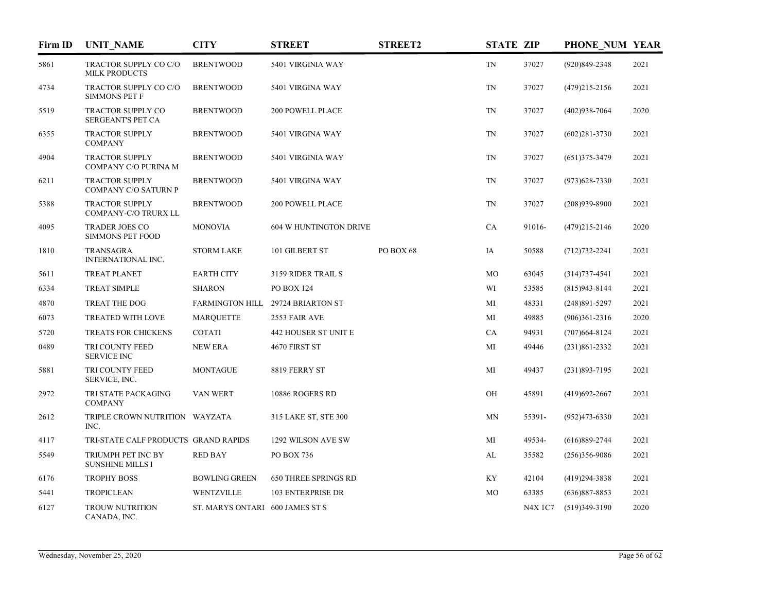| Firm ID | UNIT_NAME | CITY | STREET | STREET2 | STATE | ZIP | PHONE_NUM | YEAR |
|---|---|---|---|---|---|---|---|---|
| 5861 | TRACTOR SUPPLY CO C/O MILK PRODUCTS | BRENTWOOD | 5401 VIRGINIA WAY | | TN | 37027 | (920)849-2348 | 2021 |
| 4734 | TRACTOR SUPPLY CO C/O SIMMONS PET F | BRENTWOOD | 5401 VIRGINA WAY | | TN | 37027 | (479)215-2156 | 2021 |
| 5519 | TRACTOR SUPPLY CO SERGEANT'S PET CA | BRENTWOOD | 200 POWELL PLACE | | TN | 37027 | (402)938-7064 | 2020 |
| 6355 | TRACTOR SUPPLY COMPANY | BRENTWOOD | 5401 VIRGINA WAY | | TN | 37027 | (602)281-3730 | 2021 |
| 4904 | TRACTOR SUPPLY COMPANY C/O PURINA M | BRENTWOOD | 5401 VIRGINIA WAY | | TN | 37027 | (651)375-3479 | 2021 |
| 6211 | TRACTOR SUPPLY COMPANY C/O SATURN P | BRENTWOOD | 5401 VIRGINA WAY | | TN | 37027 | (973)628-7330 | 2021 |
| 5388 | TRACTOR SUPPLY COMPANY-C/O TRURX LL | BRENTWOOD | 200 POWELL PLACE | | TN | 37027 | (208)939-8900 | 2021 |
| 4095 | TRADER JOES CO SIMMONS PET FOOD | MONOVIA | 604 W HUNTINGTON DRIVE | | CA | 91016- | (479)215-2146 | 2020 |
| 1810 | TRANSAGRA INTERNATIONAL INC. | STORM LAKE | 101 GILBERT ST | PO BOX 68 | IA | 50588 | (712)732-2241 | 2021 |
| 5611 | TREAT PLANET | EARTH CITY | 3159 RIDER TRAIL S | | MO | 63045 | (314)737-4541 | 2021 |
| 6334 | TREAT SIMPLE | SHARON | PO BOX 124 | | WI | 53585 | (815)943-8144 | 2021 |
| 4870 | TREAT THE DOG | FARMINGTON HILL | 29724 BRIARTON ST | | MI | 48331 | (248)891-5297 | 2021 |
| 6073 | TREATED WITH LOVE | MARQUETTE | 2553 FAIR AVE | | MI | 49885 | (906)361-2316 | 2020 |
| 5720 | TREATS FOR CHICKENS | COTATI | 442 HOUSER ST UNIT E | | CA | 94931 | (707)664-8124 | 2021 |
| 0489 | TRI COUNTY FEED SERVICE INC | NEW ERA | 4670 FIRST ST | | MI | 49446 | (231)861-2332 | 2021 |
| 5881 | TRI COUNTY FEED SERVICE, INC. | MONTAGUE | 8819 FERRY ST | | MI | 49437 | (231)893-7195 | 2021 |
| 2972 | TRI STATE PACKAGING COMPANY | VAN WERT | 10886 ROGERS RD | | OH | 45891 | (419)692-2667 | 2021 |
| 2612 | TRIPLE CROWN NUTRITION INC. | WAYZATA | 315 LAKE ST, STE 300 | | MN | 55391- | (952)473-6330 | 2021 |
| 4117 | TRI-STATE CALF PRODUCTS | GRAND RAPIDS | 1292 WILSON AVE SW | | MI | 49534- | (616)889-2744 | 2021 |
| 5549 | TRIUMPH PET INC BY SUNSHINE MILLS I | RED BAY | PO BOX 736 | | AL | 35582 | (256)356-9086 | 2021 |
| 6176 | TROPHY BOSS | BOWLING GREEN | 650 THREE SPRINGS RD | | KY | 42104 | (419)294-3838 | 2021 |
| 5441 | TROPICLEAN | WENTZVILLE | 103 ENTERPRISE DR | | MO | 63385 | (636)887-8853 | 2021 |
| 6127 | TROUW NUTRITION CANADA, INC. | ST. MARYS ONTARI | 600 JAMES ST S | | | N4X 1C7 | (519)349-3190 | 2020 |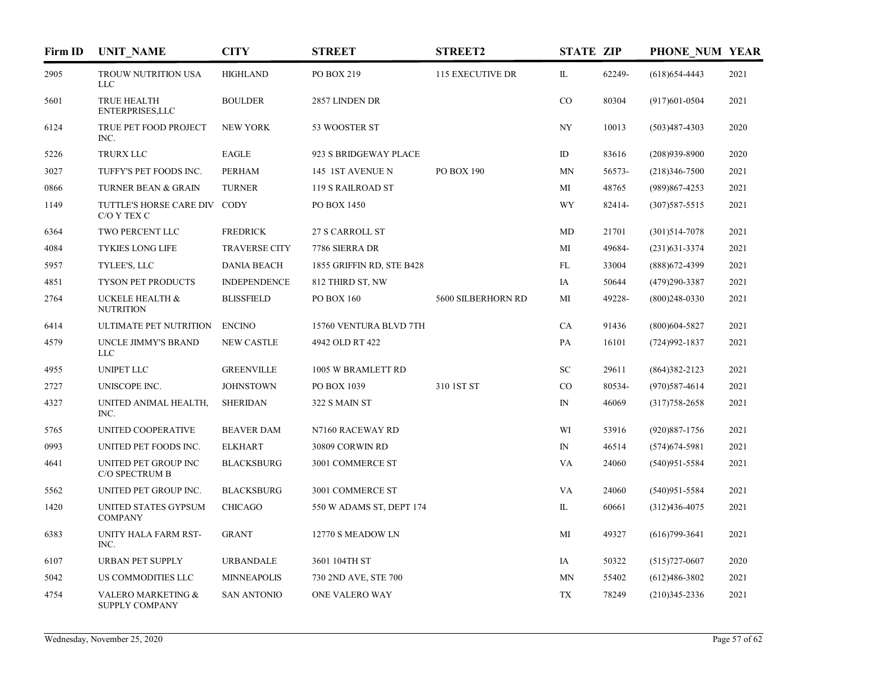| Firm ID | UNIT_NAME | CITY | STREET | STREET2 | STATE | ZIP | PHONE_NUM | YEAR |
|---|---|---|---|---|---|---|---|---|
| 2905 | TROUW NUTRITION USA LLC | HIGHLAND | PO BOX 219 | 115 EXECUTIVE DR | IL | 62249- | (618)654-4443 | 2021 |
| 5601 | TRUE HEALTH ENTERPRISES,LLC | BOULDER | 2857 LINDEN DR | | CO | 80304 | (917)601-0504 | 2021 |
| 6124 | TRUE PET FOOD PROJECT INC. | NEW YORK | 53 WOOSTER ST | | NY | 10013 | (503)487-4303 | 2020 |
| 5226 | TRURX LLC | EAGLE | 923 S BRIDGEWAY PLACE | | ID | 83616 | (208)939-8900 | 2020 |
| 3027 | TUFFY'S PET FOODS INC. | PERHAM | 145 1ST AVENUE N | PO BOX 190 | MN | 56573- | (218)346-7500 | 2021 |
| 0866 | TURNER BEAN & GRAIN | TURNER | 119 S RAILROAD ST | | MI | 48765 | (989)867-4253 | 2021 |
| 1149 | TUTTLE'S HORSE CARE DIV C/O Y TEX C | CODY | PO BOX 1450 | | WY | 82414- | (307)587-5515 | 2021 |
| 6364 | TWO PERCENT LLC | FREDRICK | 27 S CARROLL ST | | MD | 21701 | (301)514-7078 | 2021 |
| 4084 | TYKIES LONG LIFE | TRAVERSE CITY | 7786 SIERRA DR | | MI | 49684- | (231)631-3374 | 2021 |
| 5957 | TYLEE'S, LLC | DANIA BEACH | 1855 GRIFFIN RD, STE B428 | | FL | 33004 | (888)672-4399 | 2021 |
| 4851 | TYSON PET PRODUCTS | INDEPENDENCE | 812 THIRD ST, NW | | IA | 50644 | (479)290-3387 | 2021 |
| 2764 | UCKELE HEALTH & NUTRITION | BLISSFIELD | PO BOX 160 | 5600 SILBERHORN RD | MI | 49228- | (800)248-0330 | 2021 |
| 6414 | ULTIMATE PET NUTRITION | ENCINO | 15760 VENTURA BLVD 7TH | | CA | 91436 | (800)604-5827 | 2021 |
| 4579 | UNCLE JIMMY'S BRAND LLC | NEW CASTLE | 4942 OLD RT 422 | | PA | 16101 | (724)992-1837 | 2021 |
| 4955 | UNIPET LLC | GREENVILLE | 1005 W BRAMLETT RD | | SC | 29611 | (864)382-2123 | 2021 |
| 2727 | UNISCOPE INC. | JOHNSTOWN | PO BOX 1039 | 310 1ST ST | CO | 80534- | (970)587-4614 | 2021 |
| 4327 | UNITED ANIMAL HEALTH, INC. | SHERIDAN | 322 S MAIN ST | | IN | 46069 | (317)758-2658 | 2021 |
| 5765 | UNITED COOPERATIVE | BEAVER DAM | N7160 RACEWAY RD | | WI | 53916 | (920)887-1756 | 2021 |
| 0993 | UNITED PET FOODS INC. | ELKHART | 30809 CORWIN RD | | IN | 46514 | (574)674-5981 | 2021 |
| 4641 | UNITED PET GROUP INC C/O SPECTRUM B | BLACKSBURG | 3001 COMMERCE ST | | VA | 24060 | (540)951-5584 | 2021 |
| 5562 | UNITED PET GROUP INC. | BLACKSBURG | 3001 COMMERCE ST | | VA | 24060 | (540)951-5584 | 2021 |
| 1420 | UNITED STATES GYPSUM COMPANY | CHICAGO | 550 W ADAMS ST, DEPT 174 | | IL | 60661 | (312)436-4075 | 2021 |
| 6383 | UNITY HALA FARM RST-INC. | GRANT | 12770 S MEADOW LN | | MI | 49327 | (616)799-3641 | 2021 |
| 6107 | URBAN PET SUPPLY | URBANDALE | 3601 104TH ST | | IA | 50322 | (515)727-0607 | 2020 |
| 5042 | US COMMODITIES LLC | MINNEAPOLIS | 730 2ND AVE, STE 700 | | MN | 55402 | (612)486-3802 | 2021 |
| 4754 | VALERO MARKETING & SUPPLY COMPANY | SAN ANTONIO | ONE VALERO WAY | | TX | 78249 | (210)345-2336 | 2021 |

Wednesday, November 25, 2020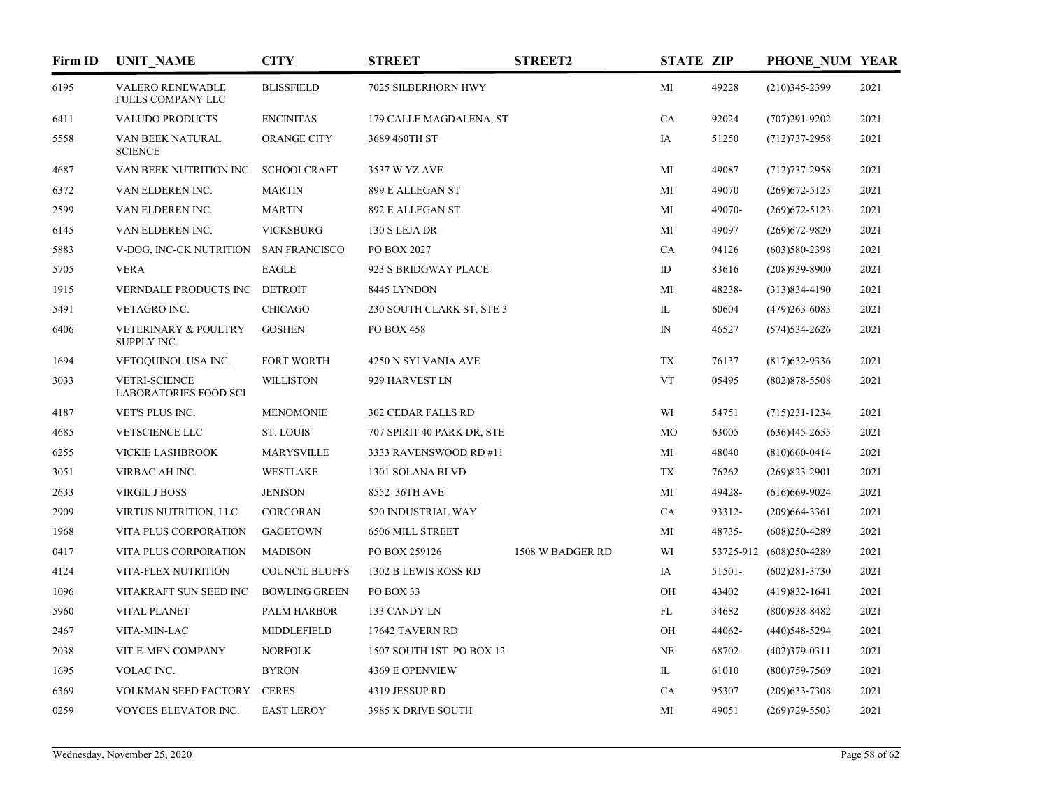| Firm ID | UNIT_NAME | CITY | STREET | STREET2 | STATE | ZIP | PHONE_NUM | YEAR |
|---|---|---|---|---|---|---|---|---|
| 6195 | VALERO RENEWABLE FUELS COMPANY LLC | BLISSFIELD | 7025 SILBERHORN HWY | | MI | 49228 | (210)345-2399 | 2021 |
| 6411 | VALUDO PRODUCTS | ENCINITAS | 179 CALLE MAGDALENA, ST | | CA | 92024 | (707)291-9202 | 2021 |
| 5558 | VAN BEEK NATURAL SCIENCE | ORANGE CITY | 3689 460TH ST | | IA | 51250 | (712)737-2958 | 2021 |
| 4687 | VAN BEEK NUTRITION INC. | SCHOOLCRAFT | 3537 W YZ AVE | | MI | 49087 | (712)737-2958 | 2021 |
| 6372 | VAN ELDEREN INC. | MARTIN | 899 E ALLEGAN ST | | MI | 49070 | (269)672-5123 | 2021 |
| 2599 | VAN ELDEREN INC. | MARTIN | 892 E ALLEGAN ST | | MI | 49070- | (269)672-5123 | 2021 |
| 6145 | VAN ELDEREN INC. | VICKSBURG | 130 S LEJA DR | | MI | 49097 | (269)672-9820 | 2021 |
| 5883 | V-DOG, INC-CK NUTRITION | SAN FRANCISCO | PO BOX 2027 | | CA | 94126 | (603)580-2398 | 2021 |
| 5705 | VERA | EAGLE | 923 S BRIDGWAY PLACE | | ID | 83616 | (208)939-8900 | 2021 |
| 1915 | VERNDALE PRODUCTS INC | DETROIT | 8445 LYNDON | | MI | 48238- | (313)834-4190 | 2021 |
| 5491 | VETAGRO INC. | CHICAGO | 230 SOUTH CLARK ST, STE 3 | | IL | 60604 | (479)263-6083 | 2021 |
| 6406 | VETERINARY & POULTRY SUPPLY INC. | GOSHEN | PO BOX 458 | | IN | 46527 | (574)534-2626 | 2021 |
| 1694 | VETOQUINOL USA INC. | FORT WORTH | 4250 N SYLVANIA AVE | | TX | 76137 | (817)632-9336 | 2021 |
| 3033 | VETRI-SCIENCE LABORATORIES FOOD SCI | WILLISTON | 929 HARVEST LN | | VT | 05495 | (802)878-5508 | 2021 |
| 4187 | VET'S PLUS INC. | MENOMONIE | 302 CEDAR FALLS RD | | WI | 54751 | (715)231-1234 | 2021 |
| 4685 | VETSCIENCE LLC | ST. LOUIS | 707 SPIRIT 40 PARK DR, STE | | MO | 63005 | (636)445-2655 | 2021 |
| 6255 | VICKIE LASHBROOK | MARYSVILLE | 3333 RAVENSWOOD RD #11 | | MI | 48040 | (810)660-0414 | 2021 |
| 3051 | VIRBAC AH INC. | WESTLAKE | 1301 SOLANA BLVD | | TX | 76262 | (269)823-2901 | 2021 |
| 2633 | VIRGIL J BOSS | JENISON | 8552 36TH AVE | | MI | 49428- | (616)669-9024 | 2021 |
| 2909 | VIRTUS NUTRITION, LLC | CORCORAN | 520 INDUSTRIAL WAY | | CA | 93312- | (209)664-3361 | 2021 |
| 1968 | VITA PLUS CORPORATION | GAGETOWN | 6506 MILL STREET | | MI | 48735- | (608)250-4289 | 2021 |
| 0417 | VITA PLUS CORPORATION | MADISON | PO BOX 259126 | 1508 W BADGER RD | WI | 53725-912 | (608)250-4289 | 2021 |
| 4124 | VITA-FLEX NUTRITION | COUNCIL BLUFFS | 1302 B LEWIS ROSS RD | | IA | 51501- | (602)281-3730 | 2021 |
| 1096 | VITAKRAFT SUN SEED INC | BOWLING GREEN | PO BOX 33 | | OH | 43402 | (419)832-1641 | 2021 |
| 5960 | VITAL PLANET | PALM HARBOR | 133 CANDY LN | | FL | 34682 | (800)938-8482 | 2021 |
| 2467 | VITA-MIN-LAC | MIDDLEFIELD | 17642 TAVERN RD | | OH | 44062- | (440)548-5294 | 2021 |
| 2038 | VIT-E-MEN COMPANY | NORFOLK | 1507 SOUTH 1ST PO BOX 12 | | NE | 68702- | (402)379-0311 | 2021 |
| 1695 | VOLAC INC. | BYRON | 4369 E OPENVIEW | | IL | 61010 | (800)759-7569 | 2021 |
| 6369 | VOLKMAN SEED FACTORY | CERES | 4319 JESSUP RD | | CA | 95307 | (209)633-7308 | 2021 |
| 0259 | VOYCES ELEVATOR INC. | EAST LEROY | 3985 K DRIVE SOUTH | | MI | 49051 | (269)729-5503 | 2021 |

Wednesday, November 25, 2020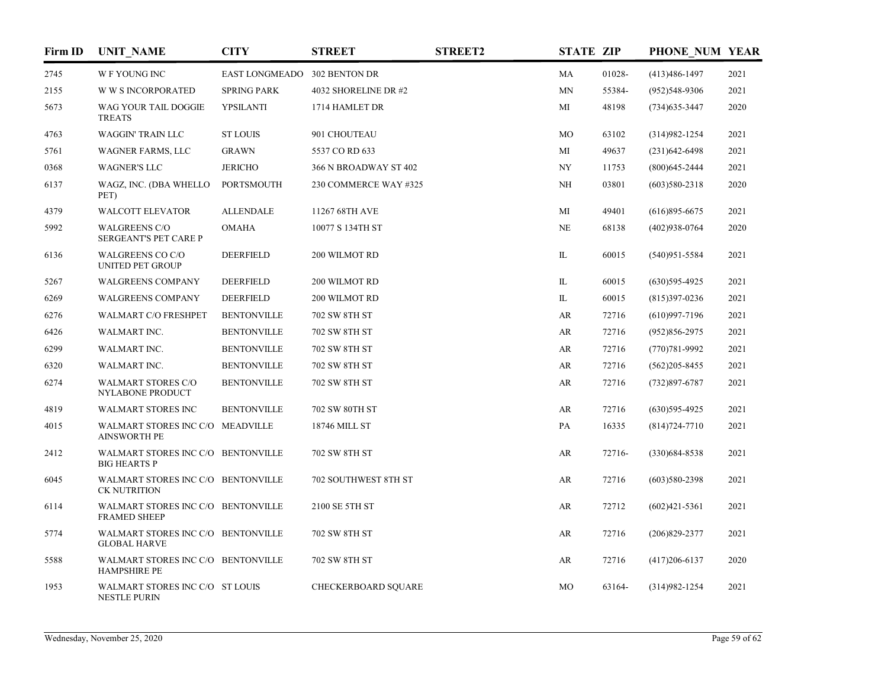| Firm ID | UNIT_NAME | CITY | STREET | STREET2 | STATE | ZIP | PHONE_NUM | YEAR |
|---|---|---|---|---|---|---|---|---|
| 2745 | W F YOUNG INC | EAST LONGMEADO | 302 BENTON DR | | MA | 01028- | (413)486-1497 | 2021 |
| 2155 | W W S INCORPORATED | SPRING PARK | 4032 SHORELINE DR #2 | | MN | 55384- | (952)548-9306 | 2021 |
| 5673 | WAG YOUR TAIL DOGGIE TREATS | YPSILANTI | 1714 HAMLET DR | | MI | 48198 | (734)635-3447 | 2020 |
| 4763 | WAGGIN' TRAIN LLC | ST LOUIS | 901 CHOUTEAU | | MO | 63102 | (314)982-1254 | 2021 |
| 5761 | WAGNER FARMS, LLC | GRAWN | 5537 CO RD 633 | | MI | 49637 | (231)642-6498 | 2021 |
| 0368 | WAGNER'S LLC | JERICHO | 366 N BROADWAY ST 402 | | NY | 11753 | (800)645-2444 | 2021 |
| 6137 | WAGZ, INC. (DBA WHELLO PET) | PORTSMOUTH | 230 COMMERCE WAY #325 | | NH | 03801 | (603)580-2318 | 2020 |
| 4379 | WALCOTT ELEVATOR | ALLENDALE | 11267 68TH AVE | | MI | 49401 | (616)895-6675 | 2021 |
| 5992 | WALGREENS C/O SERGEANT'S PET CARE P | OMAHA | 10077 S 134TH ST | | NE | 68138 | (402)938-0764 | 2020 |
| 6136 | WALGREENS CO C/O UNITED PET GROUP | DEERFIELD | 200 WILMOT RD | | IL | 60015 | (540)951-5584 | 2021 |
| 5267 | WALGREENS COMPANY | DEERFIELD | 200 WILMOT RD | | IL | 60015 | (630)595-4925 | 2021 |
| 6269 | WALGREENS COMPANY | DEERFIELD | 200 WILMOT RD | | IL | 60015 | (815)397-0236 | 2021 |
| 6276 | WALMART C/O FRESHPET | BENTONVILLE | 702 SW 8TH ST | | AR | 72716 | (610)997-7196 | 2021 |
| 6426 | WALMART INC. | BENTONVILLE | 702 SW 8TH ST | | AR | 72716 | (952)856-2975 | 2021 |
| 6299 | WALMART INC. | BENTONVILLE | 702 SW 8TH ST | | AR | 72716 | (770)781-9992 | 2021 |
| 6320 | WALMART INC. | BENTONVILLE | 702 SW 8TH ST | | AR | 72716 | (562)205-8455 | 2021 |
| 6274 | WALMART STORES C/O NYLABONE PRODUCT | BENTONVILLE | 702 SW 8TH ST | | AR | 72716 | (732)897-6787 | 2021 |
| 4819 | WALMART STORES INC | BENTONVILLE | 702 SW 80TH ST | | AR | 72716 | (630)595-4925 | 2021 |
| 4015 | WALMART STORES INC C/O AINSWORTH PE | MEADVILLE | 18746 MILL ST | | PA | 16335 | (814)724-7710 | 2021 |
| 2412 | WALMART STORES INC C/O BIG HEARTS P | BENTONVILLE | 702 SW 8TH ST | | AR | 72716- | (330)684-8538 | 2021 |
| 6045 | WALMART STORES INC C/O CK NUTRITION | BENTONVILLE | 702 SOUTHWEST 8TH ST | | AR | 72716 | (603)580-2398 | 2021 |
| 6114 | WALMART STORES INC C/O FRAMED SHEEP | BENTONVILLE | 2100 SE 5TH ST | | AR | 72712 | (602)421-5361 | 2021 |
| 5774 | WALMART STORES INC C/O GLOBAL HARVE | BENTONVILLE | 702 SW 8TH ST | | AR | 72716 | (206)829-2377 | 2021 |
| 5588 | WALMART STORES INC C/O HAMPSHIRE PE | BENTONVILLE | 702 SW 8TH ST | | AR | 72716 | (417)206-6137 | 2020 |
| 1953 | WALMART STORES INC C/O NESTLE PURIN | ST LOUIS | CHECKERBOARD SQUARE | | MO | 63164- | (314)982-1254 | 2021 |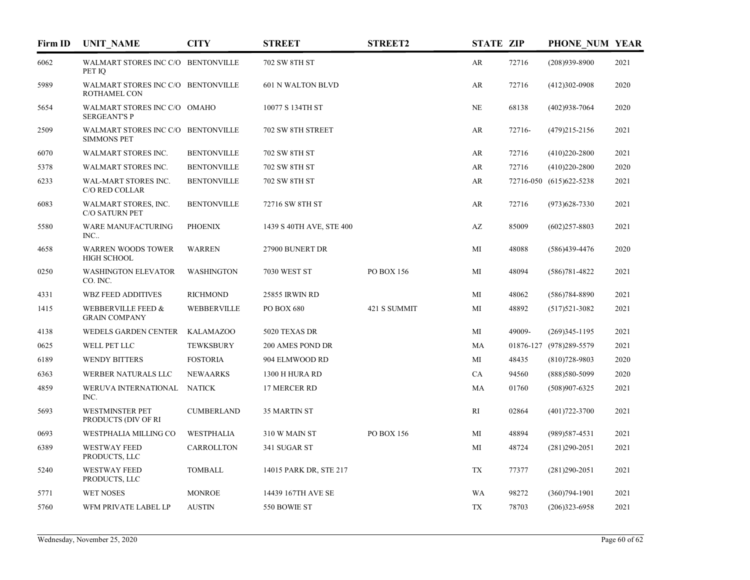| Firm ID | UNIT_NAME | CITY | STREET | STREET2 | STATE | ZIP | PHONE_NUM | YEAR |
|---|---|---|---|---|---|---|---|---|
| 6062 | WALMART STORES INC C/O PET IQ | BENTONVILLE | 702 SW 8TH ST | | AR | 72716 | (208)939-8900 | 2021 |
| 5989 | WALMART STORES INC C/O ROTHAMEL CON | BENTONVILLE | 601 N WALTON BLVD | | AR | 72716 | (412)302-0908 | 2020 |
| 5654 | WALMART STORES INC C/O SERGEANT'S P | OMAHO | 10077 S 134TH ST | | NE | 68138 | (402)938-7064 | 2020 |
| 2509 | WALMART STORES INC C/O SIMMONS PET | BENTONVILLE | 702 SW 8TH STREET | | AR | 72716- | (479)215-2156 | 2021 |
| 6070 | WALMART STORES INC. | BENTONVILLE | 702 SW 8TH ST | | AR | 72716 | (410)220-2800 | 2021 |
| 5378 | WALMART STORES INC. | BENTONVILLE | 702 SW 8TH ST | | AR | 72716 | (410)220-2800 | 2020 |
| 6233 | WAL-MART STORES INC. C/O RED COLLAR | BENTONVILLE | 702 SW 8TH ST | | AR | 72716-050 | (615)622-5238 | 2021 |
| 6083 | WALMART STORES, INC. C/O SATURN PET | BENTONVILLE | 72716 SW 8TH ST | | AR | 72716 | (973)628-7330 | 2021 |
| 5580 | WARE MANUFACTURING INC.. | PHOENIX | 1439 S 40TH AVE, STE 400 | | AZ | 85009 | (602)257-8803 | 2021 |
| 4658 | WARREN WOODS TOWER HIGH SCHOOL | WARREN | 27900 BUNERT DR | | MI | 48088 | (586)439-4476 | 2020 |
| 0250 | WASHINGTON ELEVATOR CO. INC. | WASHINGTON | 7030 WEST ST | PO BOX 156 | MI | 48094 | (586)781-4822 | 2021 |
| 4331 | WBZ FEED ADDITIVES | RICHMOND | 25855 IRWIN RD | | MI | 48062 | (586)784-8890 | 2021 |
| 1415 | WEBBERVILLE FEED & GRAIN COMPANY | WEBBERVILLE | PO BOX 680 | 421 S SUMMIT | MI | 48892 | (517)521-3082 | 2021 |
| 4138 | WEDELS GARDEN CENTER | KALAMAZOO | 5020 TEXAS DR | | MI | 49009- | (269)345-1195 | 2021 |
| 0625 | WELL PET LLC | TEWKSBURY | 200 AMES POND DR | | MA | 01876-127 | (978)289-5579 | 2021 |
| 6189 | WENDY BITTERS | FOSTORIA | 904 ELMWOOD RD | | MI | 48435 | (810)728-9803 | 2020 |
| 6363 | WERBER NATURALS LLC | NEWAARKS | 1300 H HURA RD | | CA | 94560 | (888)580-5099 | 2020 |
| 4859 | WERUVA INTERNATIONAL INC. | NATICK | 17 MERCER RD | | MA | 01760 | (508)907-6325 | 2021 |
| 5693 | WESTMINSTER PET PRODUCTS (DIV OF RI | CUMBERLAND | 35 MARTIN ST | | RI | 02864 | (401)722-3700 | 2021 |
| 0693 | WESTPHALIA MILLING CO | WESTPHALIA | 310 W MAIN ST | PO BOX 156 | MI | 48894 | (989)587-4531 | 2021 |
| 6389 | WESTWAY FEED PRODUCTS, LLC | CARROLLTON | 341 SUGAR ST | | MI | 48724 | (281)290-2051 | 2021 |
| 5240 | WESTWAY FEED PRODUCTS, LLC | TOMBALL | 14015 PARK DR, STE 217 | | TX | 77377 | (281)290-2051 | 2021 |
| 5771 | WET NOSES | MONROE | 14439 167TH AVE SE | | WA | 98272 | (360)794-1901 | 2021 |
| 5760 | WFM PRIVATE LABEL LP | AUSTIN | 550 BOWIE ST | | TX | 78703 | (206)323-6958 | 2021 |

Wednesday, November 25, 2020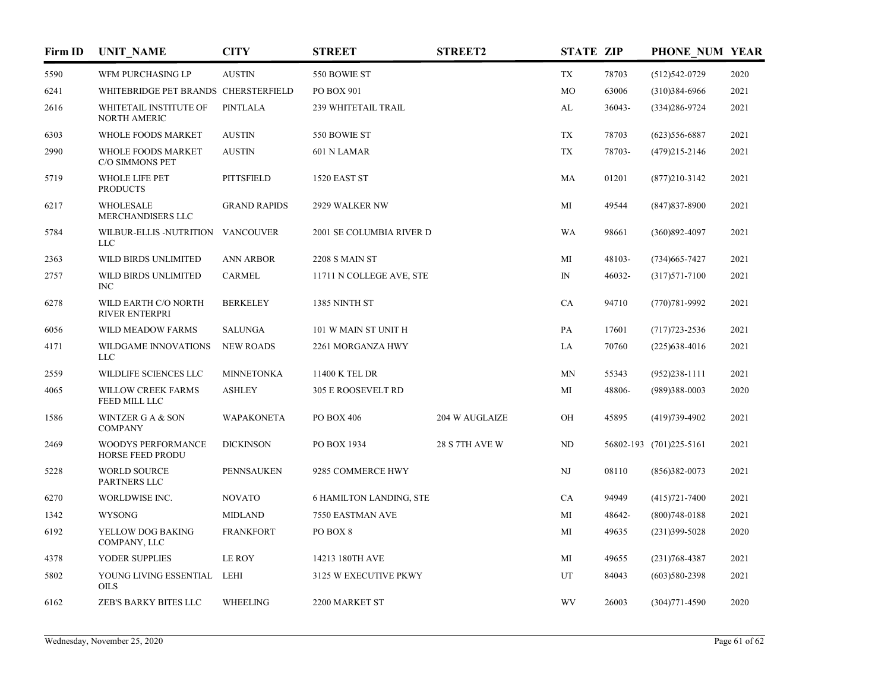| Firm ID | UNIT_NAME | CITY | STREET | STREET2 | STATE | ZIP | PHONE_NUM | YEAR |
|---|---|---|---|---|---|---|---|---|
| 5590 | WFM PURCHASING LP | AUSTIN | 550 BOWIE ST | | TX | 78703 | (512)542-0729 | 2020 |
| 6241 | WHITEBRIDGE PET BRANDS | CHERSTERFIELD | PO BOX 901 | | MO | 63006 | (310)384-6966 | 2021 |
| 2616 | WHITETAIL INSTITUTE OF NORTH AMERIC | PINTLALA | 239 WHITETAIL TRAIL | | AL | 36043- | (334)286-9724 | 2021 |
| 6303 | WHOLE FOODS MARKET | AUSTIN | 550 BOWIE ST | | TX | 78703 | (623)556-6887 | 2021 |
| 2990 | WHOLE FOODS MARKET C/O SIMMONS PET | AUSTIN | 601 N LAMAR | | TX | 78703- | (479)215-2146 | 2021 |
| 5719 | WHOLE LIFE PET PRODUCTS | PITTSFIELD | 1520 EAST ST | | MA | 01201 | (877)210-3142 | 2021 |
| 6217 | WHOLESALE MERCHANDISERS LLC | GRAND RAPIDS | 2929 WALKER NW | | MI | 49544 | (847)837-8900 | 2021 |
| 5784 | WILBUR-ELLIS -NUTRITION LLC | VANCOUVER | 2001 SE COLUMBIA RIVER D | | WA | 98661 | (360)892-4097 | 2021 |
| 2363 | WILD BIRDS UNLIMITED | ANN ARBOR | 2208 S MAIN ST | | MI | 48103- | (734)665-7427 | 2021 |
| 2757 | WILD BIRDS UNLIMITED INC | CARMEL | 11711 N COLLEGE AVE, STE | | IN | 46032- | (317)571-7100 | 2021 |
| 6278 | WILD EARTH C/O NORTH RIVER ENTERPRI | BERKELEY | 1385 NINTH ST | | CA | 94710 | (770)781-9992 | 2021 |
| 6056 | WILD MEADOW FARMS | SALUNGA | 101 W MAIN ST UNIT H | | PA | 17601 | (717)723-2536 | 2021 |
| 4171 | WILDGAME INNOVATIONS LLC | NEW ROADS | 2261 MORGANZA HWY | | LA | 70760 | (225)638-4016 | 2021 |
| 2559 | WILDLIFE SCIENCES LLC | MINNETONKA | 11400 K TEL DR | | MN | 55343 | (952)238-1111 | 2021 |
| 4065 | WILLOW CREEK FARMS FEED MILL LLC | ASHLEY | 305 E ROOSEVELT RD | | MI | 48806- | (989)388-0003 | 2020 |
| 1586 | WINTZER G A & SON COMPANY | WAPAKONETA | PO BOX 406 | 204 W AUGLAIZE | OH | 45895 | (419)739-4902 | 2021 |
| 2469 | WOODYS PERFORMANCE HORSE FEED PRODU | DICKINSON | PO BOX 1934 | 28 S 7TH AVE W | ND | 56802-193 | (701)225-5161 | 2021 |
| 5228 | WORLD SOURCE PARTNERS LLC | PENNSAUKEN | 9285 COMMERCE HWY | | NJ | 08110 | (856)382-0073 | 2021 |
| 6270 | WORLDWISE INC. | NOVATO | 6 HAMILTON LANDING, STE | | CA | 94949 | (415)721-7400 | 2021 |
| 1342 | WYSONG | MIDLAND | 7550 EASTMAN AVE | | MI | 48642- | (800)748-0188 | 2021 |
| 6192 | YELLOW DOG BAKING COMPANY, LLC | FRANKFORT | PO BOX 8 | | MI | 49635 | (231)399-5028 | 2020 |
| 4378 | YODER SUPPLIES | LE ROY | 14213 180TH AVE | | MI | 49655 | (231)768-4387 | 2021 |
| 5802 | YOUNG LIVING ESSENTIAL OILS | LEHI | 3125 W EXECUTIVE PKWY | | UT | 84043 | (603)580-2398 | 2021 |
| 6162 | ZEB'S BARKY BITES LLC | WHEELING | 2200 MARKET ST | | WV | 26003 | (304)771-4590 | 2020 |

Wednesday, November 25, 2020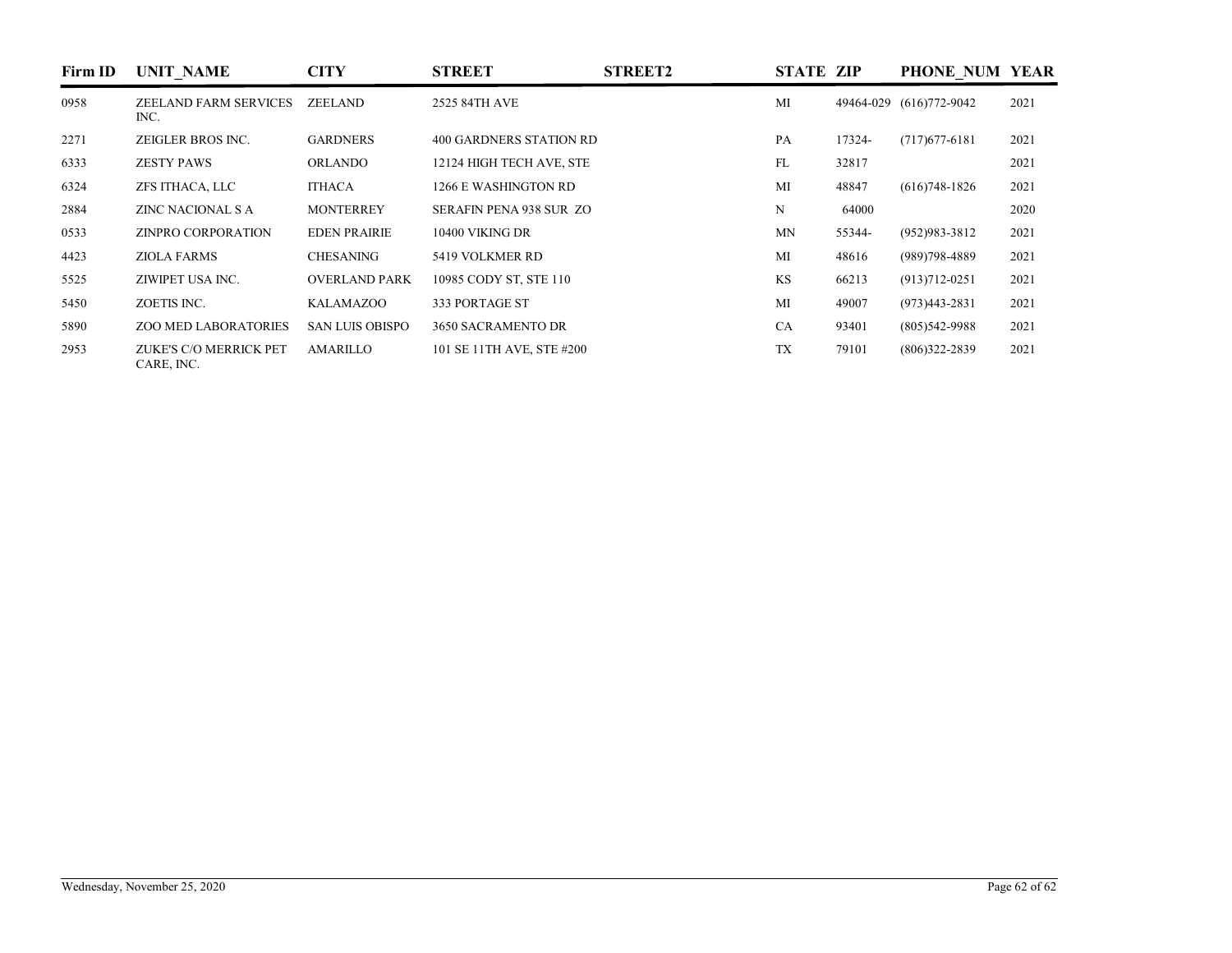| Firm ID | UNIT_NAME | CITY | STREET | STREET2 | STATE | ZIP | PHONE_NUM | YEAR |
|---|---|---|---|---|---|---|---|---|
| 0958 | ZEELAND FARM SERVICES INC. | ZEELAND | 2525 84TH AVE | | MI | 49464-029 | (616)772-9042 | 2021 |
| 2271 | ZEIGLER BROS INC. | GARDNERS | 400 GARDNERS STATION RD | | PA | 17324- | (717)677-6181 | 2021 |
| 6333 | ZESTY PAWS | ORLANDO | 12124 HIGH TECH AVE, STE | | FL | 32817 | | 2021 |
| 6324 | ZFS ITHACA, LLC | ITHACA | 1266 E WASHINGTON RD | | MI | 48847 | (616)748-1826 | 2021 |
| 2884 | ZINC NACIONAL S A | MONTERREY | SERAFIN PENA 938 SUR ZO | | N | 64000 | | 2020 |
| 0533 | ZINPRO CORPORATION | EDEN PRAIRIE | 10400 VIKING DR | | MN | 55344- | (952)983-3812 | 2021 |
| 4423 | ZIOLA FARMS | CHESANING | 5419 VOLKMER RD | | MI | 48616 | (989)798-4889 | 2021 |
| 5525 | ZIWIPET USA INC. | OVERLAND PARK | 10985 CODY ST, STE 110 | | KS | 66213 | (913)712-0251 | 2021 |
| 5450 | ZOETIS INC. | KALAMAZOO | 333 PORTAGE ST | | MI | 49007 | (973)443-2831 | 2021 |
| 5890 | ZOO MED LABORATORIES | SAN LUIS OBISPO | 3650 SACRAMENTO DR | | CA | 93401 | (805)542-9988 | 2021 |
| 2953 | ZUKE'S C/O MERRICK PET CARE, INC. | AMARILLO | 101 SE 11TH AVE, STE #200 | | TX | 79101 | (806)322-2839 | 2021 |

Wednesday, November 25, 2020